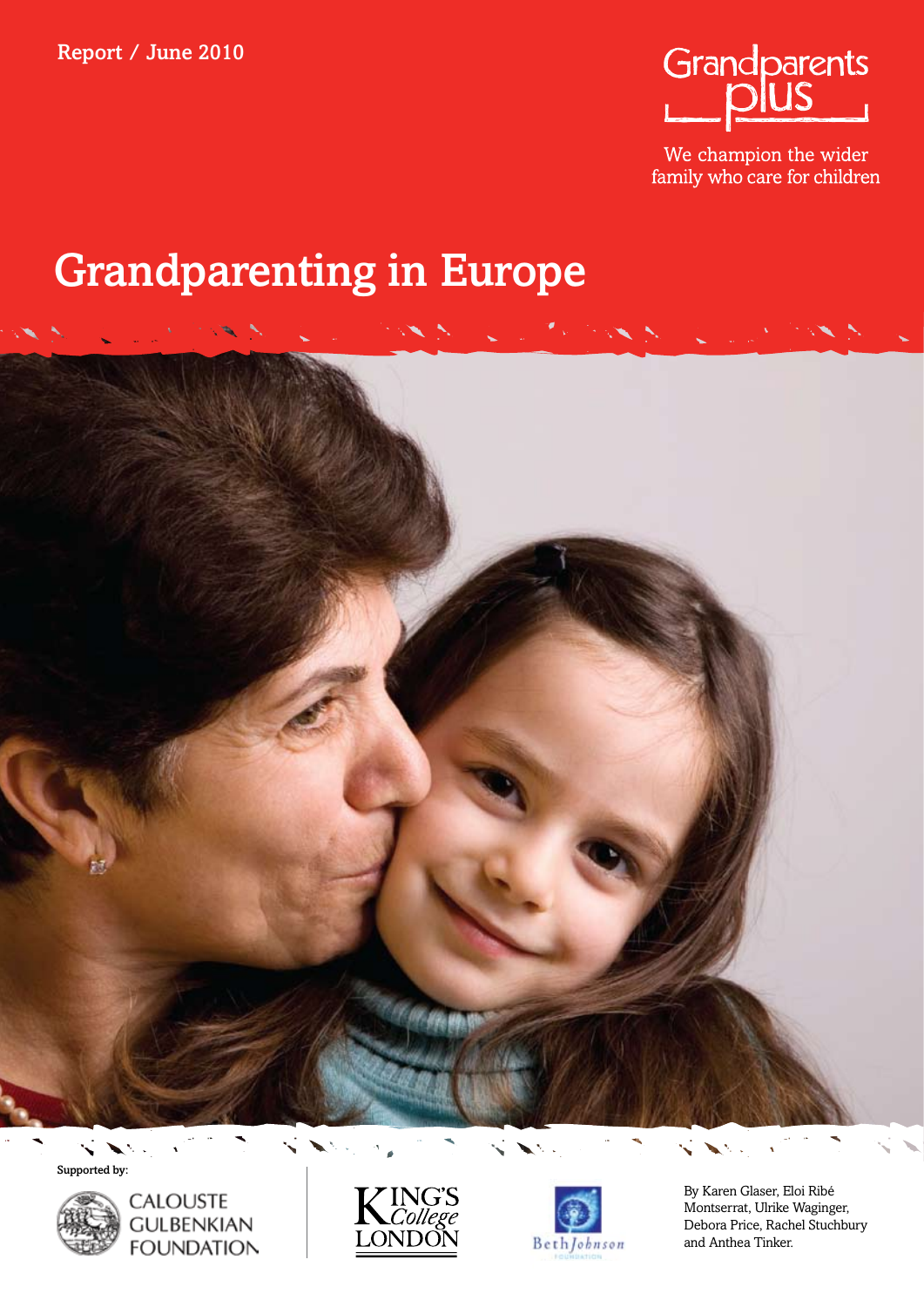Report / June 2010

Grandparents plus

We champion the wider family who care for children

# Grandparenting in Europe

Supported by:

CALOUSTE GULBENKIAN FOUNDATION

KING'S College LONDON

Beth Johnson

By Karen Glaser, Eloi Ribé Montserrat, Ulrike Waginger, Debora Price, Rachel Stuchbury and Anthea Tinker.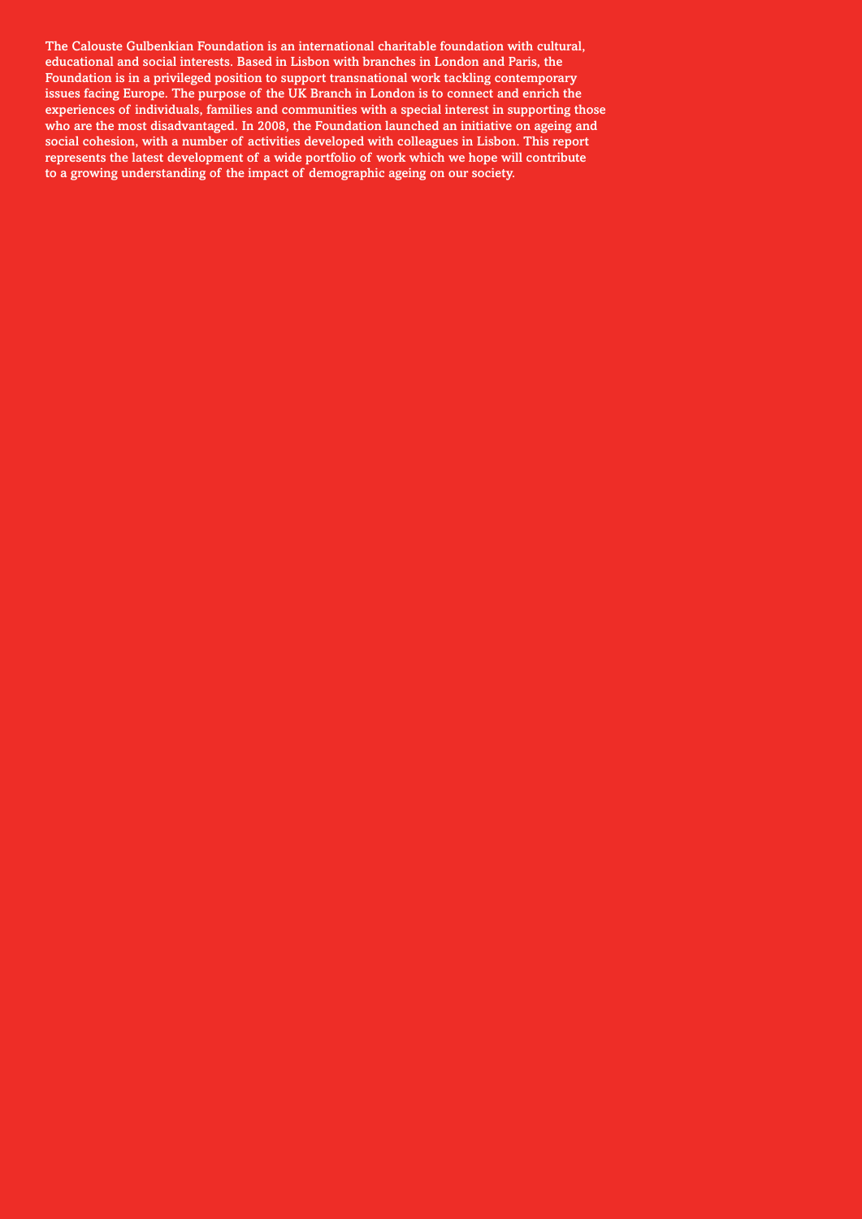The Calouste Gulbenkian Foundation is an international charitable foundation with cultural, educational and social interests. Based in Lisbon with branches in London and Paris, the Foundation is in a privileged position to support transnational work tackling contemporary issues facing Europe. The purpose of the UK Branch in London is to connect and enrich the experiences of individuals, families and communities with a special interest in supporting those who are the most disadvantaged. In 2008, the Foundation launched an initiative on ageing and social cohesion, with a number of activities developed with colleagues in Lisbon. This report represents the latest development of a wide portfolio of work which we hope will contribute to a growing understanding of the impact of demographic ageing on our society.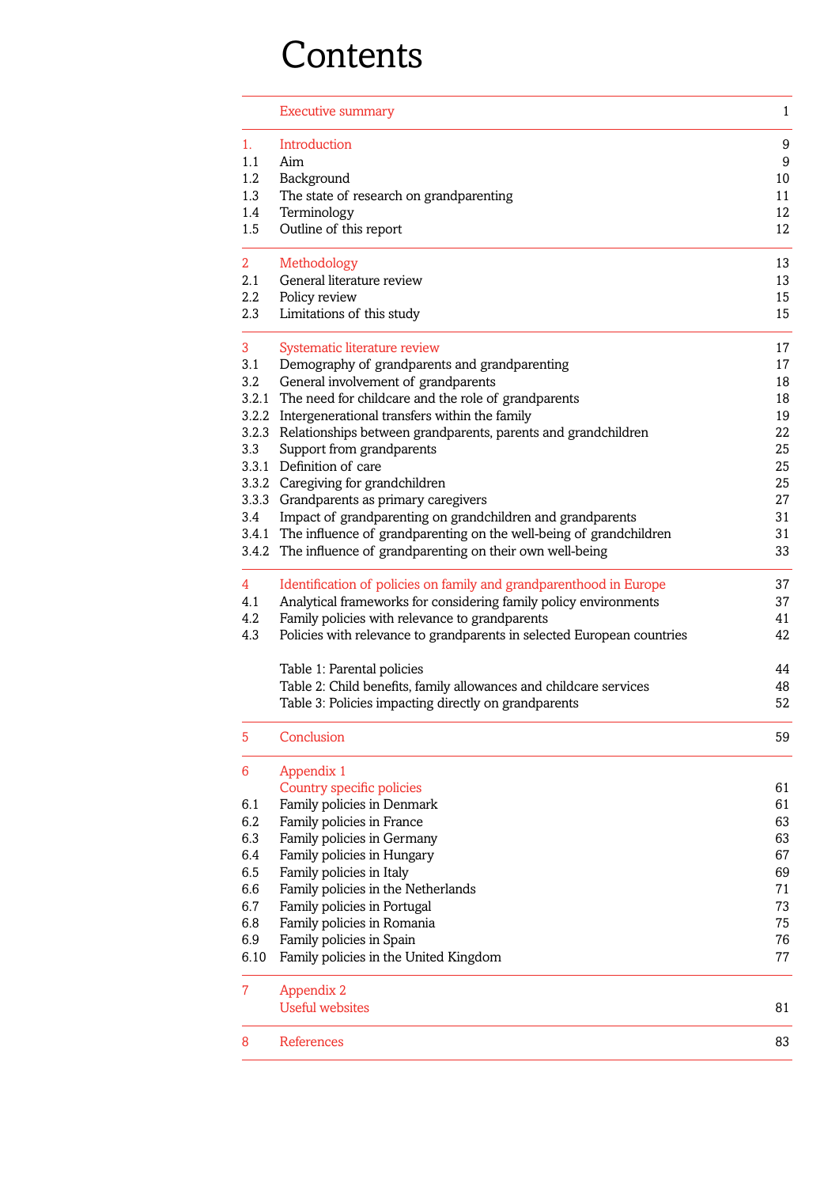# Contents

| | | |
|---|---|---|
| | Executive summary | 1 |
| 1. | Introduction | 9 |
| 1.1 | Aim | 9 |
| 1.2 | Background | 10 |
| 1.3 | The state of research on grandparenting | 11 |
| 1.4 | Terminology | 12 |
| 1.5 | Outline of this report | 12 |
| 2 | Methodology | 13 |
| 2.1 | General literature review | 13 |
| 2.2 | Policy review | 15 |
| 2.3 | Limitations of this study | 15 |
| 3 | Systematic literature review | 17 |
| 3.1 | Demography of grandparents and grandparenting | 17 |
| 3.2 | General involvement of grandparents | 18 |
| 3.2.1 | The need for childcare and the role of grandparents | 18 |
| 3.2.2 | Intergenerational transfers within the family | 19 |
| 3.2.3 | Relationships between grandparents, parents and grandchildren | 22 |
| 3.3 | Support from grandparents | 25 |
| 3.3.1 | Definition of care | 25 |
| 3.3.2 | Caregiving for grandchildren | 25 |
| 3.3.3 | Grandparents as primary caregivers | 27 |
| 3.4 | Impact of grandparenting on grandchildren and grandparents | 31 |
| 3.4.1 | The influence of grandparenting on the well-being of grandchildren | 31 |
| 3.4.2 | The influence of grandparenting on their own well-being | 33 |
| 4 | Identification of policies on family and grandparenthood in Europe | 37 |
| 4.1 | Analytical frameworks for considering family policy environments | 37 |
| 4.2 | Family policies with relevance to grandparents | 41 |
| 4.3 | Policies with relevance to grandparents in selected European countries | 42 |
| | Table 1: Parental policies | 44 |
| | Table 2: Child benefits, family allowances and childcare services | 48 |
| | Table 3: Policies impacting directly on grandparents | 52 |
| 5 | Conclusion | 59 |
| 6 | Appendix 1<br>Country specific policies | 61 |
| 6.1 | Family policies in Denmark | 61 |
| 6.2 | Family policies in France | 63 |
| 6.3 | Family policies in Germany | 63 |
| 6.4 | Family policies in Hungary | 67 |
| 6.5 | Family policies in Italy | 69 |
| 6.6 | Family policies in the Netherlands | 71 |
| 6.7 | Family policies in Portugal | 73 |
| 6.8 | Family policies in Romania | 75 |
| 6.9 | Family policies in Spain | 76 |
| 6.10 | Family policies in the United Kingdom | 77 |
| 7 | Appendix 2<br>Useful websites | 81 |
| 8 | References | 83 |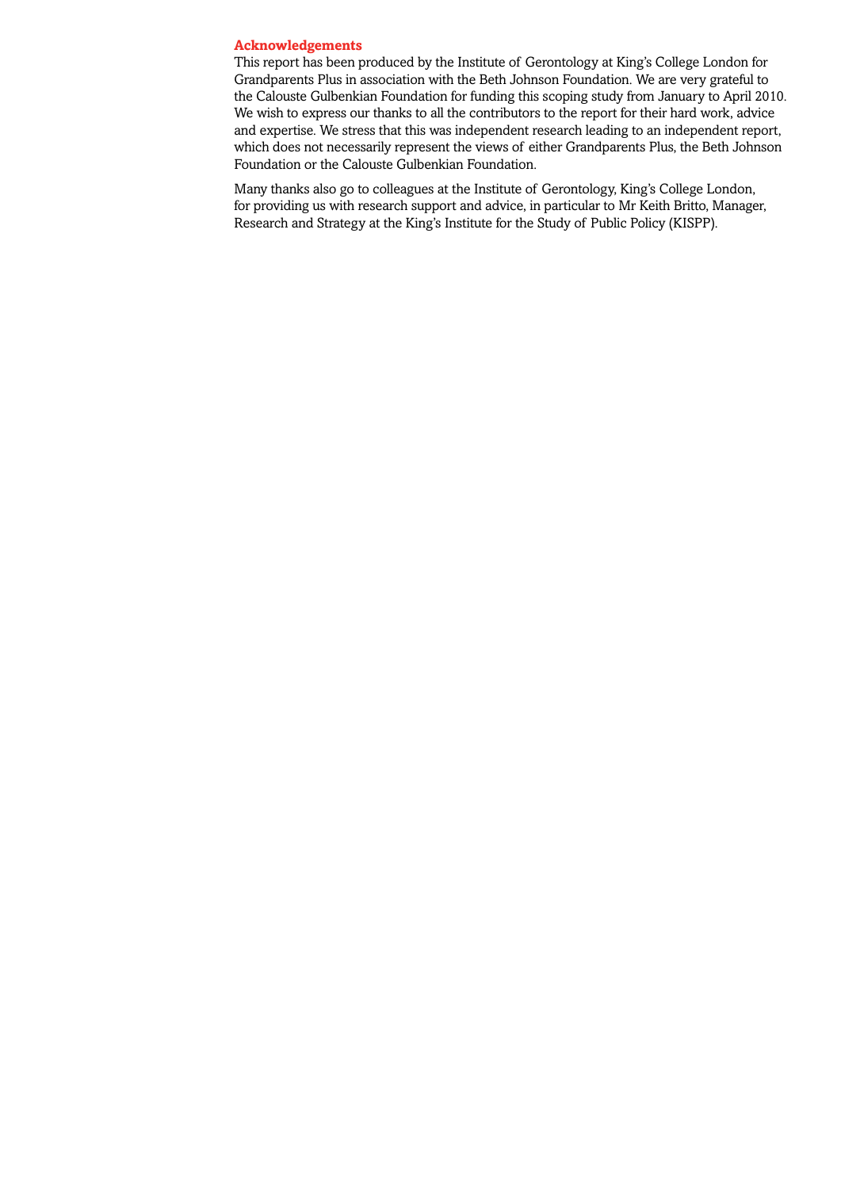## Acknowledgements

This report has been produced by the Institute of Gerontology at King's College London for Grandparents Plus in association with the Beth Johnson Foundation. We are very grateful to the Calouste Gulbenkian Foundation for funding this scoping study from January to April 2010. We wish to express our thanks to all the contributors to the report for their hard work, advice and expertise. We stress that this was independent research leading to an independent report, which does not necessarily represent the views of either Grandparents Plus, the Beth Johnson Foundation or the Calouste Gulbenkian Foundation.

Many thanks also go to colleagues at the Institute of Gerontology, King's College London, for providing us with research support and advice, in particular to Mr Keith Britto, Manager, Research and Strategy at the King's Institute for the Study of Public Policy (KISPP).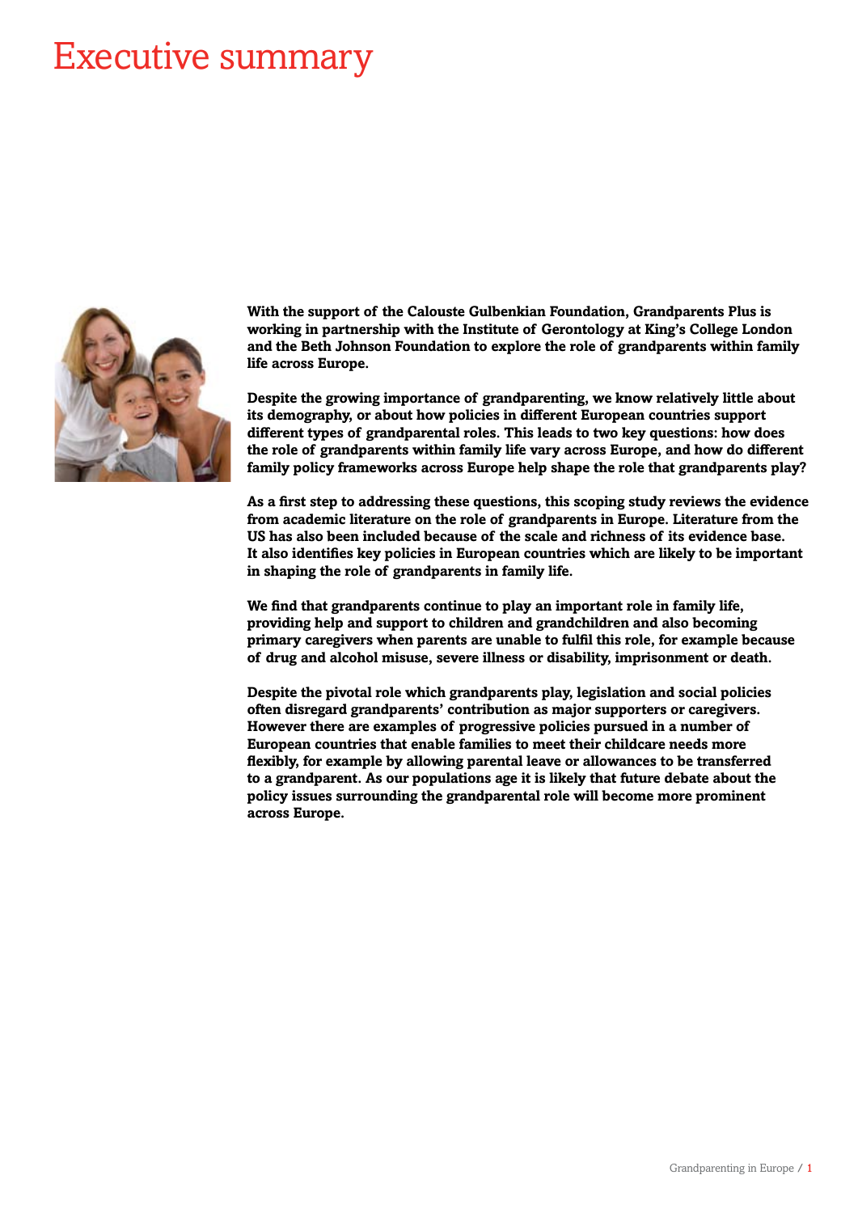# Executive summary

**With the support of the Calouste Gulbenkian Foundation, Grandparents Plus is working in partnership with the Institute of Gerontology at King's College London and the Beth Johnson Foundation to explore the role of grandparents within family life across Europe.**

**Despite the growing importance of grandparenting, we know relatively little about its demography, or about how policies in different European countries support different types of grandparental roles. This leads to two key questions: how does the role of grandparents within family life vary across Europe, and how do different family policy frameworks across Europe help shape the role that grandparents play?**

**As a first step to addressing these questions, this scoping study reviews the evidence from academic literature on the role of grandparents in Europe. Literature from the US has also been included because of the scale and richness of its evidence base. It also identifies key policies in European countries which are likely to be important in shaping the role of grandparents in family life.**

**We find that grandparents continue to play an important role in family life, providing help and support to children and grandchildren and also becoming primary caregivers when parents are unable to fulfil this role, for example because of drug and alcohol misuse, severe illness or disability, imprisonment or death.**

**Despite the pivotal role which grandparents play, legislation and social policies often disregard grandparents' contribution as major supporters or caregivers. However there are examples of progressive policies pursued in a number of European countries that enable families to meet their childcare needs more flexibly, for example by allowing parental leave or allowances to be transferred to a grandparent. As our populations age it is likely that future debate about the policy issues surrounding the grandparental role will become more prominent across Europe.**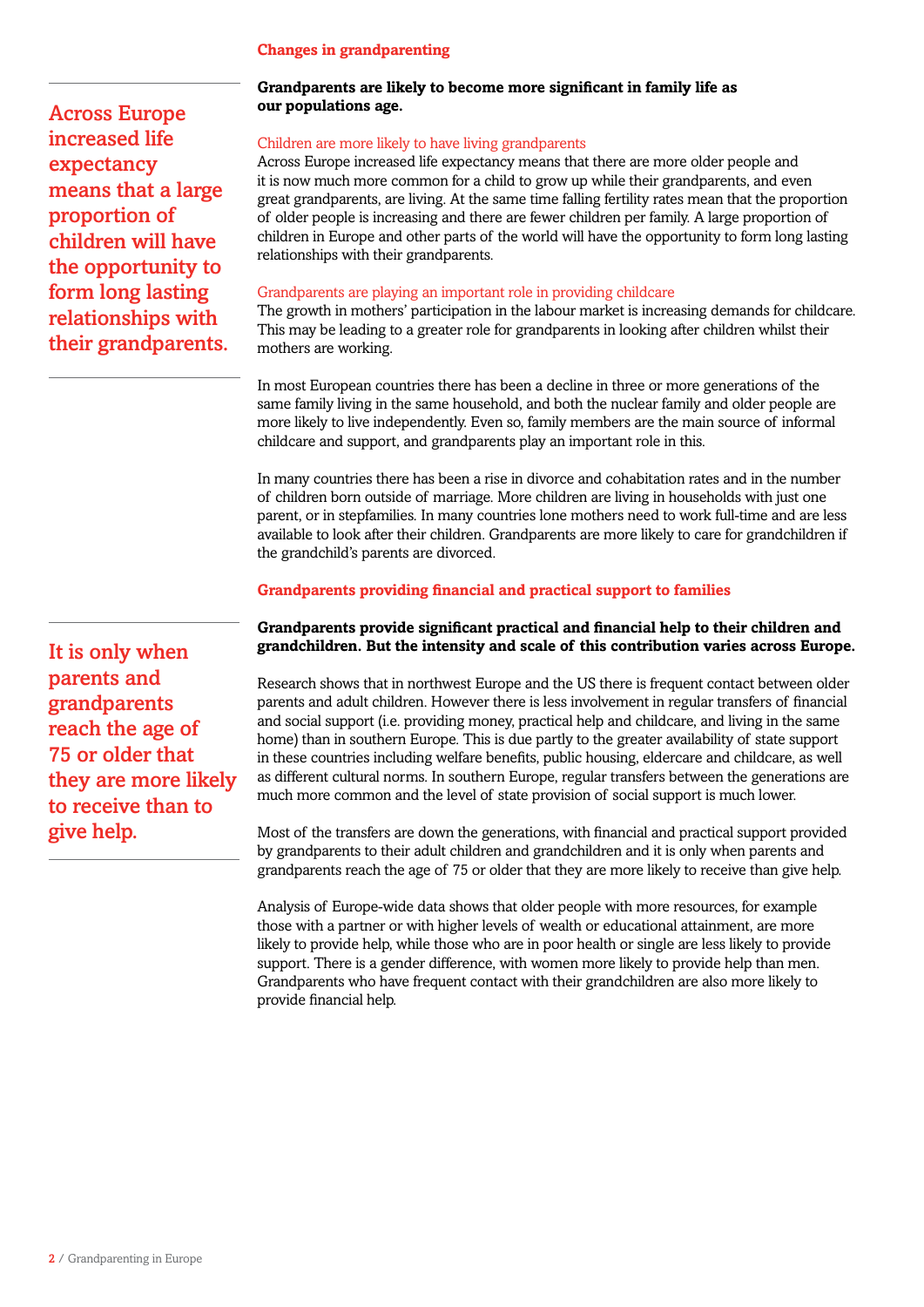## Changes in grandparenting

> **Across Europe increased life expectancy means that a large proportion of children will have the opportunity to form long lasting relationships with their grandparents.**

**Grandparents are likely to become more significant in family life as our populations age.**

### Children are more likely to have living grandparents

Across Europe increased life expectancy means that there are more older people and it is now much more common for a child to grow up while their grandparents, and even great grandparents, are living. At the same time falling fertility rates mean that the proportion of older people is increasing and there are fewer children per family. A large proportion of children in Europe and other parts of the world will have the opportunity to form long lasting relationships with their grandparents.

### Grandparents are playing an important role in providing childcare

The growth in mothers' participation in the labour market is increasing demands for childcare. This may be leading to a greater role for grandparents in looking after children whilst their mothers are working.

In most European countries there has been a decline in three or more generations of the same family living in the same household, and both the nuclear family and older people are more likely to live independently. Even so, family members are the main source of informal childcare and support, and grandparents play an important role in this.

In many countries there has been a rise in divorce and cohabitation rates and in the number of children born outside of marriage. More children are living in households with just one parent, or in stepfamilies. In many countries lone mothers need to work full-time and are less available to look after their children. Grandparents are more likely to care for grandchildren if the grandchild's parents are divorced.

## Grandparents providing financial and practical support to families

> **It is only when parents and grandparents reach the age of 75 or older that they are more likely to receive than to give help.**

**Grandparents provide significant practical and financial help to their children and grandchildren. But the intensity and scale of this contribution varies across Europe.**

Research shows that in northwest Europe and the US there is frequent contact between older parents and adult children. However there is less involvement in regular transfers of financial and social support (i.e. providing money, practical help and childcare, and living in the same home) than in southern Europe. This is due partly to the greater availability of state support in these countries including welfare benefits, public housing, eldercare and childcare, as well as different cultural norms. In southern Europe, regular transfers between the generations are much more common and the level of state provision of social support is much lower.

Most of the transfers are down the generations, with financial and practical support provided by grandparents to their adult children and grandchildren and it is only when parents and grandparents reach the age of 75 or older that they are more likely to receive than give help.

Analysis of Europe-wide data shows that older people with more resources, for example those with a partner or with higher levels of wealth or educational attainment, are more likely to provide help, while those who are in poor health or single are less likely to provide support. There is a gender difference, with women more likely to provide help than men. Grandparents who have frequent contact with their grandchildren are also more likely to provide financial help.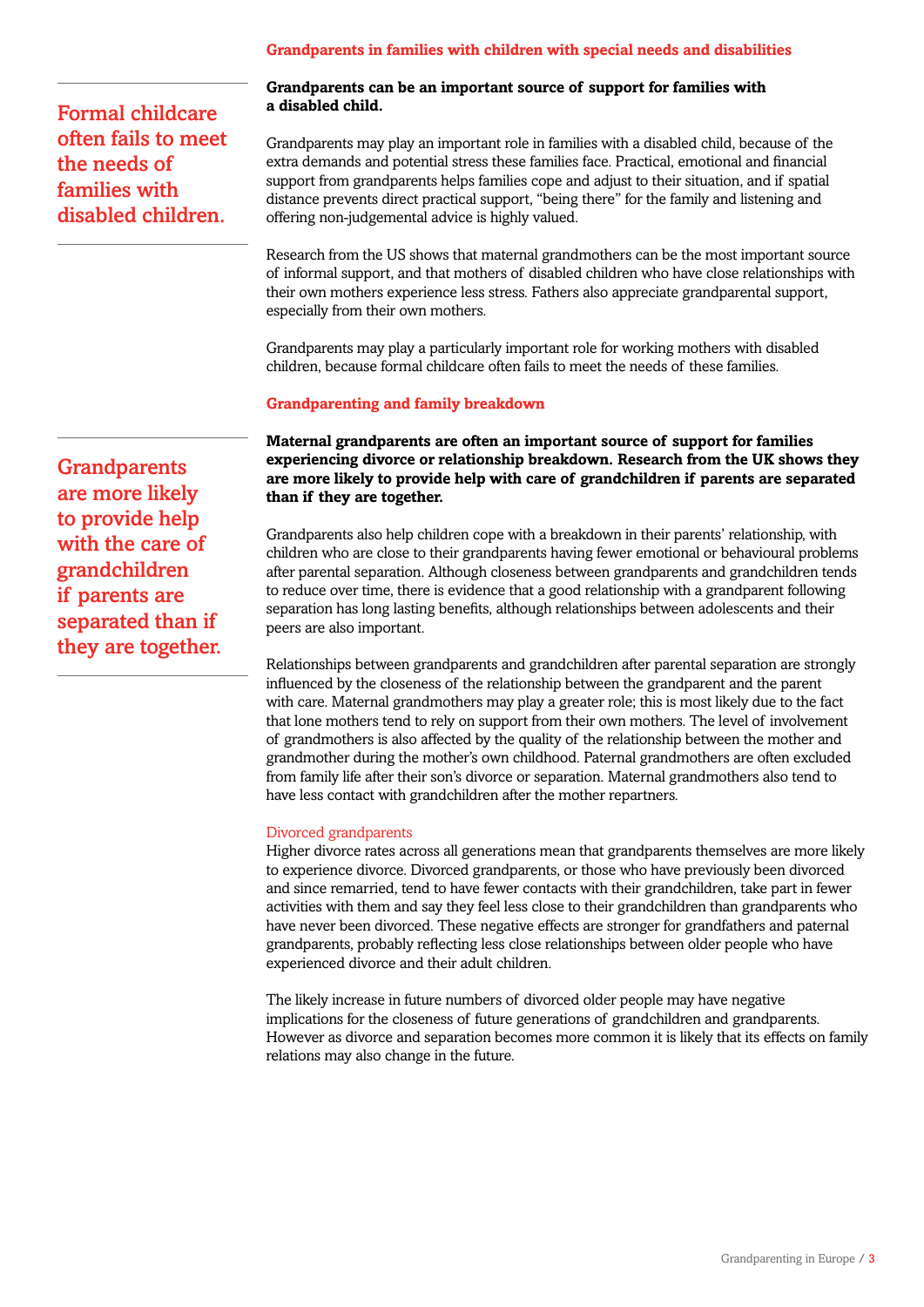## Grandparents in families with children with special needs and disabilities

> Formal childcare often fails to meet the needs of families with disabled children.

**Grandparents can be an important source of support for families with a disabled child.**

Grandparents may play an important role in families with a disabled child, because of the extra demands and potential stress these families face. Practical, emotional and financial support from grandparents helps families cope and adjust to their situation, and if spatial distance prevents direct practical support, "being there" for the family and listening and offering non-judgemental advice is highly valued.

Research from the US shows that maternal grandmothers can be the most important source of informal support, and that mothers of disabled children who have close relationships with their own mothers experience less stress. Fathers also appreciate grandparental support, especially from their own mothers.

Grandparents may play a particularly important role for working mothers with disabled children, because formal childcare often fails to meet the needs of these families.

## Grandparenting and family breakdown

> Grandparents are more likely to provide help with the care of grandchildren if parents are separated than if they are together.

**Maternal grandparents are often an important source of support for families experiencing divorce or relationship breakdown. Research from the UK shows they are more likely to provide help with care of grandchildren if parents are separated than if they are together.**

Grandparents also help children cope with a breakdown in their parents' relationship, with children who are close to their grandparents having fewer emotional or behavioural problems after parental separation. Although closeness between grandparents and grandchildren tends to reduce over time, there is evidence that a good relationship with a grandparent following separation has long lasting benefits, although relationships between adolescents and their peers are also important.

Relationships between grandparents and grandchildren after parental separation are strongly influenced by the closeness of the relationship between the grandparent and the parent with care. Maternal grandmothers may play a greater role; this is most likely due to the fact that lone mothers tend to rely on support from their own mothers. The level of involvement of grandmothers is also affected by the quality of the relationship between the mother and grandmother during the mother's own childhood. Paternal grandmothers are often excluded from family life after their son's divorce or separation. Maternal grandmothers also tend to have less contact with grandchildren after the mother repartners.

### Divorced grandparents

Higher divorce rates across all generations mean that grandparents themselves are more likely to experience divorce. Divorced grandparents, or those who have previously been divorced and since remarried, tend to have fewer contacts with their grandchildren, take part in fewer activities with them and say they feel less close to their grandchildren than grandparents who have never been divorced. These negative effects are stronger for grandfathers and paternal grandparents, probably reflecting less close relationships between older people who have experienced divorce and their adult children.

The likely increase in future numbers of divorced older people may have negative implications for the closeness of future generations of grandchildren and grandparents. However as divorce and separation becomes more common it is likely that its effects on family relations may also change in the future.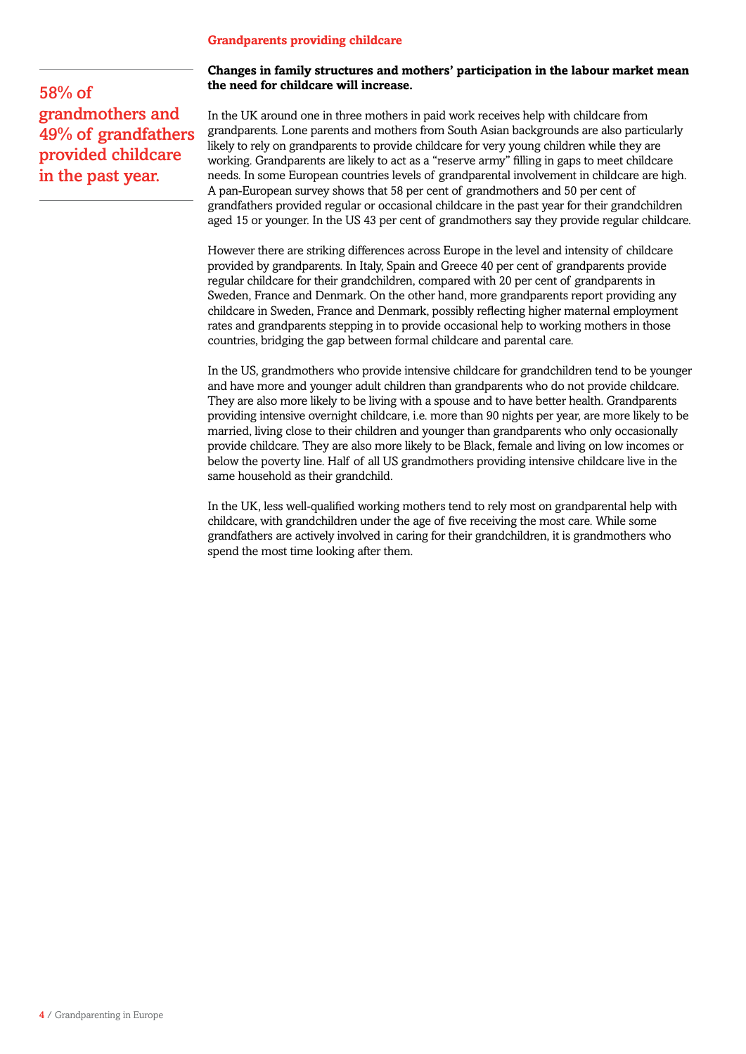## Grandparents providing childcare

> 58% of grandmothers and 49% of grandfathers provided childcare in the past year.

**Changes in family structures and mothers' participation in the labour market mean the need for childcare will increase.**

In the UK around one in three mothers in paid work receives help with childcare from grandparents. Lone parents and mothers from South Asian backgrounds are also particularly likely to rely on grandparents to provide childcare for very young children while they are working. Grandparents are likely to act as a "reserve army" filling in gaps to meet childcare needs. In some European countries levels of grandparental involvement in childcare are high. A pan-European survey shows that 58 per cent of grandmothers and 50 per cent of grandfathers provided regular or occasional childcare in the past year for their grandchildren aged 15 or younger. In the US 43 per cent of grandmothers say they provide regular childcare.

However there are striking differences across Europe in the level and intensity of childcare provided by grandparents. In Italy, Spain and Greece 40 per cent of grandparents provide regular childcare for their grandchildren, compared with 20 per cent of grandparents in Sweden, France and Denmark. On the other hand, more grandparents report providing any childcare in Sweden, France and Denmark, possibly reflecting higher maternal employment rates and grandparents stepping in to provide occasional help to working mothers in those countries, bridging the gap between formal childcare and parental care.

In the US, grandmothers who provide intensive childcare for grandchildren tend to be younger and have more and younger adult children than grandparents who do not provide childcare. They are also more likely to be living with a spouse and to have better health. Grandparents providing intensive overnight childcare, i.e. more than 90 nights per year, are more likely to be married, living close to their children and younger than grandparents who only occasionally provide childcare. They are also more likely to be Black, female and living on low incomes or below the poverty line. Half of all US grandmothers providing intensive childcare live in the same household as their grandchild.

In the UK, less well-qualified working mothers tend to rely most on grandparental help with childcare, with grandchildren under the age of five receiving the most care. While some grandfathers are actively involved in caring for their grandchildren, it is grandmothers who spend the most time looking after them.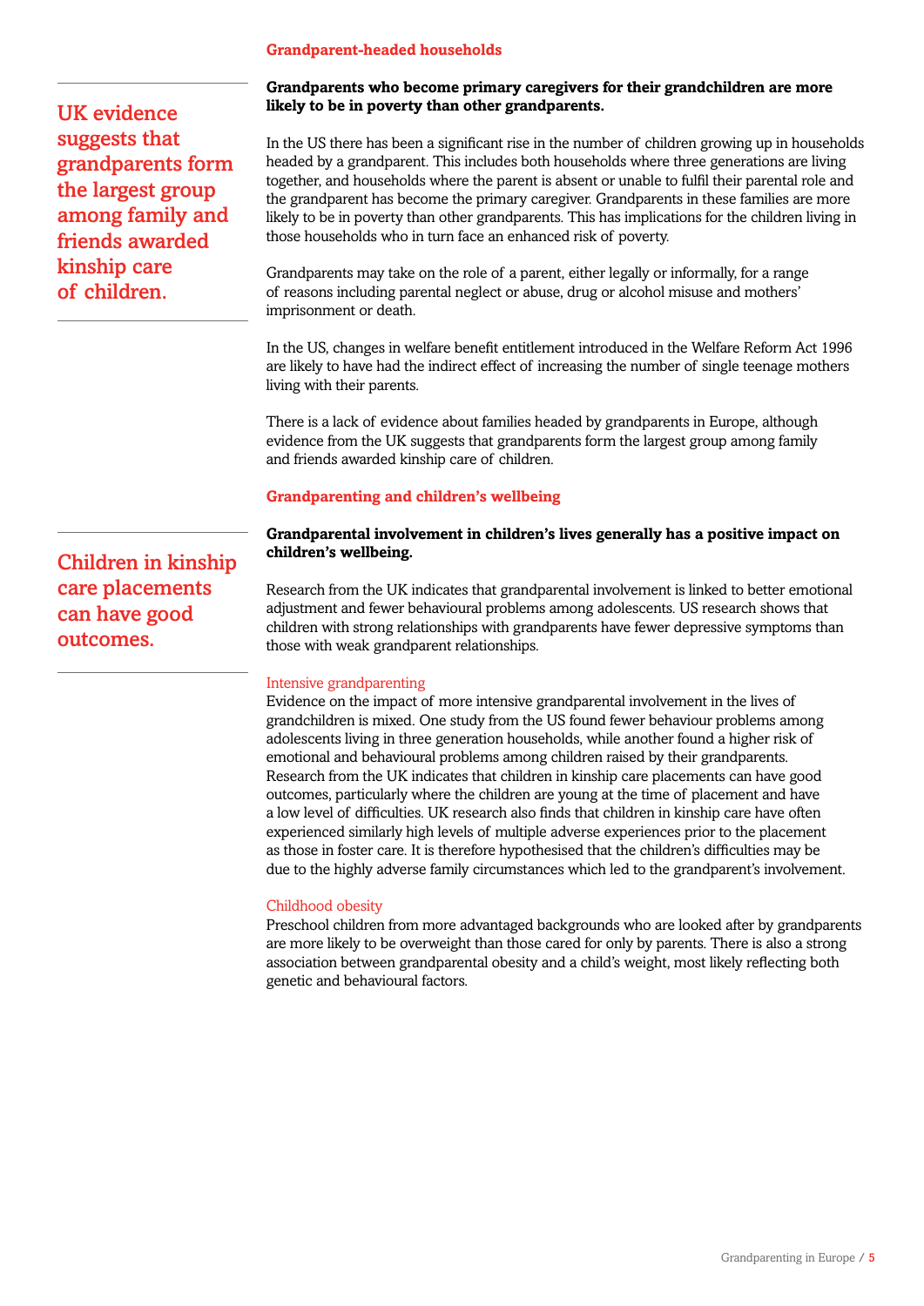## Grandparent-headed households

**UK evidence suggests that grandparents form the largest group among family and friends awarded kinship care of children.**

**Grandparents who become primary caregivers for their grandchildren are more likely to be in poverty than other grandparents.**

In the US there has been a significant rise in the number of children growing up in households headed by a grandparent. This includes both households where three generations are living together, and households where the parent is absent or unable to fulfil their parental role and the grandparent has become the primary caregiver. Grandparents in these families are more likely to be in poverty than other grandparents. This has implications for the children living in those households who in turn face an enhanced risk of poverty.

Grandparents may take on the role of a parent, either legally or informally, for a range of reasons including parental neglect or abuse, drug or alcohol misuse and mothers' imprisonment or death.

In the US, changes in welfare benefit entitlement introduced in the Welfare Reform Act 1996 are likely to have had the indirect effect of increasing the number of single teenage mothers living with their parents.

There is a lack of evidence about families headed by grandparents in Europe, although evidence from the UK suggests that grandparents form the largest group among family and friends awarded kinship care of children.

## Grandparenting and children's wellbeing

**Children in kinship care placements can have good outcomes.**

**Grandparental involvement in children's lives generally has a positive impact on children's wellbeing.**

Research from the UK indicates that grandparental involvement is linked to better emotional adjustment and fewer behavioural problems among adolescents. US research shows that children with strong relationships with grandparents have fewer depressive symptoms than those with weak grandparent relationships.

### Intensive grandparenting

Evidence on the impact of more intensive grandparental involvement in the lives of grandchildren is mixed. One study from the US found fewer behaviour problems among adolescents living in three generation households, while another found a higher risk of emotional and behavioural problems among children raised by their grandparents. Research from the UK indicates that children in kinship care placements can have good outcomes, particularly where the children are young at the time of placement and have a low level of difficulties. UK research also finds that children in kinship care have often experienced similarly high levels of multiple adverse experiences prior to the placement as those in foster care. It is therefore hypothesised that the children's difficulties may be due to the highly adverse family circumstances which led to the grandparent's involvement.

### Childhood obesity

Preschool children from more advantaged backgrounds who are looked after by grandparents are more likely to be overweight than those cared for only by parents. There is also a strong association between grandparental obesity and a child's weight, most likely reflecting both genetic and behavioural factors.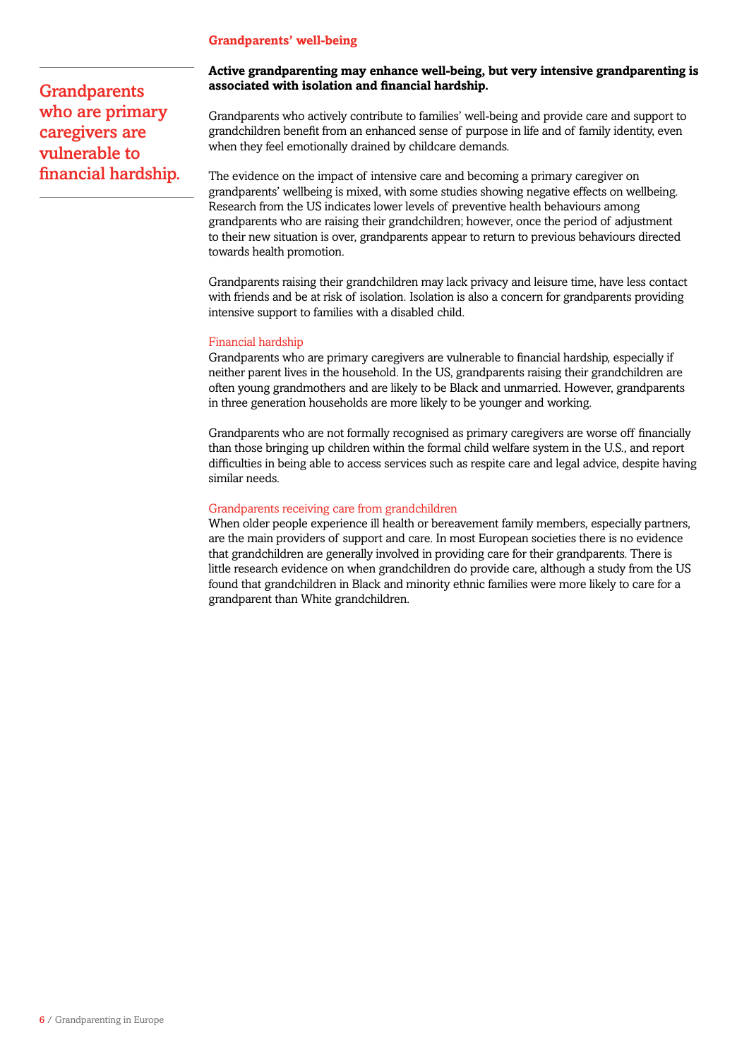## Grandparents' well-being

> Grandparents who are primary caregivers are vulnerable to financial hardship.

**Active grandparenting may enhance well-being, but very intensive grandparenting is associated with isolation and financial hardship.**

Grandparents who actively contribute to families' well-being and provide care and support to grandchildren benefit from an enhanced sense of purpose in life and of family identity, even when they feel emotionally drained by childcare demands.

The evidence on the impact of intensive care and becoming a primary caregiver on grandparents' wellbeing is mixed, with some studies showing negative effects on wellbeing. Research from the US indicates lower levels of preventive health behaviours among grandparents who are raising their grandchildren; however, once the period of adjustment to their new situation is over, grandparents appear to return to previous behaviours directed towards health promotion.

Grandparents raising their grandchildren may lack privacy and leisure time, have less contact with friends and be at risk of isolation. Isolation is also a concern for grandparents providing intensive support to families with a disabled child.

### Financial hardship

Grandparents who are primary caregivers are vulnerable to financial hardship, especially if neither parent lives in the household. In the US, grandparents raising their grandchildren are often young grandmothers and are likely to be Black and unmarried. However, grandparents in three generation households are more likely to be younger and working.

Grandparents who are not formally recognised as primary caregivers are worse off financially than those bringing up children within the formal child welfare system in the U.S., and report difficulties in being able to access services such as respite care and legal advice, despite having similar needs.

### Grandparents receiving care from grandchildren

When older people experience ill health or bereavement family members, especially partners, are the main providers of support and care. In most European societies there is no evidence that grandchildren are generally involved in providing care for their grandparents. There is little research evidence on when grandchildren do provide care, although a study from the US found that grandchildren in Black and minority ethnic families were more likely to care for a grandparent than White grandchildren.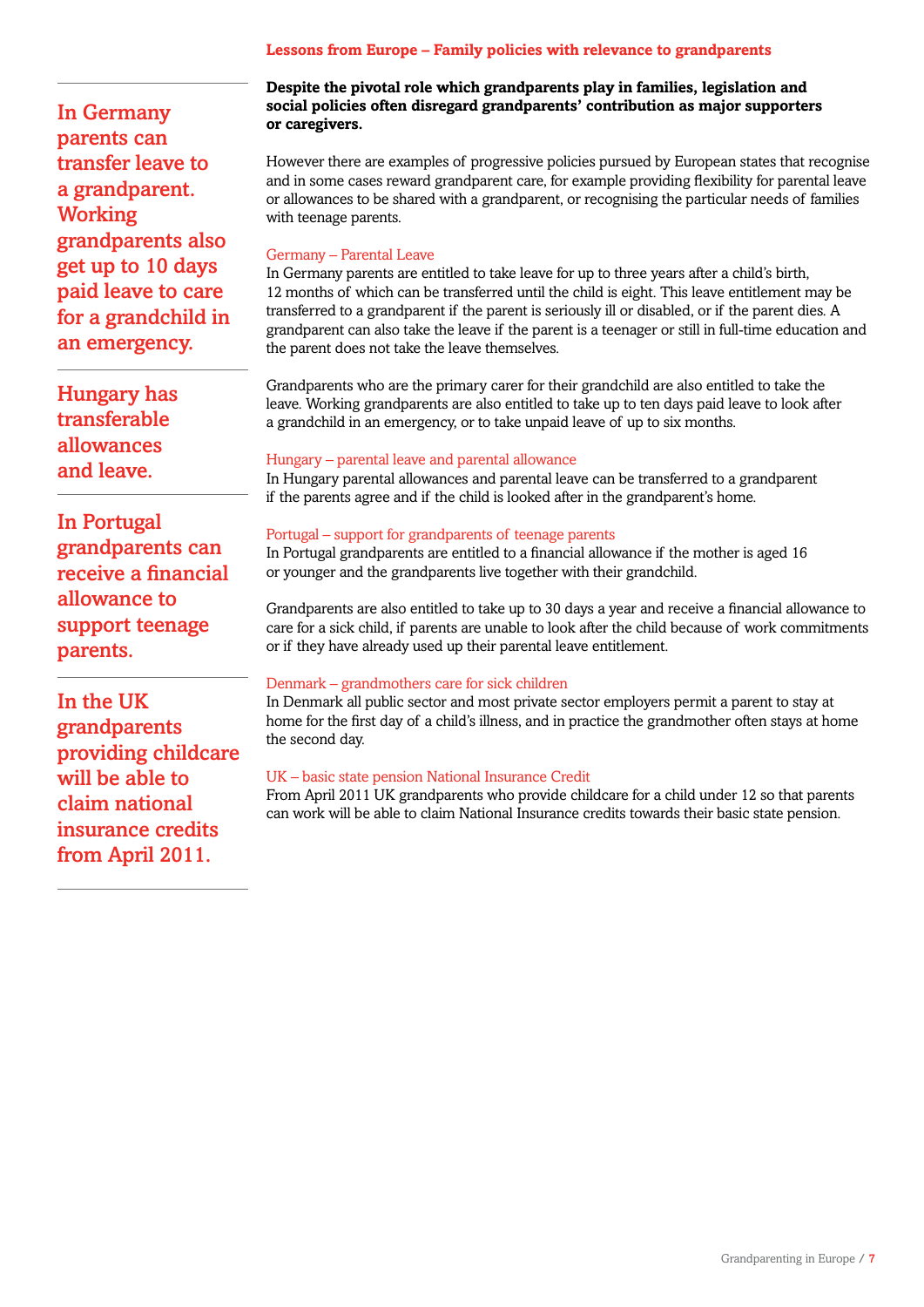## Lessons from Europe – Family policies with relevance to grandparents

**Despite the pivotal role which grandparents play in families, legislation and social policies often disregard grandparents' contribution as major supporters or caregivers.**

However there are examples of progressive policies pursued by European states that recognise and in some cases reward grandparent care, for example providing flexibility for parental leave or allowances to be shared with a grandparent, or recognising the particular needs of families with teenage parents.

### Germany – Parental Leave

In Germany parents are entitled to take leave for up to three years after a child's birth, 12 months of which can be transferred until the child is eight. This leave entitlement may be transferred to a grandparent if the parent is seriously ill or disabled, or if the parent dies. A grandparent can also take the leave if the parent is a teenager or still in full-time education and the parent does not take the leave themselves.

Grandparents who are the primary carer for their grandchild are also entitled to take the leave. Working grandparents are also entitled to take up to ten days paid leave to look after a grandchild in an emergency, or to take unpaid leave of up to six months.

> In Germany parents can transfer leave to a grandparent. Working grandparents also get up to 10 days paid leave to care for a grandchild in an emergency.

### Hungary – parental leave and parental allowance

In Hungary parental allowances and parental leave can be transferred to a grandparent if the parents agree and if the child is looked after in the grandparent's home.

> Hungary has transferable allowances and leave.

### Portugal – support for grandparents of teenage parents

In Portugal grandparents are entitled to a financial allowance if the mother is aged 16 or younger and the grandparents live together with their grandchild.

Grandparents are also entitled to take up to 30 days a year and receive a financial allowance to care for a sick child, if parents are unable to look after the child because of work commitments or if they have already used up their parental leave entitlement.

> In Portugal grandparents can receive a financial allowance to support teenage parents.

### Denmark – grandmothers care for sick children

In Denmark all public sector and most private sector employers permit a parent to stay at home for the first day of a child's illness, and in practice the grandmother often stays at home the second day.

### UK – basic state pension National Insurance Credit

From April 2011 UK grandparents who provide childcare for a child under 12 so that parents can work will be able to claim National Insurance credits towards their basic state pension.

> In the UK grandparents providing childcare will be able to claim national insurance credits from April 2011.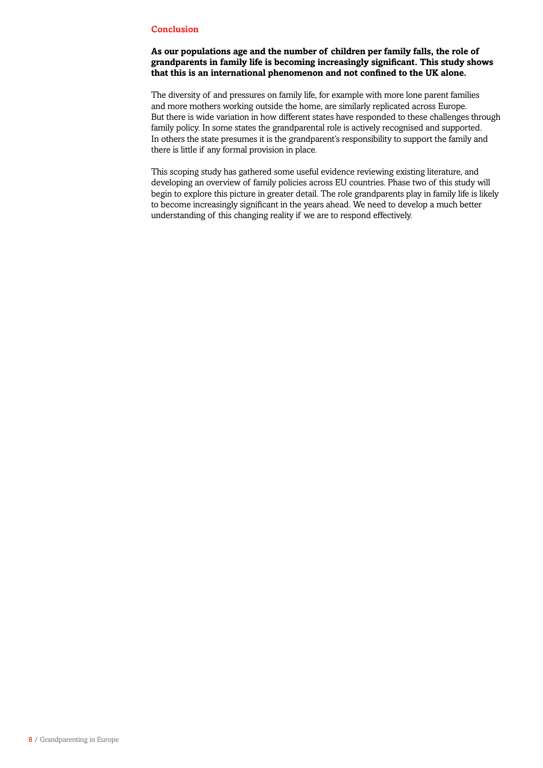## Conclusion

**As our populations age and the number of children per family falls, the role of grandparents in family life is becoming increasingly significant. This study shows that this is an international phenomenon and not confined to the UK alone.**

The diversity of and pressures on family life, for example with more lone parent families and more mothers working outside the home, are similarly replicated across Europe. But there is wide variation in how different states have responded to these challenges through family policy. In some states the grandparental role is actively recognised and supported. In others the state presumes it is the grandparent's responsibility to support the family and there is little if any formal provision in place.

This scoping study has gathered some useful evidence reviewing existing literature, and developing an overview of family policies across EU countries. Phase two of this study will begin to explore this picture in greater detail. The role grandparents play in family life is likely to become increasingly significant in the years ahead. We need to develop a much better understanding of this changing reality if we are to respond effectively.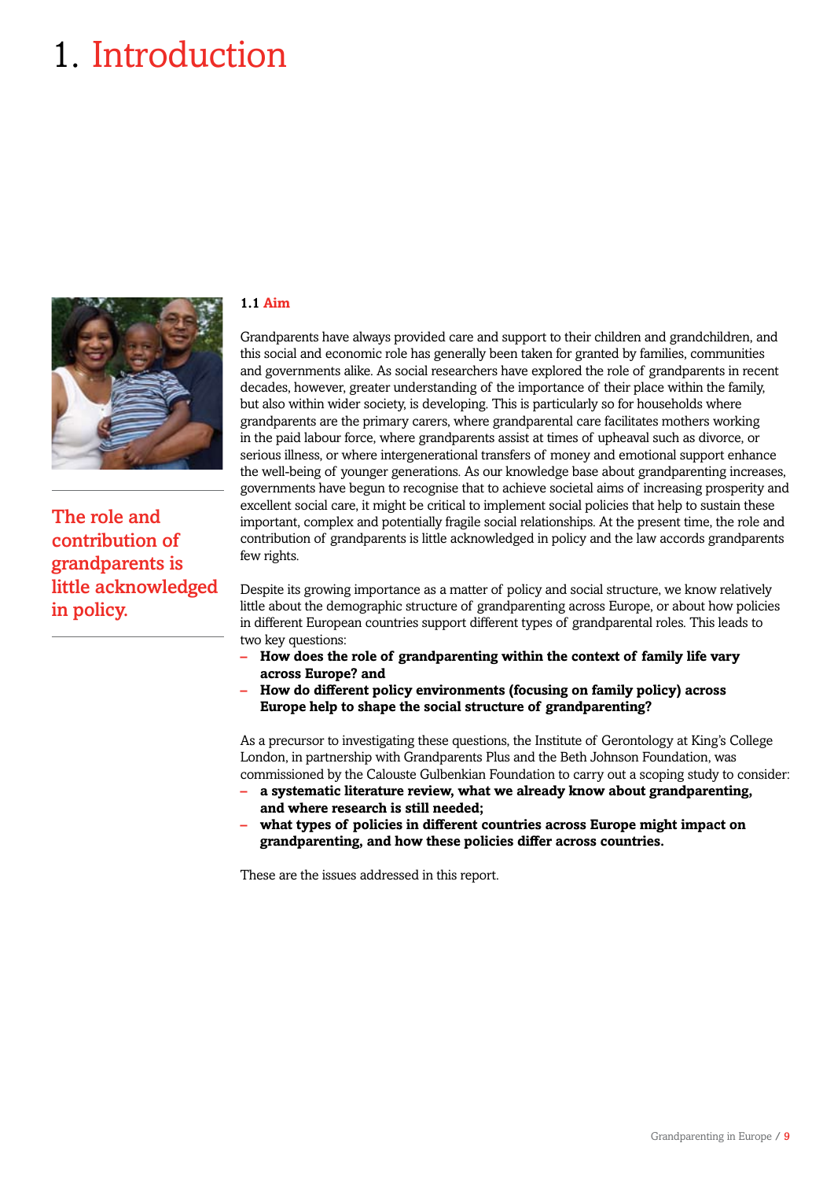# 1. Introduction

The role and contribution of grandparents is little acknowledged in policy.

### 1.1 Aim

Grandparents have always provided care and support to their children and grandchildren, and this social and economic role has generally been taken for granted by families, communities and governments alike. As social researchers have explored the role of grandparents in recent decades, however, greater understanding of the importance of their place within the family, but also within wider society, is developing. This is particularly so for households where grandparents are the primary carers, where grandparental care facilitates mothers working in the paid labour force, where grandparents assist at times of upheaval such as divorce, or serious illness, or where intergenerational transfers of money and emotional support enhance the well-being of younger generations. As our knowledge base about grandparenting increases, governments have begun to recognise that to achieve societal aims of increasing prosperity and excellent social care, it might be critical to implement social policies that help to sustain these important, complex and potentially fragile social relationships. At the present time, the role and contribution of grandparents is little acknowledged in policy and the law accords grandparents few rights.

Despite its growing importance as a matter of policy and social structure, we know relatively little about the demographic structure of grandparenting across Europe, or about how policies in different European countries support different types of grandparental roles. This leads to two key questions:

- **How does the role of grandparenting within the context of family life vary across Europe? and**
- **How do different policy environments (focusing on family policy) across Europe help to shape the social structure of grandparenting?**

As a precursor to investigating these questions, the Institute of Gerontology at King's College London, in partnership with Grandparents Plus and the Beth Johnson Foundation, was commissioned by the Calouste Gulbenkian Foundation to carry out a scoping study to consider:

- **a systematic literature review, what we already know about grandparenting, and where research is still needed;**
- **what types of policies in different countries across Europe might impact on grandparenting, and how these policies differ across countries.**

These are the issues addressed in this report.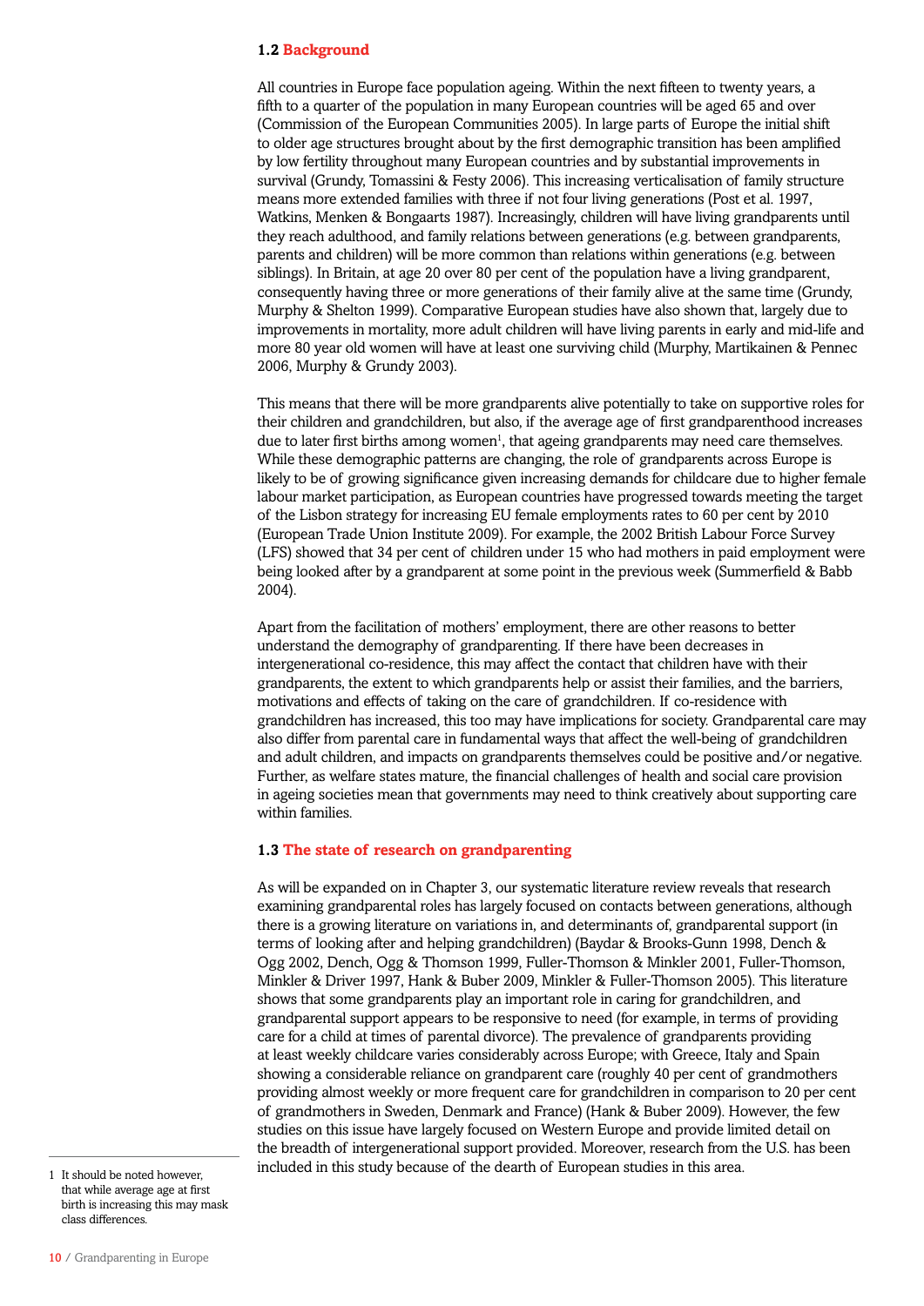## 1.2 Background

All countries in Europe face population ageing. Within the next fifteen to twenty years, a fifth to a quarter of the population in many European countries will be aged 65 and over (Commission of the European Communities 2005). In large parts of Europe the initial shift to older age structures brought about by the first demographic transition has been amplified by low fertility throughout many European countries and by substantial improvements in survival (Grundy, Tomassini & Festy 2006). This increasing verticalisation of family structure means more extended families with three if not four living generations (Post et al. 1997, Watkins, Menken & Bongaarts 1987). Increasingly, children will have living grandparents until they reach adulthood, and family relations between generations (e.g. between grandparents, parents and children) will be more common than relations within generations (e.g. between siblings). In Britain, at age 20 over 80 per cent of the population have a living grandparent, consequently having three or more generations of their family alive at the same time (Grundy, Murphy & Shelton 1999). Comparative European studies have also shown that, largely due to improvements in mortality, more adult children will have living parents in early and mid-life and more 80 year old women will have at least one surviving child (Murphy, Martikainen & Pennec 2006, Murphy & Grundy 2003).

This means that there will be more grandparents alive potentially to take on supportive roles for their children and grandchildren, but also, if the average age of first grandparenthood increases due to later first births among women[1], that ageing grandparents may need care themselves. While these demographic patterns are changing, the role of grandparents across Europe is likely to be of growing significance given increasing demands for childcare due to higher female labour market participation, as European countries have progressed towards meeting the target of the Lisbon strategy for increasing EU female employments rates to 60 per cent by 2010 (European Trade Union Institute 2009). For example, the 2002 British Labour Force Survey (LFS) showed that 34 per cent of children under 15 who had mothers in paid employment were being looked after by a grandparent at some point in the previous week (Summerfield & Babb 2004).

Apart from the facilitation of mothers' employment, there are other reasons to better understand the demography of grandparenting. If there have been decreases in intergenerational co-residence, this may affect the contact that children have with their grandparents, the extent to which grandparents help or assist their families, and the barriers, motivations and effects of taking on the care of grandchildren. If co-residence with grandchildren has increased, this too may have implications for society. Grandparental care may also differ from parental care in fundamental ways that affect the well-being of grandchildren and adult children, and impacts on grandparents themselves could be positive and/or negative. Further, as welfare states mature, the financial challenges of health and social care provision in ageing societies mean that governments may need to think creatively about supporting care within families.

## 1.3 The state of research on grandparenting

As will be expanded on in Chapter 3, our systematic literature review reveals that research examining grandparental roles has largely focused on contacts between generations, although there is a growing literature on variations in, and determinants of, grandparental support (in terms of looking after and helping grandchildren) (Baydar & Brooks-Gunn 1998, Dench & Ogg 2002, Dench, Ogg & Thomson 1999, Fuller-Thomson & Minkler 2001, Fuller-Thomson, Minkler & Driver 1997, Hank & Buber 2009, Minkler & Fuller-Thomson 2005). This literature shows that some grandparents play an important role in caring for grandchildren, and grandparental support appears to be responsive to need (for example, in terms of providing care for a child at times of parental divorce). The prevalence of grandparents providing at least weekly childcare varies considerably across Europe; with Greece, Italy and Spain showing a considerable reliance on grandparent care (roughly 40 per cent of grandmothers providing almost weekly or more frequent care for grandchildren in comparison to 20 per cent of grandmothers in Sweden, Denmark and France) (Hank & Buber 2009). However, the few studies on this issue have largely focused on Western Europe and provide limited detail on the breadth of intergenerational support provided. Moreover, research from the U.S. has been included in this study because of the dearth of European studies in this area.

[1] It should be noted however, that while average age at first birth is increasing this may mask class differences.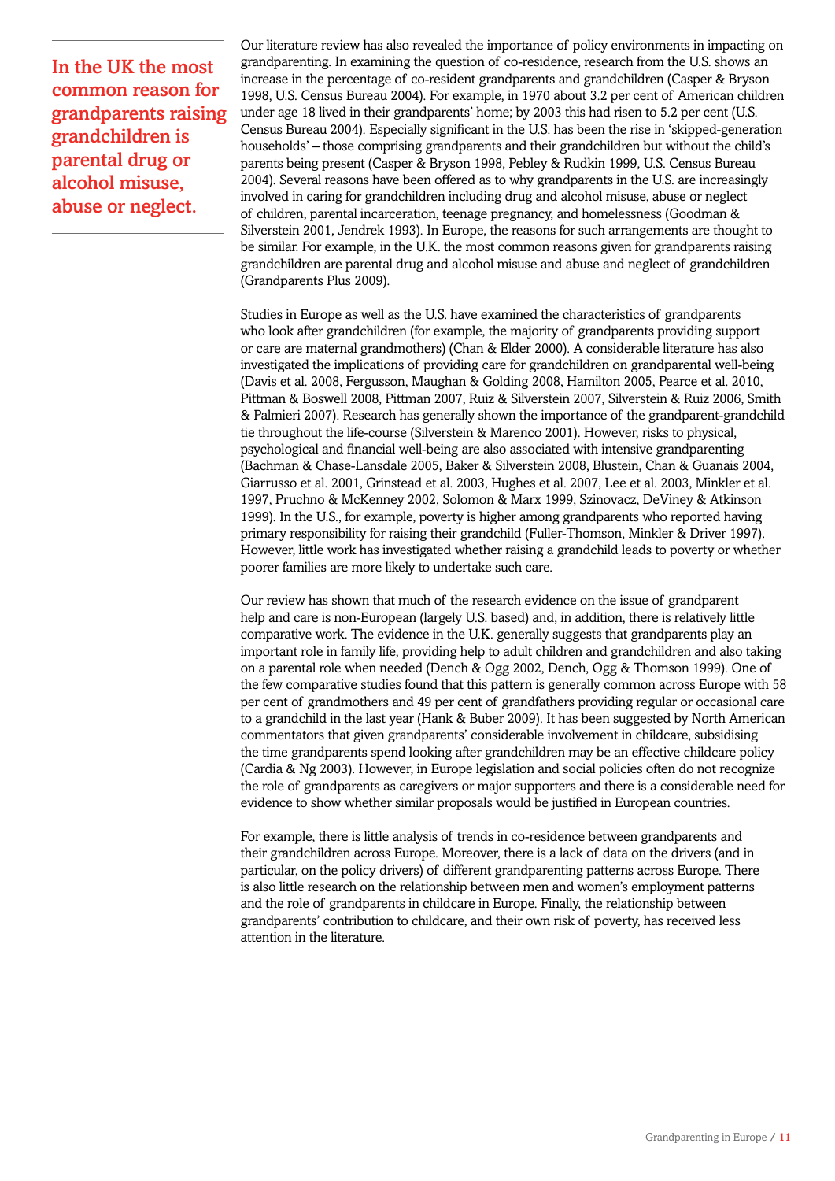**In the UK the most common reason for grandparents raising grandchildren is parental drug or alcohol misuse, abuse or neglect.**

Our literature review has also revealed the importance of policy environments in impacting on grandparenting. In examining the question of co-residence, research from the U.S. shows an increase in the percentage of co-resident grandparents and grandchildren (Casper & Bryson 1998, U.S. Census Bureau 2004). For example, in 1970 about 3.2 per cent of American children under age 18 lived in their grandparents' home; by 2003 this had risen to 5.2 per cent (U.S. Census Bureau 2004). Especially significant in the U.S. has been the rise in 'skipped-generation households' – those comprising grandparents and their grandchildren but without the child's parents being present (Casper & Bryson 1998, Pebley & Rudkin 1999, U.S. Census Bureau 2004). Several reasons have been offered as to why grandparents in the U.S. are increasingly involved in caring for grandchildren including drug and alcohol misuse, abuse or neglect of children, parental incarceration, teenage pregnancy, and homelessness (Goodman & Silverstein 2001, Jendrek 1993). In Europe, the reasons for such arrangements are thought to be similar. For example, in the U.K. the most common reasons given for grandparents raising grandchildren are parental drug and alcohol misuse and abuse and neglect of grandchildren (Grandparents Plus 2009).

Studies in Europe as well as the U.S. have examined the characteristics of grandparents who look after grandchildren (for example, the majority of grandparents providing support or care are maternal grandmothers) (Chan & Elder 2000). A considerable literature has also investigated the implications of providing care for grandchildren on grandparental well-being (Davis et al. 2008, Fergusson, Maughan & Golding 2008, Hamilton 2005, Pearce et al. 2010, Pittman & Boswell 2008, Pittman 2007, Ruiz & Silverstein 2007, Silverstein & Ruiz 2006, Smith & Palmieri 2007). Research has generally shown the importance of the grandparent-grandchild tie throughout the life-course (Silverstein & Marenco 2001). However, risks to physical, psychological and financial well-being are also associated with intensive grandparenting (Bachman & Chase-Lansdale 2005, Baker & Silverstein 2008, Blustein, Chan & Guanais 2004, Giarrusso et al. 2001, Grinstead et al. 2003, Hughes et al. 2007, Lee et al. 2003, Minkler et al. 1997, Pruchno & McKenney 2002, Solomon & Marx 1999, Szinovacz, DeViney & Atkinson 1999). In the U.S., for example, poverty is higher among grandparents who reported having primary responsibility for raising their grandchild (Fuller-Thomson, Minkler & Driver 1997). However, little work has investigated whether raising a grandchild leads to poverty or whether poorer families are more likely to undertake such care.

Our review has shown that much of the research evidence on the issue of grandparent help and care is non-European (largely U.S. based) and, in addition, there is relatively little comparative work. The evidence in the U.K. generally suggests that grandparents play an important role in family life, providing help to adult children and grandchildren and also taking on a parental role when needed (Dench & Ogg 2002, Dench, Ogg & Thomson 1999). One of the few comparative studies found that this pattern is generally common across Europe with 58 per cent of grandmothers and 49 per cent of grandfathers providing regular or occasional care to a grandchild in the last year (Hank & Buber 2009). It has been suggested by North American commentators that given grandparents' considerable involvement in childcare, subsidising the time grandparents spend looking after grandchildren may be an effective childcare policy (Cardia & Ng 2003). However, in Europe legislation and social policies often do not recognize the role of grandparents as caregivers or major supporters and there is a considerable need for evidence to show whether similar proposals would be justified in European countries.

For example, there is little analysis of trends in co-residence between grandparents and their grandchildren across Europe. Moreover, there is a lack of data on the drivers (and in particular, on the policy drivers) of different grandparenting patterns across Europe. There is also little research on the relationship between men and women's employment patterns and the role of grandparents in childcare in Europe. Finally, the relationship between grandparents' contribution to childcare, and their own risk of poverty, has received less attention in the literature.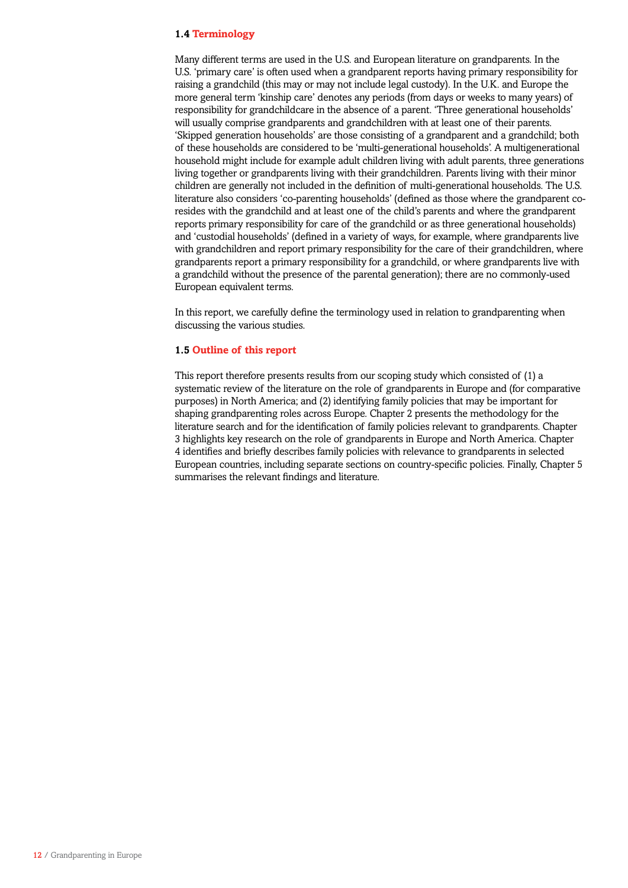### 1.4 Terminology

Many different terms are used in the U.S. and European literature on grandparents. In the U.S. 'primary care' is often used when a grandparent reports having primary responsibility for raising a grandchild (this may or may not include legal custody). In the U.K. and Europe the more general term 'kinship care' denotes any periods (from days or weeks to many years) of responsibility for grandchildcare in the absence of a parent. 'Three generational households' will usually comprise grandparents and grandchildren with at least one of their parents. 'Skipped generation households' are those consisting of a grandparent and a grandchild; both of these households are considered to be 'multi-generational households'. A multigenerational household might include for example adult children living with adult parents, three generations living together or grandparents living with their grandchildren. Parents living with their minor children are generally not included in the definition of multi-generational households. The U.S. literature also considers 'co-parenting households' (defined as those where the grandparent co-resides with the grandchild and at least one of the child's parents and where the grandparent reports primary responsibility for care of the grandchild or as three generational households) and 'custodial households' (defined in a variety of ways, for example, where grandparents live with grandchildren and report primary responsibility for the care of their grandchildren, where grandparents report a primary responsibility for a grandchild, or where grandparents live with a grandchild without the presence of the parental generation); there are no commonly-used European equivalent terms.

In this report, we carefully define the terminology used in relation to grandparenting when discussing the various studies.

### 1.5 Outline of this report

This report therefore presents results from our scoping study which consisted of (1) a systematic review of the literature on the role of grandparents in Europe and (for comparative purposes) in North America; and (2) identifying family policies that may be important for shaping grandparenting roles across Europe. Chapter 2 presents the methodology for the literature search and for the identification of family policies relevant to grandparents. Chapter 3 highlights key research on the role of grandparents in Europe and North America. Chapter 4 identifies and briefly describes family policies with relevance to grandparents in selected European countries, including separate sections on country-specific policies. Finally, Chapter 5 summarises the relevant findings and literature.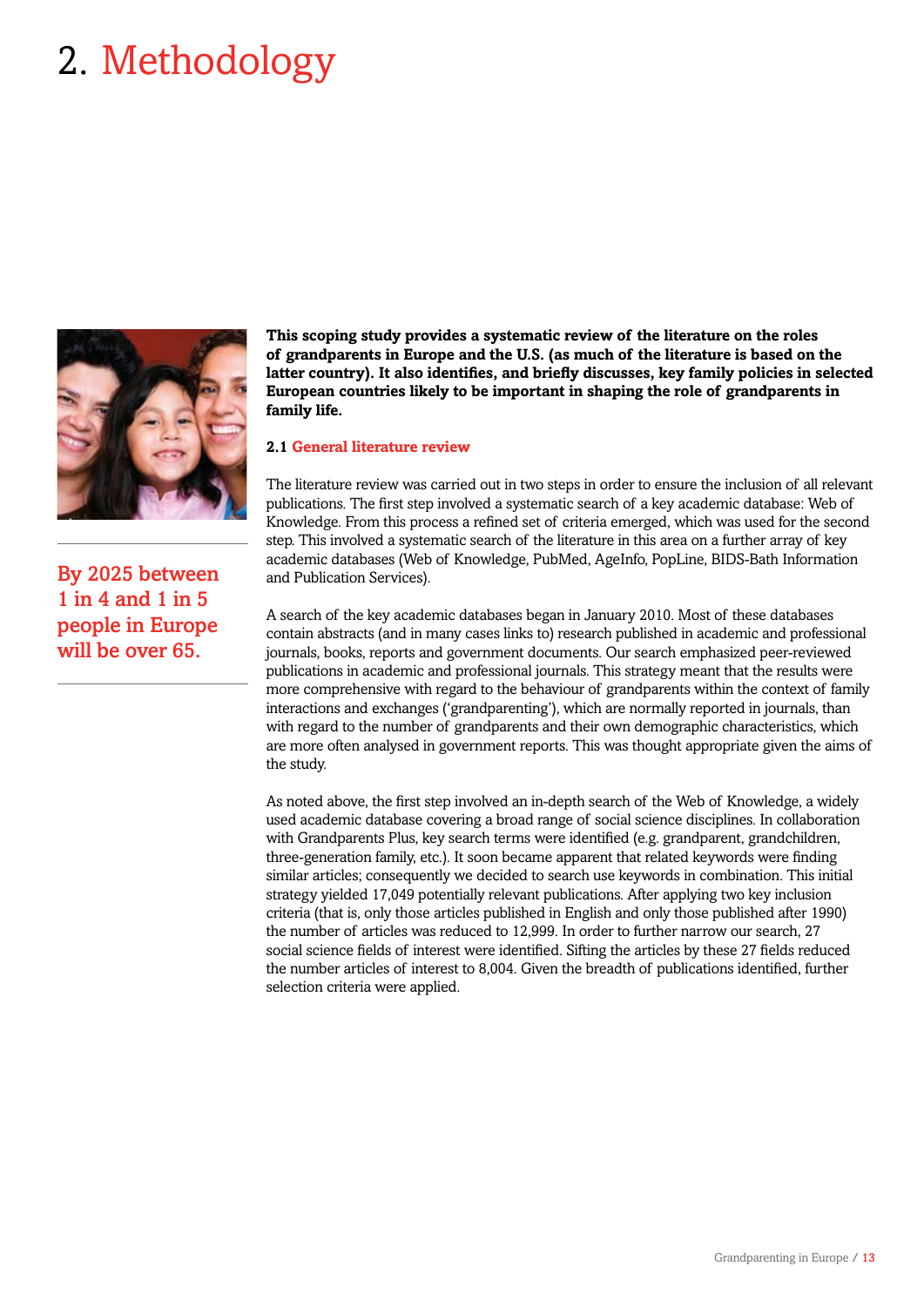# 2. Methodology

**By 2025 between 1 in 4 and 1 in 5 people in Europe will be over 65.**

**This scoping study provides a systematic review of the literature on the roles of grandparents in Europe and the U.S. (as much of the literature is based on the latter country). It also identifies, and briefly discusses, key family policies in selected European countries likely to be important in shaping the role of grandparents in family life.**

### 2.1 General literature review

The literature review was carried out in two steps in order to ensure the inclusion of all relevant publications. The first step involved a systematic search of a key academic database: Web of Knowledge. From this process a refined set of criteria emerged, which was used for the second step. This involved a systematic search of the literature in this area on a further array of key academic databases (Web of Knowledge, PubMed, AgeInfo, PopLine, BIDS-Bath Information and Publication Services).

A search of the key academic databases began in January 2010. Most of these databases contain abstracts (and in many cases links to) research published in academic and professional journals, books, reports and government documents. Our search emphasized peer-reviewed publications in academic and professional journals. This strategy meant that the results were more comprehensive with regard to the behaviour of grandparents within the context of family interactions and exchanges ('grandparenting'), which are normally reported in journals, than with regard to the number of grandparents and their own demographic characteristics, which are more often analysed in government reports. This was thought appropriate given the aims of the study.

As noted above, the first step involved an in-depth search of the Web of Knowledge, a widely used academic database covering a broad range of social science disciplines. In collaboration with Grandparents Plus, key search terms were identified (e.g. grandparent, grandchildren, three-generation family, etc.). It soon became apparent that related keywords were finding similar articles; consequently we decided to search use keywords in combination. This initial strategy yielded 17,049 potentially relevant publications. After applying two key inclusion criteria (that is, only those articles published in English and only those published after 1990) the number of articles was reduced to 12,999. In order to further narrow our search, 27 social science fields of interest were identified. Sifting the articles by these 27 fields reduced the number articles of interest to 8,004. Given the breadth of publications identified, further selection criteria were applied.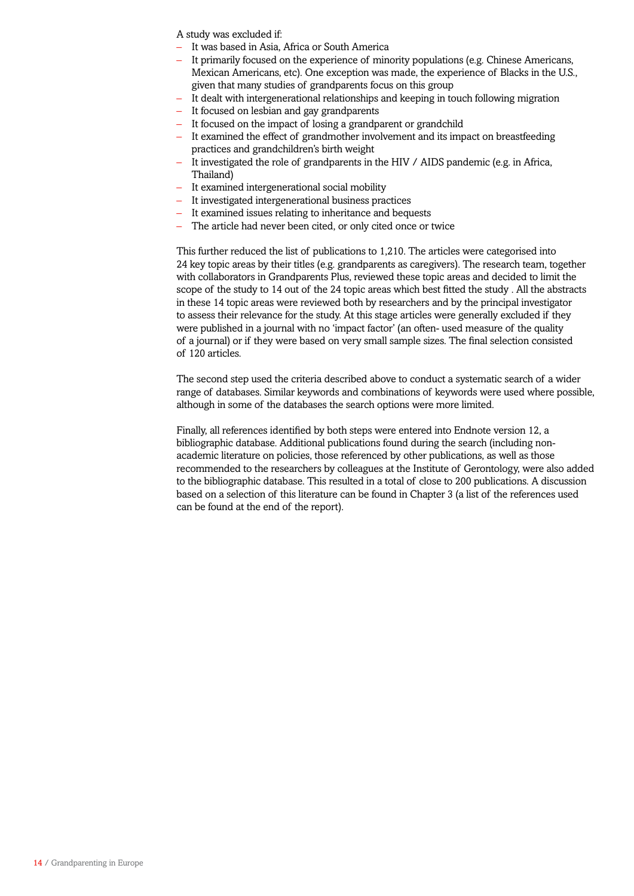A study was excluded if:

- It was based in Asia, Africa or South America
- It primarily focused on the experience of minority populations (e.g. Chinese Americans, Mexican Americans, etc). One exception was made, the experience of Blacks in the U.S., given that many studies of grandparents focus on this group
- It dealt with intergenerational relationships and keeping in touch following migration
- It focused on lesbian and gay grandparents
- It focused on the impact of losing a grandparent or grandchild
- It examined the effect of grandmother involvement and its impact on breastfeeding practices and grandchildren's birth weight
- It investigated the role of grandparents in the HIV / AIDS pandemic (e.g. in Africa, Thailand)
- It examined intergenerational social mobility
- It investigated intergenerational business practices
- It examined issues relating to inheritance and bequests
- The article had never been cited, or only cited once or twice

This further reduced the list of publications to 1,210. The articles were categorised into 24 key topic areas by their titles (e.g. grandparents as caregivers). The research team, together with collaborators in Grandparents Plus, reviewed these topic areas and decided to limit the scope of the study to 14 out of the 24 topic areas which best fitted the study . All the abstracts in these 14 topic areas were reviewed both by researchers and by the principal investigator to assess their relevance for the study. At this stage articles were generally excluded if they were published in a journal with no 'impact factor' (an often- used measure of the quality of a journal) or if they were based on very small sample sizes. The final selection consisted of 120 articles.

The second step used the criteria described above to conduct a systematic search of a wider range of databases. Similar keywords and combinations of keywords were used where possible, although in some of the databases the search options were more limited.

Finally, all references identified by both steps were entered into Endnote version 12, a bibliographic database. Additional publications found during the search (including non-academic literature on policies, those referenced by other publications, as well as those recommended to the researchers by colleagues at the Institute of Gerontology, were also added to the bibliographic database. This resulted in a total of close to 200 publications. A discussion based on a selection of this literature can be found in Chapter 3 (a list of the references used can be found at the end of the report).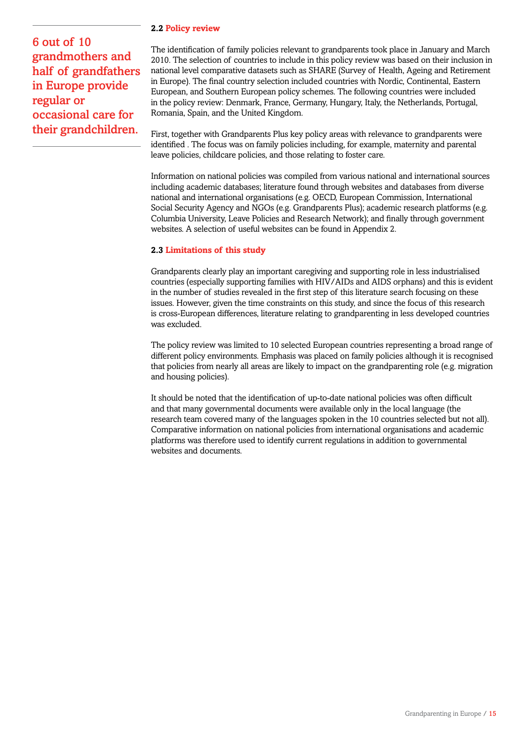> **6 out of 10 grandmothers and half of grandfathers in Europe provide regular or occasional care for their grandchildren.**

### 2.2 Policy review

The identification of family policies relevant to grandparents took place in January and March 2010. The selection of countries to include in this policy review was based on their inclusion in national level comparative datasets such as SHARE (Survey of Health, Ageing and Retirement in Europe). The final country selection included countries with Nordic, Continental, Eastern European, and Southern European policy schemes. The following countries were included in the policy review: Denmark, France, Germany, Hungary, Italy, the Netherlands, Portugal, Romania, Spain, and the United Kingdom.

First, together with Grandparents Plus key policy areas with relevance to grandparents were identified . The focus was on family policies including, for example, maternity and parental leave policies, childcare policies, and those relating to foster care.

Information on national policies was compiled from various national and international sources including academic databases; literature found through websites and databases from diverse national and international organisations (e.g. OECD, European Commission, International Social Security Agency and NGOs (e.g. Grandparents Plus); academic research platforms (e.g. Columbia University, Leave Policies and Research Network); and finally through government websites. A selection of useful websites can be found in Appendix 2.

### 2.3 Limitations of this study

Grandparents clearly play an important caregiving and supporting role in less industrialised countries (especially supporting families with HIV/AIDs and AIDS orphans) and this is evident in the number of studies revealed in the first step of this literature search focusing on these issues. However, given the time constraints on this study, and since the focus of this research is cross-European differences, literature relating to grandparenting in less developed countries was excluded.

The policy review was limited to 10 selected European countries representing a broad range of different policy environments. Emphasis was placed on family policies although it is recognised that policies from nearly all areas are likely to impact on the grandparenting role (e.g. migration and housing policies).

It should be noted that the identification of up-to-date national policies was often difficult and that many governmental documents were available only in the local language (the research team covered many of the languages spoken in the 10 countries selected but not all). Comparative information on national policies from international organisations and academic platforms was therefore used to identify current regulations in addition to governmental websites and documents.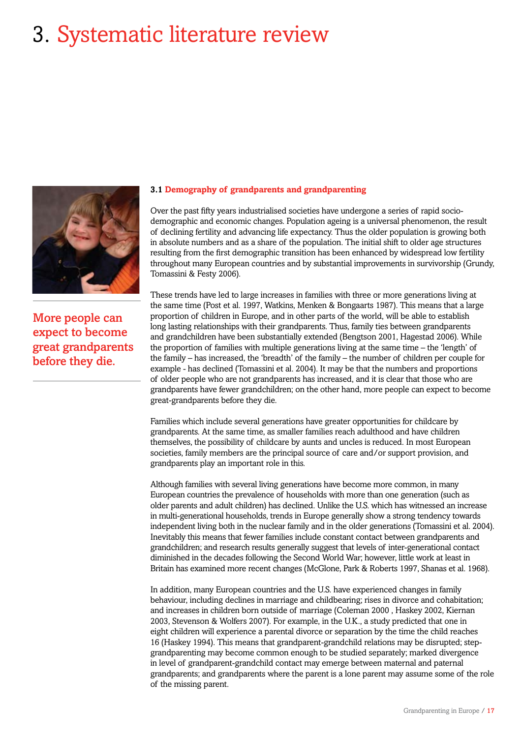# 3. Systematic literature review

**More people can expect to become great grandparents before they die.**

### 3.1 Demography of grandparents and grandparenting

Over the past fifty years industrialised societies have undergone a series of rapid socio-demographic and economic changes. Population ageing is a universal phenomenon, the result of declining fertility and advancing life expectancy. Thus the older population is growing both in absolute numbers and as a share of the population. The initial shift to older age structures resulting from the first demographic transition has been enhanced by widespread low fertility throughout many European countries and by substantial improvements in survivorship (Grundy, Tomassini & Festy 2006).

These trends have led to large increases in families with three or more generations living at the same time (Post et al. 1997, Watkins, Menken & Bongaarts 1987). This means that a large proportion of children in Europe, and in other parts of the world, will be able to establish long lasting relationships with their grandparents. Thus, family ties between grandparents and grandchildren have been substantially extended (Bengtson 2001, Hagestad 2006). While the proportion of families with multiple generations living at the same time – the 'length' of the family – has increased, the 'breadth' of the family – the number of children per couple for example - has declined (Tomassini et al. 2004). It may be that the numbers and proportions of older people who are not grandparents has increased, and it is clear that those who are grandparents have fewer grandchildren; on the other hand, more people can expect to become great-grandparents before they die.

Families which include several generations have greater opportunities for childcare by grandparents. At the same time, as smaller families reach adulthood and have children themselves, the possibility of childcare by aunts and uncles is reduced. In most European societies, family members are the principal source of care and/or support provision, and grandparents play an important role in this.

Although families with several living generations have become more common, in many European countries the prevalence of households with more than one generation (such as older parents and adult children) has declined. Unlike the U.S. which has witnessed an increase in multi-generational households, trends in Europe generally show a strong tendency towards independent living both in the nuclear family and in the older generations (Tomassini et al. 2004). Inevitably this means that fewer families include constant contact between grandparents and grandchildren; and research results generally suggest that levels of inter-generational contact diminished in the decades following the Second World War; however, little work at least in Britain has examined more recent changes (McGlone, Park & Roberts 1997, Shanas et al. 1968).

In addition, many European countries and the U.S. have experienced changes in family behaviour, including declines in marriage and childbearing; rises in divorce and cohabitation; and increases in children born outside of marriage (Coleman 2000 , Haskey 2002, Kiernan 2003, Stevenson & Wolfers 2007). For example, in the U.K., a study predicted that one in eight children will experience a parental divorce or separation by the time the child reaches 16 (Haskey 1994). This means that grandparent-grandchild relations may be disrupted; step-grandparenting may become common enough to be studied separately; marked divergence in level of grandparent-grandchild contact may emerge between maternal and paternal grandparents; and grandparents where the parent is a lone parent may assume some of the role of the missing parent.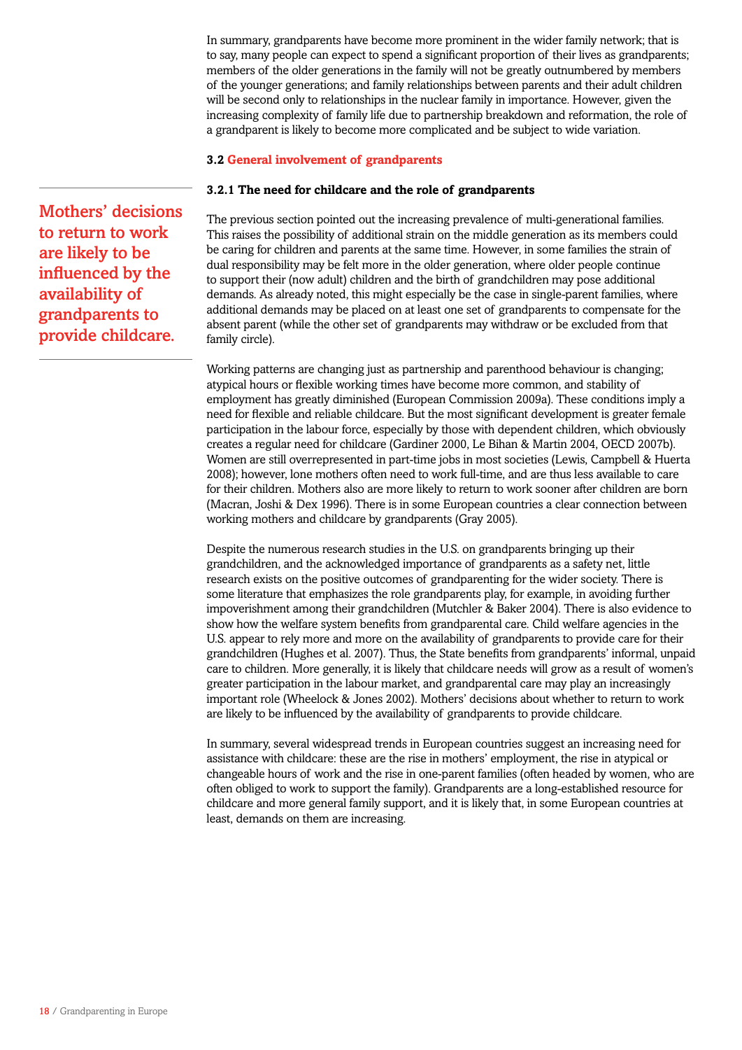In summary, grandparents have become more prominent in the wider family network; that is to say, many people can expect to spend a significant proportion of their lives as grandparents; members of the older generations in the family will not be greatly outnumbered by members of the younger generations; and family relationships between parents and their adult children will be second only to relationships in the nuclear family in importance. However, given the increasing complexity of family life due to partnership breakdown and reformation, the role of a grandparent is likely to become more complicated and be subject to wide variation.

## 3.2 General involvement of grandparents

### 3.2.1 The need for childcare and the role of grandparents

**Mothers' decisions to return to work are likely to be influenced by the availability of grandparents to provide childcare.**

The previous section pointed out the increasing prevalence of multi-generational families. This raises the possibility of additional strain on the middle generation as its members could be caring for children and parents at the same time. However, in some families the strain of dual responsibility may be felt more in the older generation, where older people continue to support their (now adult) children and the birth of grandchildren may pose additional demands. As already noted, this might especially be the case in single-parent families, where additional demands may be placed on at least one set of grandparents to compensate for the absent parent (while the other set of grandparents may withdraw or be excluded from that family circle).

Working patterns are changing just as partnership and parenthood behaviour is changing; atypical hours or flexible working times have become more common, and stability of employment has greatly diminished (European Commission 2009a). These conditions imply a need for flexible and reliable childcare. But the most significant development is greater female participation in the labour force, especially by those with dependent children, which obviously creates a regular need for childcare (Gardiner 2000, Le Bihan & Martin 2004, OECD 2007b). Women are still overrepresented in part-time jobs in most societies (Lewis, Campbell & Huerta 2008); however, lone mothers often need to work full-time, and are thus less available to care for their children. Mothers also are more likely to return to work sooner after children are born (Macran, Joshi & Dex 1996). There is in some European countries a clear connection between working mothers and childcare by grandparents (Gray 2005).

Despite the numerous research studies in the U.S. on grandparents bringing up their grandchildren, and the acknowledged importance of grandparents as a safety net, little research exists on the positive outcomes of grandparenting for the wider society. There is some literature that emphasizes the role grandparents play, for example, in avoiding further impoverishment among their grandchildren (Mutchler & Baker 2004). There is also evidence to show how the welfare system benefits from grandparental care. Child welfare agencies in the U.S. appear to rely more and more on the availability of grandparents to provide care for their grandchildren (Hughes et al. 2007). Thus, the State benefits from grandparents' informal, unpaid care to children. More generally, it is likely that childcare needs will grow as a result of women's greater participation in the labour market, and grandparental care may play an increasingly important role (Wheelock & Jones 2002). Mothers' decisions about whether to return to work are likely to be influenced by the availability of grandparents to provide childcare.

In summary, several widespread trends in European countries suggest an increasing need for assistance with childcare: these are the rise in mothers' employment, the rise in atypical or changeable hours of work and the rise in one-parent families (often headed by women, who are often obliged to work to support the family). Grandparents are a long-established resource for childcare and more general family support, and it is likely that, in some European countries at least, demands on them are increasing.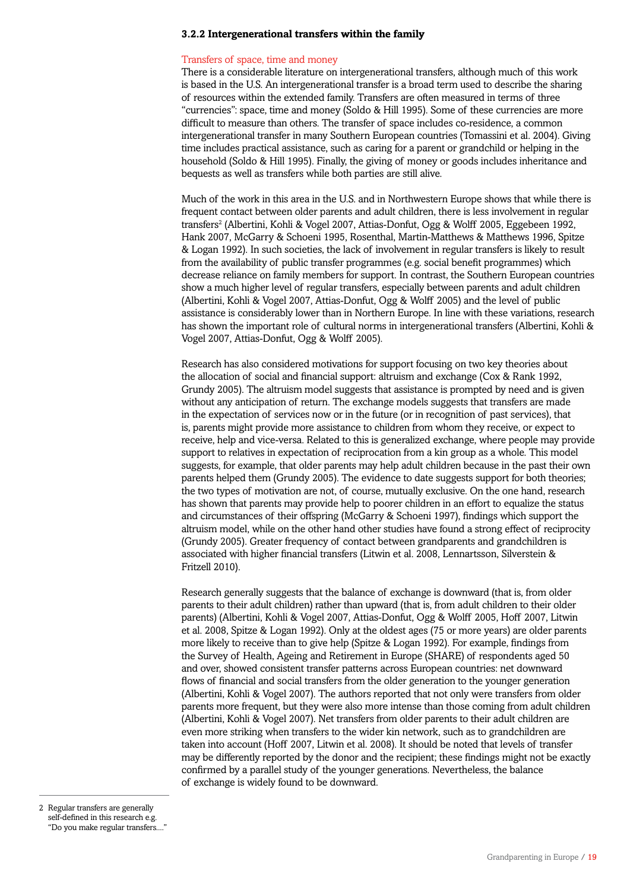### 3.2.2 Intergenerational transfers within the family

Transfers of space, time and money

There is a considerable literature on intergenerational transfers, although much of this work is based in the U.S. An intergenerational transfer is a broad term used to describe the sharing of resources within the extended family. Transfers are often measured in terms of three "currencies": space, time and money (Soldo & Hill 1995). Some of these currencies are more difficult to measure than others. The transfer of space includes co-residence, a common intergenerational transfer in many Southern European countries (Tomassini et al. 2004). Giving time includes practical assistance, such as caring for a parent or grandchild or helping in the household (Soldo & Hill 1995). Finally, the giving of money or goods includes inheritance and bequests as well as transfers while both parties are still alive.

Much of the work in this area in the U.S. and in Northwestern Europe shows that while there is frequent contact between older parents and adult children, there is less involvement in regular transfers[2] (Albertini, Kohli & Vogel 2007, Attias-Donfut, Ogg & Wolff 2005, Eggebeen 1992, Hank 2007, McGarry & Schoeni 1995, Rosenthal, Martin-Matthews & Matthews 1996, Spitze & Logan 1992). In such societies, the lack of involvement in regular transfers is likely to result from the availability of public transfer programmes (e.g. social benefit programmes) which decrease reliance on family members for support. In contrast, the Southern European countries show a much higher level of regular transfers, especially between parents and adult children (Albertini, Kohli & Vogel 2007, Attias-Donfut, Ogg & Wolff 2005) and the level of public assistance is considerably lower than in Northern Europe. In line with these variations, research has shown the important role of cultural norms in intergenerational transfers (Albertini, Kohli & Vogel 2007, Attias-Donfut, Ogg & Wolff 2005).

Research has also considered motivations for support focusing on two key theories about the allocation of social and financial support: altruism and exchange (Cox & Rank 1992, Grundy 2005). The altruism model suggests that assistance is prompted by need and is given without any anticipation of return. The exchange models suggests that transfers are made in the expectation of services now or in the future (or in recognition of past services), that is, parents might provide more assistance to children from whom they receive, or expect to receive, help and vice-versa. Related to this is generalized exchange, where people may provide support to relatives in expectation of reciprocation from a kin group as a whole. This model suggests, for example, that older parents may help adult children because in the past their own parents helped them (Grundy 2005). The evidence to date suggests support for both theories; the two types of motivation are not, of course, mutually exclusive. On the one hand, research has shown that parents may provide help to poorer children in an effort to equalize the status and circumstances of their offspring (McGarry & Schoeni 1997), findings which support the altruism model, while on the other hand other studies have found a strong effect of reciprocity (Grundy 2005). Greater frequency of contact between grandparents and grandchildren is associated with higher financial transfers (Litwin et al. 2008, Lennartsson, Silverstein & Fritzell 2010).

Research generally suggests that the balance of exchange is downward (that is, from older parents to their adult children) rather than upward (that is, from adult children to their older parents) (Albertini, Kohli & Vogel 2007, Attias-Donfut, Ogg & Wolff 2005, Hoff 2005, Litwin et al. 2008, Spitze & Logan 1992). Only at the oldest ages (75 or more years) are older parents more likely to receive than to give help (Spitze & Logan 1992). For example, findings from the Survey of Health, Ageing and Retirement in Europe (SHARE) of respondents aged 50 and over, showed consistent transfer patterns across European countries: net downward flows of financial and social transfers from the older generation to the younger generation (Albertini, Kohli & Vogel 2007). The authors reported that not only were transfers from older parents more frequent, but they were also more intense than those coming from adult children (Albertini, Kohli & Vogel 2007). Net transfers from older parents to their adult children are even more striking when transfers to the wider kin network, such as to grandchildren are taken into account (Hoff 2007, Litwin et al. 2008). It should be noted that levels of transfer may be differently reported by the donor and the recipient; these findings might not be exactly confirmed by a parallel study of the younger generations. Nevertheless, the balance of exchange is widely found to be downward.

---

2 Regular transfers are generally self-defined in this research e.g. "Do you make regular transfers...."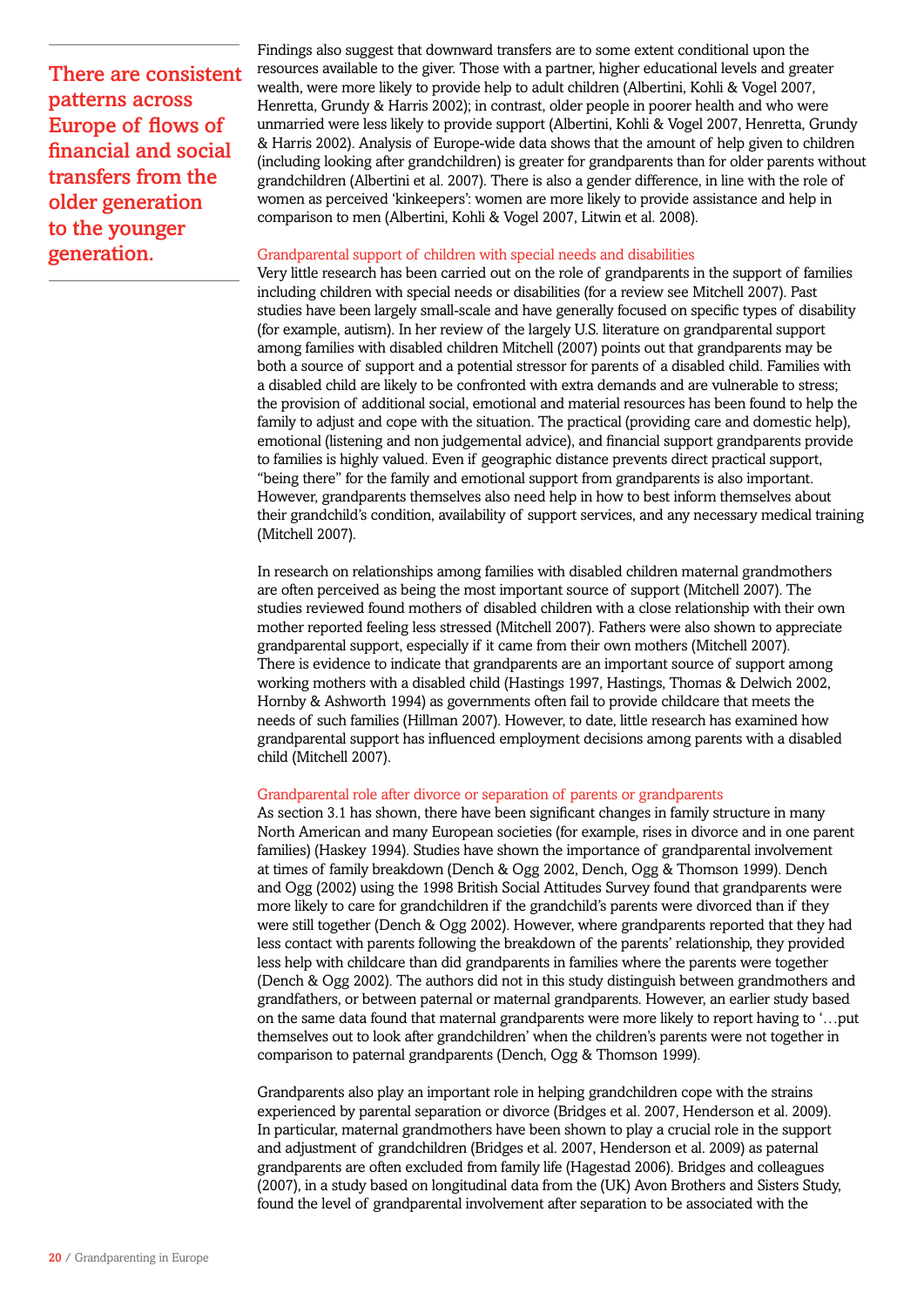**There are consistent patterns across Europe of flows of financial and social transfers from the older generation to the younger generation.**

Findings also suggest that downward transfers are to some extent conditional upon the resources available to the giver. Those with a partner, higher educational levels and greater wealth, were more likely to provide help to adult children (Albertini, Kohli & Vogel 2007, Henretta, Grundy & Harris 2002); in contrast, older people in poorer health and who were unmarried were less likely to provide support (Albertini, Kohli & Vogel 2007, Henretta, Grundy & Harris 2002). Analysis of Europe-wide data shows that the amount of help given to children (including looking after grandchildren) is greater for grandparents than for older parents without grandchildren (Albertini et al. 2007). There is also a gender difference, in line with the role of women as perceived 'kinkeepers': women are more likely to provide assistance and help in comparison to men (Albertini, Kohli & Vogel 2007, Litwin et al. 2008).

### Grandparental support of children with special needs and disabilities

Very little research has been carried out on the role of grandparents in the support of families including children with special needs or disabilities (for a review see Mitchell 2007). Past studies have been largely small-scale and have generally focused on specific types of disability (for example, autism). In her review of the largely U.S. literature on grandparental support among families with disabled children Mitchell (2007) points out that grandparents may be both a source of support and a potential stressor for parents of a disabled child. Families with a disabled child are likely to be confronted with extra demands and are vulnerable to stress; the provision of additional social, emotional and material resources has been found to help the family to adjust and cope with the situation. The practical (providing care and domestic help), emotional (listening and non judgemental advice), and financial support grandparents provide to families is highly valued. Even if geographic distance prevents direct practical support, "being there" for the family and emotional support from grandparents is also important. However, grandparents themselves also need help in how to best inform themselves about their grandchild's condition, availability of support services, and any necessary medical training (Mitchell 2007).

In research on relationships among families with disabled children maternal grandmothers are often perceived as being the most important source of support (Mitchell 2007). The studies reviewed found mothers of disabled children with a close relationship with their own mother reported feeling less stressed (Mitchell 2007). Fathers were also shown to appreciate grandparental support, especially if it came from their own mothers (Mitchell 2007). There is evidence to indicate that grandparents are an important source of support among working mothers with a disabled child (Hastings 1997, Hastings, Thomas & Delwich 2002, Hornby & Ashworth 1994) as governments often fail to provide childcare that meets the needs of such families (Hillman 2007). However, to date, little research has examined how grandparental support has influenced employment decisions among parents with a disabled child (Mitchell 2007).

### Grandparental role after divorce or separation of parents or grandparents

As section 3.1 has shown, there have been significant changes in family structure in many North American and many European societies (for example, rises in divorce and in one parent families) (Haskey 1994). Studies have shown the importance of grandparental involvement at times of family breakdown (Dench & Ogg 2002, Dench, Ogg & Thomson 1999). Dench and Ogg (2002) using the 1998 British Social Attitudes Survey found that grandparents were more likely to care for grandchildren if the grandchild's parents were divorced than if they were still together (Dench & Ogg 2002). However, where grandparents reported that they had less contact with parents following the breakdown of the parents' relationship, they provided less help with childcare than did grandparents in families where the parents were together (Dench & Ogg 2002). The authors did not in this study distinguish between grandmothers and grandfathers, or between paternal or maternal grandparents. However, an earlier study based on the same data found that maternal grandparents were more likely to report having to '…put themselves out to look after grandchildren' when the children's parents were not together in comparison to paternal grandparents (Dench, Ogg & Thomson 1999).

Grandparents also play an important role in helping grandchildren cope with the strains experienced by parental separation or divorce (Bridges et al. 2007, Henderson et al. 2009). In particular, maternal grandmothers have been shown to play a crucial role in the support and adjustment of grandchildren (Bridges et al. 2007, Henderson et al. 2009) as paternal grandparents are often excluded from family life (Hagestad 2006). Bridges and colleagues (2007), in a study based on longitudinal data from the (UK) Avon Brothers and Sisters Study, found the level of grandparental involvement after separation to be associated with the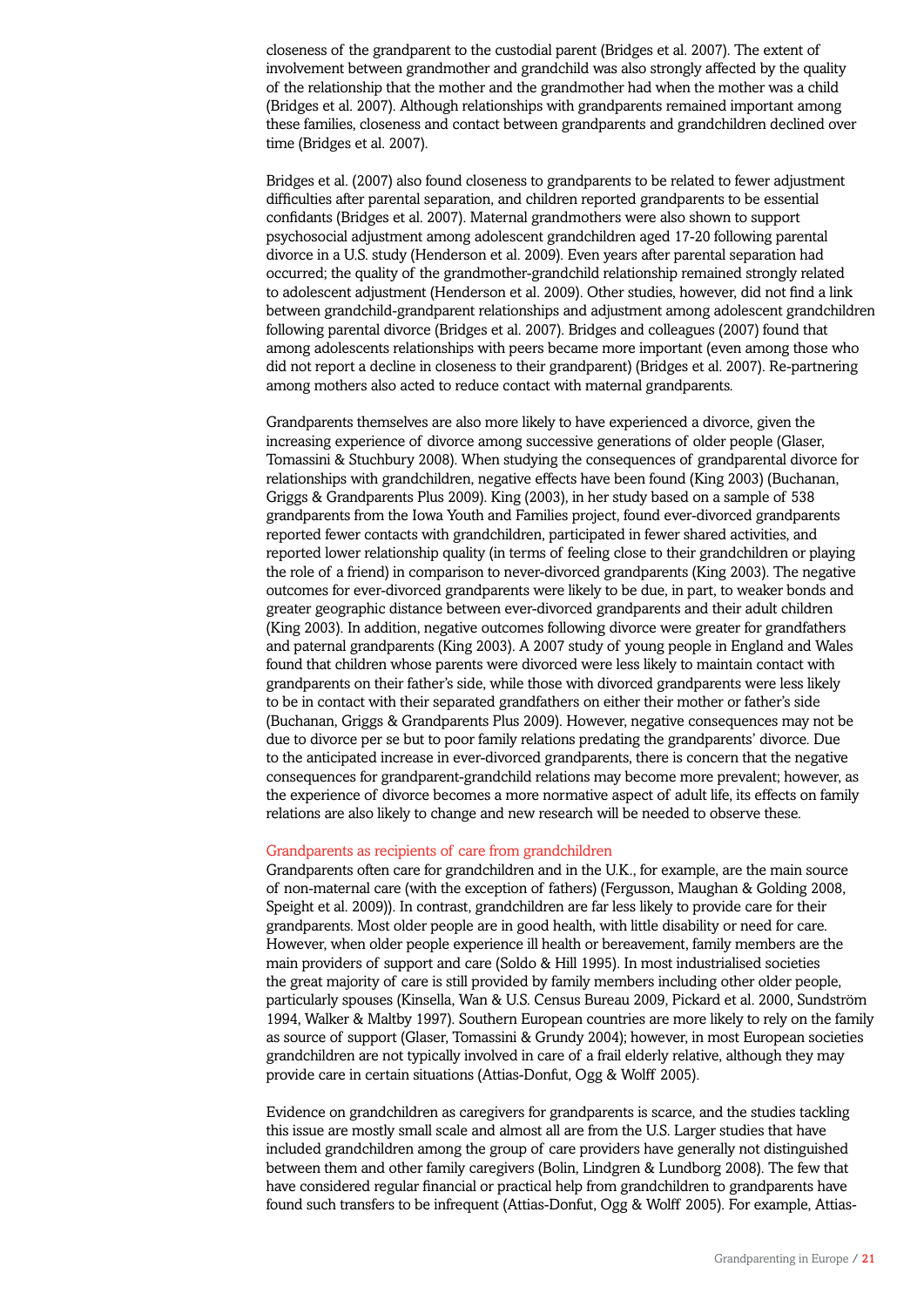closeness of the grandparent to the custodial parent (Bridges et al. 2007). The extent of involvement between grandmother and grandchild was also strongly affected by the quality of the relationship that the mother and the grandmother had when the mother was a child (Bridges et al. 2007). Although relationships with grandparents remained important among these families, closeness and contact between grandparents and grandchildren declined over time (Bridges et al. 2007).

Bridges et al. (2007) also found closeness to grandparents to be related to fewer adjustment difficulties after parental separation, and children reported grandparents to be essential confidants (Bridges et al. 2007). Maternal grandmothers were also shown to support psychosocial adjustment among adolescent grandchildren aged 17-20 following parental divorce in a U.S. study (Henderson et al. 2009). Even years after parental separation had occurred; the quality of the grandmother-grandchild relationship remained strongly related to adolescent adjustment (Henderson et al. 2009). Other studies, however, did not find a link between grandchild-grandparent relationships and adjustment among adolescent grandchildren following parental divorce (Bridges et al. 2007). Bridges and colleagues (2007) found that among adolescents relationships with peers became more important (even among those who did not report a decline in closeness to their grandparent) (Bridges et al. 2007). Re-partnering among mothers also acted to reduce contact with maternal grandparents.

Grandparents themselves are also more likely to have experienced a divorce, given the increasing experience of divorce among successive generations of older people (Glaser, Tomassini & Stuchbury 2008). When studying the consequences of grandparental divorce for relationships with grandchildren, negative effects have been found (King 2003) (Buchanan, Griggs & Grandparents Plus 2009). King (2003), in her study based on a sample of 538 grandparents from the Iowa Youth and Families project, found ever-divorced grandparents reported fewer contacts with grandchildren, participated in fewer shared activities, and reported lower relationship quality (in terms of feeling close to their grandchildren or playing the role of a friend) in comparison to never-divorced grandparents (King 2003). The negative outcomes for ever-divorced grandparents were likely to be due, in part, to weaker bonds and greater geographic distance between ever-divorced grandparents and their adult children (King 2003). In addition, negative outcomes following divorce were greater for grandfathers and paternal grandparents (King 2003). A 2007 study of young people in England and Wales found that children whose parents were divorced were less likely to maintain contact with grandparents on their father's side, while those with divorced grandparents were less likely to be in contact with their separated grandfathers on either their mother or father's side (Buchanan, Griggs & Grandparents Plus 2009). However, negative consequences may not be due to divorce per se but to poor family relations predating the grandparents' divorce. Due to the anticipated increase in ever-divorced grandparents, there is concern that the negative consequences for grandparent-grandchild relations may become more prevalent; however, as the experience of divorce becomes a more normative aspect of adult life, its effects on family relations are also likely to change and new research will be needed to observe these.

### Grandparents as recipients of care from grandchildren

Grandparents often care for grandchildren and in the U.K., for example, are the main source of non-maternal care (with the exception of fathers) (Fergusson, Maughan & Golding 2008, Speight et al. 2009)). In contrast, grandchildren are far less likely to provide care for their grandparents. Most older people are in good health, with little disability or need for care. However, when older people experience ill health or bereavement, family members are the main providers of support and care (Soldo & Hill 1995). In most industrialised societies the great majority of care is still provided by family members including other older people, particularly spouses (Kinsella, Wan & U.S. Census Bureau 2009, Pickard et al. 2000, Sundström 1994, Walker & Maltby 1997). Southern European countries are more likely to rely on the family as source of support (Glaser, Tomassini & Grundy 2004); however, in most European societies grandchildren are not typically involved in care of a frail elderly relative, although they may provide care in certain situations (Attias-Donfut, Ogg & Wolff 2005).

Evidence on grandchildren as caregivers for grandparents is scarce, and the studies tackling this issue are mostly small scale and almost all are from the U.S. Larger studies that have included grandchildren among the group of care providers have generally not distinguished between them and other family caregivers (Bolin, Lindgren & Lundborg 2008). The few that have considered regular financial or practical help from grandchildren to grandparents have found such transfers to be infrequent (Attias-Donfut, Ogg & Wolff 2005). For example, Attias-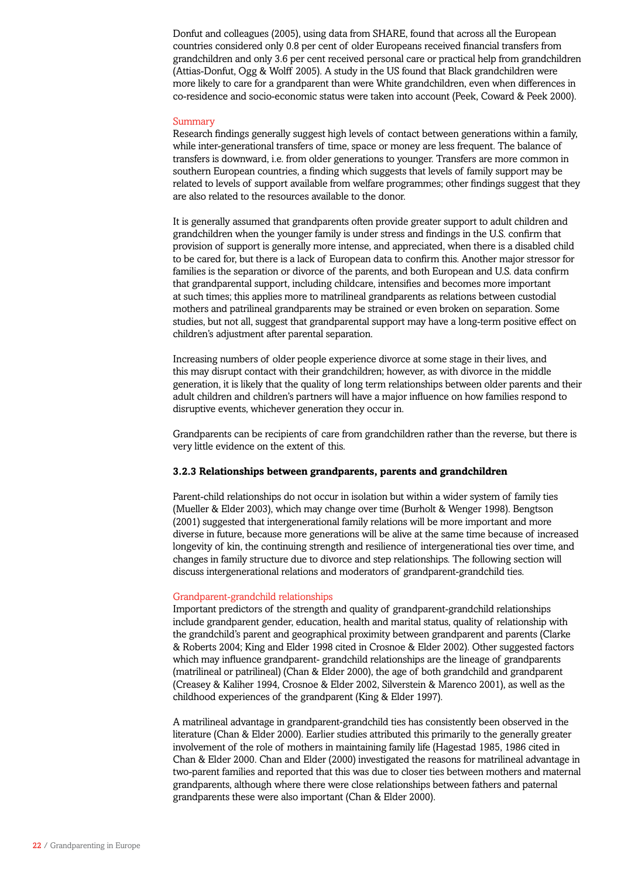Donfut and colleagues (2005), using data from SHARE, found that across all the European countries considered only 0.8 per cent of older Europeans received financial transfers from grandchildren and only 3.6 per cent received personal care or practical help from grandchildren (Attias-Donfut, Ogg & Wolff 2005). A study in the US found that Black grandchildren were more likely to care for a grandparent than were White grandchildren, even when differences in co-residence and socio-economic status were taken into account (Peek, Coward & Peek 2000).

#### Summary

Research findings generally suggest high levels of contact between generations within a family, while inter-generational transfers of time, space or money are less frequent. The balance of transfers is downward, i.e. from older generations to younger. Transfers are more common in southern European countries, a finding which suggests that levels of family support may be related to levels of support available from welfare programmes; other findings suggest that they are also related to the resources available to the donor.

It is generally assumed that grandparents often provide greater support to adult children and grandchildren when the younger family is under stress and findings in the U.S. confirm that provision of support is generally more intense, and appreciated, when there is a disabled child to be cared for, but there is a lack of European data to confirm this. Another major stressor for families is the separation or divorce of the parents, and both European and U.S. data confirm that grandparental support, including childcare, intensifies and becomes more important at such times; this applies more to matrilineal grandparents as relations between custodial mothers and patrilineal grandparents may be strained or even broken on separation. Some studies, but not all, suggest that grandparental support may have a long-term positive effect on children's adjustment after parental separation.

Increasing numbers of older people experience divorce at some stage in their lives, and this may disrupt contact with their grandchildren; however, as with divorce in the middle generation, it is likely that the quality of long term relationships between older parents and their adult children and children's partners will have a major influence on how families respond to disruptive events, whichever generation they occur in.

Grandparents can be recipients of care from grandchildren rather than the reverse, but there is very little evidence on the extent of this.

### 3.2.3 Relationships between grandparents, parents and grandchildren

Parent-child relationships do not occur in isolation but within a wider system of family ties (Mueller & Elder 2003), which may change over time (Burholt & Wenger 1998). Bengtson (2001) suggested that intergenerational family relations will be more important and more diverse in future, because more generations will be alive at the same time because of increased longevity of kin, the continuing strength and resilience of intergenerational ties over time, and changes in family structure due to divorce and step relationships. The following section will discuss intergenerational relations and moderators of grandparent-grandchild ties.

#### Grandparent-grandchild relationships

Important predictors of the strength and quality of grandparent-grandchild relationships include grandparent gender, education, health and marital status, quality of relationship with the grandchild's parent and geographical proximity between grandparent and parents (Clarke & Roberts 2004; King and Elder 1998 cited in Crosnoe & Elder 2002). Other suggested factors which may influence grandparent- grandchild relationships are the lineage of grandparents (matrilineal or patrilineal) (Chan & Elder 2000), the age of both grandchild and grandparent (Creasey & Kaliher 1994, Crosnoe & Elder 2002, Silverstein & Marenco 2001), as well as the childhood experiences of the grandparent (King & Elder 1997).

A matrilineal advantage in grandparent-grandchild ties has consistently been observed in the literature (Chan & Elder 2000). Earlier studies attributed this primarily to the generally greater involvement of the role of mothers in maintaining family life (Hagestad 1985, 1986 cited in Chan & Elder 2000. Chan and Elder (2000) investigated the reasons for matrilineal advantage in two-parent families and reported that this was due to closer ties between mothers and maternal grandparents, although where there were close relationships between fathers and paternal grandparents these were also important (Chan & Elder 2000).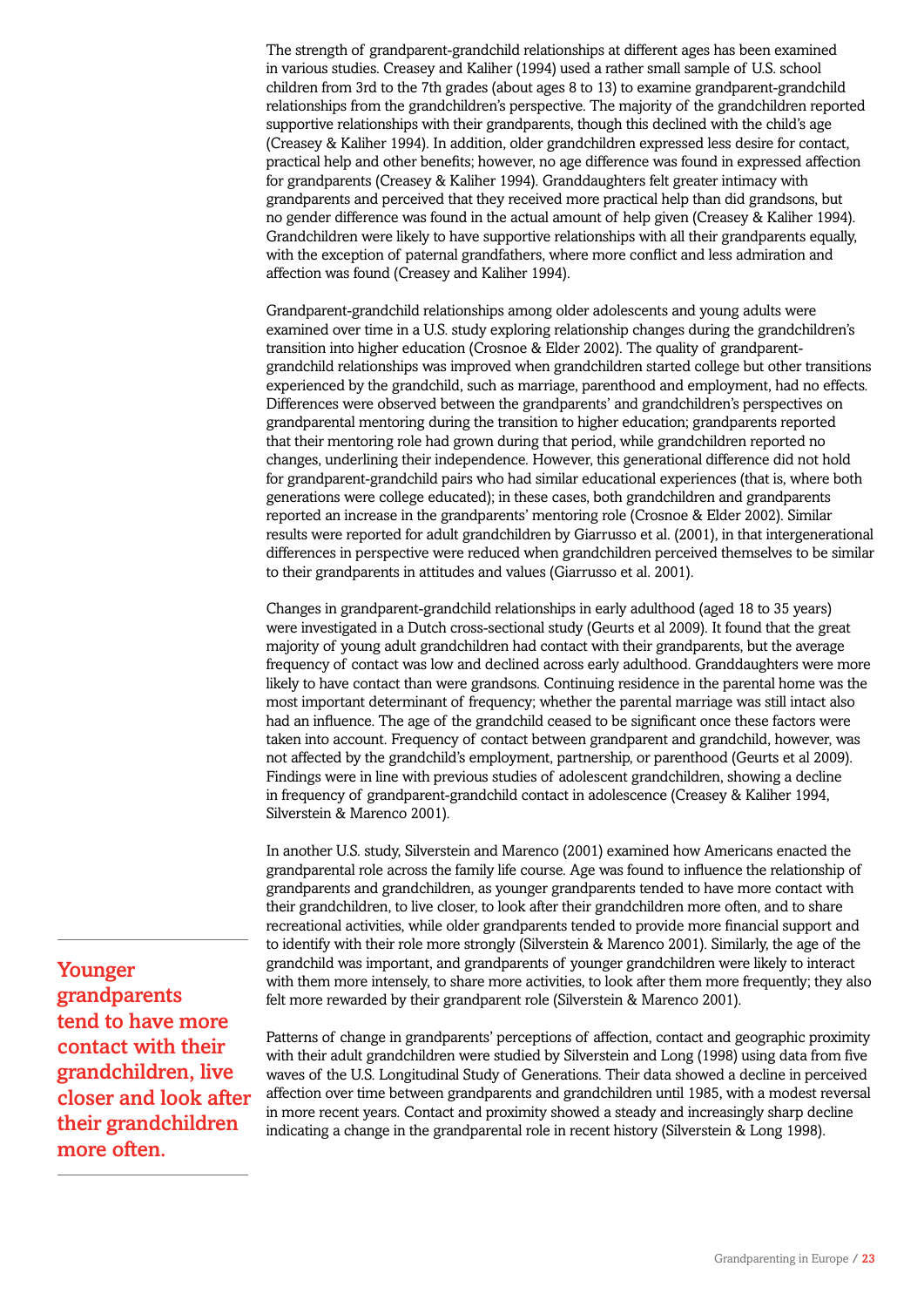The strength of grandparent-grandchild relationships at different ages has been examined in various studies. Creasey and Kaliher (1994) used a rather small sample of U.S. school children from 3rd to the 7th grades (about ages 8 to 13) to examine grandparent-grandchild relationships from the grandchildren's perspective. The majority of the grandchildren reported supportive relationships with their grandparents, though this declined with the child's age (Creasey & Kaliher 1994). In addition, older grandchildren expressed less desire for contact, practical help and other benefits; however, no age difference was found in expressed affection for grandparents (Creasey & Kaliher 1994). Granddaughters felt greater intimacy with grandparents and perceived that they received more practical help than did grandsons, but no gender difference was found in the actual amount of help given (Creasey & Kaliher 1994). Grandchildren were likely to have supportive relationships with all their grandparents equally, with the exception of paternal grandfathers, where more conflict and less admiration and affection was found (Creasey and Kaliher 1994).

Grandparent-grandchild relationships among older adolescents and young adults were examined over time in a U.S. study exploring relationship changes during the grandchildren's transition into higher education (Crosnoe & Elder 2002). The quality of grandparent-grandchild relationships was improved when grandchildren started college but other transitions experienced by the grandchild, such as marriage, parenthood and employment, had no effects. Differences were observed between the grandparents' and grandchildren's perspectives on grandparental mentoring during the transition to higher education; grandparents reported that their mentoring role had grown during that period, while grandchildren reported no changes, underlining their independence. However, this generational difference did not hold for grandparent-grandchild pairs who had similar educational experiences (that is, where both generations were college educated); in these cases, both grandchildren and grandparents reported an increase in the grandparents' mentoring role (Crosnoe & Elder 2002). Similar results were reported for adult grandchildren by Giarrusso et al. (2001), in that intergenerational differences in perspective were reduced when grandchildren perceived themselves to be similar to their grandparents in attitudes and values (Giarrusso et al. 2001).

Changes in grandparent-grandchild relationships in early adulthood (aged 18 to 35 years) were investigated in a Dutch cross-sectional study (Geurts et al 2009). It found that the great majority of young adult grandchildren had contact with their grandparents, but the average frequency of contact was low and declined across early adulthood. Granddaughters were more likely to have contact than were grandsons. Continuing residence in the parental home was the most important determinant of frequency; whether the parental marriage was still intact also had an influence. The age of the grandchild ceased to be significant once these factors were taken into account. Frequency of contact between grandparent and grandchild, however, was not affected by the grandchild's employment, partnership, or parenthood (Geurts et al 2009). Findings were in line with previous studies of adolescent grandchildren, showing a decline in frequency of grandparent-grandchild contact in adolescence (Creasey & Kaliher 1994, Silverstein & Marenco 2001).

In another U.S. study, Silverstein and Marenco (2001) examined how Americans enacted the grandparental role across the family life course. Age was found to influence the relationship of grandparents and grandchildren, as younger grandparents tended to have more contact with their grandchildren, to live closer, to look after their grandchildren more often, and to share recreational activities, while older grandparents tended to provide more financial support and to identify with their role more strongly (Silverstein & Marenco 2001). Similarly, the age of the grandchild was important, and grandparents of younger grandchildren were likely to interact with them more intensely, to share more activities, to look after them more frequently; they also felt more rewarded by their grandparent role (Silverstein & Marenco 2001).

**Younger grandparents tend to have more contact with their grandchildren, live closer and look after their grandchildren more often.**

Patterns of change in grandparents' perceptions of affection, contact and geographic proximity with their adult grandchildren were studied by Silverstein and Long (1998) using data from five waves of the U.S. Longitudinal Study of Generations. Their data showed a decline in perceived affection over time between grandparents and grandchildren until 1985, with a modest reversal in more recent years. Contact and proximity showed a steady and increasingly sharp decline indicating a change in the grandparental role in recent history (Silverstein & Long 1998).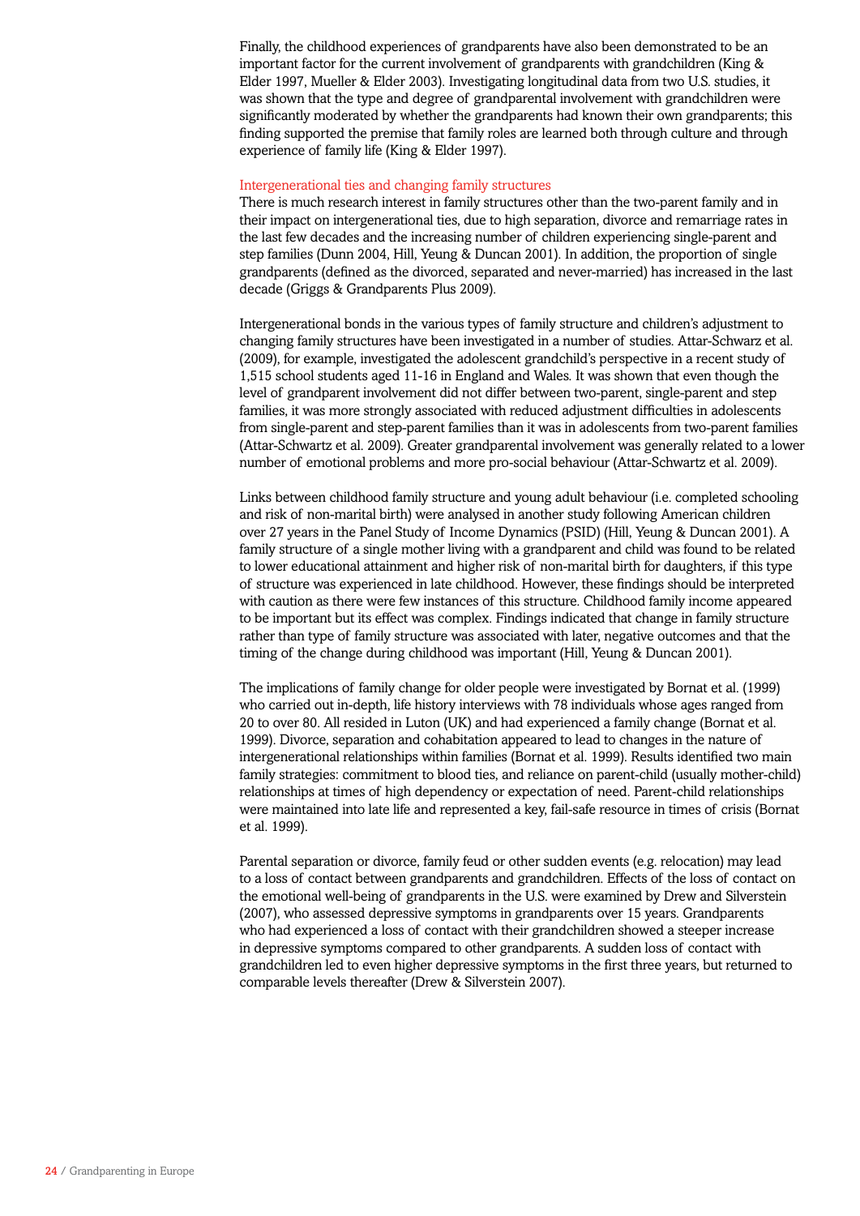Finally, the childhood experiences of grandparents have also been demonstrated to be an important factor for the current involvement of grandparents with grandchildren (King & Elder 1997, Mueller & Elder 2003). Investigating longitudinal data from two U.S. studies, it was shown that the type and degree of grandparental involvement with grandchildren were significantly moderated by whether the grandparents had known their own grandparents; this finding supported the premise that family roles are learned both through culture and through experience of family life (King & Elder 1997).

### Intergenerational ties and changing family structures

There is much research interest in family structures other than the two-parent family and in their impact on intergenerational ties, due to high separation, divorce and remarriage rates in the last few decades and the increasing number of children experiencing single-parent and step families (Dunn 2004, Hill, Yeung & Duncan 2001). In addition, the proportion of single grandparents (defined as the divorced, separated and never-married) has increased in the last decade (Griggs & Grandparents Plus 2009).

Intergenerational bonds in the various types of family structure and children's adjustment to changing family structures have been investigated in a number of studies. Attar-Schwarz et al. (2009), for example, investigated the adolescent grandchild's perspective in a recent study of 1,515 school students aged 11-16 in England and Wales. It was shown that even though the level of grandparent involvement did not differ between two-parent, single-parent and step families, it was more strongly associated with reduced adjustment difficulties in adolescents from single-parent and step-parent families than it was in adolescents from two-parent families (Attar-Schwartz et al. 2009). Greater grandparental involvement was generally related to a lower number of emotional problems and more pro-social behaviour (Attar-Schwartz et al. 2009).

Links between childhood family structure and young adult behaviour (i.e. completed schooling and risk of non-marital birth) were analysed in another study following American children over 27 years in the Panel Study of Income Dynamics (PSID) (Hill, Yeung & Duncan 2001). A family structure of a single mother living with a grandparent and child was found to be related to lower educational attainment and higher risk of non-marital birth for daughters, if this type of structure was experienced in late childhood. However, these findings should be interpreted with caution as there were few instances of this structure. Childhood family income appeared to be important but its effect was complex. Findings indicated that change in family structure rather than type of family structure was associated with later, negative outcomes and that the timing of the change during childhood was important (Hill, Yeung & Duncan 2001).

The implications of family change for older people were investigated by Bornat et al. (1999) who carried out in-depth, life history interviews with 78 individuals whose ages ranged from 20 to over 80. All resided in Luton (UK) and had experienced a family change (Bornat et al. 1999). Divorce, separation and cohabitation appeared to lead to changes in the nature of intergenerational relationships within families (Bornat et al. 1999). Results identified two main family strategies: commitment to blood ties, and reliance on parent-child (usually mother-child) relationships at times of high dependency or expectation of need. Parent-child relationships were maintained into late life and represented a key, fail-safe resource in times of crisis (Bornat et al. 1999).

Parental separation or divorce, family feud or other sudden events (e.g. relocation) may lead to a loss of contact between grandparents and grandchildren. Effects of the loss of contact on the emotional well-being of grandparents in the U.S. were examined by Drew and Silverstein (2007), who assessed depressive symptoms in grandparents over 15 years. Grandparents who had experienced a loss of contact with their grandchildren showed a steeper increase in depressive symptoms compared to other grandparents. A sudden loss of contact with grandchildren led to even higher depressive symptoms in the first three years, but returned to comparable levels thereafter (Drew & Silverstein 2007).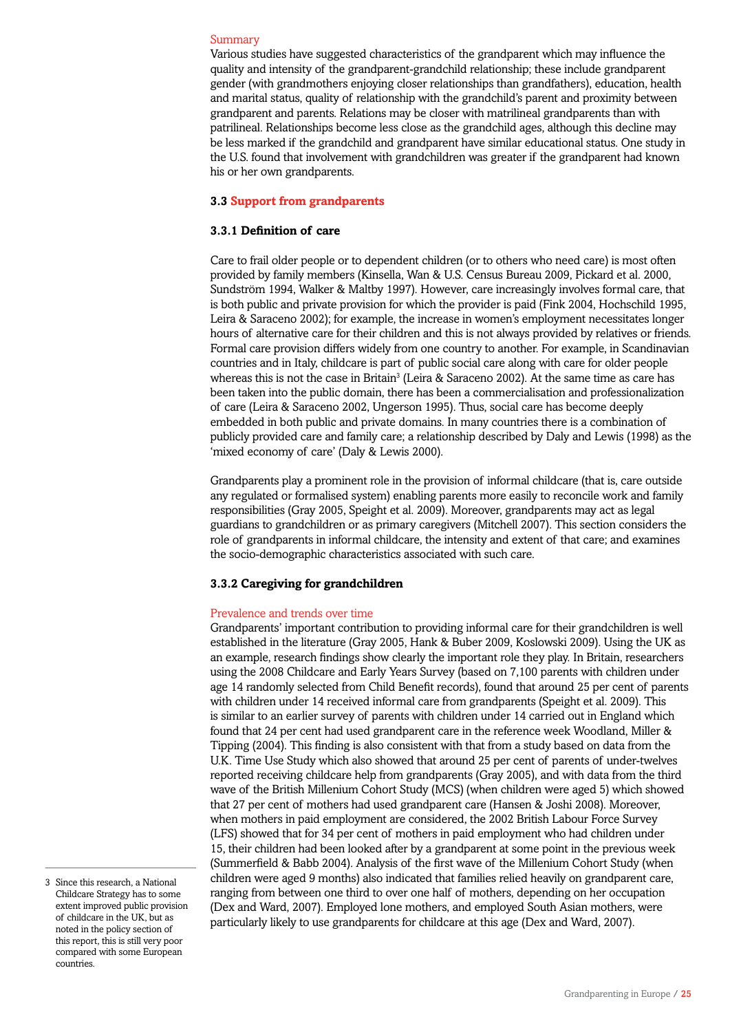Summary

Various studies have suggested characteristics of the grandparent which may influence the quality and intensity of the grandparent-grandchild relationship; these include grandparent gender (with grandmothers enjoying closer relationships than grandfathers), education, health and marital status, quality of relationship with the grandchild's parent and proximity between grandparent and parents. Relations may be closer with matrilineal grandparents than with patrilineal. Relationships become less close as the grandchild ages, although this decline may be less marked if the grandchild and grandparent have similar educational status. One study in the U.S. found that involvement with grandchildren was greater if the grandparent had known his or her own grandparents.

## 3.3 Support from grandparents

### 3.3.1 Definition of care

Care to frail older people or to dependent children (or to others who need care) is most often provided by family members (Kinsella, Wan & U.S. Census Bureau 2009, Pickard et al. 2000, Sundström 1994, Walker & Maltby 1997). However, care increasingly involves formal care, that is both public and private provision for which the provider is paid (Fink 2004, Hochschild 1995, Leira & Saraceno 2002); for example, the increase in women's employment necessitates longer hours of alternative care for their children and this is not always provided by relatives or friends. Formal care provision differs widely from one country to another. For example, in Scandinavian countries and in Italy, childcare is part of public social care along with care for older people whereas this is not the case in Britain[3] (Leira & Saraceno 2002). At the same time as care has been taken into the public domain, there has been a commercialisation and professionalization of care (Leira & Saraceno 2002, Ungerson 1995). Thus, social care has become deeply embedded in both public and private domains. In many countries there is a combination of publicly provided care and family care; a relationship described by Daly and Lewis (1998) as the 'mixed economy of care' (Daly & Lewis 2000).

Grandparents play a prominent role in the provision of informal childcare (that is, care outside any regulated or formalised system) enabling parents more easily to reconcile work and family responsibilities (Gray 2005, Speight et al. 2009). Moreover, grandparents may act as legal guardians to grandchildren or as primary caregivers (Mitchell 2007). This section considers the role of grandparents in informal childcare, the intensity and extent of that care; and examines the socio-demographic characteristics associated with such care.

### 3.3.2 Caregiving for grandchildren

Prevalence and trends over time

Grandparents' important contribution to providing informal care for their grandchildren is well established in the literature (Gray 2005, Hank & Buber 2009, Koslowski 2009). Using the UK as an example, research findings show clearly the important role they play. In Britain, researchers using the 2008 Childcare and Early Years Survey (based on 7,100 parents with children under age 14 randomly selected from Child Benefit records), found that around 25 per cent of parents with children under 14 received informal care from grandparents (Speight et al. 2009). This is similar to an earlier survey of parents with children under 14 carried out in England which found that 24 per cent had used grandparent care in the reference week Woodland, Miller & Tipping (2004). This finding is also consistent with that from a study based on data from the U.K. Time Use Study which also showed that around 25 per cent of parents of under-twelves reported receiving childcare help from grandparents (Gray 2005), and with data from the third wave of the British Millenium Cohort Study (MCS) (when children were aged 5) which showed that 27 per cent of mothers had used grandparent care (Hansen & Joshi 2008). Moreover, when mothers in paid employment are considered, the 2002 British Labour Force Survey (LFS) showed that for 34 per cent of mothers in paid employment who had children under 15, their children had been looked after by a grandparent at some point in the previous week (Summerfield & Babb 2004). Analysis of the first wave of the Millenium Cohort Study (when children were aged 9 months) also indicated that families relied heavily on grandparent care, ranging from between one third to over one half of mothers, depending on her occupation (Dex and Ward, 2007). Employed lone mothers, and employed South Asian mothers, were particularly likely to use grandparents for childcare at this age (Dex and Ward, 2007).

---

3 Since this research, a National Childcare Strategy has to some extent improved public provision of childcare in the UK, but as noted in the policy section of this report, this is still very poor compared with some European countries.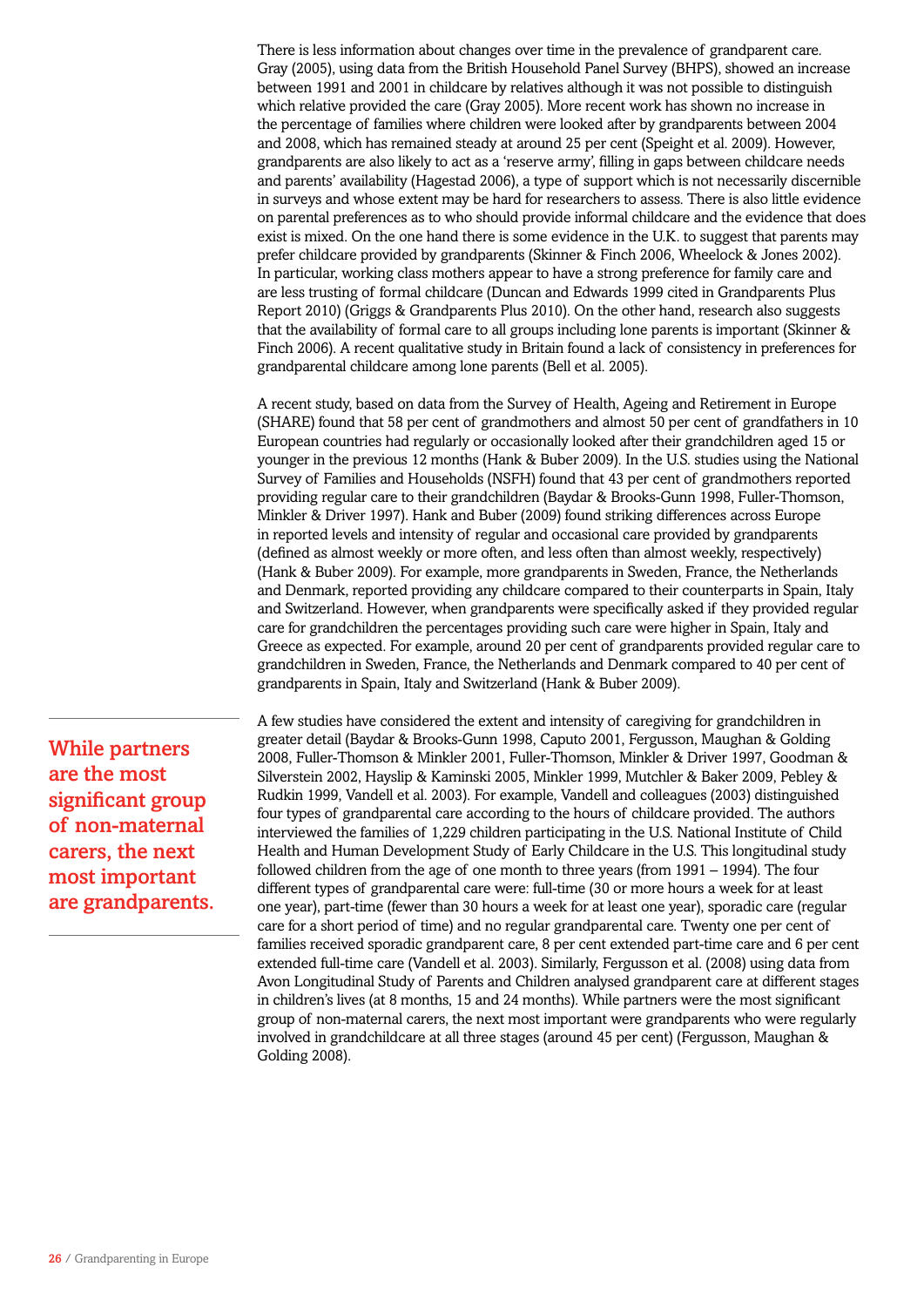There is less information about changes over time in the prevalence of grandparent care. Gray (2005), using data from the British Household Panel Survey (BHPS), showed an increase between 1991 and 2001 in childcare by relatives although it was not possible to distinguish which relative provided the care (Gray 2005). More recent work has shown no increase in the percentage of families where children were looked after by grandparents between 2004 and 2008, which has remained steady at around 25 per cent (Speight et al. 2009). However, grandparents are also likely to act as a 'reserve army', filling in gaps between childcare needs and parents' availability (Hagestad 2006), a type of support which is not necessarily discernible in surveys and whose extent may be hard for researchers to assess. There is also little evidence on parental preferences as to who should provide informal childcare and the evidence that does exist is mixed. On the one hand there is some evidence in the U.K. to suggest that parents may prefer childcare provided by grandparents (Skinner & Finch 2006, Wheelock & Jones 2002). In particular, working class mothers appear to have a strong preference for family care and are less trusting of formal childcare (Duncan and Edwards 1999 cited in Grandparents Plus Report 2010) (Griggs & Grandparents Plus 2010). On the other hand, research also suggests that the availability of formal care to all groups including lone parents is important (Skinner & Finch 2006). A recent qualitative study in Britain found a lack of consistency in preferences for grandparental childcare among lone parents (Bell et al. 2005).

A recent study, based on data from the Survey of Health, Ageing and Retirement in Europe (SHARE) found that 58 per cent of grandmothers and almost 50 per cent of grandfathers in 10 European countries had regularly or occasionally looked after their grandchildren aged 15 or younger in the previous 12 months (Hank & Buber 2009). In the U.S. studies using the National Survey of Families and Households (NSFH) found that 43 per cent of grandmothers reported providing regular care to their grandchildren (Baydar & Brooks-Gunn 1998, Fuller-Thomson, Minkler & Driver 1997). Hank and Buber (2009) found striking differences across Europe in reported levels and intensity of regular and occasional care provided by grandparents (defined as almost weekly or more often, and less often than almost weekly, respectively) (Hank & Buber 2009). For example, more grandparents in Sweden, France, the Netherlands and Denmark, reported providing any childcare compared to their counterparts in Spain, Italy and Switzerland. However, when grandparents were specifically asked if they provided regular care for grandchildren the percentages providing such care were higher in Spain, Italy and Greece as expected. For example, around 20 per cent of grandparents provided regular care to grandchildren in Sweden, France, the Netherlands and Denmark compared to 40 per cent of grandparents in Spain, Italy and Switzerland (Hank & Buber 2009).

**While partners are the most significant group of non-maternal carers, the next most important are grandparents.**

A few studies have considered the extent and intensity of caregiving for grandchildren in greater detail (Baydar & Brooks-Gunn 1998, Caputo 2001, Fergusson, Maughan & Golding 2008, Fuller-Thomson & Minkler 2001, Fuller-Thomson, Minkler & Driver 1997, Goodman & Silverstein 2002, Hayslip & Kaminski 2005, Minkler 1999, Mutchler & Baker 2009, Pebley & Rudkin 1999, Vandell et al. 2003). For example, Vandell and colleagues (2003) distinguished four types of grandparental care according to the hours of childcare provided. The authors interviewed the families of 1,229 children participating in the U.S. National Institute of Child Health and Human Development Study of Early Childcare in the U.S. This longitudinal study followed children from the age of one month to three years (from 1991 – 1994). The four different types of grandparental care were: full-time (30 or more hours a week for at least one year), part-time (fewer than 30 hours a week for at least one year), sporadic care (regular care for a short period of time) and no regular grandparental care. Twenty one per cent of families received sporadic grandparent care, 8 per cent extended part-time care and 6 per cent extended full-time care (Vandell et al. 2003). Similarly, Fergusson et al. (2008) using data from Avon Longitudinal Study of Parents and Children analysed grandparent care at different stages in children's lives (at 8 months, 15 and 24 months). While partners were the most significant group of non-maternal carers, the next most important were grandparents who were regularly involved in grandchildcare at all three stages (around 45 per cent) (Fergusson, Maughan & Golding 2008).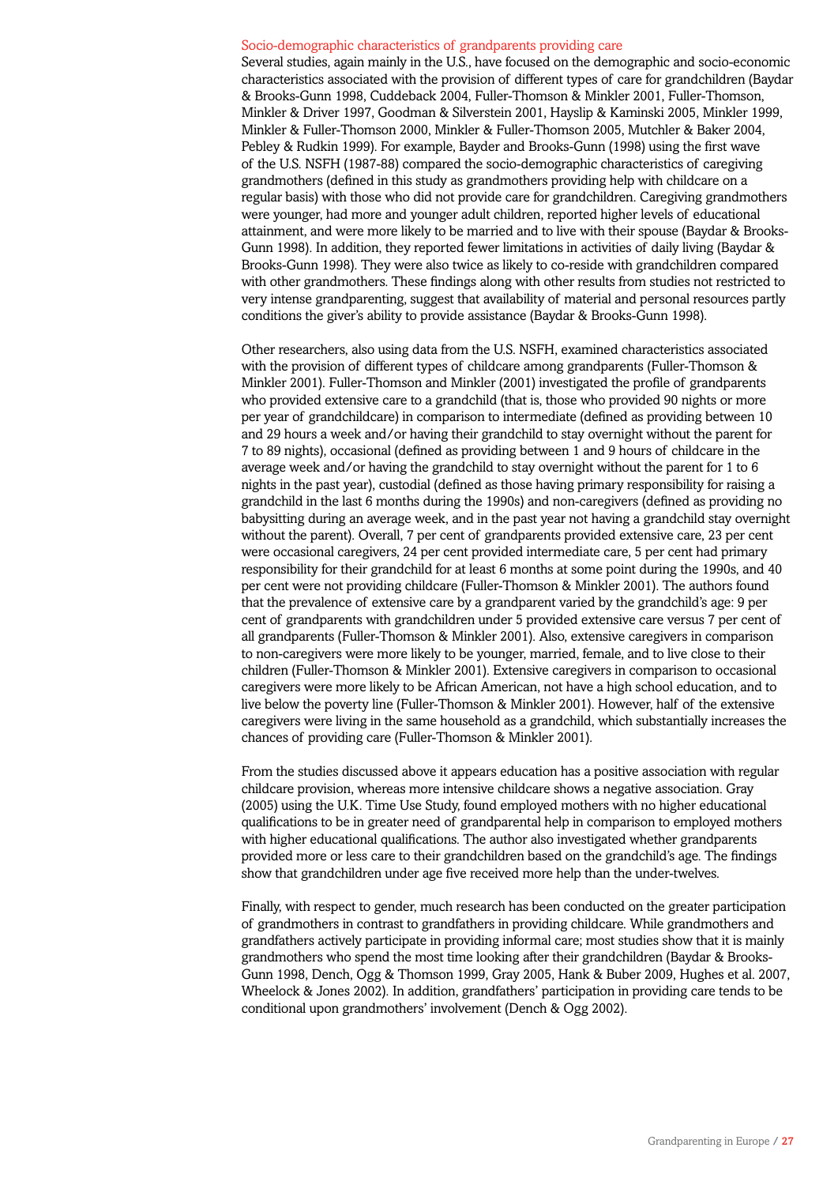### Socio-demographic characteristics of grandparents providing care

Several studies, again mainly in the U.S., have focused on the demographic and socio-economic characteristics associated with the provision of different types of care for grandchildren (Baydar & Brooks-Gunn 1998, Cuddeback 2004, Fuller-Thomson & Minkler 2001, Fuller-Thomson, Minkler & Driver 1997, Goodman & Silverstein 2001, Hayslip & Kaminski 2005, Minkler 1999, Minkler & Fuller-Thomson 2000, Minkler & Fuller-Thomson 2005, Mutchler & Baker 2004, Pebley & Rudkin 1999). For example, Bayder and Brooks-Gunn (1998) using the first wave of the U.S. NSFH (1987-88) compared the socio-demographic characteristics of caregiving grandmothers (defined in this study as grandmothers providing help with childcare on a regular basis) with those who did not provide care for grandchildren. Caregiving grandmothers were younger, had more and younger adult children, reported higher levels of educational attainment, and were more likely to be married and to live with their spouse (Baydar & Brooks-Gunn 1998). In addition, they reported fewer limitations in activities of daily living (Baydar & Brooks-Gunn 1998). They were also twice as likely to co-reside with grandchildren compared with other grandmothers. These findings along with other results from studies not restricted to very intense grandparenting, suggest that availability of material and personal resources partly conditions the giver's ability to provide assistance (Baydar & Brooks-Gunn 1998).

Other researchers, also using data from the U.S. NSFH, examined characteristics associated with the provision of different types of childcare among grandparents (Fuller-Thomson & Minkler 2001). Fuller-Thomson and Minkler (2001) investigated the profile of grandparents who provided extensive care to a grandchild (that is, those who provided 90 nights or more per year of grandchildcare) in comparison to intermediate (defined as providing between 10 and 29 hours a week and/or having their grandchild to stay overnight without the parent for 7 to 89 nights), occasional (defined as providing between 1 and 9 hours of childcare in the average week and/or having the grandchild to stay overnight without the parent for 1 to 6 nights in the past year), custodial (defined as those having primary responsibility for raising a grandchild in the last 6 months during the 1990s) and non-caregivers (defined as providing no babysitting during an average week, and in the past year not having a grandchild stay overnight without the parent). Overall, 7 per cent of grandparents provided extensive care, 23 per cent were occasional caregivers, 24 per cent provided intermediate care, 5 per cent had primary responsibility for their grandchild for at least 6 months at some point during the 1990s, and 40 per cent were not providing childcare (Fuller-Thomson & Minkler 2001). The authors found that the prevalence of extensive care by a grandparent varied by the grandchild's age: 9 per cent of grandparents with grandchildren under 5 provided extensive care versus 7 per cent of all grandparents (Fuller-Thomson & Minkler 2001). Also, extensive caregivers in comparison to non-caregivers were more likely to be younger, married, female, and to live close to their children (Fuller-Thomson & Minkler 2001). Extensive caregivers in comparison to occasional caregivers were more likely to be African American, not have a high school education, and to live below the poverty line (Fuller-Thomson & Minkler 2001). However, half of the extensive caregivers were living in the same household as a grandchild, which substantially increases the chances of providing care (Fuller-Thomson & Minkler 2001).

From the studies discussed above it appears education has a positive association with regular childcare provision, whereas more intensive childcare shows a negative association. Gray (2005) using the U.K. Time Use Study, found employed mothers with no higher educational qualifications to be in greater need of grandparental help in comparison to employed mothers with higher educational qualifications. The author also investigated whether grandparents provided more or less care to their grandchildren based on the grandchild's age. The findings show that grandchildren under age five received more help than the under-twelves.

Finally, with respect to gender, much research has been conducted on the greater participation of grandmothers in contrast to grandfathers in providing childcare. While grandmothers and grandfathers actively participate in providing informal care; most studies show that it is mainly grandmothers who spend the most time looking after their grandchildren (Baydar & Brooks-Gunn 1998, Dench, Ogg & Thomson 1999, Gray 2005, Hank & Buber 2009, Hughes et al. 2007, Wheelock & Jones 2002). In addition, grandfathers' participation in providing care tends to be conditional upon grandmothers' involvement (Dench & Ogg 2002).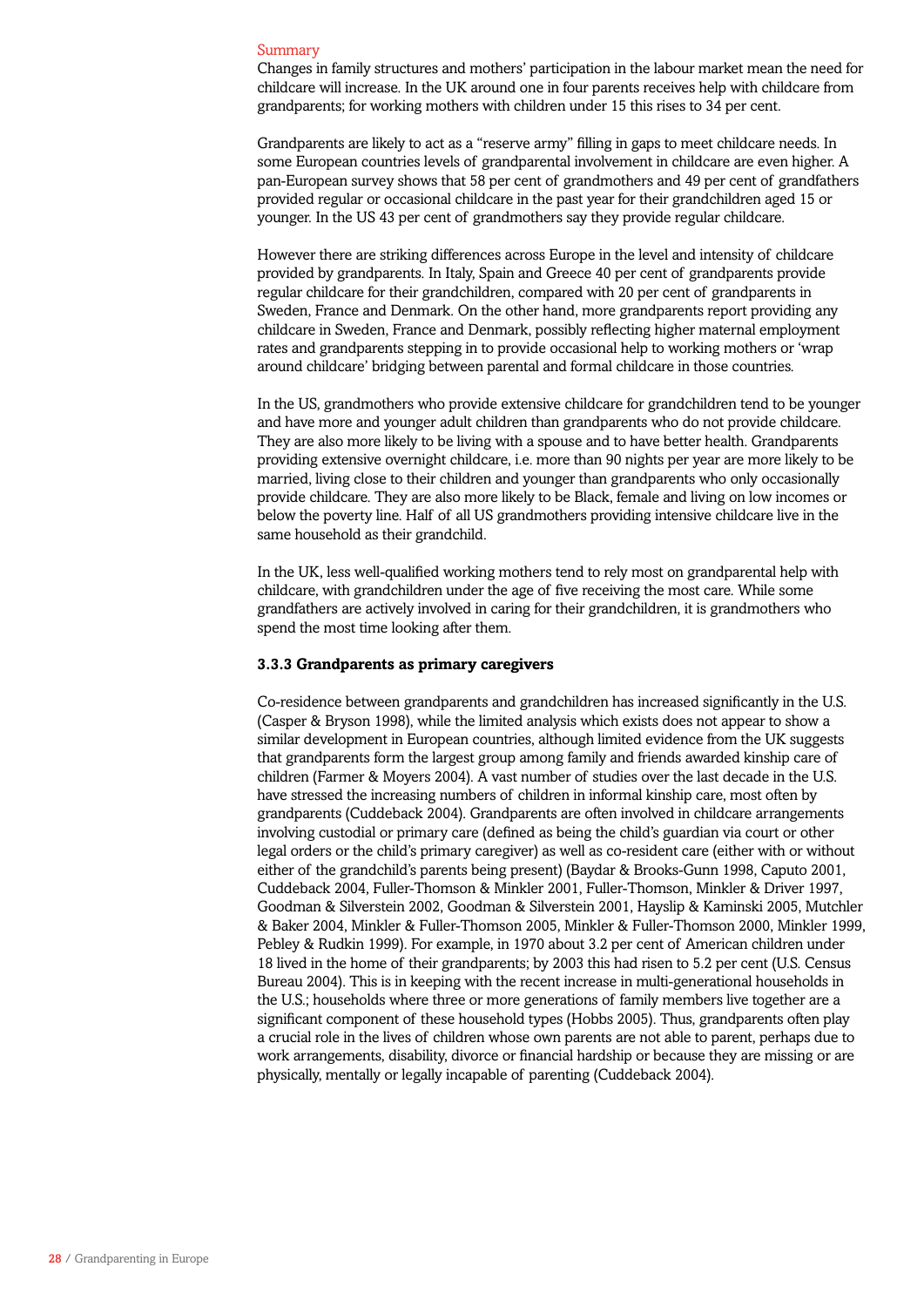Summary

Changes in family structures and mothers' participation in the labour market mean the need for childcare will increase. In the UK around one in four parents receives help with childcare from grandparents; for working mothers with children under 15 this rises to 34 per cent.

Grandparents are likely to act as a "reserve army" filling in gaps to meet childcare needs. In some European countries levels of grandparental involvement in childcare are even higher. A pan-European survey shows that 58 per cent of grandmothers and 49 per cent of grandfathers provided regular or occasional childcare in the past year for their grandchildren aged 15 or younger. In the US 43 per cent of grandmothers say they provide regular childcare.

However there are striking differences across Europe in the level and intensity of childcare provided by grandparents. In Italy, Spain and Greece 40 per cent of grandparents provide regular childcare for their grandchildren, compared with 20 per cent of grandparents in Sweden, France and Denmark. On the other hand, more grandparents report providing any childcare in Sweden, France and Denmark, possibly reflecting higher maternal employment rates and grandparents stepping in to provide occasional help to working mothers or 'wrap around childcare' bridging between parental and formal childcare in those countries.

In the US, grandmothers who provide extensive childcare for grandchildren tend to be younger and have more and younger adult children than grandparents who do not provide childcare. They are also more likely to be living with a spouse and to have better health. Grandparents providing extensive overnight childcare, i.e. more than 90 nights per year are more likely to be married, living close to their children and younger than grandparents who only occasionally provide childcare. They are also more likely to be Black, female and living on low incomes or below the poverty line. Half of all US grandmothers providing intensive childcare live in the same household as their grandchild.

In the UK, less well-qualified working mothers tend to rely most on grandparental help with childcare, with grandchildren under the age of five receiving the most care. While some grandfathers are actively involved in caring for their grandchildren, it is grandmothers who spend the most time looking after them.

### 3.3.3 Grandparents as primary caregivers

Co-residence between grandparents and grandchildren has increased significantly in the U.S. (Casper & Bryson 1998), while the limited analysis which exists does not appear to show a similar development in European countries, although limited evidence from the UK suggests that grandparents form the largest group among family and friends awarded kinship care of children (Farmer & Moyers 2004). A vast number of studies over the last decade in the U.S. have stressed the increasing numbers of children in informal kinship care, most often by grandparents (Cuddeback 2004). Grandparents are often involved in childcare arrangements involving custodial or primary care (defined as being the child's guardian via court or other legal orders or the child's primary caregiver) as well as co-resident care (either with or without either of the grandchild's parents being present) (Baydar & Brooks-Gunn 1998, Caputo 2001, Cuddeback 2004, Fuller-Thomson & Minkler 2001, Fuller-Thomson, Minkler & Driver 1997, Goodman & Silverstein 2002, Goodman & Silverstein 2001, Hayslip & Kaminski 2005, Mutchler & Baker 2004, Minkler & Fuller-Thomson 2005, Minkler & Fuller-Thomson 2000, Minkler 1999, Pebley & Rudkin 1999). For example, in 1970 about 3.2 per cent of American children under 18 lived in the home of their grandparents; by 2003 this had risen to 5.2 per cent (U.S. Census Bureau 2004). This is in keeping with the recent increase in multi-generational households in the U.S.; households where three or more generations of family members live together are a significant component of these household types (Hobbs 2005). Thus, grandparents often play a crucial role in the lives of children whose own parents are not able to parent, perhaps due to work arrangements, disability, divorce or financial hardship or because they are missing or are physically, mentally or legally incapable of parenting (Cuddeback 2004).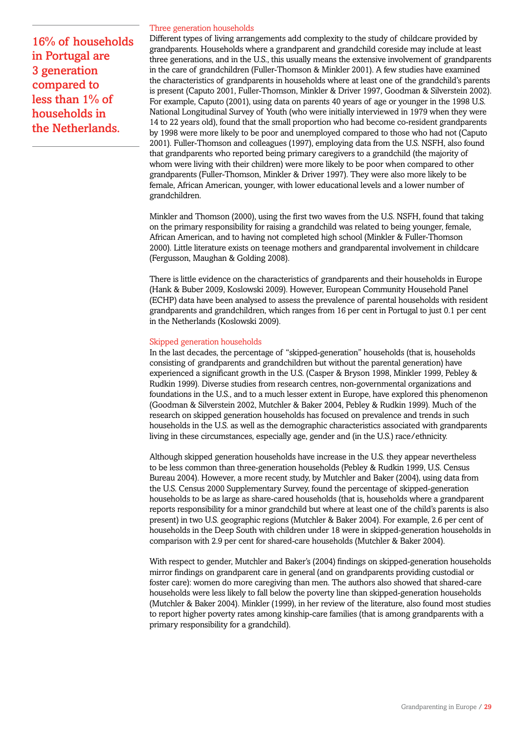**16% of households in Portugal are 3 generation compared to less than 1% of households in the Netherlands.**

### Three generation households

Different types of living arrangements add complexity to the study of childcare provided by grandparents. Households where a grandparent and grandchild coreside may include at least three generations, and in the U.S., this usually means the extensive involvement of grandparents in the care of grandchildren (Fuller-Thomson & Minkler 2001). A few studies have examined the characteristics of grandparents in households where at least one of the grandchild's parents is present (Caputo 2001, Fuller-Thomson, Minkler & Driver 1997, Goodman & Silverstein 2002). For example, Caputo (2001), using data on parents 40 years of age or younger in the 1998 U.S. National Longitudinal Survey of Youth (who were initially interviewed in 1979 when they were 14 to 22 years old), found that the small proportion who had become co-resident grandparents by 1998 were more likely to be poor and unemployed compared to those who had not (Caputo 2001). Fuller-Thomson and colleagues (1997), employing data from the U.S. NSFH, also found that grandparents who reported being primary caregivers to a grandchild (the majority of whom were living with their children) were more likely to be poor when compared to other grandparents (Fuller-Thomson, Minkler & Driver 1997). They were also more likely to be female, African American, younger, with lower educational levels and a lower number of grandchildren.

Minkler and Thomson (2000), using the first two waves from the U.S. NSFH, found that taking on the primary responsibility for raising a grandchild was related to being younger, female, African American, and to having not completed high school (Minkler & Fuller-Thomson 2000). Little literature exists on teenage mothers and grandparental involvement in childcare (Fergusson, Maughan & Golding 2008).

There is little evidence on the characteristics of grandparents and their households in Europe (Hank & Buber 2009, Koslowski 2009). However, European Community Household Panel (ECHP) data have been analysed to assess the prevalence of parental households with resident grandparents and grandchildren, which ranges from 16 per cent in Portugal to just 0.1 per cent in the Netherlands (Koslowski 2009).

### Skipped generation households

In the last decades, the percentage of "skipped-generation" households (that is, households consisting of grandparents and grandchildren but without the parental generation) have experienced a significant growth in the U.S. (Casper & Bryson 1998, Minkler 1999, Pebley & Rudkin 1999). Diverse studies from research centres, non-governmental organizations and foundations in the U.S., and to a much lesser extent in Europe, have explored this phenomenon (Goodman & Silverstein 2002, Mutchler & Baker 2004, Pebley & Rudkin 1999). Much of the research on skipped generation households has focused on prevalence and trends in such households in the U.S. as well as the demographic characteristics associated with grandparents living in these circumstances, especially age, gender and (in the U.S.) race/ethnicity.

Although skipped generation households have increase in the U.S. they appear nevertheless to be less common than three-generation households (Pebley & Rudkin 1999, U.S. Census Bureau 2004). However, a more recent study, by Mutchler and Baker (2004), using data from the U.S. Census 2000 Supplementary Survey, found the percentage of skipped-generation households to be as large as share-cared households (that is, households where a grandparent reports responsibility for a minor grandchild but where at least one of the child's parents is also present) in two U.S. geographic regions (Mutchler & Baker 2004). For example, 2.6 per cent of households in the Deep South with children under 18 were in skipped-generation households in comparison with 2.9 per cent for shared-care households (Mutchler & Baker 2004).

With respect to gender, Mutchler and Baker's (2004) findings on skipped-generation households mirror findings on grandparent care in general (and on grandparents providing custodial or foster care): women do more caregiving than men. The authors also showed that shared-care households were less likely to fall below the poverty line than skipped-generation households (Mutchler & Baker 2004). Minkler (1999), in her review of the literature, also found most studies to report higher poverty rates among kinship-care families (that is among grandparents with a primary responsibility for a grandchild).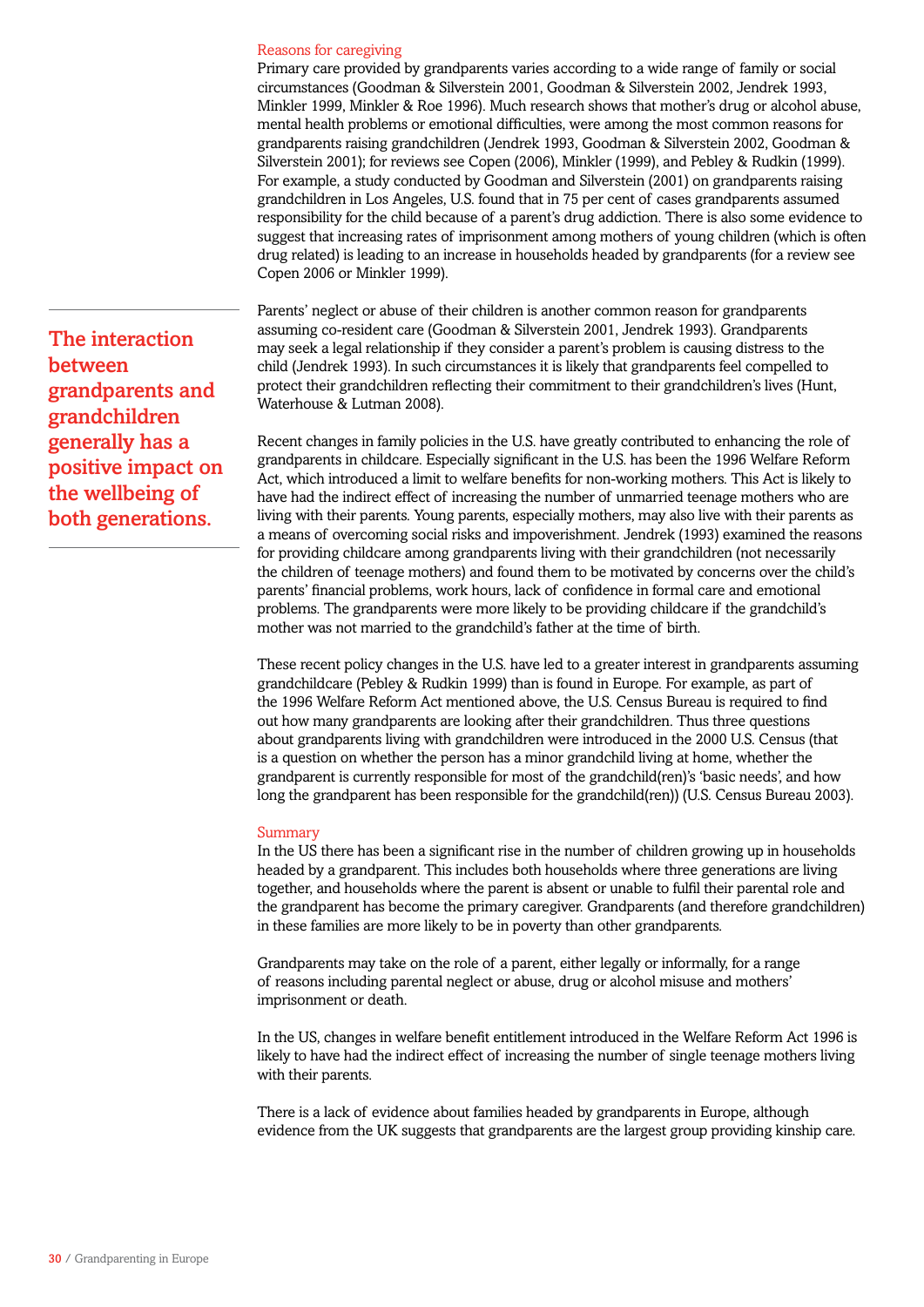### Reasons for caregiving

Primary care provided by grandparents varies according to a wide range of family or social circumstances (Goodman & Silverstein 2001, Goodman & Silverstein 2002, Jendrek 1993, Minkler 1999, Minkler & Roe 1996). Much research shows that mother's drug or alcohol abuse, mental health problems or emotional difficulties, were among the most common reasons for grandparents raising grandchildren (Jendrek 1993, Goodman & Silverstein 2002, Goodman & Silverstein 2001); for reviews see Copen (2006), Minkler (1999), and Pebley & Rudkin (1999). For example, a study conducted by Goodman and Silverstein (2001) on grandparents raising grandchildren in Los Angeles, U.S. found that in 75 per cent of cases grandparents assumed responsibility for the child because of a parent's drug addiction. There is also some evidence to suggest that increasing rates of imprisonment among mothers of young children (which is often drug related) is leading to an increase in households headed by grandparents (for a review see Copen 2006 or Minkler 1999).

**The interaction between grandparents and grandchildren generally has a positive impact on the wellbeing of both generations.**

Parents' neglect or abuse of their children is another common reason for grandparents assuming co-resident care (Goodman & Silverstein 2001, Jendrek 1993). Grandparents may seek a legal relationship if they consider a parent's problem is causing distress to the child (Jendrek 1993). In such circumstances it is likely that grandparents feel compelled to protect their grandchildren reflecting their commitment to their grandchildren's lives (Hunt, Waterhouse & Lutman 2008).

Recent changes in family policies in the U.S. have greatly contributed to enhancing the role of grandparents in childcare. Especially significant in the U.S. has been the 1996 Welfare Reform Act, which introduced a limit to welfare benefits for non-working mothers. This Act is likely to have had the indirect effect of increasing the number of unmarried teenage mothers who are living with their parents. Young parents, especially mothers, may also live with their parents as a means of overcoming social risks and impoverishment. Jendrek (1993) examined the reasons for providing childcare among grandparents living with their grandchildren (not necessarily the children of teenage mothers) and found them to be motivated by concerns over the child's parents' financial problems, work hours, lack of confidence in formal care and emotional problems. The grandparents were more likely to be providing childcare if the grandchild's mother was not married to the grandchild's father at the time of birth.

These recent policy changes in the U.S. have led to a greater interest in grandparents assuming grandchildcare (Pebley & Rudkin 1999) than is found in Europe. For example, as part of the 1996 Welfare Reform Act mentioned above, the U.S. Census Bureau is required to find out how many grandparents are looking after their grandchildren. Thus three questions about grandparents living with grandchildren were introduced in the 2000 U.S. Census (that is a question on whether the person has a minor grandchild living at home, whether the grandparent is currently responsible for most of the grandchild(ren)'s 'basic needs', and how long the grandparent has been responsible for the grandchild(ren)) (U.S. Census Bureau 2003).

### Summary

In the US there has been a significant rise in the number of children growing up in households headed by a grandparent. This includes both households where three generations are living together, and households where the parent is absent or unable to fulfil their parental role and the grandparent has become the primary caregiver. Grandparents (and therefore grandchildren) in these families are more likely to be in poverty than other grandparents.

Grandparents may take on the role of a parent, either legally or informally, for a range of reasons including parental neglect or abuse, drug or alcohol misuse and mothers' imprisonment or death.

In the US, changes in welfare benefit entitlement introduced in the Welfare Reform Act 1996 is likely to have had the indirect effect of increasing the number of single teenage mothers living with their parents.

There is a lack of evidence about families headed by grandparents in Europe, although evidence from the UK suggests that grandparents are the largest group providing kinship care.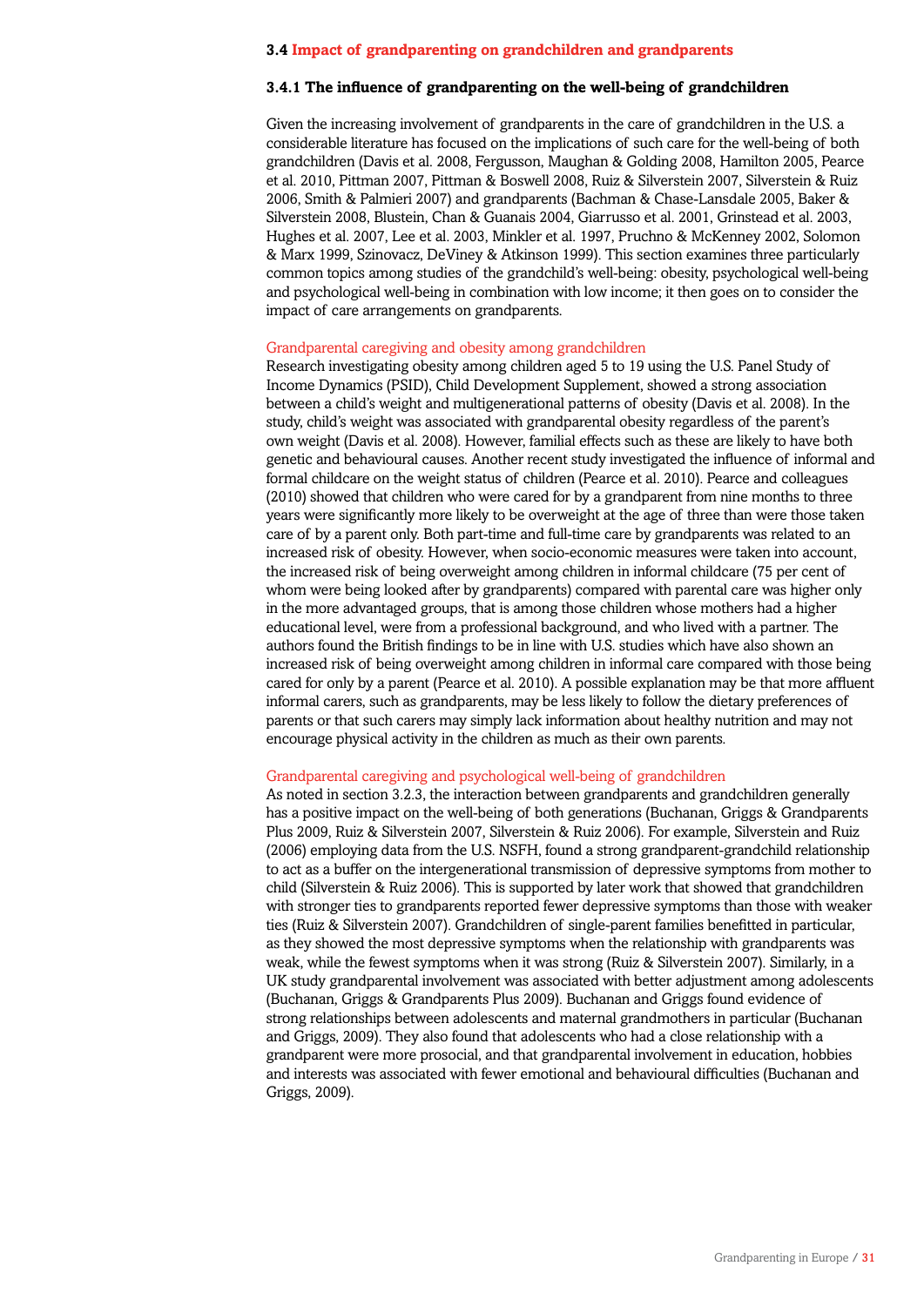### 3.4 Impact of grandparenting on grandchildren and grandparents

#### 3.4.1 The influence of grandparenting on the well-being of grandchildren

Given the increasing involvement of grandparents in the care of grandchildren in the U.S. a considerable literature has focused on the implications of such care for the well-being of both grandchildren (Davis et al. 2008, Fergusson, Maughan & Golding 2008, Hamilton 2005, Pearce et al. 2010, Pittman 2007, Pittman & Boswell 2008, Ruiz & Silverstein 2007, Silverstein & Ruiz 2006, Smith & Palmieri 2007) and grandparents (Bachman & Chase-Lansdale 2005, Baker & Silverstein 2008, Blustein, Chan & Guanais 2004, Giarrusso et al. 2001, Grinstead et al. 2003, Hughes et al. 2007, Lee et al. 2003, Minkler et al. 1997, Pruchno & McKenney 2002, Solomon & Marx 1999, Szinovacz, DeViney & Atkinson 1999). This section examines three particularly common topics among studies of the grandchild's well-being: obesity, psychological well-being and psychological well-being in combination with low income; it then goes on to consider the impact of care arrangements on grandparents.

Grandparental caregiving and obesity among grandchildren

Research investigating obesity among children aged 5 to 19 using the U.S. Panel Study of Income Dynamics (PSID), Child Development Supplement, showed a strong association between a child's weight and multigenerational patterns of obesity (Davis et al. 2008). In the study, child's weight was associated with grandparental obesity regardless of the parent's own weight (Davis et al. 2008). However, familial effects such as these are likely to have both genetic and behavioural causes. Another recent study investigated the influence of informal and formal childcare on the weight status of children (Pearce et al. 2010). Pearce and colleagues (2010) showed that children who were cared for by a grandparent from nine months to three years were significantly more likely to be overweight at the age of three than were those taken care of by a parent only. Both part-time and full-time care by grandparents was related to an increased risk of obesity. However, when socio-economic measures were taken into account, the increased risk of being overweight among children in informal childcare (75 per cent of whom were being looked after by grandparents) compared with parental care was higher only in the more advantaged groups, that is among those children whose mothers had a higher educational level, were from a professional background, and who lived with a partner. The authors found the British findings to be in line with U.S. studies which have also shown an increased risk of being overweight among children in informal care compared with those being cared for only by a parent (Pearce et al. 2010). A possible explanation may be that more affluent informal carers, such as grandparents, may be less likely to follow the dietary preferences of parents or that such carers may simply lack information about healthy nutrition and may not encourage physical activity in the children as much as their own parents.

Grandparental caregiving and psychological well-being of grandchildren

As noted in section 3.2.3, the interaction between grandparents and grandchildren generally has a positive impact on the well-being of both generations (Buchanan, Griggs & Grandparents Plus 2009, Ruiz & Silverstein 2007, Silverstein & Ruiz 2006). For example, Silverstein and Ruiz (2006) employing data from the U.S. NSFH, found a strong grandparent-grandchild relationship to act as a buffer on the intergenerational transmission of depressive symptoms from mother to child (Silverstein & Ruiz 2006). This is supported by later work that showed that grandchildren with stronger ties to grandparents reported fewer depressive symptoms than those with weaker ties (Ruiz & Silverstein 2007). Grandchildren of single-parent families benefitted in particular, as they showed the most depressive symptoms when the relationship with grandparents was weak, while the fewest symptoms when it was strong (Ruiz & Silverstein 2007). Similarly, in a UK study grandparental involvement was associated with better adjustment among adolescents (Buchanan, Griggs & Grandparents Plus 2009). Buchanan and Griggs found evidence of strong relationships between adolescents and maternal grandmothers in particular (Buchanan and Griggs, 2009). They also found that adolescents who had a close relationship with a grandparent were more prosocial, and that grandparental involvement in education, hobbies and interests was associated with fewer emotional and behavioural difficulties (Buchanan and Griggs, 2009).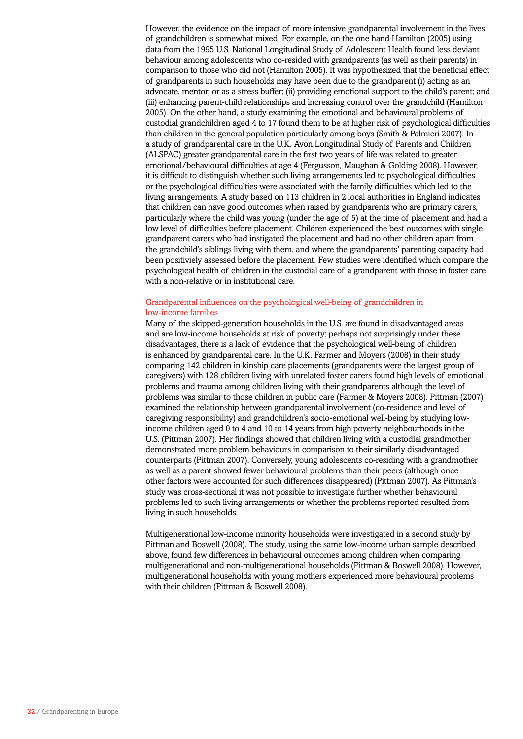However, the evidence on the impact of more intensive grandparental involvement in the lives of grandchildren is somewhat mixed. For example, on the one hand Hamilton (2005) using data from the 1995 U.S. National Longitudinal Study of Adolescent Health found less deviant behaviour among adolescents who co-resided with grandparents (as well as their parents) in comparison to those who did not (Hamilton 2005). It was hypothesized that the beneficial effect of grandparents in such households may have been due to the grandparent (i) acting as an advocate, mentor, or as a stress buffer; (ii) providing emotional support to the child's parent; and (iii) enhancing parent-child relationships and increasing control over the grandchild (Hamilton 2005). On the other hand, a study examining the emotional and behavioural problems of custodial grandchildren aged 4 to 17 found them to be at higher risk of psychological difficulties than children in the general population particularly among boys (Smith & Palmieri 2007). In a study of grandparental care in the U.K. Avon Longitudinal Study of Parents and Children (ALSPAC) greater grandparental care in the first two years of life was related to greater emotional/behavioural difficulties at age 4 (Fergusson, Maughan & Golding 2008). However, it is difficult to distinguish whether such living arrangements led to psychological difficulties or the psychological difficulties were associated with the family difficulties which led to the living arrangements. A study based on 113 children in 2 local authorities in England indicates that children can have good outcomes when raised by grandparents who are primary carers, particularly where the child was young (under the age of 5) at the time of placement and had a low level of difficulties before placement. Children experienced the best outcomes with single grandparent carers who had instigated the placement and had no other children apart from the grandchild's siblings living with them, and where the grandparents' parenting capacity had been positiviely assessed before the placement. Few studies were identified which compare the psychological health of children in the custodial care of a grandparent with those in foster care with a non-relative or in institutional care.

### Grandparental influences on the psychological well-being of grandchildren in low-income families

Many of the skipped-generation households in the U.S. are found in disadvantaged areas and are low-income households at risk of poverty; perhaps not surprisingly under these disadvantages, there is a lack of evidence that the psychological well-being of children is enhanced by grandparental care. In the U.K. Farmer and Moyers (2008) in their study comparing 142 children in kinship care placements (grandparents were the largest group of caregivers) with 128 children living with unrelated foster carers found high levels of emotional problems and trauma among children living with their grandparents although the level of problems was similar to those children in public care (Farmer & Moyers 2008). Pittman (2007) examined the relationship between grandparental involvement (co-residence and level of caregiving responsibility) and grandchildren's socio-emotional well-being by studying low-income children aged 0 to 4 and 10 to 14 years from high poverty neighbourhoods in the U.S. (Pittman 2007). Her findings showed that children living with a custodial grandmother demonstrated more problem behaviours in comparison to their similarly disadvantaged counterparts (Pittman 2007). Conversely, young adolescents co-residing with a grandmother as well as a parent showed fewer behavioural problems than their peers (although once other factors were accounted for such differences disappeared) (Pittman 2007). As Pittman's study was cross-sectional it was not possible to investigate further whether behavioural problems led to such living arrangements or whether the problems reported resulted from living in such households.

Multigenerational low-income minority households were investigated in a second study by Pittman and Boswell (2008). The study, using the same low-income urban sample described above, found few differences in behavioural outcomes among children when comparing multigenerational and non-multigenerational households (Pittman & Boswell 2008). However, multigenerational households with young mothers experienced more behavioural problems with their children (Pittman & Boswell 2008).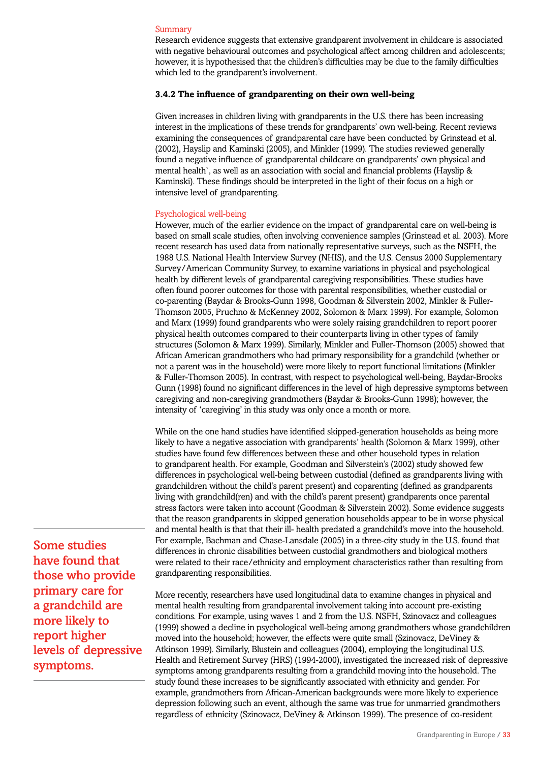Summary

Research evidence suggests that extensive grandparent involvement in childcare is associated with negative behavioural outcomes and psychological affect among children and adolescents; however, it is hypothesised that the children's difficulties may be due to the family difficulties which led to the grandparent's involvement.

### 3.4.2 The influence of grandparenting on their own well-being

Given increases in children living with grandparents in the U.S. there has been increasing interest in the implications of these trends for grandparents' own well-being. Recent reviews examining the consequences of grandparental care have been conducted by Grinstead et al. (2002), Hayslip and Kaminski (2005), and Minkler (1999). The studies reviewed generally found a negative influence of grandparental childcare on grandparents' own physical and mental health`, as well as an association with social and financial problems (Hayslip & Kaminski). These findings should be interpreted in the light of their focus on a high or intensive level of grandparenting.

Psychological well-being

However, much of the earlier evidence on the impact of grandparental care on well-being is based on small scale studies, often involving convenience samples (Grinstead et al. 2003). More recent research has used data from nationally representative surveys, such as the NSFH, the 1988 U.S. National Health Interview Survey (NHIS), and the U.S. Census 2000 Supplementary Survey/American Community Survey, to examine variations in physical and psychological health by different levels of grandparental caregiving responsibilities. These studies have often found poorer outcomes for those with parental responsibilities, whether custodial or co-parenting (Baydar & Brooks-Gunn 1998, Goodman & Silverstein 2002, Minkler & Fuller-Thomson 2005, Pruchno & McKenney 2002, Solomon & Marx 1999). For example, Solomon and Marx (1999) found grandparents who were solely raising grandchildren to report poorer physical health outcomes compared to their counterparts living in other types of family structures (Solomon & Marx 1999). Similarly, Minkler and Fuller-Thomson (2005) showed that African American grandmothers who had primary responsibility for a grandchild (whether or not a parent was in the household) were more likely to report functional limitations (Minkler & Fuller-Thomson 2005). In contrast, with respect to psychological well-being, Baydar-Brooks Gunn (1998) found no significant differences in the level of high depressive symptoms between caregiving and non-caregiving grandmothers (Baydar & Brooks-Gunn 1998); however, the intensity of 'caregiving' in this study was only once a month or more.

While on the one hand studies have identified skipped-generation households as being more likely to have a negative association with grandparents' health (Solomon & Marx 1999), other studies have found few differences between these and other household types in relation to grandparent health. For example, Goodman and Silverstein's (2002) study showed few differences in psychological well-being between custodial (defined as grandparents living with grandchildren without the child's parent present) and coparenting (defined as grandparents living with grandchild(ren) and with the child's parent present) grandparents once parental stress factors were taken into account (Goodman & Silverstein 2002). Some evidence suggests that the reason grandparents in skipped generation households appear to be in worse physical and mental health is that that their ill- health predated a grandchild's move into the household. For example, Bachman and Chase-Lansdale (2005) in a three-city study in the U.S. found that differences in chronic disabilities between custodial grandmothers and biological mothers were related to their race/ethnicity and employment characteristics rather than resulting from grandparenting responsibilities.

**Some studies have found that those who provide primary care for a grandchild are more likely to report higher levels of depressive symptoms.**

More recently, researchers have used longitudinal data to examine changes in physical and mental health resulting from grandparental involvement taking into account pre-existing conditions. For example, using waves 1 and 2 from the U.S. NSFH, Szinovacz and colleagues (1999) showed a decline in psychological well-being among grandmothers whose grandchildren moved into the household; however, the effects were quite small (Szinovacz, DeViney & Atkinson 1999). Similarly, Blustein and colleagues (2004), employing the longitudinal U.S. Health and Retirement Survey (HRS) (1994-2000), investigated the increased risk of depressive symptoms among grandparents resulting from a grandchild moving into the household. The study found these increases to be significantly associated with ethnicity and gender. For example, grandmothers from African-American backgrounds were more likely to experience depression following such an event, although the same was true for unmarried grandmothers regardless of ethnicity (Szinovacz, DeViney & Atkinson 1999). The presence of co-resident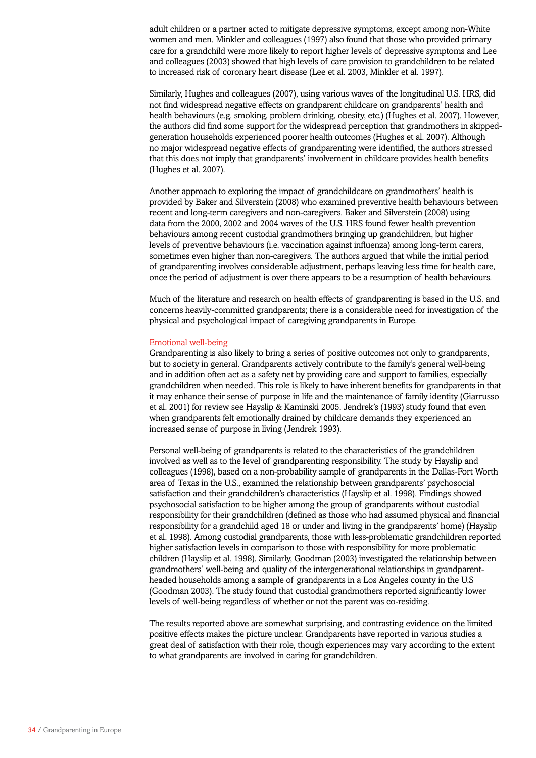adult children or a partner acted to mitigate depressive symptoms, except among non-White women and men. Minkler and colleagues (1997) also found that those who provided primary care for a grandchild were more likely to report higher levels of depressive symptoms and Lee and colleagues (2003) showed that high levels of care provision to grandchildren to be related to increased risk of coronary heart disease (Lee et al. 2003, Minkler et al. 1997).

Similarly, Hughes and colleagues (2007), using various waves of the longitudinal U.S. HRS, did not find widespread negative effects on grandparent childcare on grandparents' health and health behaviours (e.g. smoking, problem drinking, obesity, etc.) (Hughes et al. 2007). However, the authors did find some support for the widespread perception that grandmothers in skipped-generation households experienced poorer health outcomes (Hughes et al. 2007). Although no major widespread negative effects of grandparenting were identified, the authors stressed that this does not imply that grandparents' involvement in childcare provides health benefits (Hughes et al. 2007).

Another approach to exploring the impact of grandchildcare on grandmothers' health is provided by Baker and Silverstein (2008) who examined preventive health behaviours between recent and long-term caregivers and non-caregivers. Baker and Silverstein (2008) using data from the 2000, 2002 and 2004 waves of the U.S. HRS found fewer health prevention behaviours among recent custodial grandmothers bringing up grandchildren, but higher levels of preventive behaviours (i.e. vaccination against influenza) among long-term carers, sometimes even higher than non-caregivers. The authors argued that while the initial period of grandparenting involves considerable adjustment, perhaps leaving less time for health care, once the period of adjustment is over there appears to be a resumption of health behaviours.

Much of the literature and research on health effects of grandparenting is based in the U.S. and concerns heavily-committed grandparents; there is a considerable need for investigation of the physical and psychological impact of caregiving grandparents in Europe.

### Emotional well-being

Grandparenting is also likely to bring a series of positive outcomes not only to grandparents, but to society in general. Grandparents actively contribute to the family's general well-being and in addition often act as a safety net by providing care and support to families, especially grandchildren when needed. This role is likely to have inherent benefits for grandparents in that it may enhance their sense of purpose in life and the maintenance of family identity (Giarrusso et al. 2001) for review see Hayslip & Kaminski 2005. Jendrek's (1993) study found that even when grandparents felt emotionally drained by childcare demands they experienced an increased sense of purpose in living (Jendrek 1993).

Personal well-being of grandparents is related to the characteristics of the grandchildren involved as well as to the level of grandparenting responsibility. The study by Hayslip and colleagues (1998), based on a non-probability sample of grandparents in the Dallas-Fort Worth area of Texas in the U.S., examined the relationship between grandparents' psychosocial satisfaction and their grandchildren's characteristics (Hayslip et al. 1998). Findings showed psychosocial satisfaction to be higher among the group of grandparents without custodial responsibility for their grandchildren (defined as those who had assumed physical and financial responsibility for a grandchild aged 18 or under and living in the grandparents' home) (Hayslip et al. 1998). Among custodial grandparents, those with less-problematic grandchildren reported higher satisfaction levels in comparison to those with responsibility for more problematic children (Hayslip et al. 1998). Similarly, Goodman (2003) investigated the relationship between grandmothers' well-being and quality of the intergenerational relationships in grandparent-headed households among a sample of grandparents in a Los Angeles county in the U.S (Goodman 2003). The study found that custodial grandmothers reported significantly lower levels of well-being regardless of whether or not the parent was co-residing.

The results reported above are somewhat surprising, and contrasting evidence on the limited positive effects makes the picture unclear. Grandparents have reported in various studies a great deal of satisfaction with their role, though experiences may vary according to the extent to what grandparents are involved in caring for grandchildren.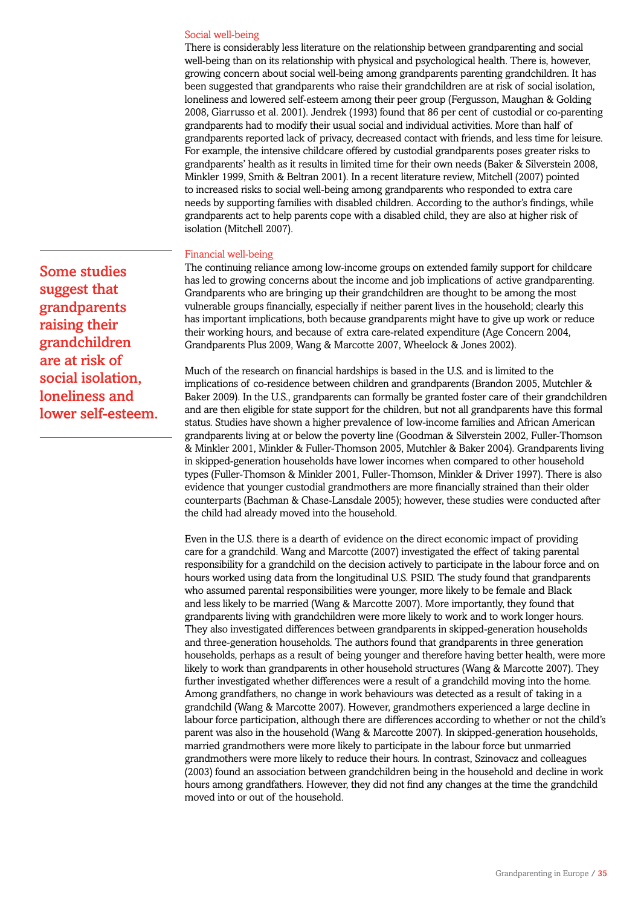### Social well-being

There is considerably less literature on the relationship between grandparenting and social well-being than on its relationship with physical and psychological health. There is, however, growing concern about social well-being among grandparents parenting grandchildren. It has been suggested that grandparents who raise their grandchildren are at risk of social isolation, loneliness and lowered self-esteem among their peer group (Fergusson, Maughan & Golding 2008, Giarrusso et al. 2001). Jendrek (1993) found that 86 per cent of custodial or co-parenting grandparents had to modify their usual social and individual activities. More than half of grandparents reported lack of privacy, decreased contact with friends, and less time for leisure. For example, the intensive childcare offered by custodial grandparents poses greater risks to grandparents' health as it results in limited time for their own needs (Baker & Silverstein 2008, Minkler 1999, Smith & Beltran 2001). In a recent literature review, Mitchell (2007) pointed to increased risks to social well-being among grandparents who responded to extra care needs by supporting families with disabled children. According to the author's findings, while grandparents act to help parents cope with a disabled child, they are also at higher risk of isolation (Mitchell 2007).

**Some studies suggest that grandparents raising their grandchildren are at risk of social isolation, loneliness and lower self-esteem.**

### Financial well-being

The continuing reliance among low-income groups on extended family support for childcare has led to growing concerns about the income and job implications of active grandparenting. Grandparents who are bringing up their grandchildren are thought to be among the most vulnerable groups financially, especially if neither parent lives in the household; clearly this has important implications, both because grandparents might have to give up work or reduce their working hours, and because of extra care-related expenditure (Age Concern 2004, Grandparents Plus 2009, Wang & Marcotte 2007, Wheelock & Jones 2002).

Much of the research on financial hardships is based in the U.S. and is limited to the implications of co-residence between children and grandparents (Brandon 2005, Mutchler & Baker 2009). In the U.S., grandparents can formally be granted foster care of their grandchildren and are then eligible for state support for the children, but not all grandparents have this formal status. Studies have shown a higher prevalence of low-income families and African American grandparents living at or below the poverty line (Goodman & Silverstein 2002, Fuller-Thomson & Minkler 2001, Minkler & Fuller-Thomson 2005, Mutchler & Baker 2004). Grandparents living in skipped-generation households have lower incomes when compared to other household types (Fuller-Thomson & Minkler 2001, Fuller-Thomson, Minkler & Driver 1997). There is also evidence that younger custodial grandmothers are more financially strained than their older counterparts (Bachman & Chase-Lansdale 2005); however, these studies were conducted after the child had already moved into the household.

Even in the U.S. there is a dearth of evidence on the direct economic impact of providing care for a grandchild. Wang and Marcotte (2007) investigated the effect of taking parental responsibility for a grandchild on the decision actively to participate in the labour force and on hours worked using data from the longitudinal U.S. PSID. The study found that grandparents who assumed parental responsibilities were younger, more likely to be female and Black and less likely to be married (Wang & Marcotte 2007). More importantly, they found that grandparents living with grandchildren were more likely to work and to work longer hours. They also investigated differences between grandparents in skipped-generation households and three-generation households. The authors found that grandparents in three generation households, perhaps as a result of being younger and therefore having better health, were more likely to work than grandparents in other household structures (Wang & Marcotte 2007). They further investigated whether differences were a result of a grandchild moving into the home. Among grandfathers, no change in work behaviours was detected as a result of taking in a grandchild (Wang & Marcotte 2007). However, grandmothers experienced a large decline in labour force participation, although there are differences according to whether or not the child's parent was also in the household (Wang & Marcotte 2007). In skipped-generation households, married grandmothers were more likely to participate in the labour force but unmarried grandmothers were more likely to reduce their hours. In contrast, Szinovacz and colleagues (2003) found an association between grandchildren being in the household and decline in work hours among grandfathers. However, they did not find any changes at the time the grandchild moved into or out of the household.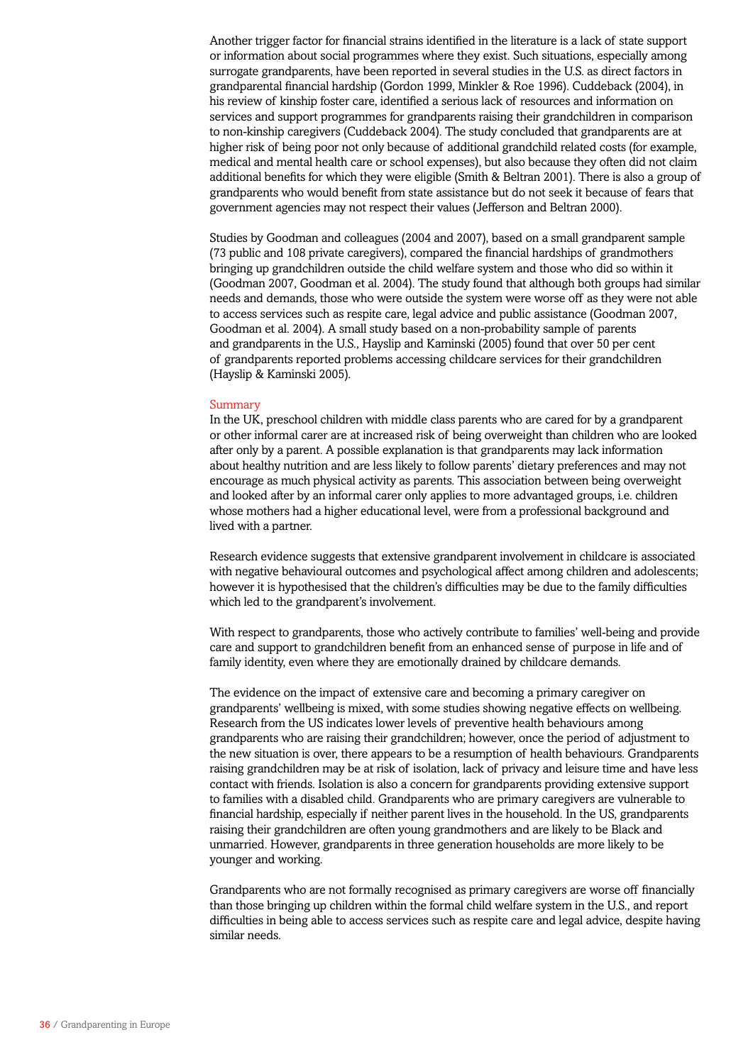Another trigger factor for financial strains identified in the literature is a lack of state support or information about social programmes where they exist. Such situations, especially among surrogate grandparents, have been reported in several studies in the U.S. as direct factors in grandparental financial hardship (Gordon 1999, Minkler & Roe 1996). Cuddeback (2004), in his review of kinship foster care, identified a serious lack of resources and information on services and support programmes for grandparents raising their grandchildren in comparison to non-kinship caregivers (Cuddeback 2004). The study concluded that grandparents are at higher risk of being poor not only because of additional grandchild related costs (for example, medical and mental health care or school expenses), but also because they often did not claim additional benefits for which they were eligible (Smith & Beltran 2001). There is also a group of grandparents who would benefit from state assistance but do not seek it because of fears that government agencies may not respect their values (Jefferson and Beltran 2000).

Studies by Goodman and colleagues (2004 and 2007), based on a small grandparent sample (73 public and 108 private caregivers), compared the financial hardships of grandmothers bringing up grandchildren outside the child welfare system and those who did so within it (Goodman 2007, Goodman et al. 2004). The study found that although both groups had similar needs and demands, those who were outside the system were worse off as they were not able to access services such as respite care, legal advice and public assistance (Goodman 2007, Goodman et al. 2004). A small study based on a non-probability sample of parents and grandparents in the U.S., Hayslip and Kaminski (2005) found that over 50 per cent of grandparents reported problems accessing childcare services for their grandchildren (Hayslip & Kaminski 2005).

### Summary

In the UK, preschool children with middle class parents who are cared for by a grandparent or other informal carer are at increased risk of being overweight than children who are looked after only by a parent. A possible explanation is that grandparents may lack information about healthy nutrition and are less likely to follow parents' dietary preferences and may not encourage as much physical activity as parents. This association between being overweight and looked after by an informal carer only applies to more advantaged groups, i.e. children whose mothers had a higher educational level, were from a professional background and lived with a partner.

Research evidence suggests that extensive grandparent involvement in childcare is associated with negative behavioural outcomes and psychological affect among children and adolescents; however it is hypothesised that the children's difficulties may be due to the family difficulties which led to the grandparent's involvement.

With respect to grandparents, those who actively contribute to families' well-being and provide care and support to grandchildren benefit from an enhanced sense of purpose in life and of family identity, even where they are emotionally drained by childcare demands.

The evidence on the impact of extensive care and becoming a primary caregiver on grandparents' wellbeing is mixed, with some studies showing negative effects on wellbeing. Research from the US indicates lower levels of preventive health behaviours among grandparents who are raising their grandchildren; however, once the period of adjustment to the new situation is over, there appears to be a resumption of health behaviours. Grandparents raising grandchildren may be at risk of isolation, lack of privacy and leisure time and have less contact with friends. Isolation is also a concern for grandparents providing extensive support to families with a disabled child. Grandparents who are primary caregivers are vulnerable to financial hardship, especially if neither parent lives in the household. In the US, grandparents raising their grandchildren are often young grandmothers and are likely to be Black and unmarried. However, grandparents in three generation households are more likely to be younger and working.

Grandparents who are not formally recognised as primary caregivers are worse off financially than those bringing up children within the formal child welfare system in the U.S., and report difficulties in being able to access services such as respite care and legal advice, despite having similar needs.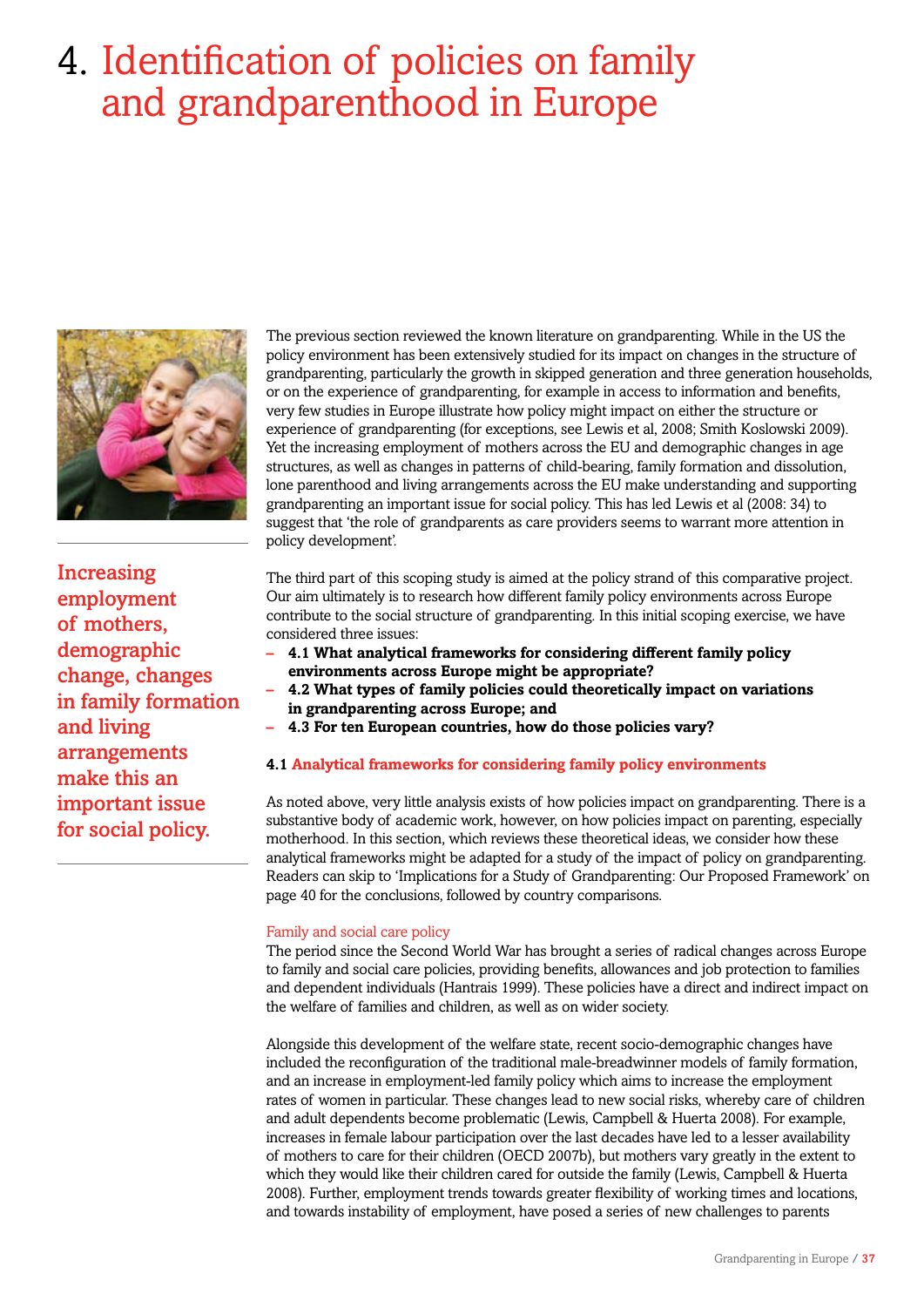# 4. Identification of policies on family and grandparenthood in Europe

**Increasing employment of mothers, demographic change, changes in family formation and living arrangements make this an important issue for social policy.**

The previous section reviewed the known literature on grandparenting. While in the US the policy environment has been extensively studied for its impact on changes in the structure of grandparenting, particularly the growth in skipped generation and three generation households, or on the experience of grandparenting, for example in access to information and benefits, very few studies in Europe illustrate how policy might impact on either the structure or experience of grandparenting (for exceptions, see Lewis et al, 2008; Smith Koslowski 2009). Yet the increasing employment of mothers across the EU and demographic changes in age structures, as well as changes in patterns of child-bearing, family formation and dissolution, lone parenthood and living arrangements across the EU make understanding and supporting grandparenting an important issue for social policy. This has led Lewis et al (2008: 34) to suggest that 'the role of grandparents as care providers seems to warrant more attention in policy development'.

The third part of this scoping study is aimed at the policy strand of this comparative project. Our aim ultimately is to research how different family policy environments across Europe contribute to the social structure of grandparenting. In this initial scoping exercise, we have considered three issues:

- **4.1 What analytical frameworks for considering different family policy environments across Europe might be appropriate?**
- **4.2 What types of family policies could theoretically impact on variations in grandparenting across Europe; and**
- **4.3 For ten European countries, how do those policies vary?**

## 4.1 Analytical frameworks for considering family policy environments

As noted above, very little analysis exists of how policies impact on grandparenting. There is a substantive body of academic work, however, on how policies impact on parenting, especially motherhood. In this section, which reviews these theoretical ideas, we consider how these analytical frameworks might be adapted for a study of the impact of policy on grandparenting. Readers can skip to 'Implications for a Study of Grandparenting: Our Proposed Framework' on page 40 for the conclusions, followed by country comparisons.

### Family and social care policy

The period since the Second World War has brought a series of radical changes across Europe to family and social care policies, providing benefits, allowances and job protection to families and dependent individuals (Hantrais 1999). These policies have a direct and indirect impact on the welfare of families and children, as well as on wider society.

Alongside this development of the welfare state, recent socio-demographic changes have included the reconfiguration of the traditional male-breadwinner models of family formation, and an increase in employment-led family policy which aims to increase the employment rates of women in particular. These changes lead to new social risks, whereby care of children and adult dependents become problematic (Lewis, Campbell & Huerta 2008). For example, increases in female labour participation over the last decades have led to a lesser availability of mothers to care for their children (OECD 2007b), but mothers vary greatly in the extent to which they would like their children cared for outside the family (Lewis, Campbell & Huerta 2008). Further, employment trends towards greater flexibility of working times and locations, and towards instability of employment, have posed a series of new challenges to parents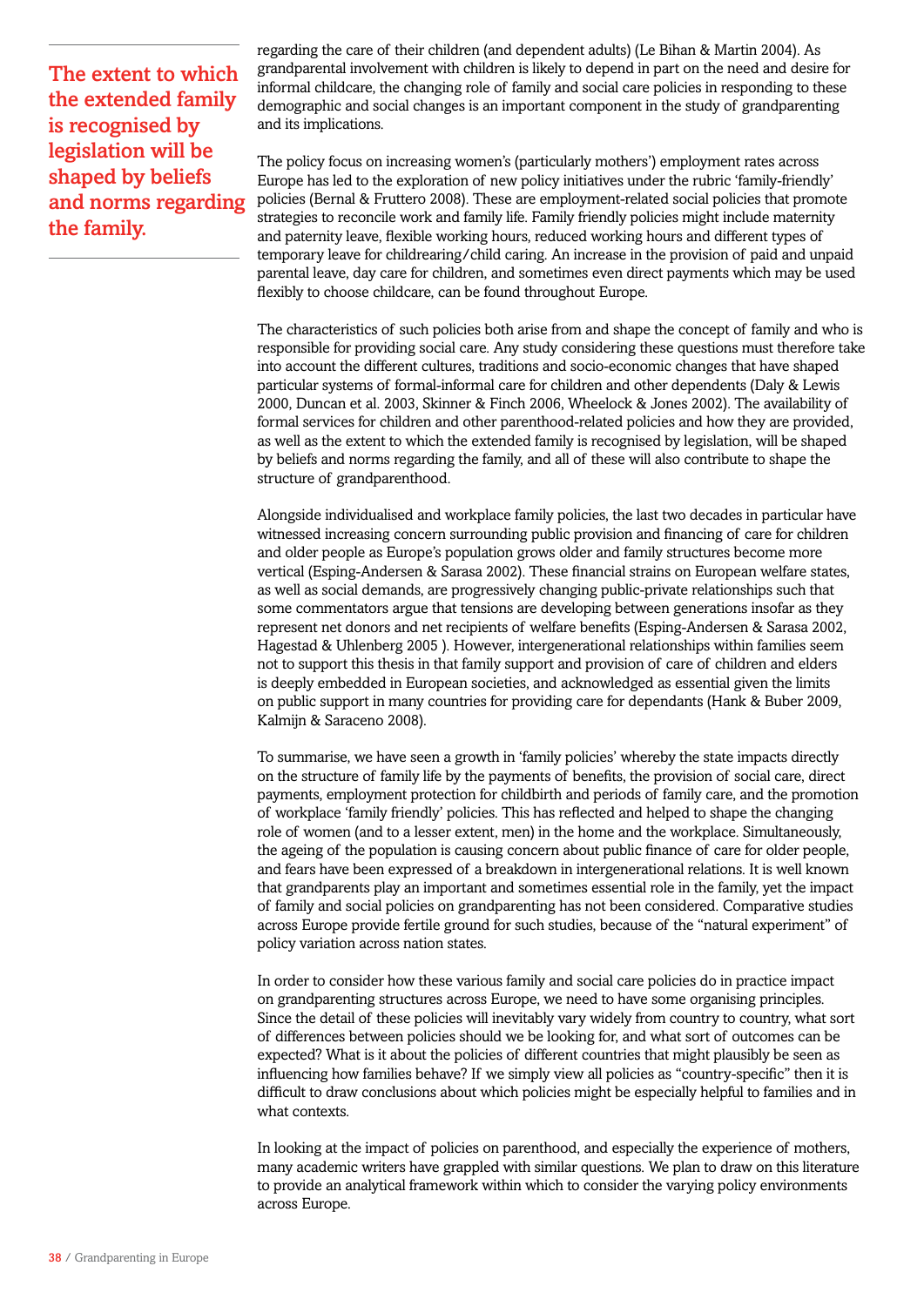> **The extent to which the extended family is recognised by legislation will be shaped by beliefs and norms regarding the family.**

regarding the care of their children (and dependent adults) (Le Bihan & Martin 2004). As grandparental involvement with children is likely to depend in part on the need and desire for informal childcare, the changing role of family and social care policies in responding to these demographic and social changes is an important component in the study of grandparenting and its implications.

The policy focus on increasing women's (particularly mothers') employment rates across Europe has led to the exploration of new policy initiatives under the rubric 'family-friendly' policies (Bernal & Fruttero 2008). These are employment-related social policies that promote strategies to reconcile work and family life. Family friendly policies might include maternity and paternity leave, flexible working hours, reduced working hours and different types of temporary leave for childrearing/child caring. An increase in the provision of paid and unpaid parental leave, day care for children, and sometimes even direct payments which may be used flexibly to choose childcare, can be found throughout Europe.

The characteristics of such policies both arise from and shape the concept of family and who is responsible for providing social care. Any study considering these questions must therefore take into account the different cultures, traditions and socio-economic changes that have shaped particular systems of formal-informal care for children and other dependents (Daly & Lewis 2000, Duncan et al. 2003, Skinner & Finch 2006, Wheelock & Jones 2002). The availability of formal services for children and other parenthood-related policies and how they are provided, as well as the extent to which the extended family is recognised by legislation, will be shaped by beliefs and norms regarding the family, and all of these will also contribute to shape the structure of grandparenthood.

Alongside individualised and workplace family policies, the last two decades in particular have witnessed increasing concern surrounding public provision and financing of care for children and older people as Europe's population grows older and family structures become more vertical (Esping-Andersen & Sarasa 2002). These financial strains on European welfare states, as well as social demands, are progressively changing public-private relationships such that some commentators argue that tensions are developing between generations insofar as they represent net donors and net recipients of welfare benefits (Esping-Andersen & Sarasa 2002, Hagestad & Uhlenberg 2005 ). However, intergenerational relationships within families seem not to support this thesis in that family support and provision of care of children and elders is deeply embedded in European societies, and acknowledged as essential given the limits on public support in many countries for providing care for dependants (Hank & Buber 2009, Kalmijn & Saraceno 2008).

To summarise, we have seen a growth in 'family policies' whereby the state impacts directly on the structure of family life by the payments of benefits, the provision of social care, direct payments, employment protection for childbirth and periods of family care, and the promotion of workplace 'family friendly' policies. This has reflected and helped to shape the changing role of women (and to a lesser extent, men) in the home and the workplace. Simultaneously, the ageing of the population is causing concern about public finance of care for older people, and fears have been expressed of a breakdown in intergenerational relations. It is well known that grandparents play an important and sometimes essential role in the family, yet the impact of family and social policies on grandparenting has not been considered. Comparative studies across Europe provide fertile ground for such studies, because of the "natural experiment" of policy variation across nation states.

In order to consider how these various family and social care policies do in practice impact on grandparenting structures across Europe, we need to have some organising principles. Since the detail of these policies will inevitably vary widely from country to country, what sort of differences between policies should we be looking for, and what sort of outcomes can be expected? What is it about the policies of different countries that might plausibly be seen as influencing how families behave? If we simply view all policies as "country-specific" then it is difficult to draw conclusions about which policies might be especially helpful to families and in what contexts.

In looking at the impact of policies on parenthood, and especially the experience of mothers, many academic writers have grappled with similar questions. We plan to draw on this literature to provide an analytical framework within which to consider the varying policy environments across Europe.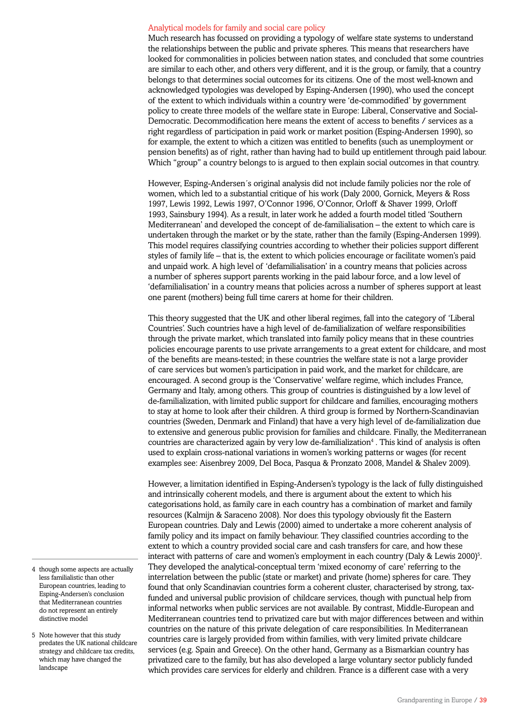### Analytical models for family and social care policy

Much research has focussed on providing a typology of welfare state systems to understand the relationships between the public and private spheres. This means that researchers have looked for commonalities in policies between nation states, and concluded that some countries are similar to each other, and others very different, and it is the group, or family, that a country belongs to that determines social outcomes for its citizens. One of the most well-known and acknowledged typologies was developed by Esping-Andersen (1990), who used the concept of the extent to which individuals within a country were 'de-commodified' by government policy to create three models of the welfare state in Europe: Liberal, Conservative and Social-Democratic. Decommodification here means the extent of access to benefits / services as a right regardless of participation in paid work or market position (Esping-Andersen 1990), so for example, the extent to which a citizen was entitled to benefits (such as unemployment or pension benefits) as of right, rather than having had to build up entitlement through paid labour. Which "group" a country belongs to is argued to then explain social outcomes in that country.

However, Esping-Andersen´s original analysis did not include family policies nor the role of women, which led to a substantial critique of his work (Daly 2000, Gornick, Meyers & Ross 1997, Lewis 1992, Lewis 1997, O'Connor 1996, O'Connor, Orloff & Shaver 1999, Orloff 1993, Sainsbury 1994). As a result, in later work he added a fourth model titled 'Southern Mediterranean' and developed the concept of de-familialisation – the extent to which care is undertaken through the market or by the state, rather than the family (Esping-Andersen 1999). This model requires classifying countries according to whether their policies support different styles of family life – that is, the extent to which policies encourage or facilitate women's paid and unpaid work. A high level of 'defamilialisation' in a country means that policies across a number of spheres support parents working in the paid labour force, and a low level of 'defamilialisation' in a country means that policies across a number of spheres support at least one parent (mothers) being full time carers at home for their children.

This theory suggested that the UK and other liberal regimes, fall into the category of 'Liberal Countries'. Such countries have a high level of de-familialization of welfare responsibilities through the private market, which translated into family policy means that in these countries policies encourage parents to use private arrangements to a great extent for childcare, and most of the benefits are means-tested; in these countries the welfare state is not a large provider of care services but women's participation in paid work, and the market for childcare, are encouraged. A second group is the 'Conservative' welfare regime, which includes France, Germany and Italy, among others. This group of countries is distinguished by a low level of de-familialization, with limited public support for childcare and families, encouraging mothers to stay at home to look after their children. A third group is formed by Northern-Scandinavian countries (Sweden, Denmark and Finland) that have a very high level of de-familialization due to extensive and generous public provision for families and childcare. Finally, the Mediterranean countries are characterized again by very low de-familialization[4] . This kind of analysis is often used to explain cross-national variations in women's working patterns or wages (for recent examples see: Aisenbrey 2009, Del Boca, Pasqua & Pronzato 2008, Mandel & Shalev 2009).

However, a limitation identified in Esping-Andersen's typology is the lack of fully distinguished and intrinsically coherent models, and there is argument about the extent to which his categorisations hold, as family care in each country has a combination of market and family resources (Kalmijn & Saraceno 2008). Nor does this typology obviously fit the Eastern European countries. Daly and Lewis (2000) aimed to undertake a more coherent analysis of family policy and its impact on family behaviour. They classified countries according to the extent to which a country provided social care and cash transfers for care, and how these interact with patterns of care and women's employment in each country (Daly & Lewis 2000)[5]. They developed the analytical-conceptual term 'mixed economy of care' referring to the interrelation between the public (state or market) and private (home) spheres for care. They found that only Scandinavian countries form a coherent cluster, characterised by strong, tax-funded and universal public provision of childcare services, though with punctual help from informal networks when public services are not available. By contrast, Middle-European and Mediterranean countries tend to privatized care but with major differences between and within countries on the nature of this private delegation of care responsibilities. In Mediterranean countries care is largely provided from within families, with very limited private childcare services (e.g. Spain and Greece). On the other hand, Germany as a Bismarkian country has privatized care to the family, but has also developed a large voluntary sector publicly funded which provides care services for elderly and children. France is a different case with a very

4 though some aspects are actually less familialistic than other European countries, leading to Esping-Andersen's conclusion that Mediterranean countries do not represent an entirely distinctive model

5 Note however that this study predates the UK national childcare strategy and childcare tax credits, which may have changed the landscape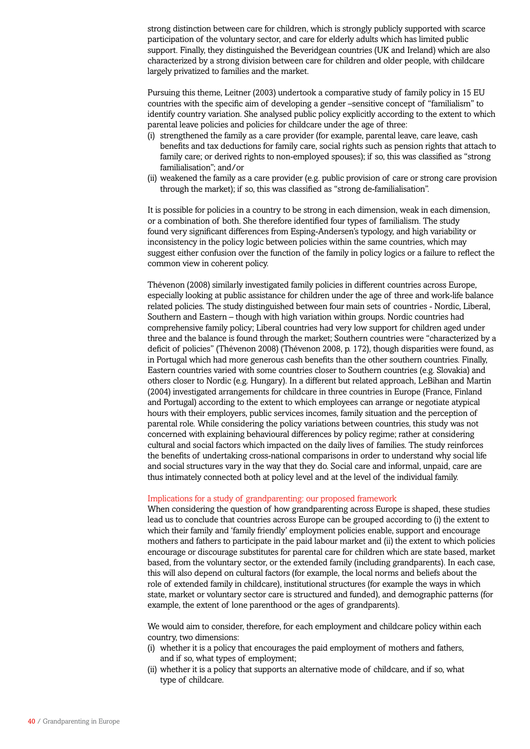strong distinction between care for children, which is strongly publicly supported with scarce participation of the voluntary sector, and care for elderly adults which has limited public support. Finally, they distinguished the Beveridgean countries (UK and Ireland) which are also characterized by a strong division between care for children and older people, with childcare largely privatized to families and the market.

Pursuing this theme, Leitner (2003) undertook a comparative study of family policy in 15 EU countries with the specific aim of developing a gender –sensitive concept of "familialism" to identify country variation. She analysed public policy explicitly according to the extent to which parental leave policies and policies for childcare under the age of three:

(i) strengthened the family as a care provider (for example, parental leave, care leave, cash benefits and tax deductions for family care, social rights such as pension rights that attach to family care; or derived rights to non-employed spouses); if so, this was classified as "strong familialisation"; and/or
(ii) weakened the family as a care provider (e.g. public provision of care or strong care provision through the market); if so, this was classified as "strong de-familialisation".

It is possible for policies in a country to be strong in each dimension, weak in each dimension, or a combination of both. She therefore identified four types of familialism. The study found very significant differences from Esping-Andersen's typology, and high variability or inconsistency in the policy logic between policies within the same countries, which may suggest either confusion over the function of the family in policy logics or a failure to reflect the common view in coherent policy.

Thévenon (2008) similarly investigated family policies in different countries across Europe, especially looking at public assistance for children under the age of three and work-life balance related policies. The study distinguished between four main sets of countries - Nordic, Liberal, Southern and Eastern – though with high variation within groups. Nordic countries had comprehensive family policy; Liberal countries had very low support for children aged under three and the balance is found through the market; Southern countries were "characterized by a deficit of policies" (Thévenon 2008) (Thévenon 2008, p. 172), though disparities were found, as in Portugal which had more generous cash benefits than the other southern countries. Finally, Eastern countries varied with some countries closer to Southern countries (e.g. Slovakia) and others closer to Nordic (e.g. Hungary). In a different but related approach, LeBihan and Martin (2004) investigated arrangements for childcare in three countries in Europe (France, Finland and Portugal) according to the extent to which employees can arrange or negotiate atypical hours with their employers, public services incomes, family situation and the perception of parental role. While considering the policy variations between countries, this study was not concerned with explaining behavioural differences by policy regime; rather at considering cultural and social factors which impacted on the daily lives of families. The study reinforces the benefits of undertaking cross-national comparisons in order to understand why social life and social structures vary in the way that they do. Social care and informal, unpaid, care are thus intimately connected both at policy level and at the level of the individual family.

### Implications for a study of grandparenting: our proposed framework

When considering the question of how grandparenting across Europe is shaped, these studies lead us to conclude that countries across Europe can be grouped according to (i) the extent to which their family and 'family friendly' employment policies enable, support and encourage mothers and fathers to participate in the paid labour market and (ii) the extent to which policies encourage or discourage substitutes for parental care for children which are state based, market based, from the voluntary sector, or the extended family (including grandparents). In each case, this will also depend on cultural factors (for example, the local norms and beliefs about the role of extended family in childcare), institutional structures (for example the ways in which state, market or voluntary sector care is structured and funded), and demographic patterns (for example, the extent of lone parenthood or the ages of grandparents).

We would aim to consider, therefore, for each employment and childcare policy within each country, two dimensions:

(i) whether it is a policy that encourages the paid employment of mothers and fathers, and if so, what types of employment;
(ii) whether it is a policy that supports an alternative mode of childcare, and if so, what type of childcare.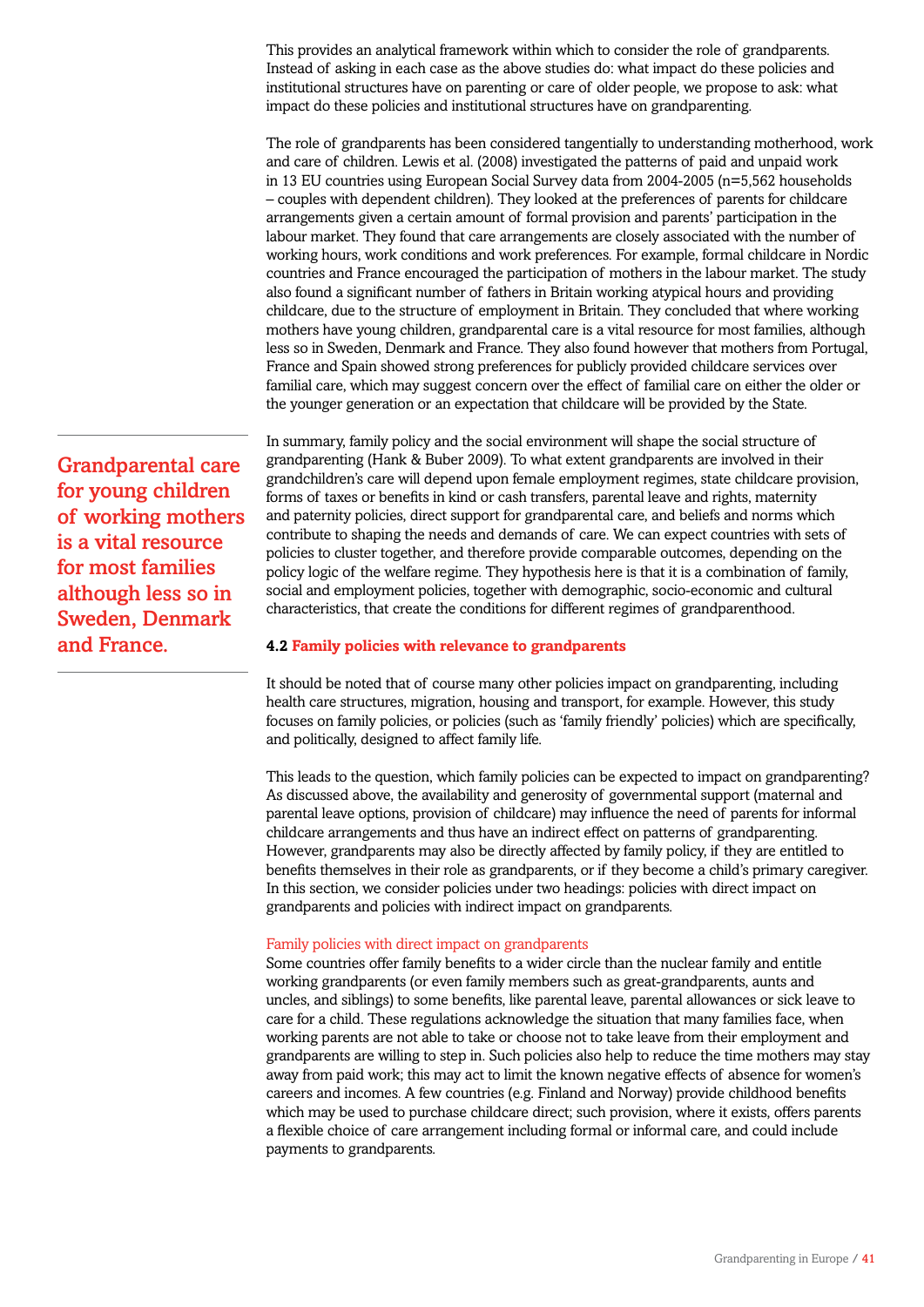This provides an analytical framework within which to consider the role of grandparents. Instead of asking in each case as the above studies do: what impact do these policies and institutional structures have on parenting or care of older people, we propose to ask: what impact do these policies and institutional structures have on grandparenting.

The role of grandparents has been considered tangentially to understanding motherhood, work and care of children. Lewis et al. (2008) investigated the patterns of paid and unpaid work in 13 EU countries using European Social Survey data from 2004-2005 (n=5,562 households – couples with dependent children). They looked at the preferences of parents for childcare arrangements given a certain amount of formal provision and parents' participation in the labour market. They found that care arrangements are closely associated with the number of working hours, work conditions and work preferences. For example, formal childcare in Nordic countries and France encouraged the participation of mothers in the labour market. The study also found a significant number of fathers in Britain working atypical hours and providing childcare, due to the structure of employment in Britain. They concluded that where working mothers have young children, grandparental care is a vital resource for most families, although less so in Sweden, Denmark and France. They also found however that mothers from Portugal, France and Spain showed strong preferences for publicly provided childcare services over familial care, which may suggest concern over the effect of familial care on either the older or the younger generation or an expectation that childcare will be provided by the State.

In summary, family policy and the social environment will shape the social structure of grandparenting (Hank & Buber 2009). To what extent grandparents are involved in their grandchildren's care will depend upon female employment regimes, state childcare provision, forms of taxes or benefits in kind or cash transfers, parental leave and rights, maternity and paternity policies, direct support for grandparental care, and beliefs and norms which contribute to shaping the needs and demands of care. We can expect countries with sets of policies to cluster together, and therefore provide comparable outcomes, depending on the policy logic of the welfare regime. They hypothesis here is that it is a combination of family, social and employment policies, together with demographic, socio-economic and cultural characteristics, that create the conditions for different regimes of grandparenthood.

> **Grandparental care for young children of working mothers is a vital resource for most families although less so in Sweden, Denmark and France.**

### 4.2 Family policies with relevance to grandparents

It should be noted that of course many other policies impact on grandparenting, including health care structures, migration, housing and transport, for example. However, this study focuses on family policies, or policies (such as 'family friendly' policies) which are specifically, and politically, designed to affect family life.

This leads to the question, which family policies can be expected to impact on grandparenting? As discussed above, the availability and generosity of governmental support (maternal and parental leave options, provision of childcare) may influence the need of parents for informal childcare arrangements and thus have an indirect effect on patterns of grandparenting. However, grandparents may also be directly affected by family policy, if they are entitled to benefits themselves in their role as grandparents, or if they become a child's primary caregiver. In this section, we consider policies under two headings: policies with direct impact on grandparents and policies with indirect impact on grandparents.

#### Family policies with direct impact on grandparents

Some countries offer family benefits to a wider circle than the nuclear family and entitle working grandparents (or even family members such as great-grandparents, aunts and uncles, and siblings) to some benefits, like parental leave, parental allowances or sick leave to care for a child. These regulations acknowledge the situation that many families face, when working parents are not able to take or choose not to take leave from their employment and grandparents are willing to step in. Such policies also help to reduce the time mothers may stay away from paid work; this may act to limit the known negative effects of absence for women's careers and incomes. A few countries (e.g. Finland and Norway) provide childhood benefits which may be used to purchase childcare direct; such provision, where it exists, offers parents a flexible choice of care arrangement including formal or informal care, and could include payments to grandparents.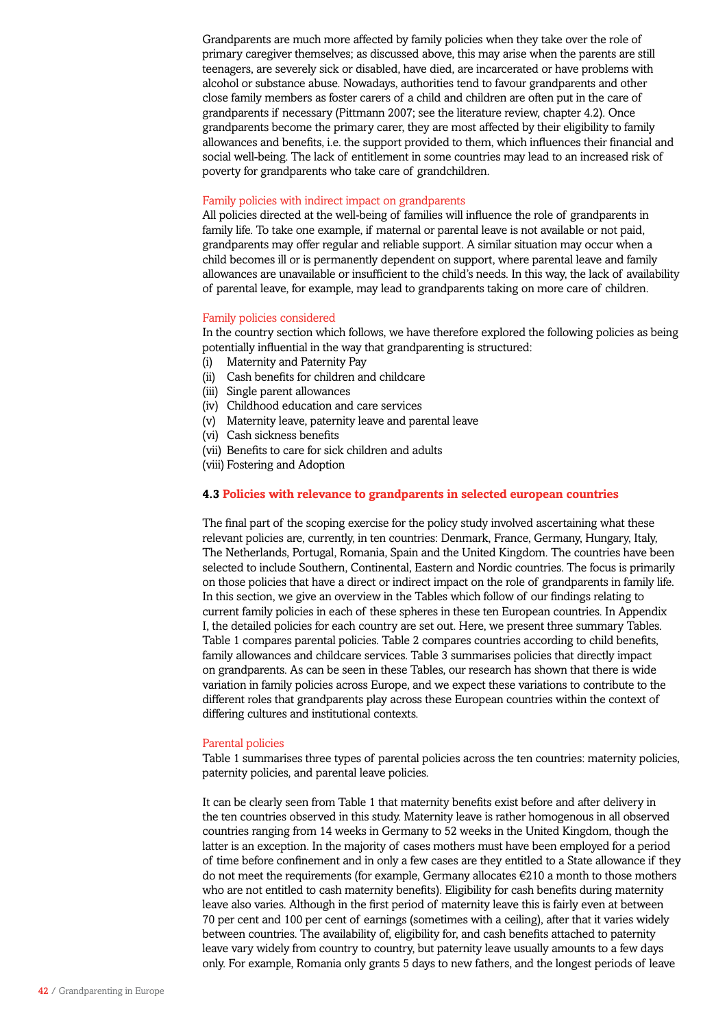Grandparents are much more affected by family policies when they take over the role of primary caregiver themselves; as discussed above, this may arise when the parents are still teenagers, are severely sick or disabled, have died, are incarcerated or have problems with alcohol or substance abuse. Nowadays, authorities tend to favour grandparents and other close family members as foster carers of a child and children are often put in the care of grandparents if necessary (Pittmann 2007; see the literature review, chapter 4.2). Once grandparents become the primary carer, they are most affected by their eligibility to family allowances and benefits, i.e. the support provided to them, which influences their financial and social well-being. The lack of entitlement in some countries may lead to an increased risk of poverty for grandparents who take care of grandchildren.

#### Family policies with indirect impact on grandparents

All policies directed at the well-being of families will influence the role of grandparents in family life. To take one example, if maternal or parental leave is not available or not paid, grandparents may offer regular and reliable support. A similar situation may occur when a child becomes ill or is permanently dependent on support, where parental leave and family allowances are unavailable or insufficient to the child's needs. In this way, the lack of availability of parental leave, for example, may lead to grandparents taking on more care of children.

#### Family policies considered

In the country section which follows, we have therefore explored the following policies as being potentially influential in the way that grandparenting is structured:

(i) Maternity and Paternity Pay
(ii) Cash benefits for children and childcare
(iii) Single parent allowances
(iv) Childhood education and care services
(v) Maternity leave, paternity leave and parental leave
(vi) Cash sickness benefits
(vii) Benefits to care for sick children and adults
(viii) Fostering and Adoption

### 4.3 Policies with relevance to grandparents in selected european countries

The final part of the scoping exercise for the policy study involved ascertaining what these relevant policies are, currently, in ten countries: Denmark, France, Germany, Hungary, Italy, The Netherlands, Portugal, Romania, Spain and the United Kingdom. The countries have been selected to include Southern, Continental, Eastern and Nordic countries. The focus is primarily on those policies that have a direct or indirect impact on the role of grandparents in family life. In this section, we give an overview in the Tables which follow of our findings relating to current family policies in each of these spheres in these ten European countries. In Appendix I, the detailed policies for each country are set out. Here, we present three summary Tables. Table 1 compares parental policies. Table 2 compares countries according to child benefits, family allowances and childcare services. Table 3 summarises policies that directly impact on grandparents. As can be seen in these Tables, our research has shown that there is wide variation in family policies across Europe, and we expect these variations to contribute to the different roles that grandparents play across these European countries within the context of differing cultures and institutional contexts.

#### Parental policies

Table 1 summarises three types of parental policies across the ten countries: maternity policies, paternity policies, and parental leave policies.

It can be clearly seen from Table 1 that maternity benefits exist before and after delivery in the ten countries observed in this study. Maternity leave is rather homogenous in all observed countries ranging from 14 weeks in Germany to 52 weeks in the United Kingdom, though the latter is an exception. In the majority of cases mothers must have been employed for a period of time before confinement and in only a few cases are they entitled to a State allowance if they do not meet the requirements (for example, Germany allocates €210 a month to those mothers who are not entitled to cash maternity benefits). Eligibility for cash benefits during maternity leave also varies. Although in the first period of maternity leave this is fairly even at between 70 per cent and 100 per cent of earnings (sometimes with a ceiling), after that it varies widely between countries. The availability of, eligibility for, and cash benefits attached to paternity leave vary widely from country to country, but paternity leave usually amounts to a few days only. For example, Romania only grants 5 days to new fathers, and the longest periods of leave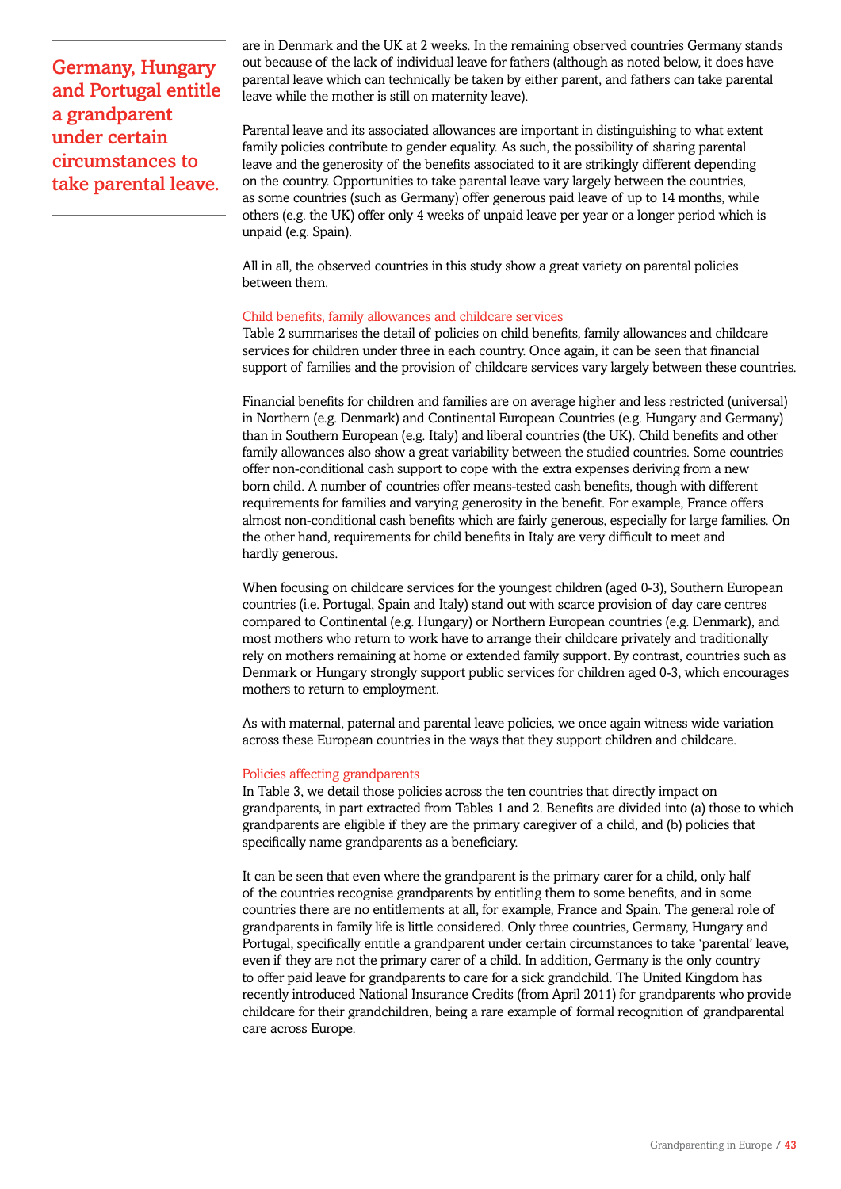**Germany, Hungary and Portugal entitle a grandparent under certain circumstances to take parental leave.**

are in Denmark and the UK at 2 weeks. In the remaining observed countries Germany stands out because of the lack of individual leave for fathers (although as noted below, it does have parental leave which can technically be taken by either parent, and fathers can take parental leave while the mother is still on maternity leave).

Parental leave and its associated allowances are important in distinguishing to what extent family policies contribute to gender equality. As such, the possibility of sharing parental leave and the generosity of the benefits associated to it are strikingly different depending on the country. Opportunities to take parental leave vary largely between the countries, as some countries (such as Germany) offer generous paid leave of up to 14 months, while others (e.g. the UK) offer only 4 weeks of unpaid leave per year or a longer period which is unpaid (e.g. Spain).

All in all, the observed countries in this study show a great variety on parental policies between them.

### Child benefits, family allowances and childcare services

Table 2 summarises the detail of policies on child benefits, family allowances and childcare services for children under three in each country. Once again, it can be seen that financial support of families and the provision of childcare services vary largely between these countries.

Financial benefits for children and families are on average higher and less restricted (universal) in Northern (e.g. Denmark) and Continental European Countries (e.g. Hungary and Germany) than in Southern European (e.g. Italy) and liberal countries (the UK). Child benefits and other family allowances also show a great variability between the studied countries. Some countries offer non-conditional cash support to cope with the extra expenses deriving from a new born child. A number of countries offer means-tested cash benefits, though with different requirements for families and varying generosity in the benefit. For example, France offers almost non-conditional cash benefits which are fairly generous, especially for large families. On the other hand, requirements for child benefits in Italy are very difficult to meet and hardly generous.

When focusing on childcare services for the youngest children (aged 0-3), Southern European countries (i.e. Portugal, Spain and Italy) stand out with scarce provision of day care centres compared to Continental (e.g. Hungary) or Northern European countries (e.g. Denmark), and most mothers who return to work have to arrange their childcare privately and traditionally rely on mothers remaining at home or extended family support. By contrast, countries such as Denmark or Hungary strongly support public services for children aged 0-3, which encourages mothers to return to employment.

As with maternal, paternal and parental leave policies, we once again witness wide variation across these European countries in the ways that they support children and childcare.

### Policies affecting grandparents

In Table 3, we detail those policies across the ten countries that directly impact on grandparents, in part extracted from Tables 1 and 2. Benefits are divided into (a) those to which grandparents are eligible if they are the primary caregiver of a child, and (b) policies that specifically name grandparents as a beneficiary.

It can be seen that even where the grandparent is the primary carer for a child, only half of the countries recognise grandparents by entitling them to some benefits, and in some countries there are no entitlements at all, for example, France and Spain. The general role of grandparents in family life is little considered. Only three countries, Germany, Hungary and Portugal, specifically entitle a grandparent under certain circumstances to take 'parental' leave, even if they are not the primary carer of a child. In addition, Germany is the only country to offer paid leave for grandparents to care for a sick grandchild. The United Kingdom has recently introduced National Insurance Credits (from April 2011) for grandparents who provide childcare for their grandchildren, being a rare example of formal recognition of grandparental care across Europe.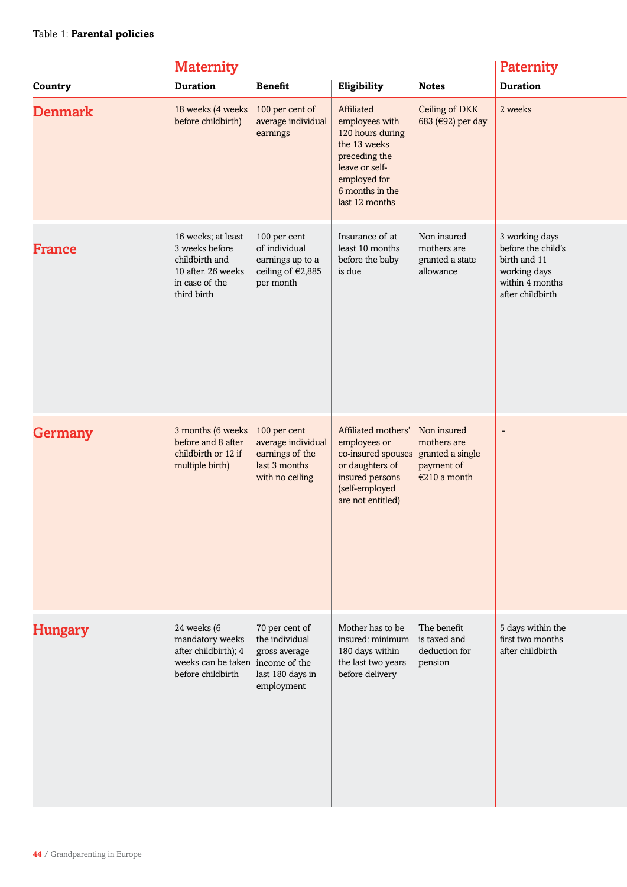Table 1: **Parental policies**

| | Maternity | | | | Paternity |
|---|---|---|---|---|---|
| **Country** | **Duration** | **Benefit** | **Eligibility** | **Notes** | **Duration** |
| **Denmark** | 18 weeks (4 weeks before childbirth) | 100 per cent of average individual earnings | Affiliated employees with 120 hours during the 13 weeks preceding the leave or self-employed for 6 months in the last 12 months | Ceiling of DKK 683 (€92) per day | 2 weeks |
| **France** | 16 weeks; at least 3 weeks before childbirth and 10 after. 26 weeks in case of the third birth | 100 per cent of individual earnings up to a ceiling of €2,885 per month | Insurance of at least 10 months before the baby is due | Non insured mothers are granted a state allowance | 3 working days before the child's birth and 11 working days within 4 months after childbirth |
| **Germany** | 3 months (6 weeks before and 8 after childbirth or 12 if multiple birth) | 100 per cent average individual earnings of the last 3 months with no ceiling | Affiliated mothers' employees or co-insured spouses or daughters of insured persons (self-employed are not entitled) | Non insured mothers are granted a single payment of €210 a month | - |
| **Hungary** | 24 weeks (6 mandatory weeks after childbirth); 4 weeks can be taken before childbirth | 70 per cent of the individual gross average income of the last 180 days in employment | Mother has to be insured: minimum 180 days within the last two years before delivery | The benefit is taxed and deduction for pension | 5 days within the first two months after childbirth |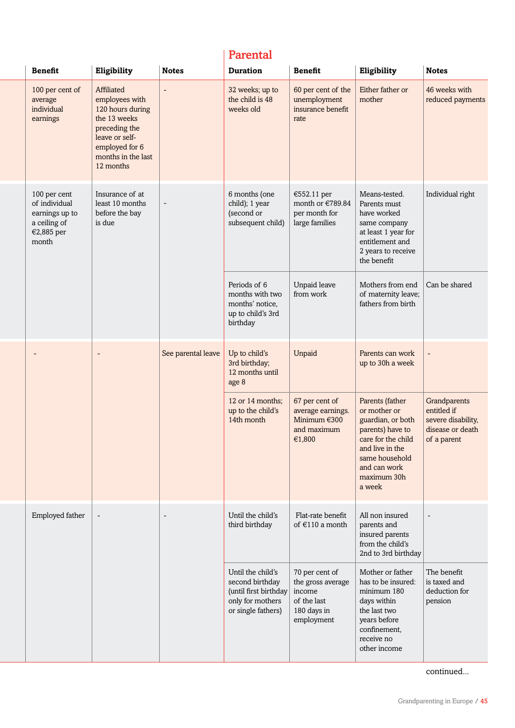| | Benefit | Eligibility | Notes | Parental | | | |
|---|---|---|---|---|---|---|---|
| | | | | **Duration** | **Benefit** | **Eligibility** | **Notes** |
| | 100 per cent of average individual earnings | Affiliated employees with 120 hours during the 13 weeks preceding the leave or self-employed for 6 months in the last 12 months | - | 32 weeks; up to the child is 48 weeks old | 60 per cent of the unemployment insurance benefit rate | Either father or mother | 46 weeks with reduced payments |
| | 100 per cent of individual earnings up to a ceiling of €2,885 per month | Insurance of at least 10 months before the bay is due | - | 6 months (one child); 1 year (second or subsequent child) | €552.11 per month or €789.84 per month for large families | Means-tested. Parents must have worked same company at least 1 year for entitlement and 2 years to receive the benefit | Individual right |
| | | | | Periods of 6 months with two months' notice, up to child's 3rd birthday | Unpaid leave from work | Mothers from end of maternity leave; fathers from birth | Can be shared |
| | - | - | See parental leave | Up to child's 3rd birthday; 12 months until age 8 | Unpaid | Parents can work up to 30h a week | - |
| | | | | 12 or 14 months; up to the child's 14th month | 67 per cent of average earnings. Minimum €300 and maximum €1,800 | Parents (father or mother or guardian, or both parents) have to care for the child and live in the same household and can work maximum 30h a week | Grandparents entitled if severe disability, disease or death of a parent |
| | Employed father | - | - | Until the child's third birthday | Flat-rate benefit of €110 a month | All non insured parents and insured parents from the child's 2nd to 3rd birthday | - |
| | | | | Until the child's second birthday (until first birthday only for mothers or single fathers) | 70 per cent of the gross average income of the last 180 days in employment | Mother or father has to be insured: minimum 180 days within the last two years before confinement, receive no other income | The benefit is taxed and deduction for pension |

continued...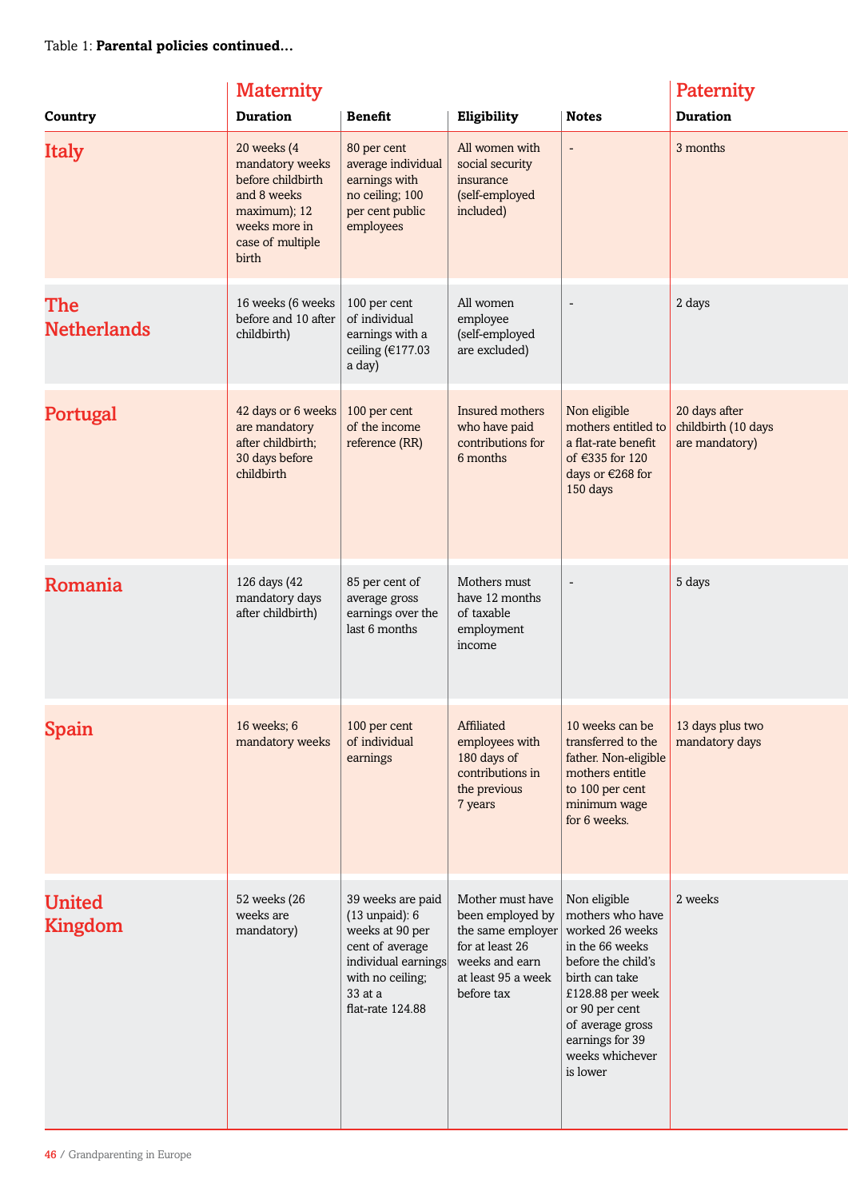Table 1: **Parental policies continued…**

| Country | Maternity | | | | Paternity |
|---|---|---|---|---|---|
| | **Duration** | **Benefit** | **Eligibility** | **Notes** | **Duration** |
| **Italy** | 20 weeks (4 mandatory weeks before childbirth and 8 weeks maximum); 12 weeks more in case of multiple birth | 80 per cent average individual earnings with no ceiling; 100 per cent public employees | All women with social security insurance (self-employed included) | - | 3 months |
| **The Netherlands** | 16 weeks (6 weeks before and 10 after childbirth) | 100 per cent of individual earnings with a ceiling (€177.03 a day) | All women employee (self-employed are excluded) | - | 2 days |
| **Portugal** | 42 days or 6 weeks are mandatory after childbirth; 30 days before childbirth | 100 per cent of the income reference (RR) | Insured mothers who have paid contributions for 6 months | Non eligible mothers entitled to a flat-rate benefit of €335 for 120 days or €268 for 150 days | 20 days after childbirth (10 days are mandatory) |
| **Romania** | 126 days (42 mandatory days after childbirth) | 85 per cent of average gross earnings over the last 6 months | Mothers must have 12 months of taxable employment income | - | 5 days |
| **Spain** | 16 weeks; 6 mandatory weeks | 100 per cent of individual earnings | Affiliated employees with 180 days of contributions in the previous 7 years | 10 weeks can be transferred to the father. Non-eligible mothers entitle to 100 per cent minimum wage for 6 weeks. | 13 days plus two mandatory days |
| **United Kingdom** | 52 weeks (26 weeks are mandatory) | 39 weeks are paid (13 unpaid): 6 weeks at 90 per cent of average individual earnings with no ceiling; 33 at a flat-rate 124.88 | Mother must have been employed by the same employer for at least 26 weeks and earn at least 95 a week before tax | Non eligible mothers who have worked 26 weeks in the 66 weeks before the child's birth can take £128.88 per week or 90 per cent of average gross earnings for 39 weeks whichever is lower | 2 weeks |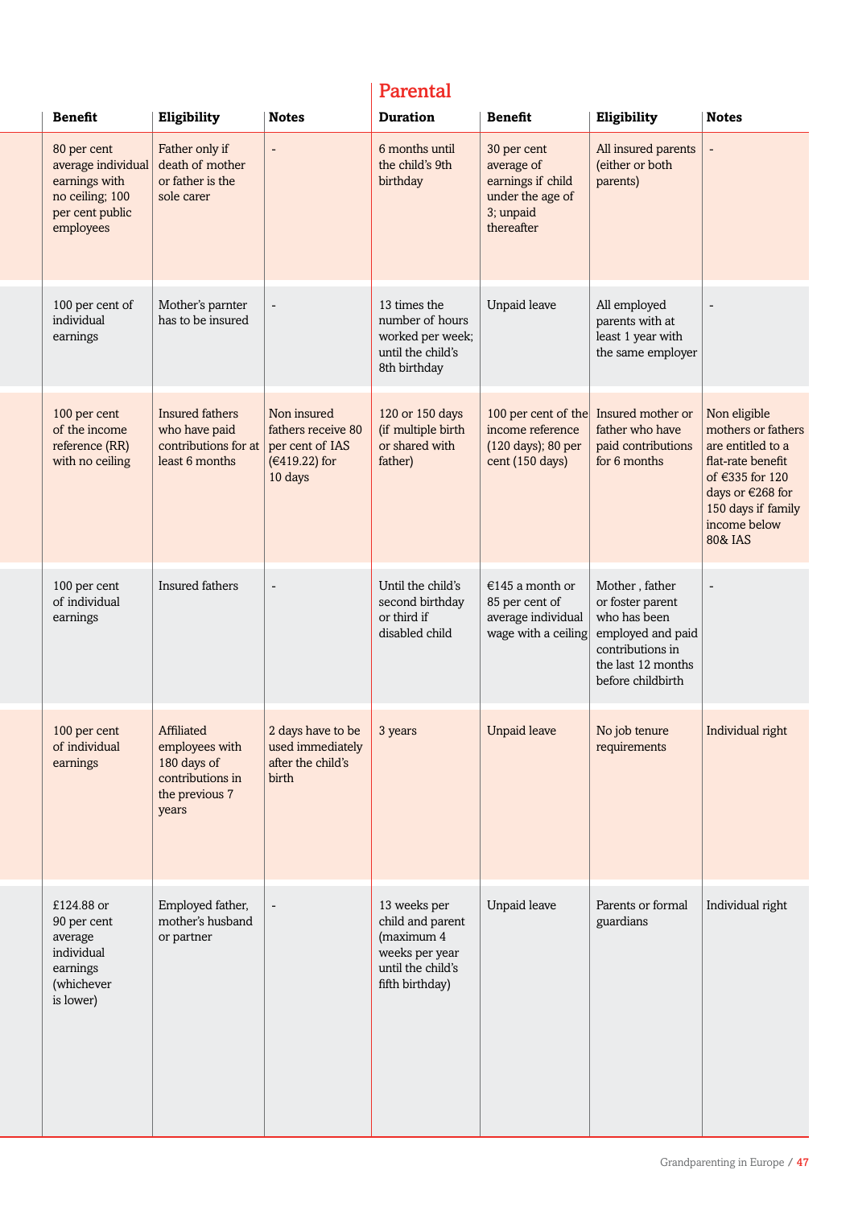| Benefit | Eligibility | Notes | Parental | | | |
|---|---|---|---|---|---|---|
| | | | Duration | Benefit | Eligibility | Notes |
| 80 per cent average individual earnings with no ceiling; 100 per cent public employees | Father only if death of mother or father is the sole carer | - | 6 months until the child's 9th birthday | 30 per cent average of earnings if child under the age of 3; unpaid thereafter | All insured parents (either or both parents) | - |
| 100 per cent of individual earnings | Mother's parnter has to be insured | - | 13 times the number of hours worked per week; until the child's 8th birthday | Unpaid leave | All employed parents with at least 1 year with the same employer | - |
| 100 per cent of the income reference (RR) with no ceiling | Insured fathers who have paid contributions for at least 6 months | Non insured fathers receive 80 per cent of IAS (€419.22) for 10 days | 120 or 150 days (if multiple birth or shared with father) | 100 per cent of the income reference (120 days); 80 per cent (150 days) | Insured mother or father who have paid contributions for 6 months | Non eligible mothers or fathers are entitled to a flat-rate benefit of €335 for 120 days or €268 for 150 days if family income below 80& IAS |
| 100 per cent of individual earnings | Insured fathers | - | Until the child's second birthday or third if disabled child | €145 a month or 85 per cent of average individual wage with a ceiling | Mother , father or foster parent who has been employed and paid contributions in the last 12 months before childbirth | - |
| 100 per cent of individual earnings | Affiliated employees with 180 days of contributions in the previous 7 years | 2 days have to be used immediately after the child's birth | 3 years | Unpaid leave | No job tenure requirements | Individual right |
| £124.88 or 90 per cent average individual earnings (whichever is lower) | Employed father, mother's husband or partner | - | 13 weeks per child and parent (maximum 4 weeks per year until the child's fifth birthday) | Unpaid leave | Parents or formal guardians | Individual right |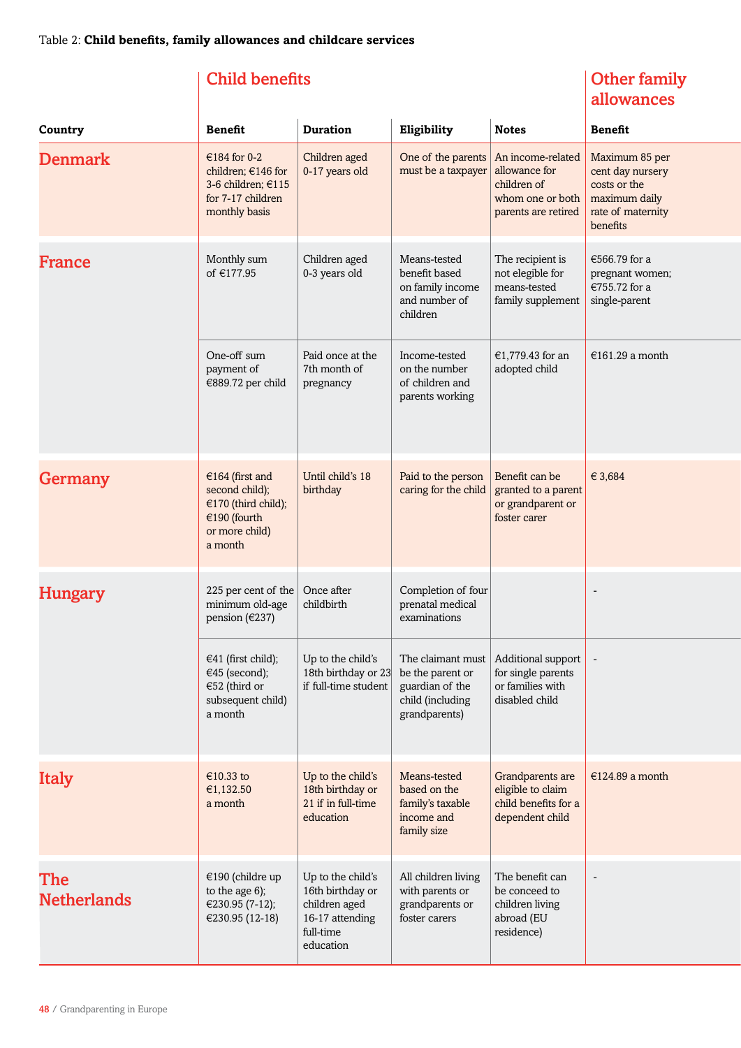Table 2: **Child benefits, family allowances and childcare services**

| | Child benefits | | | | Other family allowances |
|---|---|---|---|---|---|
| **Country** | **Benefit** | **Duration** | **Eligibility** | **Notes** | **Benefit** |
| **Denmark** | €184 for 0-2 children; €146 for 3-6 children; €115 for 7-17 children monthly basis | Children aged 0-17 years old | One of the parents must be a taxpayer | An income-related allowance for children of whom one or both parents are retired | Maximum 85 per cent day nursery costs or the maximum daily rate of maternity benefits |
| **France** | Monthly sum of €177.95 | Children aged 0-3 years old | Means-tested benefit based on family income and number of children | The recipient is not elegible for means-tested family supplement | €566.79 for a pregnant women; €755.72 for a single-parent |
| | One-off sum payment of €889.72 per child | Paid once at the 7th month of pregnancy | Income-tested on the number of children and parents working | €1,779.43 for an adopted child | €161.29 a month |
| **Germany** | €164 (first and second child); €170 (third child); €190 (fourth or more child) a month | Until child's 18 birthday | Paid to the person caring for the child | Benefit can be granted to a parent or grandparent or foster carer | € 3,684 |
| **Hungary** | 225 per cent of the minimum old-age pension (€237) | Once after childbirth | Completion of four prenatal medical examinations | | - |
| | €41 (first child); €45 (second); €52 (third or subsequent child) a month | Up to the child's 18th birthday or 23 if full-time student | The claimant must be the parent or guardian of the child (including grandparents) | Additional support for single parents or families with disabled child | - |
| **Italy** | €10.33 to €1,132.50 a month | Up to the child's 18th birthday or 21 if in full-time education | Means-tested based on the family's taxable income and family size | Grandparents are eligible to claim child benefits for a dependent child | €124.89 a month |
| **The Netherlands** | €190 (childre up to the age 6); €230.95 (7-12); €230.95 (12-18) | Up to the child's 16th birthday or children aged 16-17 attending full-time education | All children living with parents or grandparents or foster carers | The benefit can be conceed to children living abroad (EU residence) | - |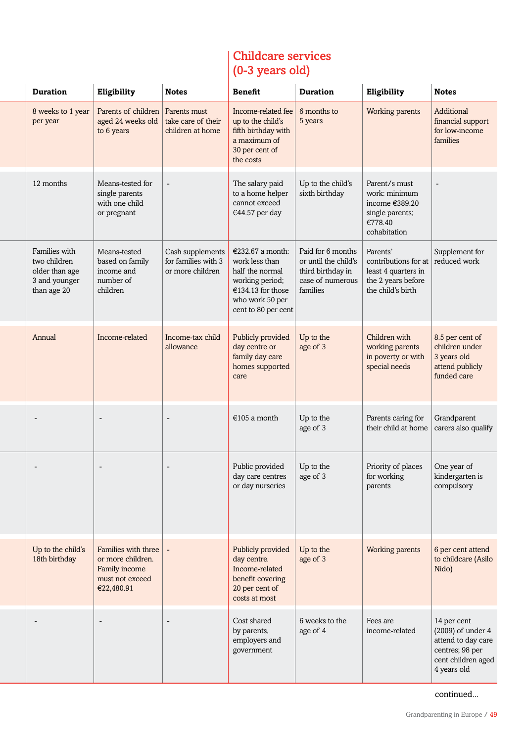| Duration | Eligibility | Notes | Childcare services (0-3 years old) | | | |
|---|---|---|---|---|---|---|
| | | | **Benefit** | **Duration** | **Eligibility** | **Notes** |
| 8 weeks to 1 year per year | Parents of children aged 24 weeks old to 6 years | Parents must take care of their children at home | Income-related fee up to the child's fifth birthday with a maximum of 30 per cent of the costs | 6 months to 5 years | Working parents | Additional financial support for low-income families |
| 12 months | Means-tested for single parents with one child or pregnant | - | The salary paid to a home helper cannot exceed €44.57 per day | Up to the child's sixth birthday | Parent/s must work: minimum income €389.20 single parents; €778.40 cohabitation | - |
| Families with two children older than age 3 and younger than age 20 | Means-tested based on family income and number of children | Cash supplements for families with 3 or more children | €232.67 a month: work less than half the normal working period; €134.13 for those who work 50 per cent to 80 per cent | Paid for 6 months or until the child's third birthday in case of numerous families | Parents' contributions for at least 4 quarters in the 2 years before the child's birth | Supplement for reduced work |
| Annual | Income-related | Income-tax child allowance | Publicly provided day centre or family day care homes supported care | Up to the age of 3 | Children with working parents in poverty or with special needs | 8.5 per cent of children under 3 years old attend publicly funded care |
| - | - | - | €105 a month | Up to the age of 3 | Parents caring for their child at home | Grandparent carers also qualify |
| - | - | - | Public provided day care centres or day nurseries | Up to the age of 3 | Priority of places for working parents | One year of kindergarten is compulsory |
| Up to the child's 18th birthday | Families with three or more children. Family income must not exceed €22,480.91 | - | Publicly provided day centre. Income-related benefit covering 20 per cent of costs at most | Up to the age of 3 | Working parents | 6 per cent attend to childcare (Asilo Nido) |
| - | - | - | Cost shared by parents, employers and government | 6 weeks to the age of 4 | Fees are income-related | 14 per cent (2009) of under 4 attend to day care centres; 98 per cent children aged 4 years old |

continued...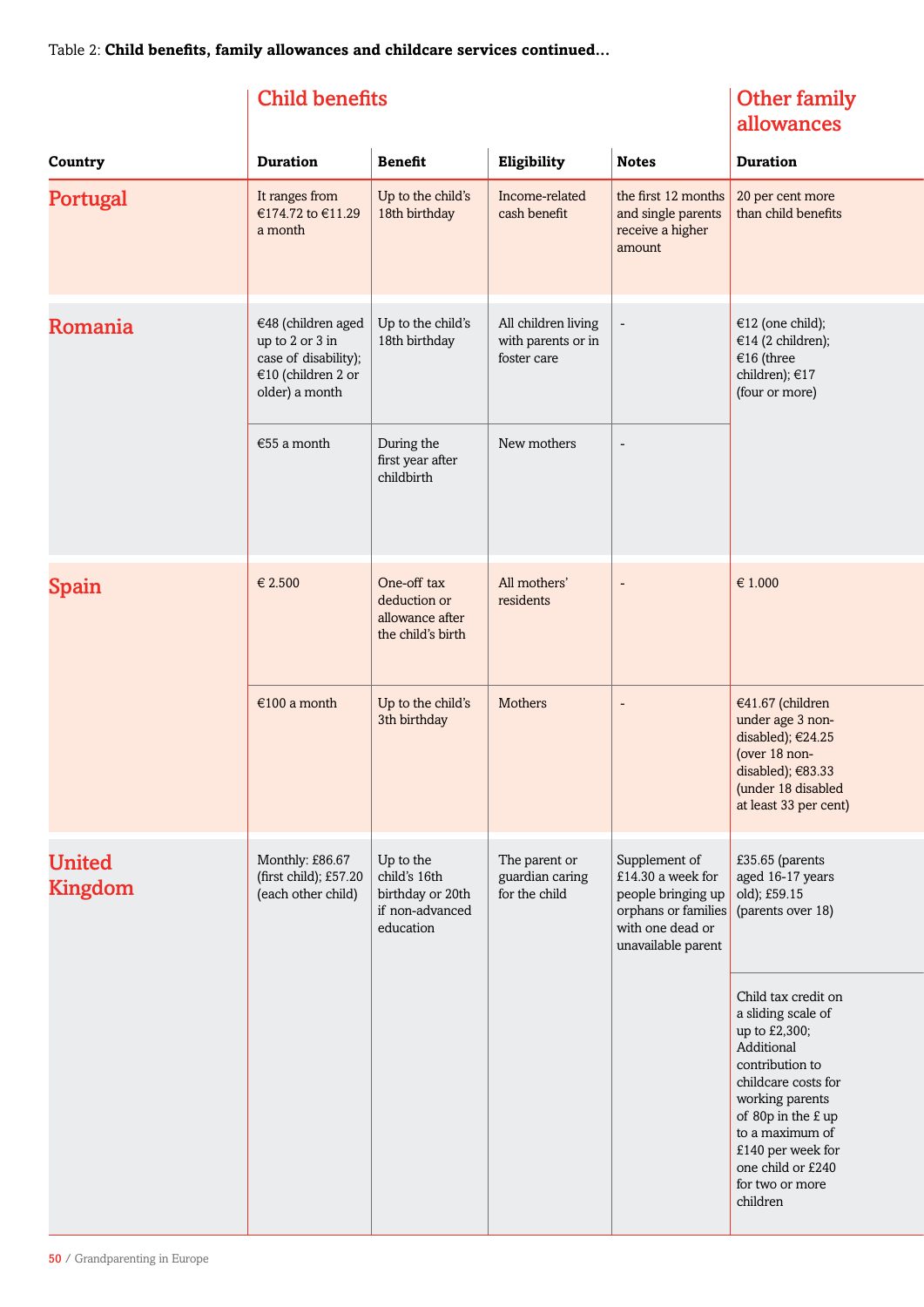Table 2: **Child benefits, family allowances and childcare services continued...**

| | Child benefits | | | | Other family allowances |
|---|---|---|---|---|---|
| **Country** | **Duration** | **Benefit** | **Eligibility** | **Notes** | **Duration** |
| **Portugal** | It ranges from €174.72 to €11.29 a month | Up to the child's 18th birthday | Income-related cash benefit | the first 12 months and single parents receive a higher amount | 20 per cent more than child benefits |
| **Romania** | €48 (children aged up to 2 or 3 in case of disability); €10 (children 2 or older) a month | Up to the child's 18th birthday | All children living with parents or in foster care | - | €12 (one child); €14 (2 children); €16 (three children); €17 (four or more) |
| | €55 a month | During the first year after childbirth | New mothers | - | |
| **Spain** | € 2.500 | One-off tax deduction or allowance after the child's birth | All mothers' residents | - | € 1.000 |
| | €100 a month | Up to the child's 3th birthday | Mothers | - | €41.67 (children under age 3 non-disabled); €24.25 (over 18 non-disabled); €83.33 (under 18 disabled at least 33 per cent) |
| **United Kingdom** | Monthly: £86.67 (first child); £57.20 (each other child) | Up to the child's 16th birthday or 20th if non-advanced education | The parent or guardian caring for the child | Supplement of £14.30 a week for people bringing up orphans or families with one dead or unavailable parent | £35.65 (parents aged 16-17 years old); £59.15 (parents over 18) |
| | | | | | Child tax credit on a sliding scale of up to £2,300; Additional contribution to childcare costs for working parents of 80p in the £ up to a maximum of £140 per week for one child or £240 for two or more children |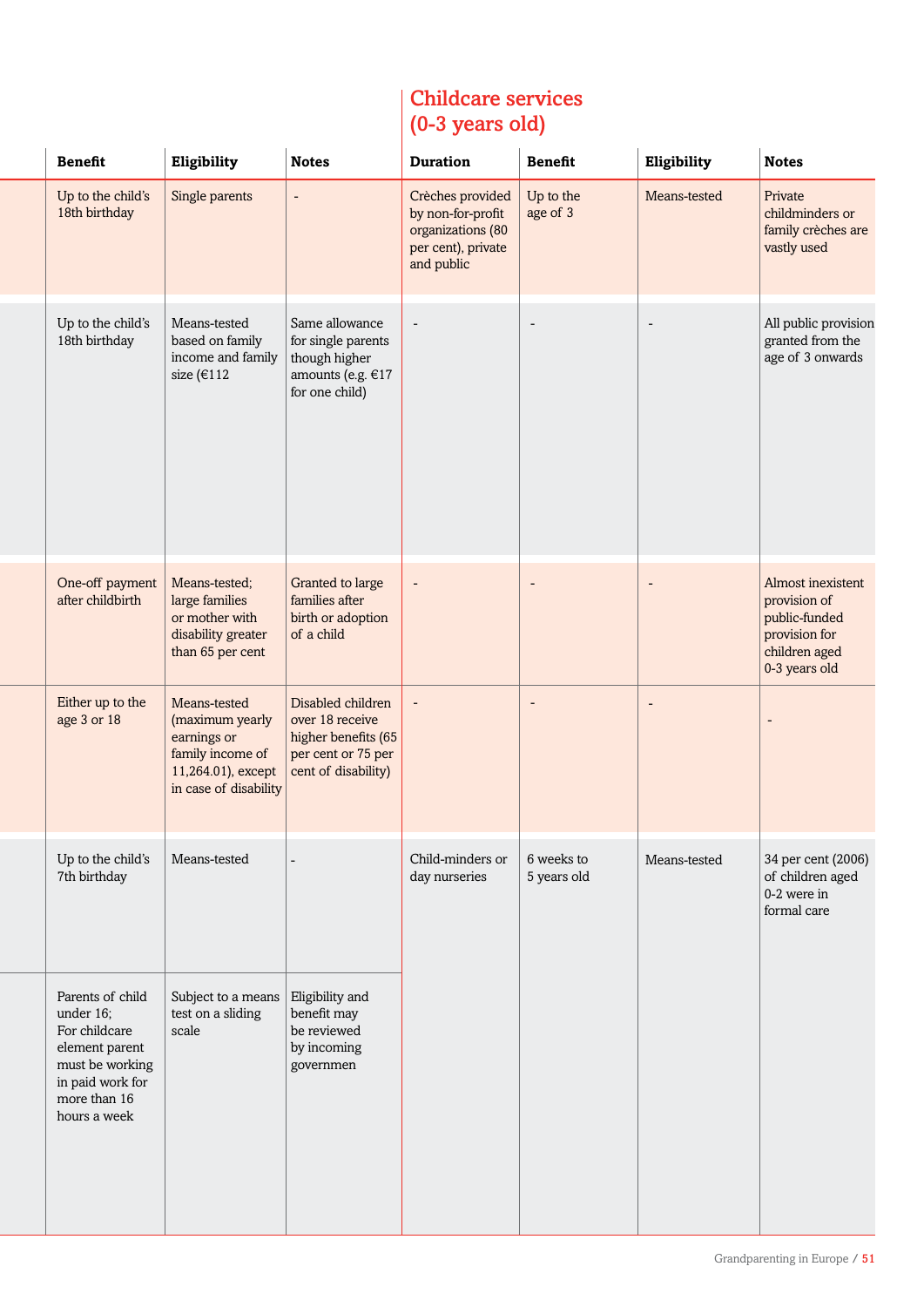| Benefit | Eligibility | Notes | Childcare services (0-3 years old) Duration | Benefit | Eligibility | Notes |
|---|---|---|---|---|---|---|
| Up to the child's 18th birthday | Single parents | - | Crèches provided by non-for-profit organizations (80 per cent), private and public | Up to the age of 3 | Means-tested | Private childminders or family crèches are vastly used |
| Up to the child's 18th birthday | Means-tested based on family income and family size (€112 | Same allowance for single parents though higher amounts (e.g. €17 for one child) | - | - | - | All public provision granted from the age of 3 onwards |
| One-off payment after childbirth | Means-tested; large families or mother with disability greater than 65 per cent | Granted to large families after birth or adoption of a child | - | - | - | Almost inexistent provision of public-funded provision for children aged 0-3 years old |
| Either up to the age 3 or 18 | Means-tested (maximum yearly earnings or family income of 11,264.01), except in case of disability | Disabled children over 18 receive higher benefits (65 per cent or 75 per cent of disability) | - | - | - | - |
| Up to the child's 7th birthday | Means-tested | - | Child-minders or day nurseries | 6 weeks to 5 years old | Means-tested | 34 per cent (2006) of children aged 0-2 were in formal care |
| Parents of child under 16; For childcare element parent must be working in paid work for more than 16 hours a week | Subject to a means test on a sliding scale | Eligibility and benefit may be reviewed by incoming governmen | | | | |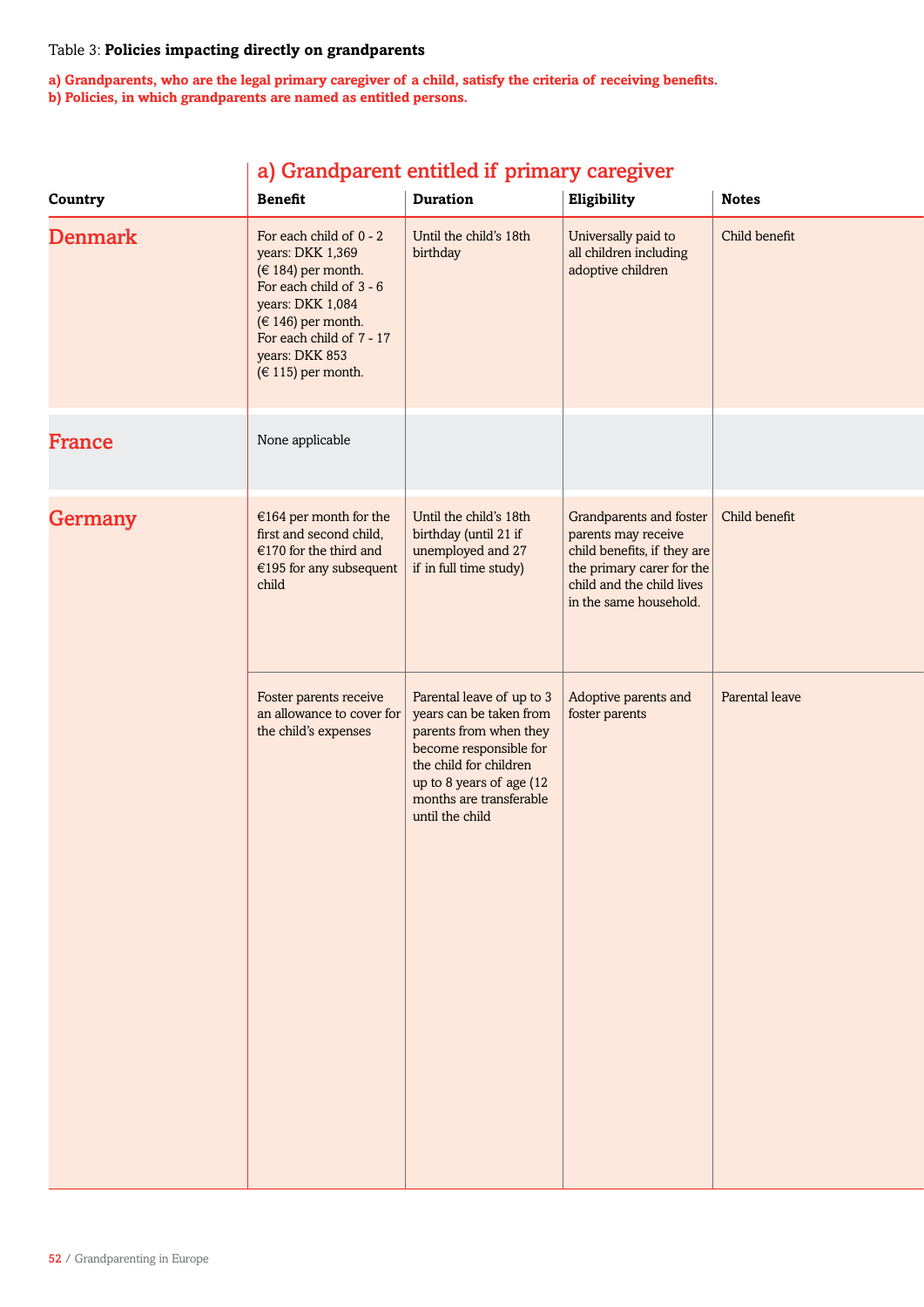Table 3: **Policies impacting directly on grandparents**

**a) Grandparents, who are the legal primary caregiver of a child, satisfy the criteria of receiving benefits.**
**b) Policies, in which grandparents are named as entitled persons.**

| | a) Grandparent entitled if primary caregiver | | | |
|---|---|---|---|---|
| **Country** | **Benefit** | **Duration** | **Eligibility** | **Notes** |
| **Denmark** | For each child of 0 - 2 years: DKK 1,369 (€ 184) per month. For each child of 3 - 6 years: DKK 1,084 (€ 146) per month. For each child of 7 - 17 years: DKK 853 (€ 115) per month. | Until the child's 18th birthday | Universally paid to all children including adoptive children | Child benefit |
| **France** | None applicable | | | |
| **Germany** | €164 per month for the first and second child, €170 for the third and €195 for any subsequent child | Until the child's 18th birthday (until 21 if unemployed and 27 if in full time study) | Grandparents and foster parents may receive child benefits, if they are the primary carer for the child and the child lives in the same household. | Child benefit |
| | Foster parents receive an allowance to cover for the child's expenses | Parental leave of up to 3 years can be taken from parents from when they become responsible for the child for children up to 8 years of age (12 months are transferable until the child | Adoptive parents and foster parents | Parental leave |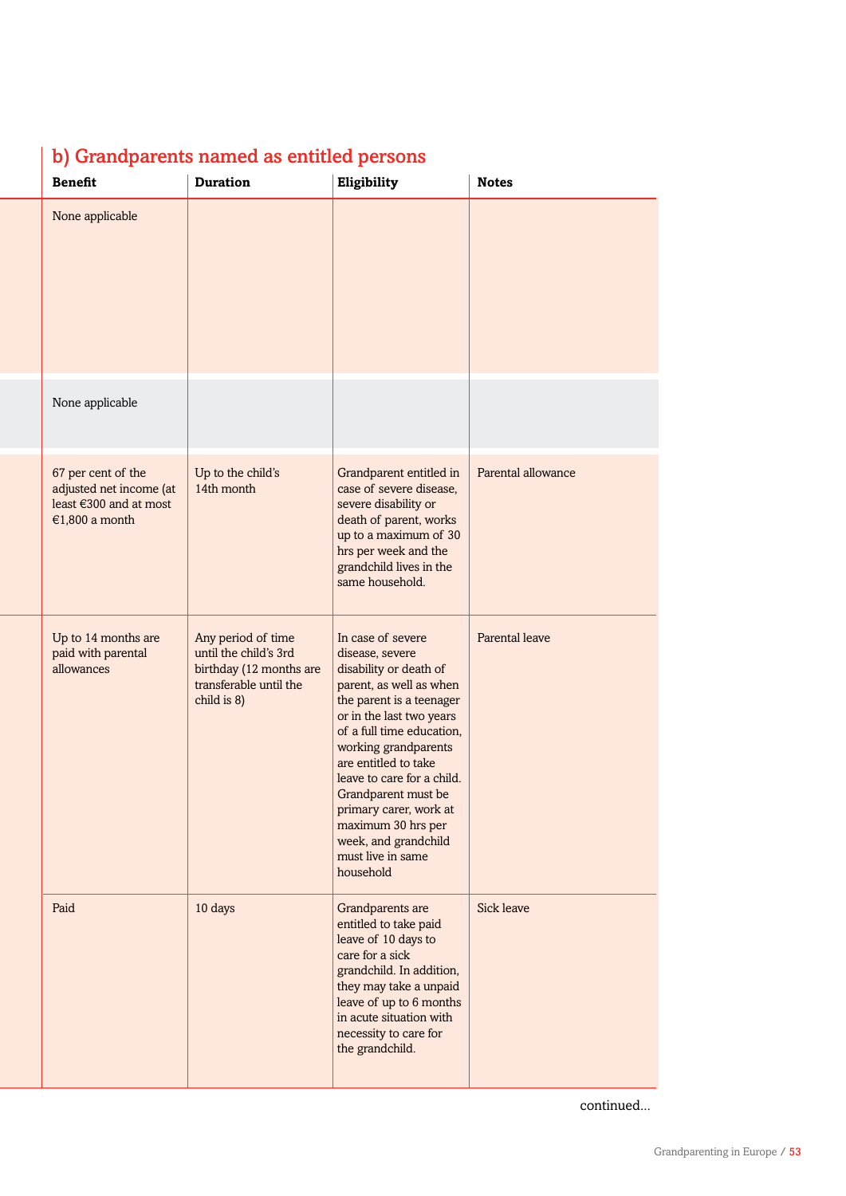## b) Grandparents named as entitled persons

| Benefit | Duration | Eligibility | Notes |
|---|---|---|---|
| None applicable | | | |
| None applicable | | | |
| 67 per cent of the adjusted net income (at least €300 and at most €1,800 a month | Up to the child's 14th month | Grandparent entitled in case of severe disease, severe disability or death of parent, works up to a maximum of 30 hrs per week and the grandchild lives in the same household. | Parental allowance |
| Up to 14 months are paid with parental allowances | Any period of time until the child's 3rd birthday (12 months are transferable until the child is 8) | In case of severe disease, severe disability or death of parent, as well as when the parent is a teenager or in the last two years of a full time education, working grandparents are entitled to take leave to care for a child. Grandparent must be primary carer, work at maximum 30 hrs per week, and grandchild must live in same household | Parental leave |
| Paid | 10 days | Grandparents are entitled to take paid leave of 10 days to care for a sick grandchild. In addition, they may take a unpaid leave of up to 6 months in acute situation with necessity to care for the grandchild. | Sick leave |

continued...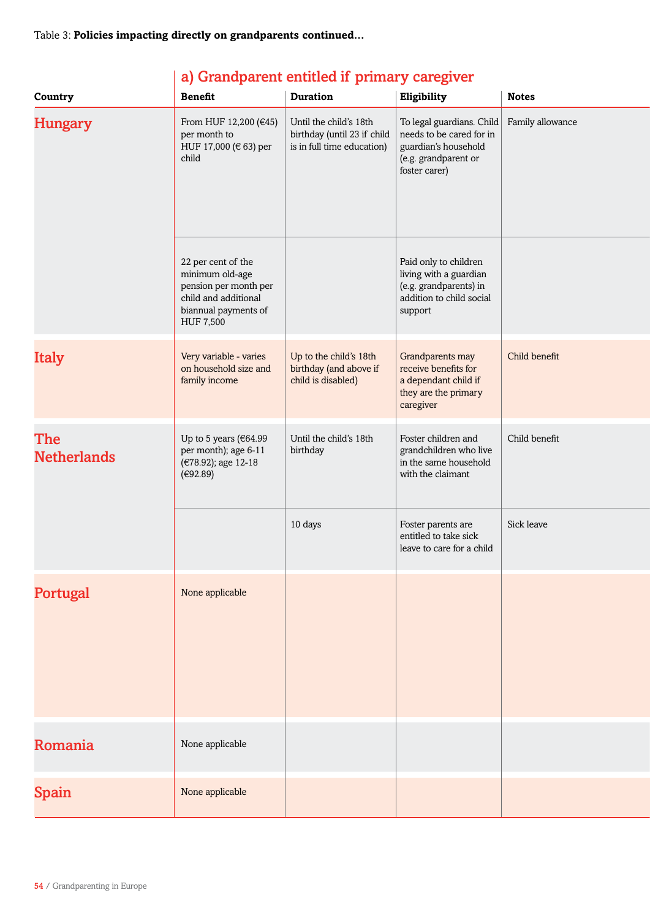Table 3: **Policies impacting directly on grandparents continued…**

| Country | a) Grandparent entitled if primary caregiver | | | |
|---|---|---|---|---|
| | Benefit | Duration | Eligibility | Notes |
| Hungary | From HUF 12,200 (€45) per month to HUF 17,000 (€ 63) per child | Until the child's 18th birthday (until 23 if child is in full time education) | To legal guardians. Child needs to be cared for in guardian's household (e.g. grandparent or foster carer) | Family allowance |
| | 22 per cent of the minimum old-age pension per month per child and additional biannual payments of HUF 7,500 | | Paid only to children living with a guardian (e.g. grandparents) in addition to child social support | |
| Italy | Very variable - varies on household size and family income | Up to the child's 18th birthday (and above if child is disabled) | Grandparents may receive benefits for a dependant child if they are the primary caregiver | Child benefit |
| The Netherlands | Up to 5 years (€64.99 per month); age 6-11 (€78.92); age 12-18 (€92.89) | Until the child's 18th birthday | Foster children and grandchildren who live in the same household with the claimant | Child benefit |
| | | 10 days | Foster parents are entitled to take sick leave to care for a child | Sick leave |
| Portugal | None applicable | | | |
| Romania | None applicable | | | |
| Spain | None applicable | | | |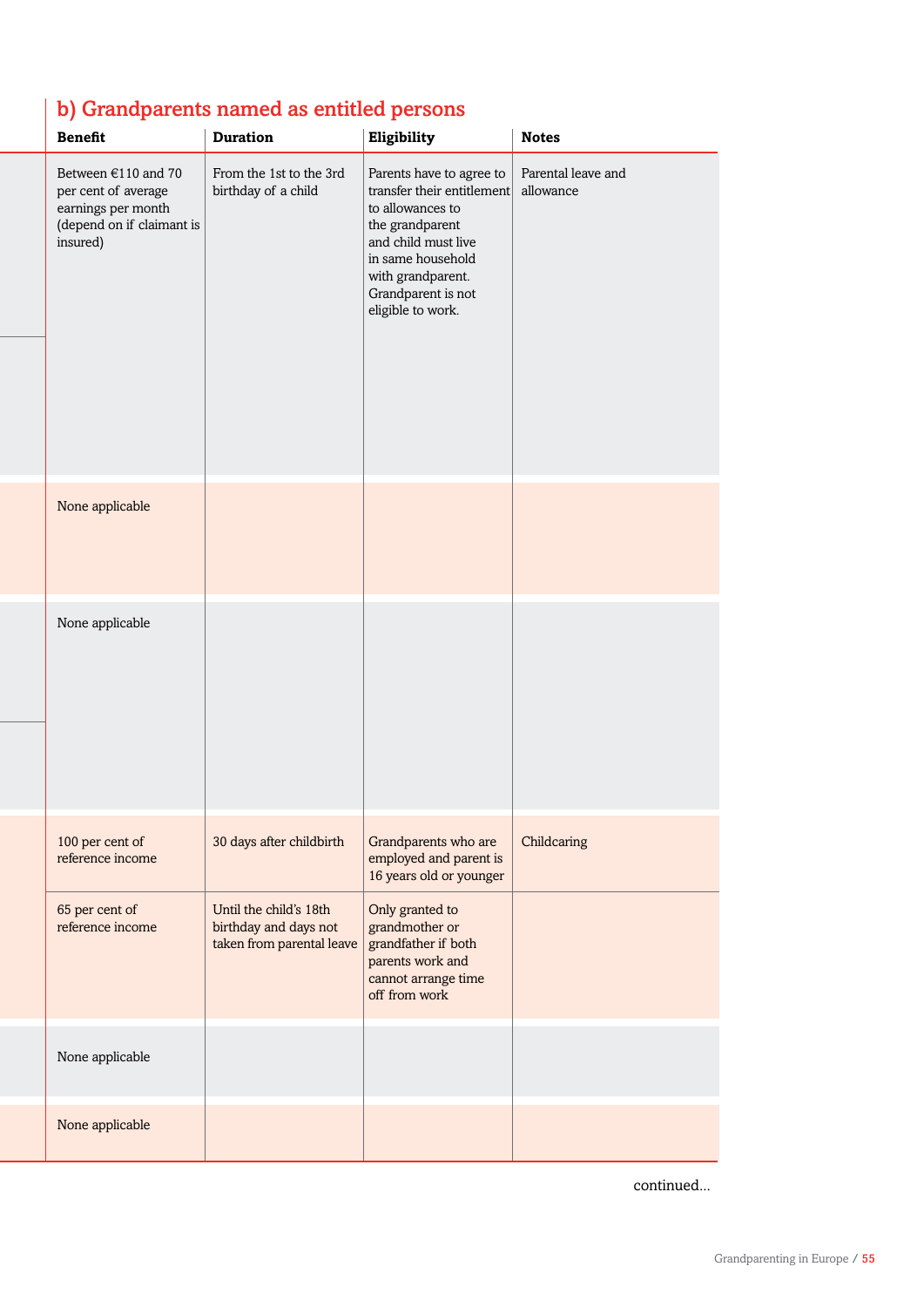## b) Grandparents named as entitled persons

| Benefit | Duration | Eligibility | Notes |
|---|---|---|---|
| Between €110 and 70 per cent of average earnings per month (depend on if claimant is insured) | From the 1st to the 3rd birthday of a child | Parents have to agree to transfer their entitlement to allowances to the grandparent and child must live in same household with grandparent. Grandparent is not eligible to work. | Parental leave and allowance |
| None applicable | | | |
| None applicable | | | |
| 100 per cent of reference income | 30 days after childbirth | Grandparents who are employed and parent is 16 years old or younger | Childcaring |
| 65 per cent of reference income | Until the child's 18th birthday and days not taken from parental leave | Only granted to grandmother or grandfather if both parents work and cannot arrange time off from work | |
| None applicable | | | |
| None applicable | | | |

continued...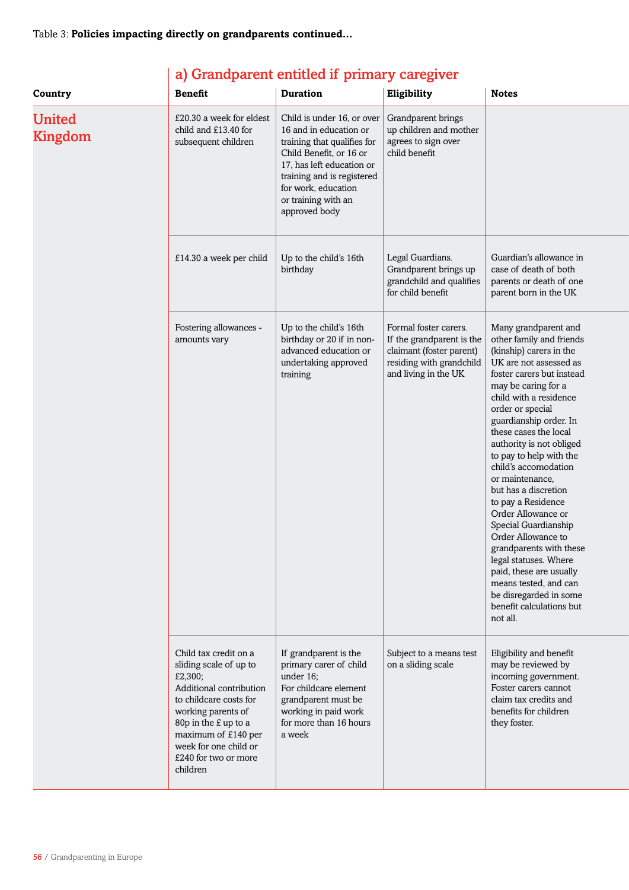Table 3: **Policies impacting directly on grandparents continued...**

| | a) Grandparent entitled if primary caregiver | | | |
|---|---|---|---|---|
| **Country** | **Benefit** | **Duration** | **Eligibility** | **Notes** |
| **United Kingdom** | £20.30 a week for eldest child and £13.40 for subsequent children | Child is under 16, or over 16 and in education or training that qualifies for Child Benefit, or 16 or 17, has left education or training and is registered for work, education or training with an approved body | Grandparent brings up children and mother agrees to sign over child benefit | |
| | £14.30 a week per child | Up to the child's 16th birthday | Legal Guardians. Grandparent brings up grandchild and qualifies for child benefit | Guardian's allowance in case of death of both parents or death of one parent born in the UK |
| | Fostering allowances - amounts vary | Up to the child's 16th birthday or 20 if in non-advanced education or undertaking approved training | Formal foster carers. If the grandparent is the claimant (foster parent) residing with grandchild and living in the UK | Many grandparent and other family and friends (kinship) carers in the UK are not assessed as foster carers but instead may be caring for a child with a residence order or special guardianship order. In these cases the local authority is not obliged to pay to help with the child's accomodation or maintenance, but has a discretion to pay a Residence Order Allowance or Special Guardianship Order Allowance to grandparents with these legal statuses. Where paid, these are usually means tested, and can be disregarded in some benefit calculations but not all. |
| | Child tax credit on a sliding scale of up to £2,300; Additional contribution to childcare costs for working parents of 80p in the £ up to a maximum of £140 per week for one child or £240 for two or more children | If grandparent is the primary carer of child under 16; For childcare element grandparent must be working in paid work for more than 16 hours a week | Subject to a means test on a sliding scale | Eligibility and benefit may be reviewed by incoming government. Foster carers cannot claim tax credits and benefits for children they foster. |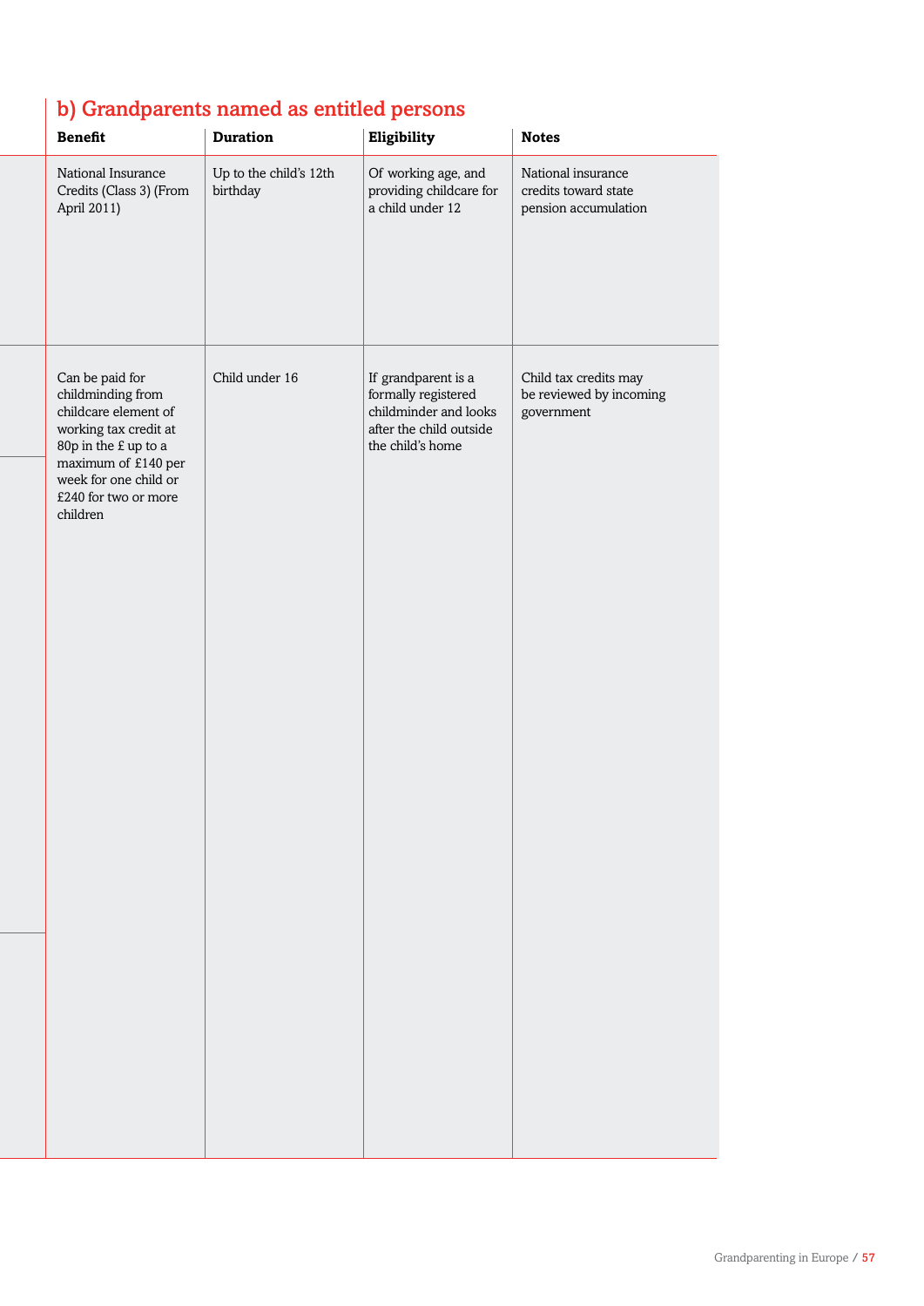## b) Grandparents named as entitled persons

| Benefit | Duration | Eligibility | Notes |
|---|---|---|---|
| National Insurance Credits (Class 3) (From April 2011) | Up to the child's 12th birthday | Of working age, and providing childcare for a child under 12 | National insurance credits toward state pension accumulation |
| Can be paid for childminding from childcare element of working tax credit at 80p in the £ up to a maximum of £140 per week for one child or £240 for two or more children | Child under 16 | If grandparent is a formally registered childminder and looks after the child outside the child's home | Child tax credits may be reviewed by incoming government |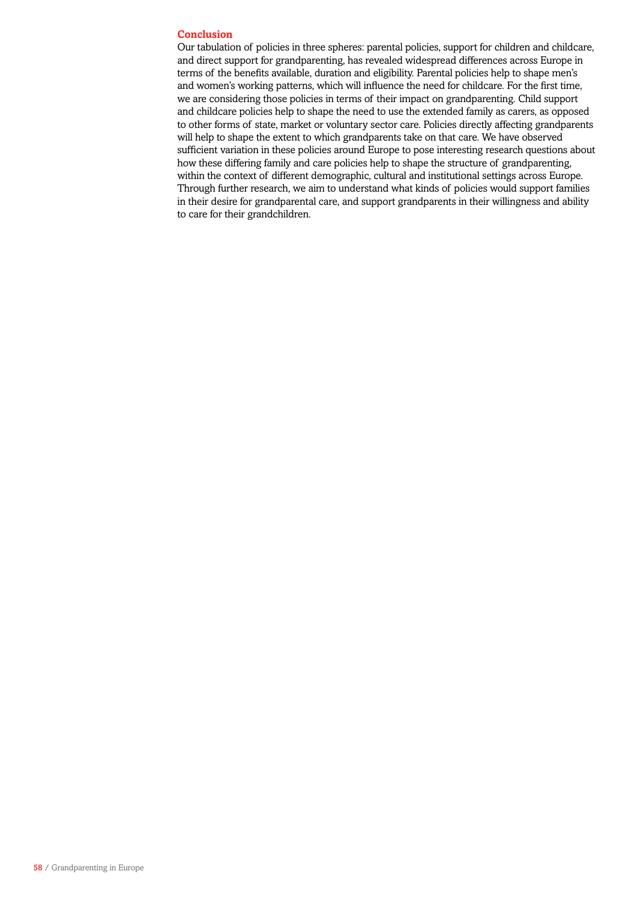## Conclusion

Our tabulation of policies in three spheres: parental policies, support for children and childcare, and direct support for grandparenting, has revealed widespread differences across Europe in terms of the benefits available, duration and eligibility. Parental policies help to shape men's and women's working patterns, which will influence the need for childcare. For the first time, we are considering those policies in terms of their impact on grandparenting. Child support and childcare policies help to shape the need to use the extended family as carers, as opposed to other forms of state, market or voluntary sector care. Policies directly affecting grandparents will help to shape the extent to which grandparents take on that care. We have observed sufficient variation in these policies around Europe to pose interesting research questions about how these differing family and care policies help to shape the structure of grandparenting, within the context of different demographic, cultural and institutional settings across Europe. Through further research, we aim to understand what kinds of policies would support families in their desire for grandparental care, and support grandparents in their willingness and ability to care for their grandchildren.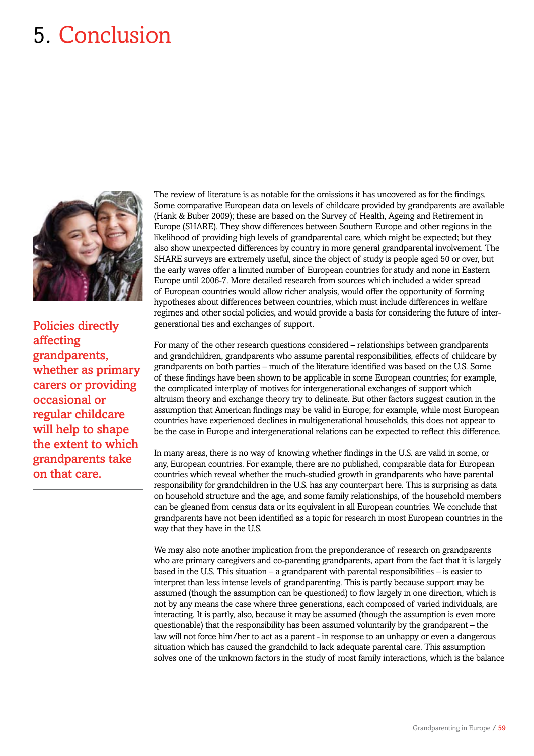# 5. Conclusion

**Policies directly affecting grandparents, whether as primary carers or providing occasional or regular childcare will help to shape the extent to which grandparents take on that care.**

The review of literature is as notable for the omissions it has uncovered as for the findings. Some comparative European data on levels of childcare provided by grandparents are available (Hank & Buber 2009); these are based on the Survey of Health, Ageing and Retirement in Europe (SHARE). They show differences between Southern Europe and other regions in the likelihood of providing high levels of grandparental care, which might be expected; but they also show unexpected differences by country in more general grandparental involvement. The SHARE surveys are extremely useful, since the object of study is people aged 50 or over, but the early waves offer a limited number of European countries for study and none in Eastern Europe until 2006-7. More detailed research from sources which included a wider spread of European countries would allow richer analysis, would offer the opportunity of forming hypotheses about differences between countries, which must include differences in welfare regimes and other social policies, and would provide a basis for considering the future of inter-generational ties and exchanges of support.

For many of the other research questions considered – relationships between grandparents and grandchildren, grandparents who assume parental responsibilities, effects of childcare by grandparents on both parties – much of the literature identified was based on the U.S. Some of these findings have been shown to be applicable in some European countries; for example, the complicated interplay of motives for intergenerational exchanges of support which altruism theory and exchange theory try to delineate. But other factors suggest caution in the assumption that American findings may be valid in Europe; for example, while most European countries have experienced declines in multigenerational households, this does not appear to be the case in Europe and intergenerational relations can be expected to reflect this difference.

In many areas, there is no way of knowing whether findings in the U.S. are valid in some, or any, European countries. For example, there are no published, comparable data for European countries which reveal whether the much-studied growth in grandparents who have parental responsibility for grandchildren in the U.S. has any counterpart here. This is surprising as data on household structure and the age, and some family relationships, of the household members can be gleaned from census data or its equivalent in all European countries. We conclude that grandparents have not been identified as a topic for research in most European countries in the way that they have in the U.S.

We may also note another implication from the preponderance of research on grandparents who are primary caregivers and co-parenting grandparents, apart from the fact that it is largely based in the U.S. This situation – a grandparent with parental responsibilities – is easier to interpret than less intense levels of grandparenting. This is partly because support may be assumed (though the assumption can be questioned) to flow largely in one direction, which is not by any means the case where three generations, each composed of varied individuals, are interacting. It is partly, also, because it may be assumed (though the assumption is even more questionable) that the responsibility has been assumed voluntarily by the grandparent – the law will not force him/her to act as a parent - in response to an unhappy or even a dangerous situation which has caused the grandchild to lack adequate parental care. This assumption solves one of the unknown factors in the study of most family interactions, which is the balance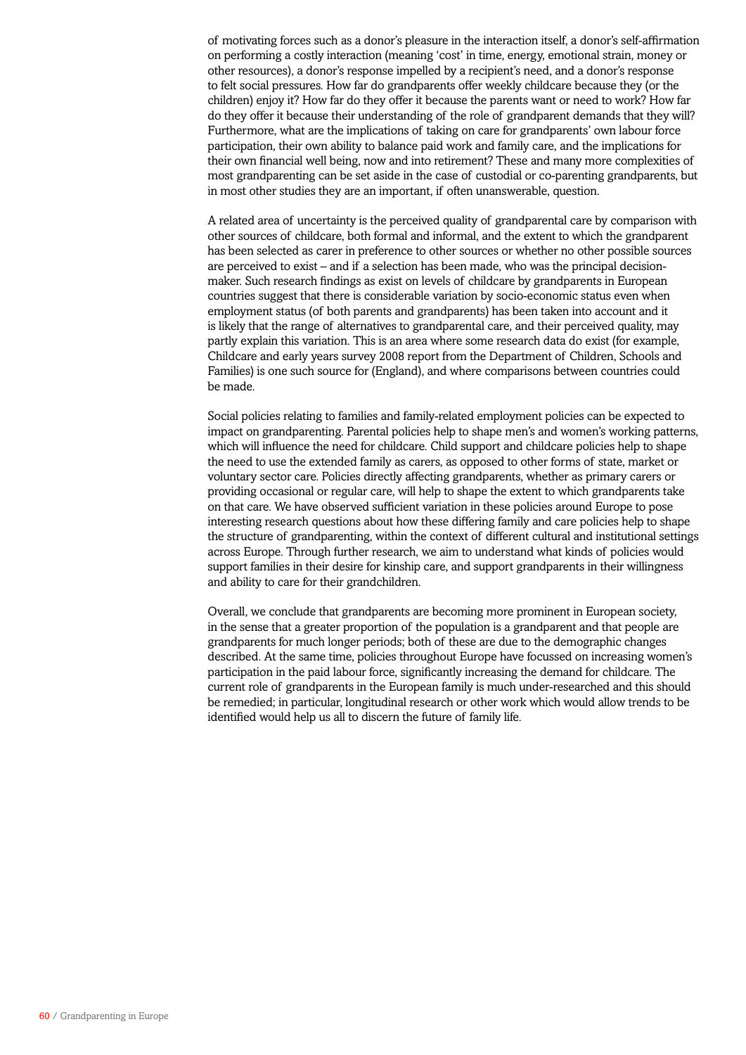of motivating forces such as a donor's pleasure in the interaction itself, a donor's self-affirmation on performing a costly interaction (meaning 'cost' in time, energy, emotional strain, money or other resources), a donor's response impelled by a recipient's need, and a donor's response to felt social pressures. How far do grandparents offer weekly childcare because they (or the children) enjoy it? How far do they offer it because the parents want or need to work? How far do they offer it because their understanding of the role of grandparent demands that they will? Furthermore, what are the implications of taking on care for grandparents' own labour force participation, their own ability to balance paid work and family care, and the implications for their own financial well being, now and into retirement? These and many more complexities of most grandparenting can be set aside in the case of custodial or co-parenting grandparents, but in most other studies they are an important, if often unanswerable, question.

A related area of uncertainty is the perceived quality of grandparental care by comparison with other sources of childcare, both formal and informal, and the extent to which the grandparent has been selected as carer in preference to other sources or whether no other possible sources are perceived to exist – and if a selection has been made, who was the principal decision-maker. Such research findings as exist on levels of childcare by grandparents in European countries suggest that there is considerable variation by socio-economic status even when employment status (of both parents and grandparents) has been taken into account and it is likely that the range of alternatives to grandparental care, and their perceived quality, may partly explain this variation. This is an area where some research data do exist (for example, Childcare and early years survey 2008 report from the Department of Children, Schools and Families) is one such source for (England), and where comparisons between countries could be made.

Social policies relating to families and family-related employment policies can be expected to impact on grandparenting. Parental policies help to shape men's and women's working patterns, which will influence the need for childcare. Child support and childcare policies help to shape the need to use the extended family as carers, as opposed to other forms of state, market or voluntary sector care. Policies directly affecting grandparents, whether as primary carers or providing occasional or regular care, will help to shape the extent to which grandparents take on that care. We have observed sufficient variation in these policies around Europe to pose interesting research questions about how these differing family and care policies help to shape the structure of grandparenting, within the context of different cultural and institutional settings across Europe. Through further research, we aim to understand what kinds of policies would support families in their desire for kinship care, and support grandparents in their willingness and ability to care for their grandchildren.

Overall, we conclude that grandparents are becoming more prominent in European society, in the sense that a greater proportion of the population is a grandparent and that people are grandparents for much longer periods; both of these are due to the demographic changes described. At the same time, policies throughout Europe have focussed on increasing women's participation in the paid labour force, significantly increasing the demand for childcare. The current role of grandparents in the European family is much under-researched and this should be remedied; in particular, longitudinal research or other work which would allow trends to be identified would help us all to discern the future of family life.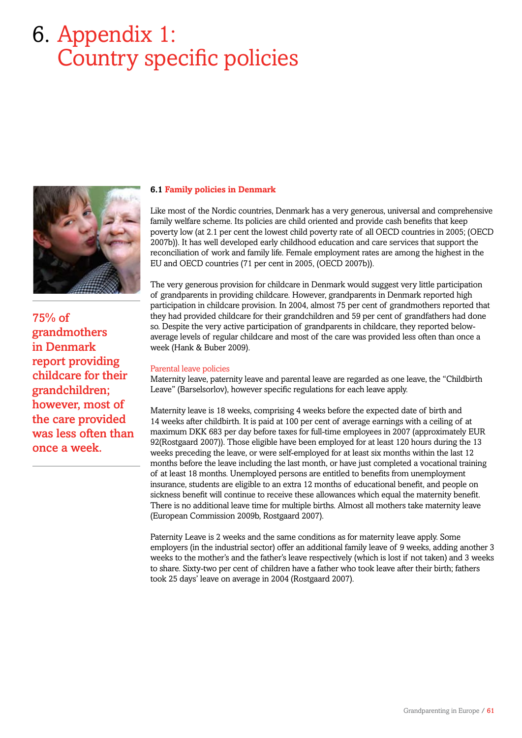# 6. Appendix 1: Country specific policies

**75% of grandmothers in Denmark report providing childcare for their grandchildren; however, most of the care provided was less often than once a week.**

### 6.1 Family policies in Denmark

Like most of the Nordic countries, Denmark has a very generous, universal and comprehensive family welfare scheme. Its policies are child oriented and provide cash benefits that keep poverty low (at 2.1 per cent the lowest child poverty rate of all OECD countries in 2005; (OECD 2007b)). It has well developed early childhood education and care services that support the reconciliation of work and family life. Female employment rates are among the highest in the EU and OECD countries (71 per cent in 2005, (OECD 2007b)).

The very generous provision for childcare in Denmark would suggest very little participation of grandparents in providing childcare. However, grandparents in Denmark reported high participation in childcare provision. In 2004, almost 75 per cent of grandmothers reported that they had provided childcare for their grandchildren and 59 per cent of grandfathers had done so. Despite the very active participation of grandparents in childcare, they reported below-average levels of regular childcare and most of the care was provided less often than once a week (Hank & Buber 2009).

#### Parental leave policies

Maternity leave, paternity leave and parental leave are regarded as one leave, the "Childbirth Leave" (Barselsorlov), however specific regulations for each leave apply.

Maternity leave is 18 weeks, comprising 4 weeks before the expected date of birth and 14 weeks after childbirth. It is paid at 100 per cent of average earnings with a ceiling of at maximum DKK 683 per day before taxes for full-time employees in 2007 (approximately EUR 92(Rostgaard 2007)). Those eligible have been employed for at least 120 hours during the 13 weeks preceding the leave, or were self-employed for at least six months within the last 12 months before the leave including the last month, or have just completed a vocational training of at least 18 months. Unemployed persons are entitled to benefits from unemployment insurance, students are eligible to an extra 12 months of educational benefit, and people on sickness benefit will continue to receive these allowances which equal the maternity benefit. There is no additional leave time for multiple births. Almost all mothers take maternity leave (European Commission 2009b, Rostgaard 2007).

Paternity Leave is 2 weeks and the same conditions as for maternity leave apply. Some employers (in the industrial sector) offer an additional family leave of 9 weeks, adding another 3 weeks to the mother's and the father's leave respectively (which is lost if not taken) and 3 weeks to share. Sixty-two per cent of children have a father who took leave after their birth; fathers took 25 days' leave on average in 2004 (Rostgaard 2007).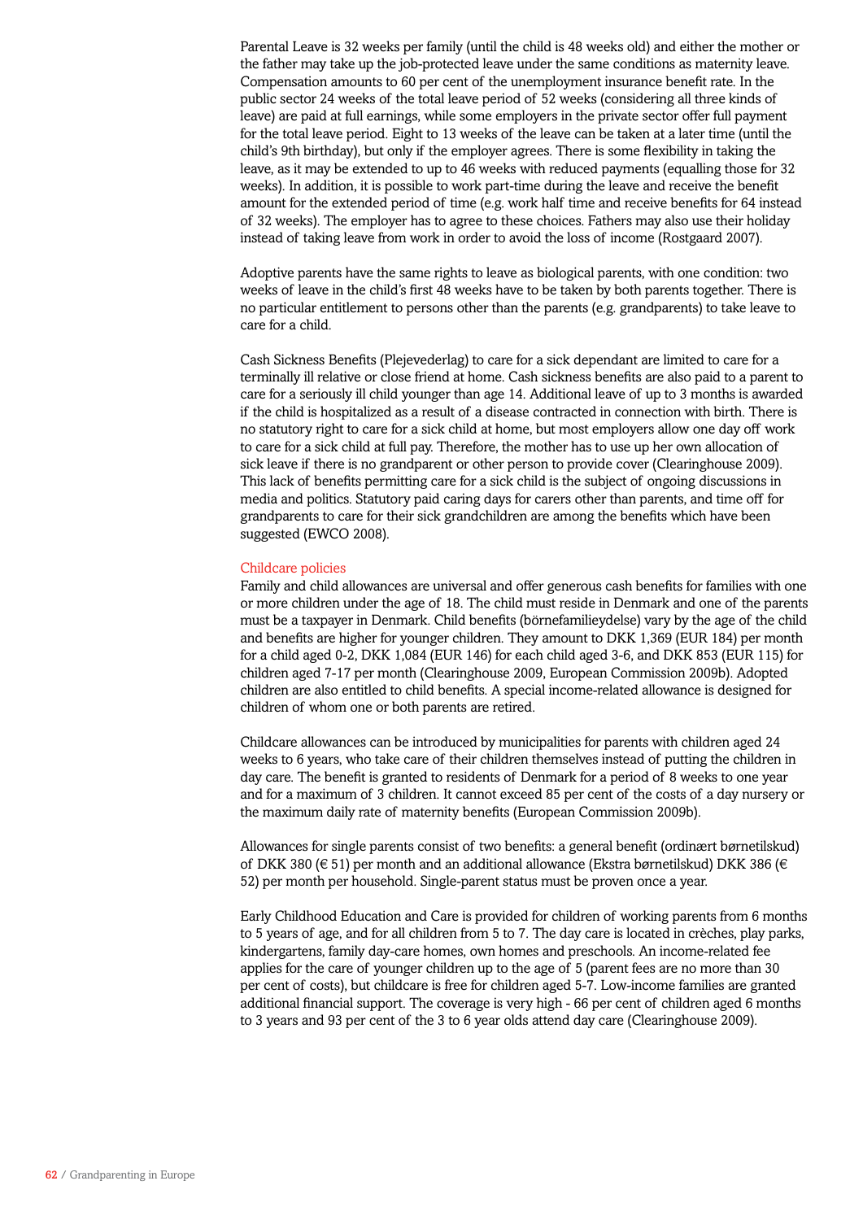Parental Leave is 32 weeks per family (until the child is 48 weeks old) and either the mother or the father may take up the job-protected leave under the same conditions as maternity leave. Compensation amounts to 60 per cent of the unemployment insurance benefit rate. In the public sector 24 weeks of the total leave period of 52 weeks (considering all three kinds of leave) are paid at full earnings, while some employers in the private sector offer full payment for the total leave period. Eight to 13 weeks of the leave can be taken at a later time (until the child's 9th birthday), but only if the employer agrees. There is some flexibility in taking the leave, as it may be extended to up to 46 weeks with reduced payments (equalling those for 32 weeks). In addition, it is possible to work part-time during the leave and receive the benefit amount for the extended period of time (e.g. work half time and receive benefits for 64 instead of 32 weeks). The employer has to agree to these choices. Fathers may also use their holiday instead of taking leave from work in order to avoid the loss of income (Rostgaard 2007).

Adoptive parents have the same rights to leave as biological parents, with one condition: two weeks of leave in the child's first 48 weeks have to be taken by both parents together. There is no particular entitlement to persons other than the parents (e.g. grandparents) to take leave to care for a child.

Cash Sickness Benefits (Plejevederlag) to care for a sick dependant are limited to care for a terminally ill relative or close friend at home. Cash sickness benefits are also paid to a parent to care for a seriously ill child younger than age 14. Additional leave of up to 3 months is awarded if the child is hospitalized as a result of a disease contracted in connection with birth. There is no statutory right to care for a sick child at home, but most employers allow one day off work to care for a sick child at full pay. Therefore, the mother has to use up her own allocation of sick leave if there is no grandparent or other person to provide cover (Clearinghouse 2009). This lack of benefits permitting care for a sick child is the subject of ongoing discussions in media and politics. Statutory paid caring days for carers other than parents, and time off for grandparents to care for their sick grandchildren are among the benefits which have been suggested (EWCO 2008).

### Childcare policies

Family and child allowances are universal and offer generous cash benefits for families with one or more children under the age of 18. The child must reside in Denmark and one of the parents must be a taxpayer in Denmark. Child benefits (börnefamilieydelse) vary by the age of the child and benefits are higher for younger children. They amount to DKK 1,369 (EUR 184) per month for a child aged 0-2, DKK 1,084 (EUR 146) for each child aged 3-6, and DKK 853 (EUR 115) for children aged 7-17 per month (Clearinghouse 2009, European Commission 2009b). Adopted children are also entitled to child benefits. A special income-related allowance is designed for children of whom one or both parents are retired.

Childcare allowances can be introduced by municipalities for parents with children aged 24 weeks to 6 years, who take care of their children themselves instead of putting the children in day care. The benefit is granted to residents of Denmark for a period of 8 weeks to one year and for a maximum of 3 children. It cannot exceed 85 per cent of the costs of a day nursery or the maximum daily rate of maternity benefits (European Commission 2009b).

Allowances for single parents consist of two benefits: a general benefit (ordinært børnetilskud) of DKK 380 (€ 51) per month and an additional allowance (Ekstra børnetilskud) DKK 386 (€ 52) per month per household. Single-parent status must be proven once a year.

Early Childhood Education and Care is provided for children of working parents from 6 months to 5 years of age, and for all children from 5 to 7. The day care is located in crèches, play parks, kindergartens, family day-care homes, own homes and preschools. An income-related fee applies for the care of younger children up to the age of 5 (parent fees are no more than 30 per cent of costs), but childcare is free for children aged 5-7. Low-income families are granted additional financial support. The coverage is very high - 66 per cent of children aged 6 months to 3 years and 93 per cent of the 3 to 6 year olds attend day care (Clearinghouse 2009).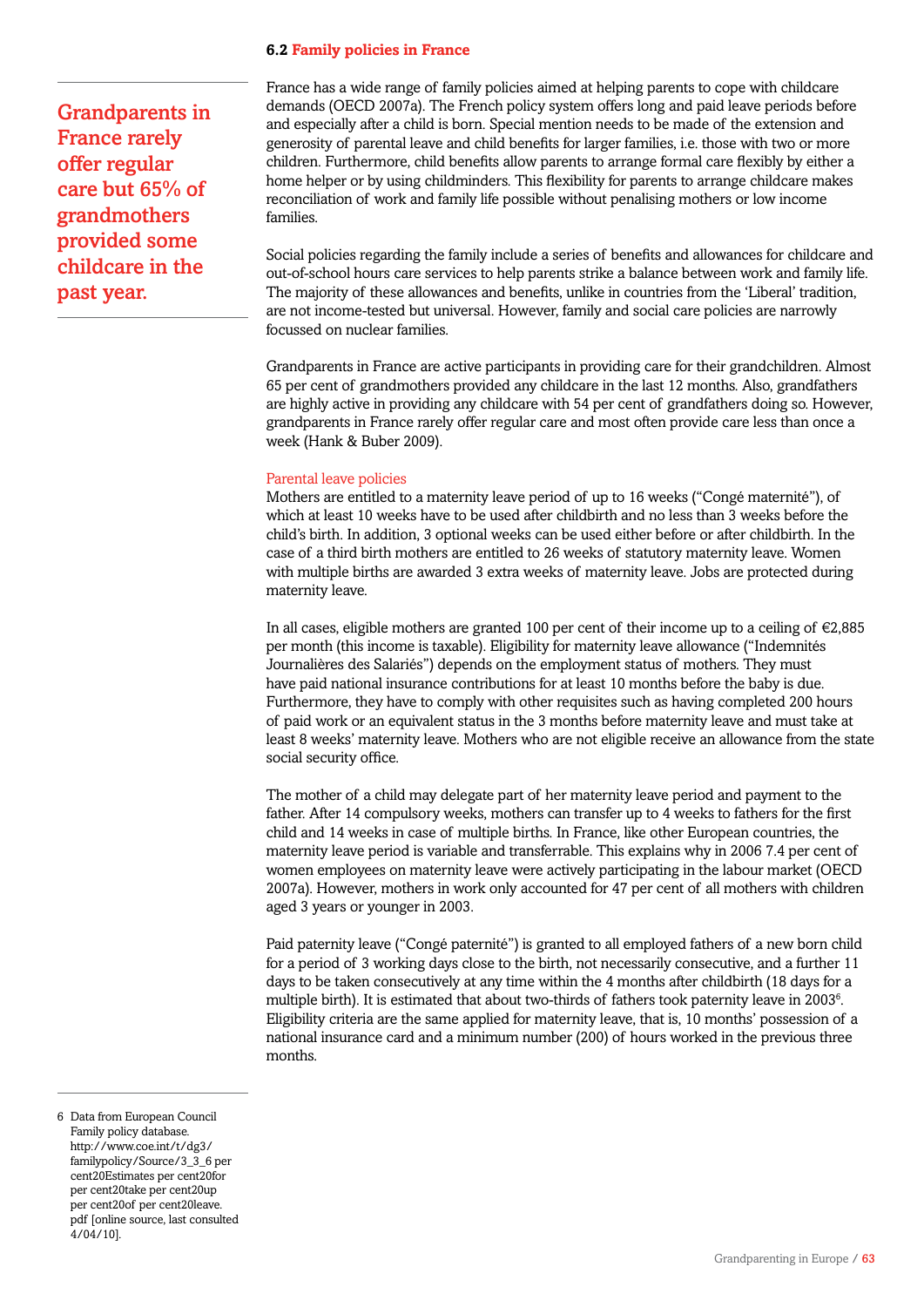### 6.2 Family policies in France

**Grandparents in France rarely offer regular care but 65% of grandmothers provided some childcare in the past year.**

France has a wide range of family policies aimed at helping parents to cope with childcare demands (OECD 2007a). The French policy system offers long and paid leave periods before and especially after a child is born. Special mention needs to be made of the extension and generosity of parental leave and child benefits for larger families, i.e. those with two or more children. Furthermore, child benefits allow parents to arrange formal care flexibly by either a home helper or by using childminders. This flexibility for parents to arrange childcare makes reconciliation of work and family life possible without penalising mothers or low income families.

Social policies regarding the family include a series of benefits and allowances for childcare and out-of-school hours care services to help parents strike a balance between work and family life. The majority of these allowances and benefits, unlike in countries from the 'Liberal' tradition, are not income-tested but universal. However, family and social care policies are narrowly focussed on nuclear families.

Grandparents in France are active participants in providing care for their grandchildren. Almost 65 per cent of grandmothers provided any childcare in the last 12 months. Also, grandfathers are highly active in providing any childcare with 54 per cent of grandfathers doing so. However, grandparents in France rarely offer regular care and most often provide care less than once a week (Hank & Buber 2009).

#### Parental leave policies

Mothers are entitled to a maternity leave period of up to 16 weeks ("Congé maternité"), of which at least 10 weeks have to be used after childbirth and no less than 3 weeks before the child's birth. In addition, 3 optional weeks can be used either before or after childbirth. In the case of a third birth mothers are entitled to 26 weeks of statutory maternity leave. Women with multiple births are awarded 3 extra weeks of maternity leave. Jobs are protected during maternity leave.

In all cases, eligible mothers are granted 100 per cent of their income up to a ceiling of €2,885 per month (this income is taxable). Eligibility for maternity leave allowance ("Indemnités Journalières des Salariés") depends on the employment status of mothers. They must have paid national insurance contributions for at least 10 months before the baby is due. Furthermore, they have to comply with other requisites such as having completed 200 hours of paid work or an equivalent status in the 3 months before maternity leave and must take at least 8 weeks' maternity leave. Mothers who are not eligible receive an allowance from the state social security office.

The mother of a child may delegate part of her maternity leave period and payment to the father. After 14 compulsory weeks, mothers can transfer up to 4 weeks to fathers for the first child and 14 weeks in case of multiple births. In France, like other European countries, the maternity leave period is variable and transferrable. This explains why in 2006 7.4 per cent of women employees on maternity leave were actively participating in the labour market (OECD 2007a). However, mothers in work only accounted for 47 per cent of all mothers with children aged 3 years or younger in 2003.

Paid paternity leave ("Congé paternité") is granted to all employed fathers of a new born child for a period of 3 working days close to the birth, not necessarily consecutive, and a further 11 days to be taken consecutively at any time within the 4 months after childbirth (18 days for a multiple birth). It is estimated that about two-thirds of fathers took paternity leave in 2003[6]. Eligibility criteria are the same applied for maternity leave, that is, 10 months' possession of a national insurance card and a minimum number (200) of hours worked in the previous three months.

---

6 Data from European Council Family policy database. http://www.coe.int/t/dg3/familypolicy/Source/3_3_6 per cent20Estimates per cent20for per cent20take per cent20up per cent20of per cent20leave.pdf [online source, last consulted 4/04/10].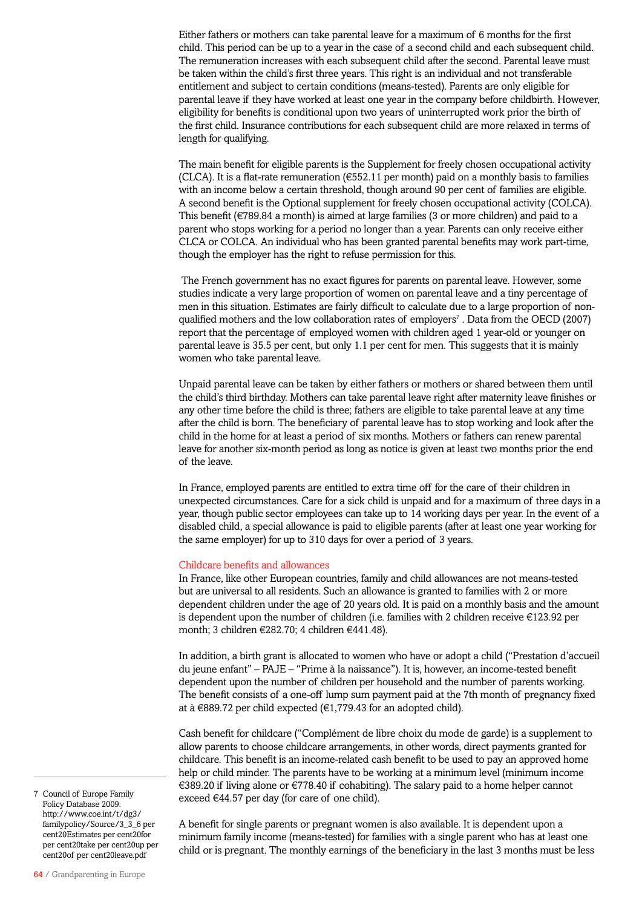Either fathers or mothers can take parental leave for a maximum of 6 months for the first child. This period can be up to a year in the case of a second child and each subsequent child. The remuneration increases with each subsequent child after the second. Parental leave must be taken within the child's first three years. This right is an individual and not transferable entitlement and subject to certain conditions (means-tested). Parents are only eligible for parental leave if they have worked at least one year in the company before childbirth. However, eligibility for benefits is conditional upon two years of uninterrupted work prior the birth of the first child. Insurance contributions for each subsequent child are more relaxed in terms of length for qualifying.

The main benefit for eligible parents is the Supplement for freely chosen occupational activity (CLCA). It is a flat-rate remuneration (€552.11 per month) paid on a monthly basis to families with an income below a certain threshold, though around 90 per cent of families are eligible. A second benefit is the Optional supplement for freely chosen occupational activity (COLCA). This benefit (€789.84 a month) is aimed at large families (3 or more children) and paid to a parent who stops working for a period no longer than a year. Parents can only receive either CLCA or COLCA. An individual who has been granted parental benefits may work part-time, though the employer has the right to refuse permission for this.

The French government has no exact figures for parents on parental leave. However, some studies indicate a very large proportion of women on parental leave and a tiny percentage of men in this situation. Estimates are fairly difficult to calculate due to a large proportion of non-qualified mothers and the low collaboration rates of employers[7] . Data from the OECD (2007) report that the percentage of employed women with children aged 1 year-old or younger on parental leave is 35.5 per cent, but only 1.1 per cent for men. This suggests that it is mainly women who take parental leave.

Unpaid parental leave can be taken by either fathers or mothers or shared between them until the child's third birthday. Mothers can take parental leave right after maternity leave finishes or any other time before the child is three; fathers are eligible to take parental leave at any time after the child is born. The beneficiary of parental leave has to stop working and look after the child in the home for at least a period of six months. Mothers or fathers can renew parental leave for another six-month period as long as notice is given at least two months prior the end of the leave.

In France, employed parents are entitled to extra time off for the care of their children in unexpected circumstances. Care for a sick child is unpaid and for a maximum of three days in a year, though public sector employees can take up to 14 working days per year. In the event of a disabled child, a special allowance is paid to eligible parents (after at least one year working for the same employer) for up to 310 days for over a period of 3 years.

### Childcare benefits and allowances

In France, like other European countries, family and child allowances are not means-tested but are universal to all residents. Such an allowance is granted to families with 2 or more dependent children under the age of 20 years old. It is paid on a monthly basis and the amount is dependent upon the number of children (i.e. families with 2 children receive €123.92 per month; 3 children €282.70; 4 children €441.48).

In addition, a birth grant is allocated to women who have or adopt a child ("Prestation d'accueil du jeune enfant" – PAJE – "Prime à la naissance"). It is, however, an income-tested benefit dependent upon the number of children per household and the number of parents working. The benefit consists of a one-off lump sum payment paid at the 7th month of pregnancy fixed at à €889.72 per child expected (€1,779.43 for an adopted child).

Cash benefit for childcare ("Complément de libre choix du mode de garde) is a supplement to allow parents to choose childcare arrangements, in other words, direct payments granted for childcare. This benefit is an income-related cash benefit to be used to pay an approved home help or child minder. The parents have to be working at a minimum level (minimum income €389.20 if living alone or €778.40 if cohabiting). The salary paid to a home helper cannot exceed €44.57 per day (for care of one child).

A benefit for single parents or pregnant women is also available. It is dependent upon a minimum family income (means-tested) for families with a single parent who has at least one child or is pregnant. The monthly earnings of the beneficiary in the last 3 months must be less

---

7 Council of Europe Family Policy Database 2009. http://www.coe.int/t/dg3/familypolicy/Source/3_3_6 per cent20Estimates per cent20for per cent20take per cent20up per cent20of per cent20leave.pdf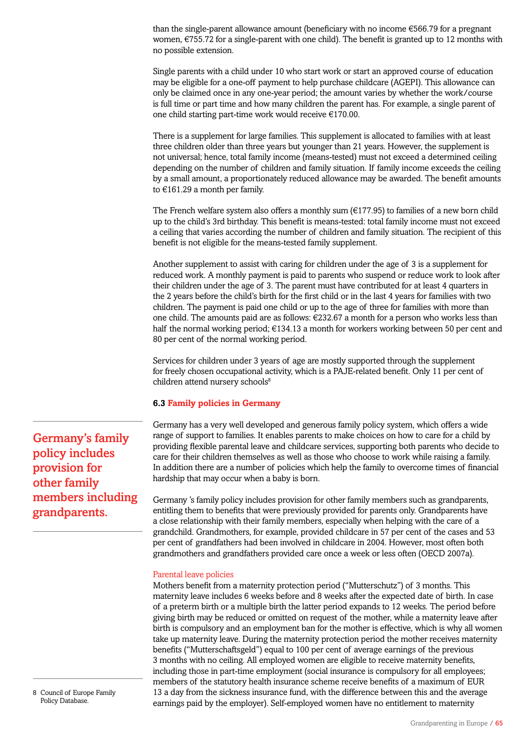than the single-parent allowance amount (beneficiary with no income €566.79 for a pregnant women, €755.72 for a single-parent with one child). The benefit is granted up to 12 months with no possible extension.

Single parents with a child under 10 who start work or start an approved course of education may be eligible for a one-off payment to help purchase childcare (AGEPI). This allowance can only be claimed once in any one-year period; the amount varies by whether the work/course is full time or part time and how many children the parent has. For example, a single parent of one child starting part-time work would receive €170.00.

There is a supplement for large families. This supplement is allocated to families with at least three children older than three years but younger than 21 years. However, the supplement is not universal; hence, total family income (means-tested) must not exceed a determined ceiling depending on the number of children and family situation. If family income exceeds the ceiling by a small amount, a proportionately reduced allowance may be awarded. The benefit amounts to €161.29 a month per family.

The French welfare system also offers a monthly sum (€177.95) to families of a new born child up to the child's 3rd birthday. This benefit is means-tested: total family income must not exceed a ceiling that varies according the number of children and family situation. The recipient of this benefit is not eligible for the means-tested family supplement.

Another supplement to assist with caring for children under the age of 3 is a supplement for reduced work. A monthly payment is paid to parents who suspend or reduce work to look after their children under the age of 3. The parent must have contributed for at least 4 quarters in the 2 years before the child's birth for the first child or in the last 4 years for families with two children. The payment is paid one child or up to the age of three for families with more than one child. The amounts paid are as follows: €232.67 a month for a person who works less than half the normal working period; €134.13 a month for workers working between 50 per cent and 80 per cent of the normal working period.

Services for children under 3 years of age are mostly supported through the supplement for freely chosen occupational activity, which is a PAJE-related benefit. Only 11 per cent of children attend nursery schools[8]

### 6.3 Family policies in Germany

Germany has a very well developed and generous family policy system, which offers a wide range of support to families. It enables parents to make choices on how to care for a child by providing flexible parental leave and childcare services, supporting both parents who decide to care for their children themselves as well as those who choose to work while raising a family. In addition there are a number of policies which help the family to overcome times of financial hardship that may occur when a baby is born.

> **Germany's family policy includes provision for other family members including grandparents.**

Germany 's family policy includes provision for other family members such as grandparents, entitling them to benefits that were previously provided for parents only. Grandparents have a close relationship with their family members, especially when helping with the care of a grandchild. Grandmothers, for example, provided childcare in 57 per cent of the cases and 53 per cent of grandfathers had been involved in childcare in 2004. However, most often both grandmothers and grandfathers provided care once a week or less often (OECD 2007a).

#### Parental leave policies

Mothers benefit from a maternity protection period ("Mutterschutz") of 3 months. This maternity leave includes 6 weeks before and 8 weeks after the expected date of birth. In case of a preterm birth or a multiple birth the latter period expands to 12 weeks. The period before giving birth may be reduced or omitted on request of the mother, while a maternity leave after birth is compulsory and an employment ban for the mother is effective, which is why all women take up maternity leave. During the maternity protection period the mother receives maternity benefits ("Mutterschaftsgeld") equal to 100 per cent of average earnings of the previous 3 months with no ceiling. All employed women are eligible to receive maternity benefits, including those in part-time employment (social insurance is compulsory for all employees; members of the statutory health insurance scheme receive benefits of a maximum of EUR 13 a day from the sickness insurance fund, with the difference between this and the average earnings paid by the employer). Self-employed women have no entitlement to maternity

8 Council of Europe Family Policy Database.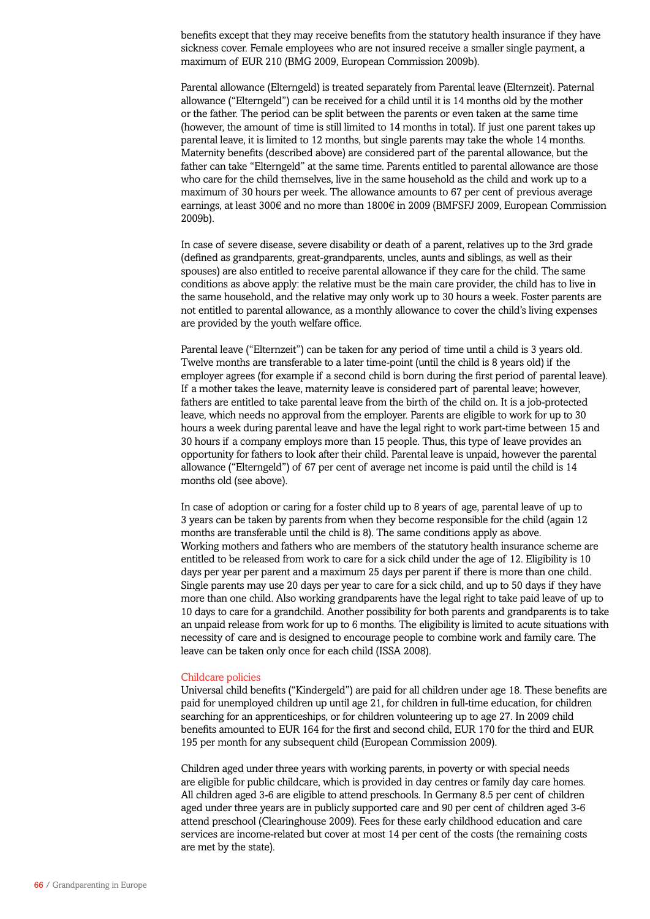benefits except that they may receive benefits from the statutory health insurance if they have sickness cover. Female employees who are not insured receive a smaller single payment, a maximum of EUR 210 (BMG 2009, European Commission 2009b).

Parental allowance (Elterngeld) is treated separately from Parental leave (Elternzeit). Paternal allowance ("Elterngeld") can be received for a child until it is 14 months old by the mother or the father. The period can be split between the parents or even taken at the same time (however, the amount of time is still limited to 14 months in total). If just one parent takes up parental leave, it is limited to 12 months, but single parents may take the whole 14 months. Maternity benefits (described above) are considered part of the parental allowance, but the father can take "Elterngeld" at the same time. Parents entitled to parental allowance are those who care for the child themselves, live in the same household as the child and work up to a maximum of 30 hours per week. The allowance amounts to 67 per cent of previous average earnings, at least 300€ and no more than 1800€ in 2009 (BMFSFJ 2009, European Commission 2009b).

In case of severe disease, severe disability or death of a parent, relatives up to the 3rd grade (defined as grandparents, great-grandparents, uncles, aunts and siblings, as well as their spouses) are also entitled to receive parental allowance if they care for the child. The same conditions as above apply: the relative must be the main care provider, the child has to live in the same household, and the relative may only work up to 30 hours a week. Foster parents are not entitled to parental allowance, as a monthly allowance to cover the child's living expenses are provided by the youth welfare office.

Parental leave ("Elternzeit") can be taken for any period of time until a child is 3 years old. Twelve months are transferable to a later time-point (until the child is 8 years old) if the employer agrees (for example if a second child is born during the first period of parental leave). If a mother takes the leave, maternity leave is considered part of parental leave; however, fathers are entitled to take parental leave from the birth of the child on. It is a job-protected leave, which needs no approval from the employer. Parents are eligible to work for up to 30 hours a week during parental leave and have the legal right to work part-time between 15 and 30 hours if a company employs more than 15 people. Thus, this type of leave provides an opportunity for fathers to look after their child. Parental leave is unpaid, however the parental allowance ("Elterngeld") of 67 per cent of average net income is paid until the child is 14 months old (see above).

In case of adoption or caring for a foster child up to 8 years of age, parental leave of up to 3 years can be taken by parents from when they become responsible for the child (again 12 months are transferable until the child is 8). The same conditions apply as above.
Working mothers and fathers who are members of the statutory health insurance scheme are entitled to be released from work to care for a sick child under the age of 12. Eligibility is 10 days per year per parent and a maximum 25 days per parent if there is more than one child. Single parents may use 20 days per year to care for a sick child, and up to 50 days if they have more than one child. Also working grandparents have the legal right to take paid leave of up to 10 days to care for a grandchild. Another possibility for both parents and grandparents is to take an unpaid release from work for up to 6 months. The eligibility is limited to acute situations with necessity of care and is designed to encourage people to combine work and family care. The leave can be taken only once for each child (ISSA 2008).

### Childcare policies

Universal child benefits ("Kindergeld") are paid for all children under age 18. These benefits are paid for unemployed children up until age 21, for children in full-time education, for children searching for an apprenticeships, or for children volunteering up to age 27. In 2009 child benefits amounted to EUR 164 for the first and second child, EUR 170 for the third and EUR 195 per month for any subsequent child (European Commission 2009).

Children aged under three years with working parents, in poverty or with special needs are eligible for public childcare, which is provided in day centres or family day care homes. All children aged 3-6 are eligible to attend preschools. In Germany 8.5 per cent of children aged under three years are in publicly supported care and 90 per cent of children aged 3-6 attend preschool (Clearinghouse 2009). Fees for these early childhood education and care services are income-related but cover at most 14 per cent of the costs (the remaining costs are met by the state).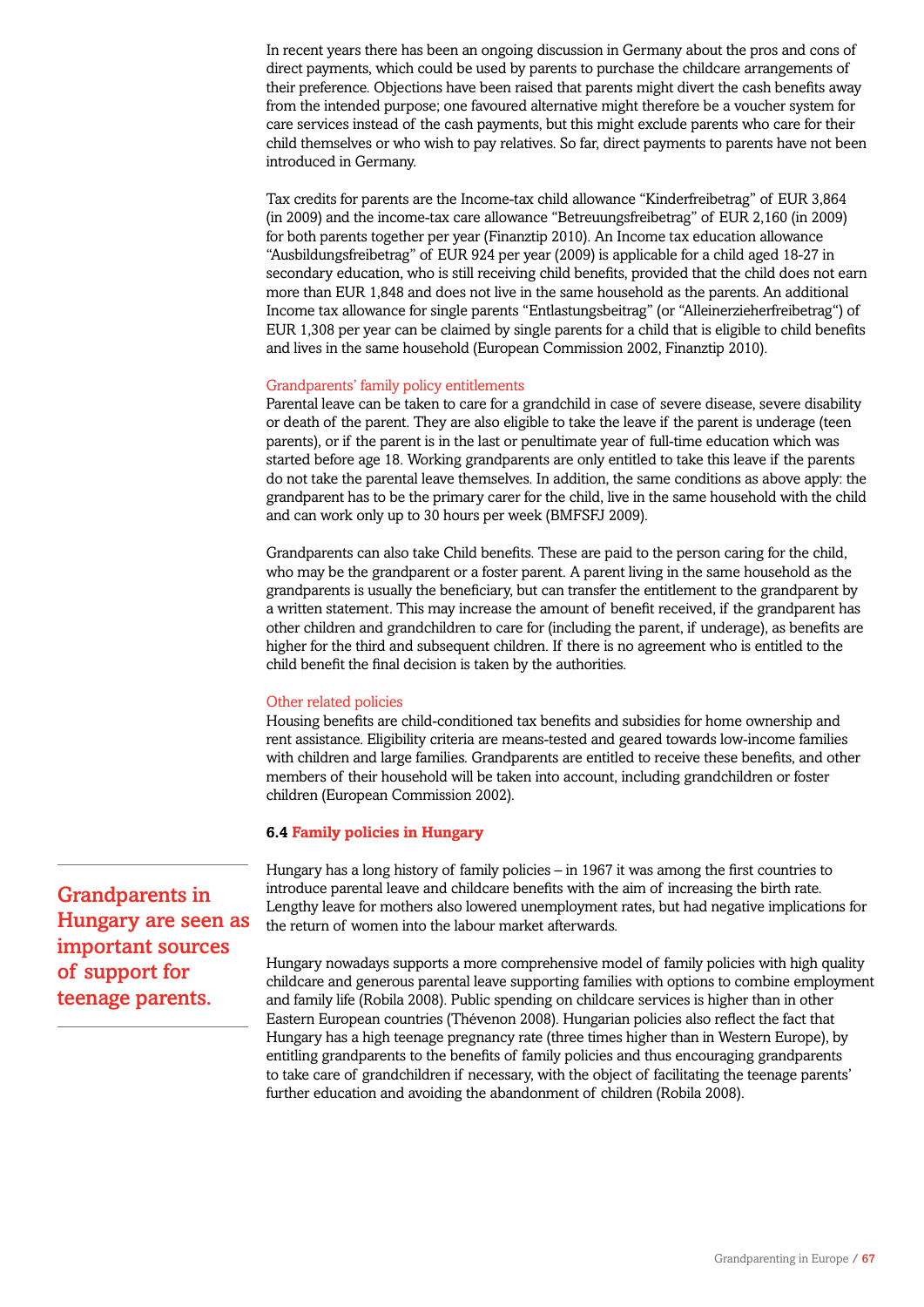In recent years there has been an ongoing discussion in Germany about the pros and cons of direct payments, which could be used by parents to purchase the childcare arrangements of their preference. Objections have been raised that parents might divert the cash benefits away from the intended purpose; one favoured alternative might therefore be a voucher system for care services instead of the cash payments, but this might exclude parents who care for their child themselves or who wish to pay relatives. So far, direct payments to parents have not been introduced in Germany.

Tax credits for parents are the Income-tax child allowance "Kinderfreibetrag" of EUR 3,864 (in 2009) and the income-tax care allowance "Betreuungsfreibetrag" of EUR 2,160 (in 2009) for both parents together per year (Finanztip 2010). An Income tax education allowance "Ausbildungsfreibetrag" of EUR 924 per year (2009) is applicable for a child aged 18-27 in secondary education, who is still receiving child benefits, provided that the child does not earn more than EUR 1,848 and does not live in the same household as the parents. An additional Income tax allowance for single parents "Entlastungsbeitrag" (or "Alleinerzieherfreibetrag") of EUR 1,308 per year can be claimed by single parents for a child that is eligible to child benefits and lives in the same household (European Commission 2002, Finanztip 2010).

#### Grandparents' family policy entitlements

Parental leave can be taken to care for a grandchild in case of severe disease, severe disability or death of the parent. They are also eligible to take the leave if the parent is underage (teen parents), or if the parent is in the last or penultimate year of full-time education which was started before age 18. Working grandparents are only entitled to take this leave if the parents do not take the parental leave themselves. In addition, the same conditions as above apply: the grandparent has to be the primary carer for the child, live in the same household with the child and can work only up to 30 hours per week (BMFSFJ 2009).

Grandparents can also take Child benefits. These are paid to the person caring for the child, who may be the grandparent or a foster parent. A parent living in the same household as the grandparents is usually the beneficiary, but can transfer the entitlement to the grandparent by a written statement. This may increase the amount of benefit received, if the grandparent has other children and grandchildren to care for (including the parent, if underage), as benefits are higher for the third and subsequent children. If there is no agreement who is entitled to the child benefit the final decision is taken by the authorities.

#### Other related policies

Housing benefits are child-conditioned tax benefits and subsidies for home ownership and rent assistance. Eligibility criteria are means-tested and geared towards low-income families with children and large families. Grandparents are entitled to receive these benefits, and other members of their household will be taken into account, including grandchildren or foster children (European Commission 2002).

### 6.4 Family policies in Hungary

**Grandparents in Hungary are seen as important sources of support for teenage parents.**

Hungary has a long history of family policies – in 1967 it was among the first countries to introduce parental leave and childcare benefits with the aim of increasing the birth rate. Lengthy leave for mothers also lowered unemployment rates, but had negative implications for the return of women into the labour market afterwards.

Hungary nowadays supports a more comprehensive model of family policies with high quality childcare and generous parental leave supporting families with options to combine employment and family life (Robila 2008). Public spending on childcare services is higher than in other Eastern European countries (Thévenon 2008). Hungarian policies also reflect the fact that Hungary has a high teenage pregnancy rate (three times higher than in Western Europe), by entitling grandparents to the benefits of family policies and thus encouraging grandparents to take care of grandchildren if necessary, with the object of facilitating the teenage parents' further education and avoiding the abandonment of children (Robila 2008).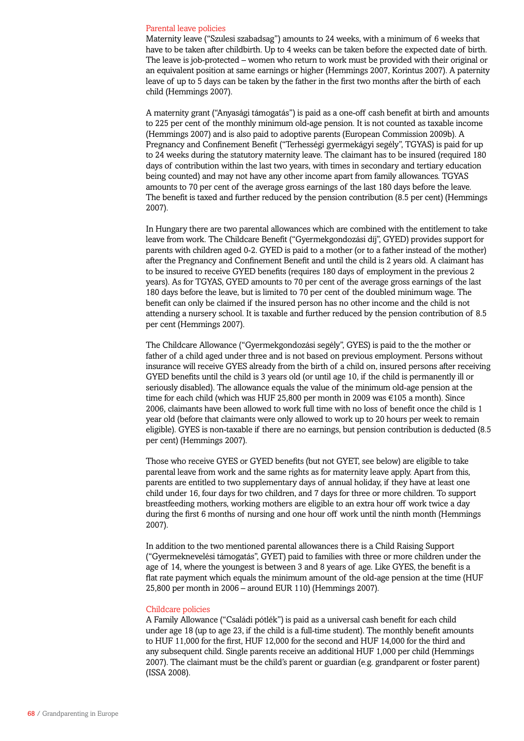## Parental leave policies

Maternity leave ("Szulesi szabadsag") amounts to 24 weeks, with a minimum of 6 weeks that have to be taken after childbirth. Up to 4 weeks can be taken before the expected date of birth. The leave is job-protected – women who return to work must be provided with their original or an equivalent position at same earnings or higher (Hemmings 2007, Korintus 2007). A paternity leave of up to 5 days can be taken by the father in the first two months after the birth of each child (Hemmings 2007).

A maternity grant ("Anyasági támogatás") is paid as a one-off cash benefit at birth and amounts to 225 per cent of the monthly minimum old-age pension. It is not counted as taxable income (Hemmings 2007) and is also paid to adoptive parents (European Commission 2009b). A Pregnancy and Confinement Benefit ("Terhességi gyermekágyi segély", TGYAS) is paid for up to 24 weeks during the statutory maternity leave. The claimant has to be insured (required 180 days of contribution within the last two years, with times in secondary and tertiary education being counted) and may not have any other income apart from family allowances. TGYAS amounts to 70 per cent of the average gross earnings of the last 180 days before the leave. The benefit is taxed and further reduced by the pension contribution (8.5 per cent) (Hemmings 2007).

In Hungary there are two parental allowances which are combined with the entitlement to take leave from work. The Childcare Benefit ("Gyermekgondozási díj", GYED) provides support for parents with children aged 0-2. GYED is paid to a mother (or to a father instead of the mother) after the Pregnancy and Confinement Benefit and until the child is 2 years old. A claimant has to be insured to receive GYED benefits (requires 180 days of employment in the previous 2 years). As for TGYAS, GYED amounts to 70 per cent of the average gross earnings of the last 180 days before the leave, but is limited to 70 per cent of the doubled minimum wage. The benefit can only be claimed if the insured person has no other income and the child is not attending a nursery school. It is taxable and further reduced by the pension contribution of 8.5 per cent (Hemmings 2007).

The Childcare Allowance ("Gyermekgondozási segély", GYES) is paid to the the mother or father of a child aged under three and is not based on previous employment. Persons without insurance will receive GYES already from the birth of a child on, insured persons after receiving GYED benefits until the child is 3 years old (or until age 10, if the child is permanently ill or seriously disabled). The allowance equals the value of the minimum old-age pension at the time for each child (which was HUF 25,800 per month in 2009 was €105 a month). Since 2006, claimants have been allowed to work full time with no loss of benefit once the child is 1 year old (before that claimants were only allowed to work up to 20 hours per week to remain eligible). GYES is non-taxable if there are no earnings, but pension contribution is deducted (8.5 per cent) (Hemmings 2007).

Those who receive GYES or GYED benefits (but not GYET, see below) are eligible to take parental leave from work and the same rights as for maternity leave apply. Apart from this, parents are entitled to two supplementary days of annual holiday, if they have at least one child under 16, four days for two children, and 7 days for three or more children. To support breastfeeding mothers, working mothers are eligible to an extra hour off work twice a day during the first 6 months of nursing and one hour off work until the ninth month (Hemmings 2007).

In addition to the two mentioned parental allowances there is a Child Raising Support ("Gyermeknevelési támogatás", GYET) paid to families with three or more children under the age of 14, where the youngest is between 3 and 8 years of age. Like GYES, the benefit is a flat rate payment which equals the minimum amount of the old-age pension at the time (HUF 25,800 per month in 2006 – around EUR 110) (Hemmings 2007).

## Childcare policies

A Family Allowance ("Családi pótlék") is paid as a universal cash benefit for each child under age 18 (up to age 23, if the child is a full-time student). The monthly benefit amounts to HUF 11,000 for the first, HUF 12,000 for the second and HUF 14,000 for the third and any subsequent child. Single parents receive an additional HUF 1,000 per child (Hemmings 2007). The claimant must be the child's parent or guardian (e.g. grandparent or foster parent) (ISSA 2008).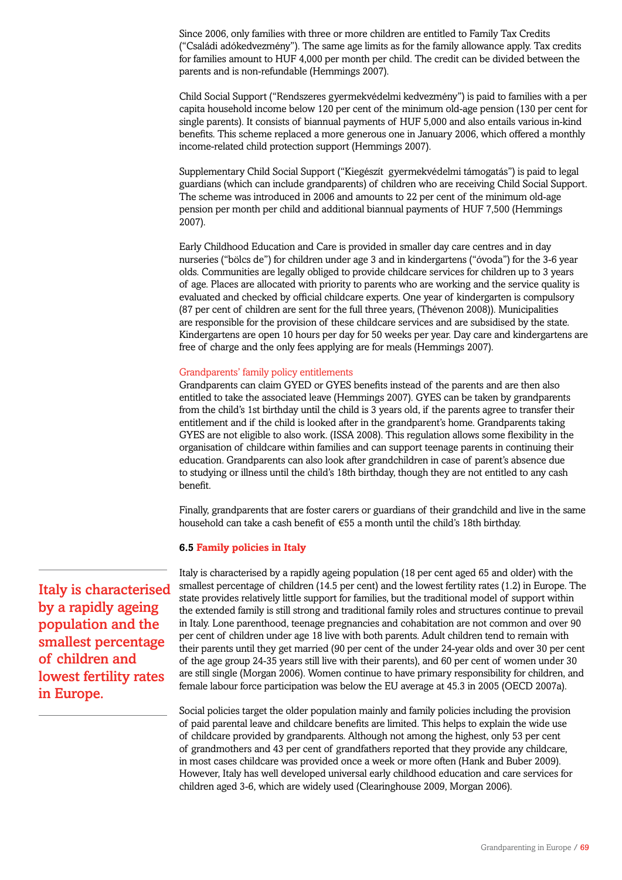Since 2006, only families with three or more children are entitled to Family Tax Credits ("Családi adókedvezmény"). The same age limits as for the family allowance apply. Tax credits for families amount to HUF 4,000 per month per child. The credit can be divided between the parents and is non-refundable (Hemmings 2007).

Child Social Support ("Rendszeres gyermekvédelmi kedvezmény") is paid to families with a per capita household income below 120 per cent of the minimum old-age pension (130 per cent for single parents). It consists of biannual payments of HUF 5,000 and also entails various in-kind benefits. This scheme replaced a more generous one in January 2006, which offered a monthly income-related child protection support (Hemmings 2007).

Supplementary Child Social Support ("Kiegészít gyermekvédelmi támogatás") is paid to legal guardians (which can include grandparents) of children who are receiving Child Social Support. The scheme was introduced in 2006 and amounts to 22 per cent of the minimum old-age pension per month per child and additional biannual payments of HUF 7,500 (Hemmings 2007).

Early Childhood Education and Care is provided in smaller day care centres and in day nurseries ("bölcs de") for children under age 3 and in kindergartens ("óvoda") for the 3-6 year olds. Communities are legally obliged to provide childcare services for children up to 3 years of age. Places are allocated with priority to parents who are working and the service quality is evaluated and checked by official childcare experts. One year of kindergarten is compulsory (87 per cent of children are sent for the full three years, (Thévenon 2008)). Municipalities are responsible for the provision of these childcare services and are subsidised by the state. Kindergartens are open 10 hours per day for 50 weeks per year. Day care and kindergartens are free of charge and the only fees applying are for meals (Hemmings 2007).

#### Grandparents' family policy entitlements

Grandparents can claim GYED or GYES benefits instead of the parents and are then also entitled to take the associated leave (Hemmings 2007). GYES can be taken by grandparents from the child's 1st birthday until the child is 3 years old, if the parents agree to transfer their entitlement and if the child is looked after in the grandparent's home. Grandparents taking GYES are not eligible to also work. (ISSA 2008). This regulation allows some flexibility in the organisation of childcare within families and can support teenage parents in continuing their education. Grandparents can also look after grandchildren in case of parent's absence due to studying or illness until the child's 18th birthday, though they are not entitled to any cash benefit.

Finally, grandparents that are foster carers or guardians of their grandchild and live in the same household can take a cash benefit of €55 a month until the child's 18th birthday.

### 6.5 Family policies in Italy

> **Italy is characterised by a rapidly ageing population and the smallest percentage of children and lowest fertility rates in Europe.**

Italy is characterised by a rapidly ageing population (18 per cent aged 65 and older) with the smallest percentage of children (14.5 per cent) and the lowest fertility rates (1.2) in Europe. The state provides relatively little support for families, but the traditional model of support within the extended family is still strong and traditional family roles and structures continue to prevail in Italy. Lone parenthood, teenage pregnancies and cohabitation are not common and over 90 per cent of children under age 18 live with both parents. Adult children tend to remain with their parents until they get married (90 per cent of the under 24-year olds and over 30 per cent of the age group 24-35 years still live with their parents), and 60 per cent of women under 30 are still single (Morgan 2006). Women continue to have primary responsibility for children, and female labour force participation was below the EU average at 45.3 in 2005 (OECD 2007a).

Social policies target the older population mainly and family policies including the provision of paid parental leave and childcare benefits are limited. This helps to explain the wide use of childcare provided by grandparents. Although not among the highest, only 53 per cent of grandmothers and 43 per cent of grandfathers reported that they provide any childcare, in most cases childcare was provided once a week or more often (Hank and Buber 2009). However, Italy has well developed universal early childhood education and care services for children aged 3-6, which are widely used (Clearinghouse 2009, Morgan 2006).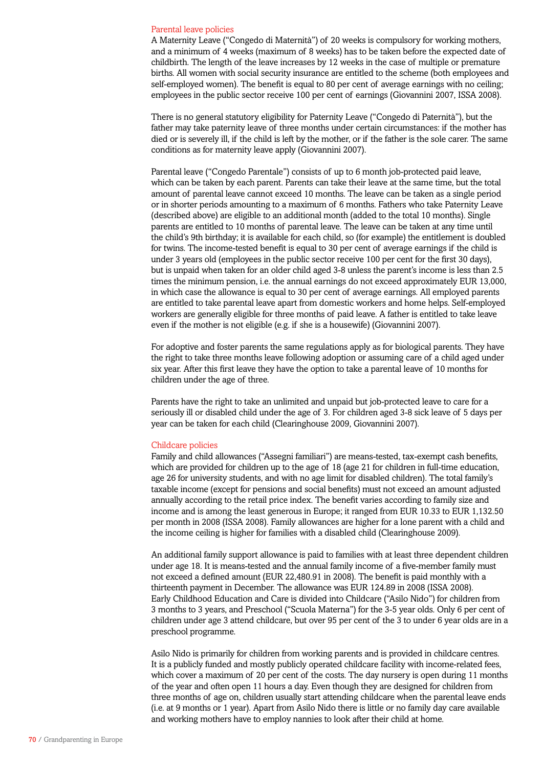### Parental leave policies

A Maternity Leave ("Congedo di Maternità") of 20 weeks is compulsory for working mothers, and a minimum of 4 weeks (maximum of 8 weeks) has to be taken before the expected date of childbirth. The length of the leave increases by 12 weeks in the case of multiple or premature births. All women with social security insurance are entitled to the scheme (both employees and self-employed women). The benefit is equal to 80 per cent of average earnings with no ceiling; employees in the public sector receive 100 per cent of earnings (Giovannini 2007, ISSA 2008).

There is no general statutory eligibility for Paternity Leave ("Congedo di Paternità"), but the father may take paternity leave of three months under certain circumstances: if the mother has died or is severely ill, if the child is left by the mother, or if the father is the sole carer. The same conditions as for maternity leave apply (Giovannini 2007).

Parental leave ("Congedo Parentale") consists of up to 6 month job-protected paid leave, which can be taken by each parent. Parents can take their leave at the same time, but the total amount of parental leave cannot exceed 10 months. The leave can be taken as a single period or in shorter periods amounting to a maximum of 6 months. Fathers who take Paternity Leave (described above) are eligible to an additional month (added to the total 10 months). Single parents are entitled to 10 months of parental leave. The leave can be taken at any time until the child's 9th birthday; it is available for each child, so (for example) the entitlement is doubled for twins. The income-tested benefit is equal to 30 per cent of average earnings if the child is under 3 years old (employees in the public sector receive 100 per cent for the first 30 days), but is unpaid when taken for an older child aged 3-8 unless the parent's income is less than 2.5 times the minimum pension, i.e. the annual earnings do not exceed approximately EUR 13,000, in which case the allowance is equal to 30 per cent of average earnings. All employed parents are entitled to take parental leave apart from domestic workers and home helps. Self-employed workers are generally eligible for three months of paid leave. A father is entitled to take leave even if the mother is not eligible (e.g. if she is a housewife) (Giovannini 2007).

For adoptive and foster parents the same regulations apply as for biological parents. They have the right to take three months leave following adoption or assuming care of a child aged under six year. After this first leave they have the option to take a parental leave of 10 months for children under the age of three.

Parents have the right to take an unlimited and unpaid but job-protected leave to care for a seriously ill or disabled child under the age of 3. For children aged 3-8 sick leave of 5 days per year can be taken for each child (Clearinghouse 2009, Giovannini 2007).

### Childcare policies

Family and child allowances ("Assegni familiari") are means-tested, tax-exempt cash benefits, which are provided for children up to the age of 18 (age 21 for children in full-time education, age 26 for university students, and with no age limit for disabled children). The total family's taxable income (except for pensions and social benefits) must not exceed an amount adjusted annually according to the retail price index. The benefit varies according to family size and income and is among the least generous in Europe; it ranged from EUR 10.33 to EUR 1,132.50 per month in 2008 (ISSA 2008). Family allowances are higher for a lone parent with a child and the income ceiling is higher for families with a disabled child (Clearinghouse 2009).

An additional family support allowance is paid to families with at least three dependent children under age 18. It is means-tested and the annual family income of a five-member family must not exceed a defined amount (EUR 22,480.91 in 2008). The benefit is paid monthly with a thirteenth payment in December. The allowance was EUR 124.89 in 2008 (ISSA 2008).
Early Childhood Education and Care is divided into Childcare ("Asilo Nido") for children from 3 months to 3 years, and Preschool ("Scuola Materna") for the 3-5 year olds. Only 6 per cent of children under age 3 attend childcare, but over 95 per cent of the 3 to under 6 year olds are in a preschool programme.

Asilo Nido is primarily for children from working parents and is provided in childcare centres. It is a publicly funded and mostly publicly operated childcare facility with income-related fees, which cover a maximum of 20 per cent of the costs. The day nursery is open during 11 months of the year and often open 11 hours a day. Even though they are designed for children from three months of age on, children usually start attending childcare when the parental leave ends (i.e. at 9 months or 1 year). Apart from Asilo Nido there is little or no family day care available and working mothers have to employ nannies to look after their child at home.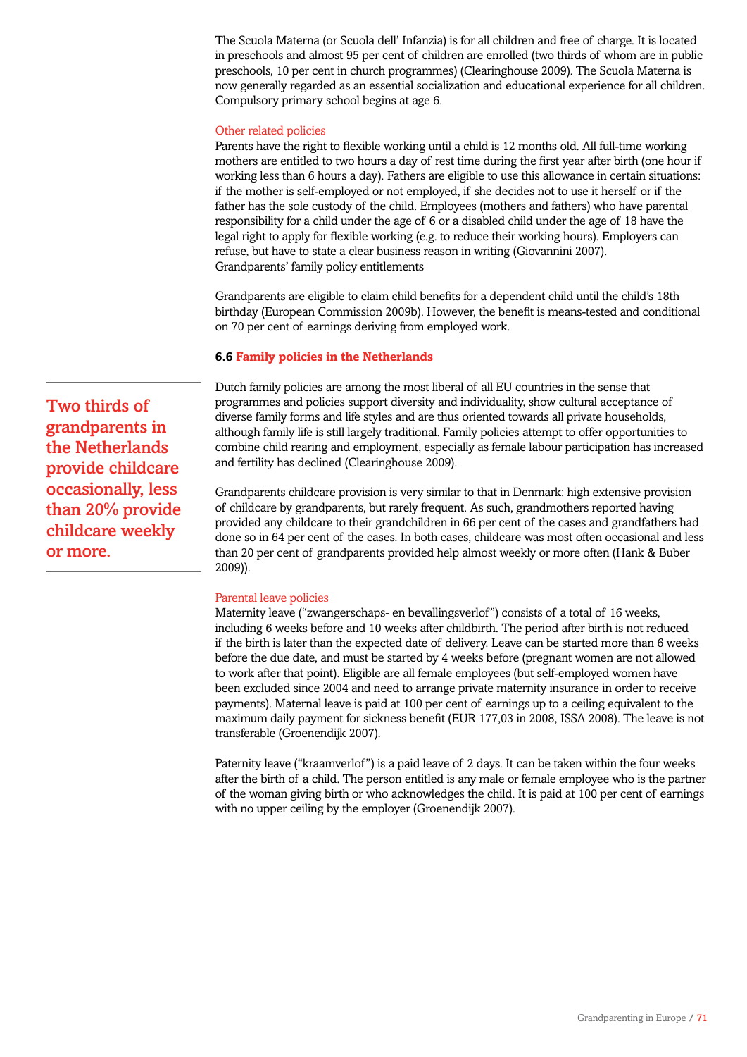The Scuola Materna (or Scuola dell' Infanzia) is for all children and free of charge. It is located in preschools and almost 95 per cent of children are enrolled (two thirds of whom are in public preschools, 10 per cent in church programmes) (Clearinghouse 2009). The Scuola Materna is now generally regarded as an essential socialization and educational experience for all children. Compulsory primary school begins at age 6.

### Other related policies

Parents have the right to flexible working until a child is 12 months old. All full-time working mothers are entitled to two hours a day of rest time during the first year after birth (one hour if working less than 6 hours a day). Fathers are eligible to use this allowance in certain situations: if the mother is self-employed or not employed, if she decides not to use it herself or if the father has the sole custody of the child. Employees (mothers and fathers) who have parental responsibility for a child under the age of 6 or a disabled child under the age of 18 have the legal right to apply for flexible working (e.g. to reduce their working hours). Employers can refuse, but have to state a clear business reason in writing (Giovannini 2007).
Grandparents' family policy entitlements

Grandparents are eligible to claim child benefits for a dependent child until the child's 18th birthday (European Commission 2009b). However, the benefit is means-tested and conditional on 70 per cent of earnings deriving from employed work.

## 6.6 Family policies in the Netherlands

Dutch family policies are among the most liberal of all EU countries in the sense that programmes and policies support diversity and individuality, show cultural acceptance of diverse family forms and life styles and are thus oriented towards all private households, although family life is still largely traditional. Family policies attempt to offer opportunities to combine child rearing and employment, especially as female labour participation has increased and fertility has declined (Clearinghouse 2009).

**Two thirds of grandparents in the Netherlands provide childcare occasionally, less than 20% provide childcare weekly or more.**

Grandparents childcare provision is very similar to that in Denmark: high extensive provision of childcare by grandparents, but rarely frequent. As such, grandmothers reported having provided any childcare to their grandchildren in 66 per cent of the cases and grandfathers had done so in 64 per cent of the cases. In both cases, childcare was most often occasional and less than 20 per cent of grandparents provided help almost weekly or more often (Hank & Buber 2009)).

### Parental leave policies

Maternity leave ("zwangerschaps- en bevallingsverlof") consists of a total of 16 weeks, including 6 weeks before and 10 weeks after childbirth. The period after birth is not reduced if the birth is later than the expected date of delivery. Leave can be started more than 6 weeks before the due date, and must be started by 4 weeks before (pregnant women are not allowed to work after that point). Eligible are all female employees (but self-employed women have been excluded since 2004 and need to arrange private maternity insurance in order to receive payments). Maternal leave is paid at 100 per cent of earnings up to a ceiling equivalent to the maximum daily payment for sickness benefit (EUR 177,03 in 2008, ISSA 2008). The leave is not transferable (Groenendijk 2007).

Paternity leave ("kraamverlof") is a paid leave of 2 days. It can be taken within the four weeks after the birth of a child. The person entitled is any male or female employee who is the partner of the woman giving birth or who acknowledges the child. It is paid at 100 per cent of earnings with no upper ceiling by the employer (Groenendijk 2007).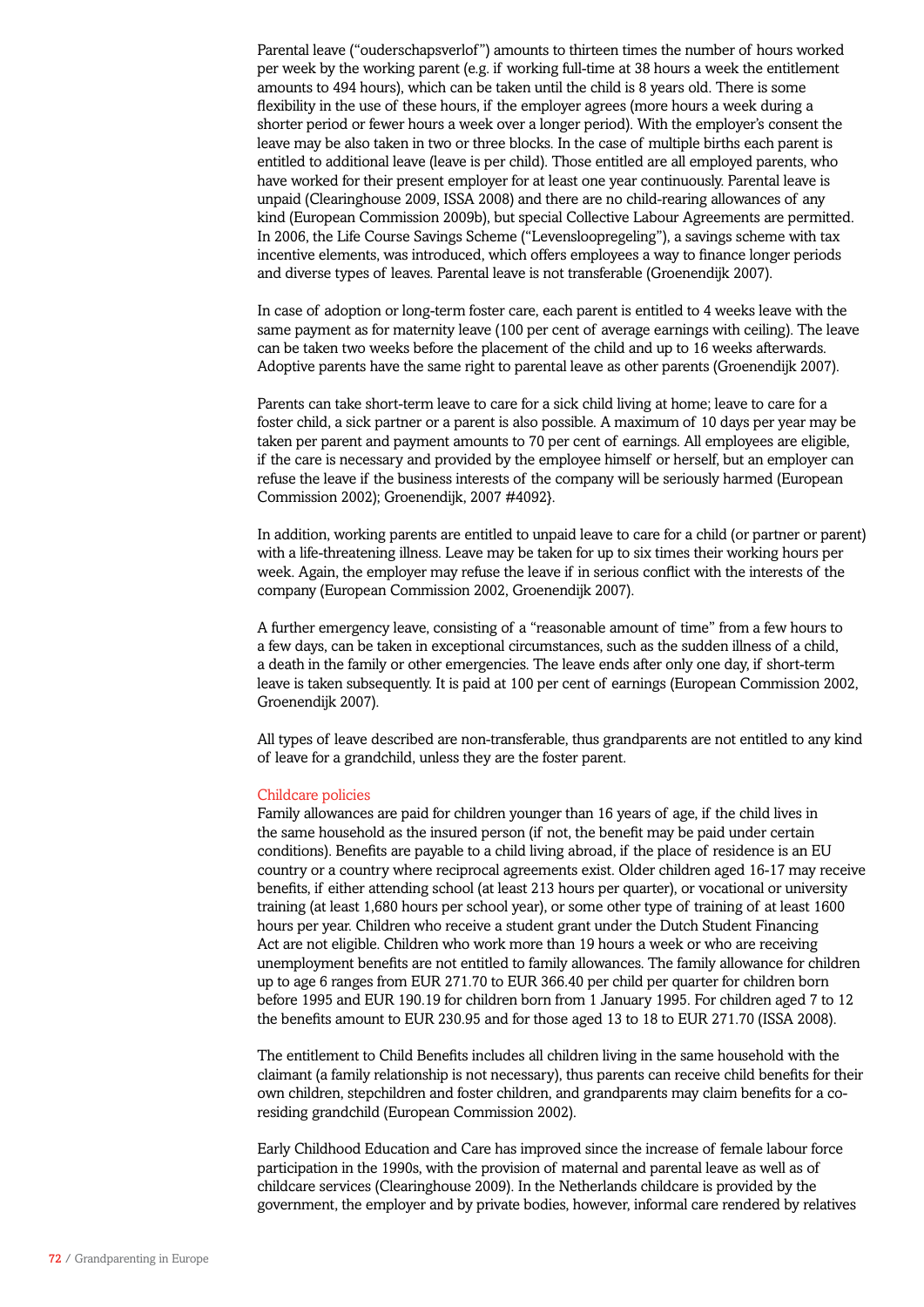Parental leave ("ouderschapsverlof") amounts to thirteen times the number of hours worked per week by the working parent (e.g. if working full-time at 38 hours a week the entitlement amounts to 494 hours), which can be taken until the child is 8 years old. There is some flexibility in the use of these hours, if the employer agrees (more hours a week during a shorter period or fewer hours a week over a longer period). With the employer's consent the leave may be also taken in two or three blocks. In the case of multiple births each parent is entitled to additional leave (leave is per child). Those entitled are all employed parents, who have worked for their present employer for at least one year continuously. Parental leave is unpaid (Clearinghouse 2009, ISSA 2008) and there are no child-rearing allowances of any kind (European Commission 2009b), but special Collective Labour Agreements are permitted. In 2006, the Life Course Savings Scheme ("Levensloopregeling"), a savings scheme with tax incentive elements, was introduced, which offers employees a way to finance longer periods and diverse types of leaves. Parental leave is not transferable (Groenendijk 2007).

In case of adoption or long-term foster care, each parent is entitled to 4 weeks leave with the same payment as for maternity leave (100 per cent of average earnings with ceiling). The leave can be taken two weeks before the placement of the child and up to 16 weeks afterwards. Adoptive parents have the same right to parental leave as other parents (Groenendijk 2007).

Parents can take short-term leave to care for a sick child living at home; leave to care for a foster child, a sick partner or a parent is also possible. A maximum of 10 days per year may be taken per parent and payment amounts to 70 per cent of earnings. All employees are eligible, if the care is necessary and provided by the employee himself or herself, but an employer can refuse the leave if the business interests of the company will be seriously harmed (European Commission 2002); Groenendijk, 2007 #4092}.

In addition, working parents are entitled to unpaid leave to care for a child (or partner or parent) with a life-threatening illness. Leave may be taken for up to six times their working hours per week. Again, the employer may refuse the leave if in serious conflict with the interests of the company (European Commission 2002, Groenendijk 2007).

A further emergency leave, consisting of a "reasonable amount of time" from a few hours to a few days, can be taken in exceptional circumstances, such as the sudden illness of a child, a death in the family or other emergencies. The leave ends after only one day, if short-term leave is taken subsequently. It is paid at 100 per cent of earnings (European Commission 2002, Groenendijk 2007).

All types of leave described are non-transferable, thus grandparents are not entitled to any kind of leave for a grandchild, unless they are the foster parent.

### Childcare policies

Family allowances are paid for children younger than 16 years of age, if the child lives in the same household as the insured person (if not, the benefit may be paid under certain conditions). Benefits are payable to a child living abroad, if the place of residence is an EU country or a country where reciprocal agreements exist. Older children aged 16-17 may receive benefits, if either attending school (at least 213 hours per quarter), or vocational or university training (at least 1,680 hours per school year), or some other type of training of at least 1600 hours per year. Children who receive a student grant under the Dutch Student Financing Act are not eligible. Children who work more than 19 hours a week or who are receiving unemployment benefits are not entitled to family allowances. The family allowance for children up to age 6 ranges from EUR 271.70 to EUR 366.40 per child per quarter for children born before 1995 and EUR 190.19 for children born from 1 January 1995. For children aged 7 to 12 the benefits amount to EUR 230.95 and for those aged 13 to 18 to EUR 271.70 (ISSA 2008).

The entitlement to Child Benefits includes all children living in the same household with the claimant (a family relationship is not necessary), thus parents can receive child benefits for their own children, stepchildren and foster children, and grandparents may claim benefits for a co-residing grandchild (European Commission 2002).

Early Childhood Education and Care has improved since the increase of female labour force participation in the 1990s, with the provision of maternal and parental leave as well as of childcare services (Clearinghouse 2009). In the Netherlands childcare is provided by the government, the employer and by private bodies, however, informal care rendered by relatives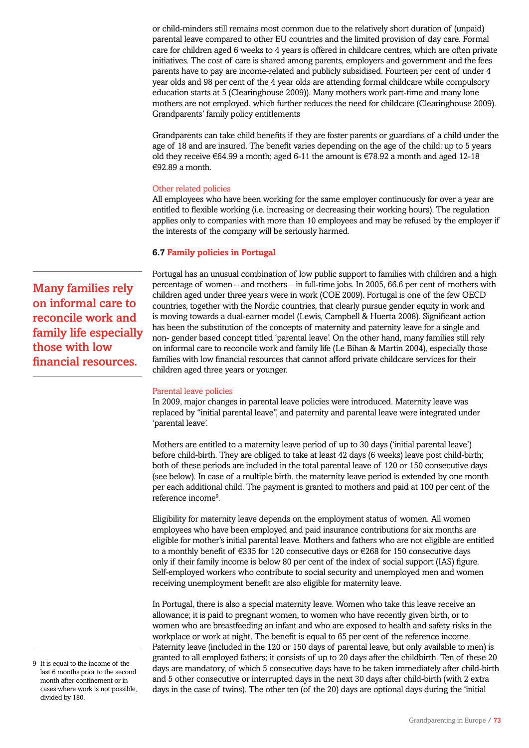or child-minders still remains most common due to the relatively short duration of (unpaid) parental leave compared to other EU countries and the limited provision of day care. Formal care for children aged 6 weeks to 4 years is offered in childcare centres, which are often private initiatives. The cost of care is shared among parents, employers and government and the fees parents have to pay are income-related and publicly subsidised. Fourteen per cent of under 4 year olds and 98 per cent of the 4 year olds are attending formal childcare while compulsory education starts at 5 (Clearinghouse 2009)). Many mothers work part-time and many lone mothers are not employed, which further reduces the need for childcare (Clearinghouse 2009). Grandparents' family policy entitlements

Grandparents can take child benefits if they are foster parents or guardians of a child under the age of 18 and are insured. The benefit varies depending on the age of the child: up to 5 years old they receive €64.99 a month; aged 6-11 the amount is €78.92 a month and aged 12-18 €92.89 a month.

Other related policies

All employees who have been working for the same employer continuously for over a year are entitled to flexible working (i.e. increasing or decreasing their working hours). The regulation applies only to companies with more than 10 employees and may be refused by the employer if the interests of the company will be seriously harmed.

### 6.7 Family policies in Portugal

**Many families rely on informal care to reconcile work and family life especially those with low financial resources.**

Portugal has an unusual combination of low public support to families with children and a high percentage of women – and mothers – in full-time jobs. In 2005, 66.6 per cent of mothers with children aged under three years were in work (COE 2009). Portugal is one of the few OECD countries, together with the Nordic countries, that clearly pursue gender equity in work and is moving towards a dual-earner model (Lewis, Campbell & Huerta 2008). Significant action has been the substitution of the concepts of maternity and paternity leave for a single and non- gender based concept titled 'parental leave'. On the other hand, many families still rely on informal care to reconcile work and family life (Le Bihan & Martin 2004), especially those families with low financial resources that cannot afford private childcare services for their children aged three years or younger.

Parental leave policies

In 2009, major changes in parental leave policies were introduced. Maternity leave was replaced by "initial parental leave", and paternity and parental leave were integrated under 'parental leave'.

Mothers are entitled to a maternity leave period of up to 30 days ('initial parental leave') before child-birth. They are obliged to take at least 42 days (6 weeks) leave post child-birth; both of these periods are included in the total parental leave of 120 or 150 consecutive days (see below). In case of a multiple birth, the maternity leave period is extended by one month per each additional child. The payment is granted to mothers and paid at 100 per cent of the reference income[9].

Eligibility for maternity leave depends on the employment status of women. All women employees who have been employed and paid insurance contributions for six months are eligible for mother's initial parental leave. Mothers and fathers who are not eligible are entitled to a monthly benefit of €335 for 120 consecutive days or €268 for 150 consecutive days only if their family income is below 80 per cent of the index of social support (IAS) figure. Self-employed workers who contribute to social security and unemployed men and women receiving unemployment benefit are also eligible for maternity leave.

In Portugal, there is also a special maternity leave. Women who take this leave receive an allowance; it is paid to pregnant women, to women who have recently given birth, or to women who are breastfeeding an infant and who are exposed to health and safety risks in the workplace or work at night. The benefit is equal to 65 per cent of the reference income. Paternity leave (included in the 120 or 150 days of parental leave, but only available to men) is granted to all employed fathers; it consists of up to 20 days after the childbirth. Ten of these 20 days are mandatory, of which 5 consecutive days have to be taken immediately after child-birth and 5 other consecutive or interrupted days in the next 30 days after child-birth (with 2 extra days in the case of twins). The other ten (of the 20) days are optional days during the 'initial

9 It is equal to the income of the last 6 months prior to the second month after confinement or in cases where work is not possible, divided by 180.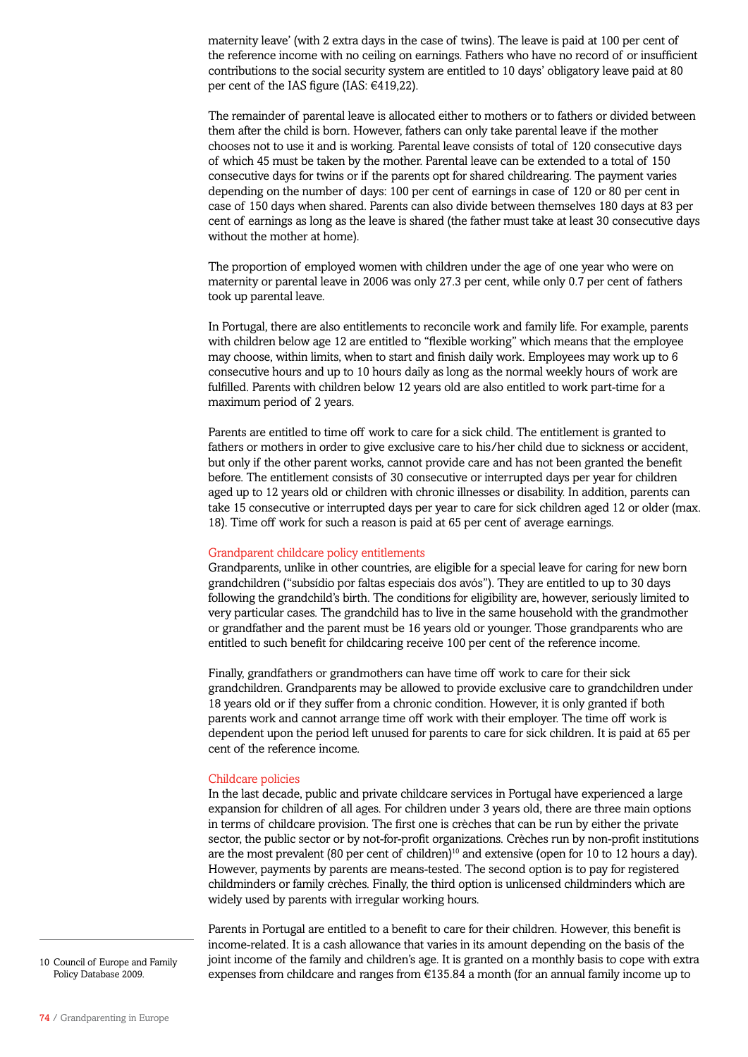maternity leave' (with 2 extra days in the case of twins). The leave is paid at 100 per cent of the reference income with no ceiling on earnings. Fathers who have no record of or insufficient contributions to the social security system are entitled to 10 days' obligatory leave paid at 80 per cent of the IAS figure (IAS: €419,22).

The remainder of parental leave is allocated either to mothers or to fathers or divided between them after the child is born. However, fathers can only take parental leave if the mother chooses not to use it and is working. Parental leave consists of total of 120 consecutive days of which 45 must be taken by the mother. Parental leave can be extended to a total of 150 consecutive days for twins or if the parents opt for shared childrearing. The payment varies depending on the number of days: 100 per cent of earnings in case of 120 or 80 per cent in case of 150 days when shared. Parents can also divide between themselves 180 days at 83 per cent of earnings as long as the leave is shared (the father must take at least 30 consecutive days without the mother at home).

The proportion of employed women with children under the age of one year who were on maternity or parental leave in 2006 was only 27.3 per cent, while only 0.7 per cent of fathers took up parental leave.

In Portugal, there are also entitlements to reconcile work and family life. For example, parents with children below age 12 are entitled to "flexible working" which means that the employee may choose, within limits, when to start and finish daily work. Employees may work up to 6 consecutive hours and up to 10 hours daily as long as the normal weekly hours of work are fulfilled. Parents with children below 12 years old are also entitled to work part-time for a maximum period of 2 years.

Parents are entitled to time off work to care for a sick child. The entitlement is granted to fathers or mothers in order to give exclusive care to his/her child due to sickness or accident, but only if the other parent works, cannot provide care and has not been granted the benefit before. The entitlement consists of 30 consecutive or interrupted days per year for children aged up to 12 years old or children with chronic illnesses or disability. In addition, parents can take 15 consecutive or interrupted days per year to care for sick children aged 12 or older (max. 18). Time off work for such a reason is paid at 65 per cent of average earnings.

### Grandparent childcare policy entitlements

Grandparents, unlike in other countries, are eligible for a special leave for caring for new born grandchildren ("subsídio por faltas especiais dos avós"). They are entitled to up to 30 days following the grandchild's birth. The conditions for eligibility are, however, seriously limited to very particular cases. The grandchild has to live in the same household with the grandmother or grandfather and the parent must be 16 years old or younger. Those grandparents who are entitled to such benefit for childcaring receive 100 per cent of the reference income.

Finally, grandfathers or grandmothers can have time off work to care for their sick grandchildren. Grandparents may be allowed to provide exclusive care to grandchildren under 18 years old or if they suffer from a chronic condition. However, it is only granted if both parents work and cannot arrange time off work with their employer. The time off work is dependent upon the period left unused for parents to care for sick children. It is paid at 65 per cent of the reference income.

### Childcare policies

In the last decade, public and private childcare services in Portugal have experienced a large expansion for children of all ages. For children under 3 years old, there are three main options in terms of childcare provision. The first one is crèches that can be run by either the private sector, the public sector or by not-for-profit organizations. Crèches run by non-profit institutions are the most prevalent (80 per cent of children)[10] and extensive (open for 10 to 12 hours a day). However, payments by parents are means-tested. The second option is to pay for registered childminders or family crèches. Finally, the third option is unlicensed childminders which are widely used by parents with irregular working hours.

Parents in Portugal are entitled to a benefit to care for their children. However, this benefit is income-related. It is a cash allowance that varies in its amount depending on the basis of the joint income of the family and children's age. It is granted on a monthly basis to cope with extra expenses from childcare and ranges from €135.84 a month (for an annual family income up to

10 Council of Europe and Family Policy Database 2009.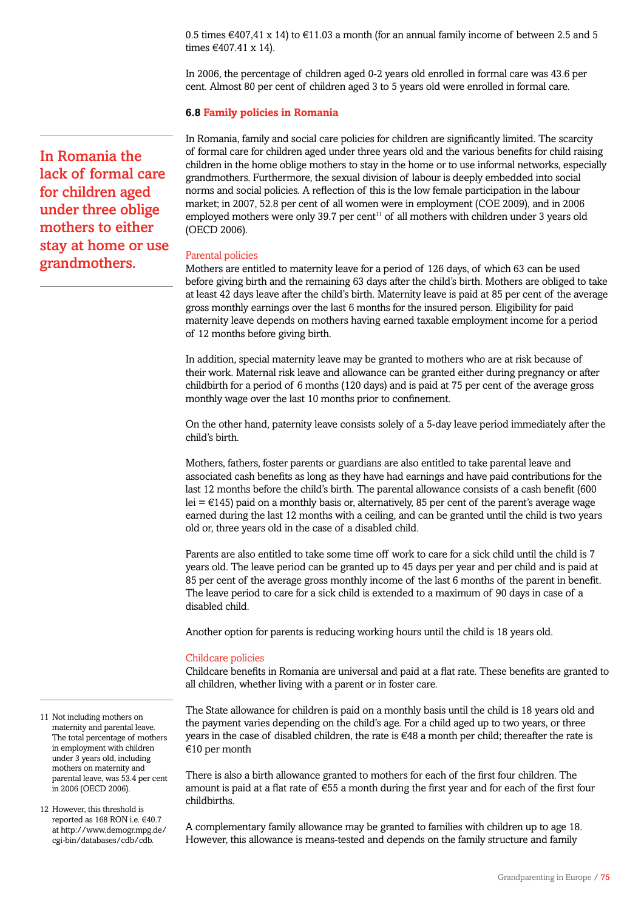0.5 times €407,41 x 14) to €11.03 a month (for an annual family income of between 2.5 and 5 times €407.41 x 14).

In 2006, the percentage of children aged 0-2 years old enrolled in formal care was 43.6 per cent. Almost 80 per cent of children aged 3 to 5 years old were enrolled in formal care.

### 6.8 Family policies in Romania

**In Romania the lack of formal care for children aged under three oblige mothers to either stay at home or use grandmothers.**

In Romania, family and social care policies for children are significantly limited. The scarcity of formal care for children aged under three years old and the various benefits for child raising children in the home oblige mothers to stay in the home or to use informal networks, especially grandmothers. Furthermore, the sexual division of labour is deeply embedded into social norms and social policies. A reflection of this is the low female participation in the labour market; in 2007, 52.8 per cent of all women were in employment (COE 2009), and in 2006 employed mothers were only 39.7 per cent[11] of all mothers with children under 3 years old (OECD 2006).

#### Parental policies

Mothers are entitled to maternity leave for a period of 126 days, of which 63 can be used before giving birth and the remaining 63 days after the child's birth. Mothers are obliged to take at least 42 days leave after the child's birth. Maternity leave is paid at 85 per cent of the average gross monthly earnings over the last 6 months for the insured person. Eligibility for paid maternity leave depends on mothers having earned taxable employment income for a period of 12 months before giving birth.

In addition, special maternity leave may be granted to mothers who are at risk because of their work. Maternal risk leave and allowance can be granted either during pregnancy or after childbirth for a period of 6 months (120 days) and is paid at 75 per cent of the average gross monthly wage over the last 10 months prior to confinement.

On the other hand, paternity leave consists solely of a 5-day leave period immediately after the child's birth.

Mothers, fathers, foster parents or guardians are also entitled to take parental leave and associated cash benefits as long as they have had earnings and have paid contributions for the last 12 months before the child's birth. The parental allowance consists of a cash benefit (600 lei = €145) paid on a monthly basis or, alternatively, 85 per cent of the parent's average wage earned during the last 12 months with a ceiling, and can be granted until the child is two years old or, three years old in the case of a disabled child.

Parents are also entitled to take some time off work to care for a sick child until the child is 7 years old. The leave period can be granted up to 45 days per year and per child and is paid at 85 per cent of the average gross monthly income of the last 6 months of the parent in benefit. The leave period to care for a sick child is extended to a maximum of 90 days in case of a disabled child.

Another option for parents is reducing working hours until the child is 18 years old.

#### Childcare policies

Childcare benefits in Romania are universal and paid at a flat rate. These benefits are granted to all children, whether living with a parent or in foster care.

The State allowance for children is paid on a monthly basis until the child is 18 years old and the payment varies depending on the child's age. For a child aged up to two years, or three years in the case of disabled children, the rate is €48 a month per child; thereafter the rate is €10 per month

There is also a birth allowance granted to mothers for each of the first four children. The amount is paid at a flat rate of €55 a month during the first year and for each of the first four childbirths.

A complementary family allowance may be granted to families with children up to age 18. However, this allowance is means-tested and depends on the family structure and family

---

11 Not including mothers on maternity and parental leave. The total percentage of mothers in employment with children under 3 years old, including mothers on maternity and parental leave, was 53.4 per cent in 2006 (OECD 2006).

12 However, this threshold is reported as 168 RON i.e. €40.7 at http://www.demogr.mpg.de/cgi-bin/databases/cdb/cdb.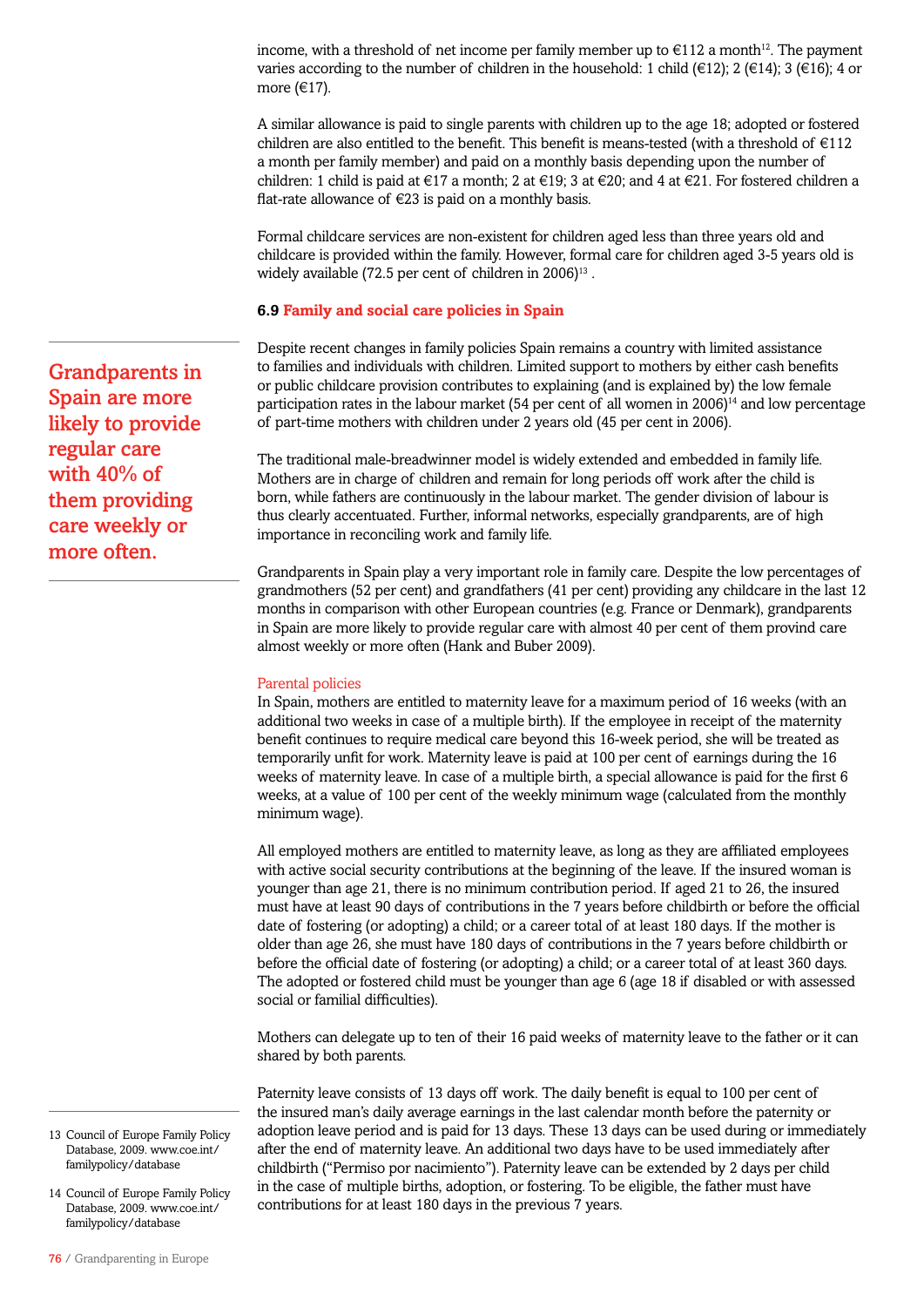income, with a threshold of net income per family member up to €112 a month[12]. The payment varies according to the number of children in the household: 1 child (€12); 2 (€14); 3 (€16); 4 or more (€17).

A similar allowance is paid to single parents with children up to the age 18; adopted or fostered children are also entitled to the benefit. This benefit is means-tested (with a threshold of €112 a month per family member) and paid on a monthly basis depending upon the number of children: 1 child is paid at €17 a month; 2 at €19; 3 at €20; and 4 at €21. For fostered children a flat-rate allowance of €23 is paid on a monthly basis.

Formal childcare services are non-existent for children aged less than three years old and childcare is provided within the family. However, formal care for children aged 3-5 years old is widely available (72.5 per cent of children in 2006)[13] .

### 6.9 Family and social care policies in Spain

**Grandparents in Spain are more likely to provide regular care with 40% of them providing care weekly or more often.**

Despite recent changes in family policies Spain remains a country with limited assistance to families and individuals with children. Limited support to mothers by either cash benefits or public childcare provision contributes to explaining (and is explained by) the low female participation rates in the labour market (54 per cent of all women in 2006)[14] and low percentage of part-time mothers with children under 2 years old (45 per cent in 2006).

The traditional male-breadwinner model is widely extended and embedded in family life. Mothers are in charge of children and remain for long periods off work after the child is born, while fathers are continuously in the labour market. The gender division of labour is thus clearly accentuated. Further, informal networks, especially grandparents, are of high importance in reconciling work and family life.

Grandparents in Spain play a very important role in family care. Despite the low percentages of grandmothers (52 per cent) and grandfathers (41 per cent) providing any childcare in the last 12 months in comparison with other European countries (e.g. France or Denmark), grandparents in Spain are more likely to provide regular care with almost 40 per cent of them provind care almost weekly or more often (Hank and Buber 2009).

#### Parental policies

In Spain, mothers are entitled to maternity leave for a maximum period of 16 weeks (with an additional two weeks in case of a multiple birth). If the employee in receipt of the maternity benefit continues to require medical care beyond this 16-week period, she will be treated as temporarily unfit for work. Maternity leave is paid at 100 per cent of earnings during the 16 weeks of maternity leave. In case of a multiple birth, a special allowance is paid for the first 6 weeks, at a value of 100 per cent of the weekly minimum wage (calculated from the monthly minimum wage).

All employed mothers are entitled to maternity leave, as long as they are affiliated employees with active social security contributions at the beginning of the leave. If the insured woman is younger than age 21, there is no minimum contribution period. If aged 21 to 26, the insured must have at least 90 days of contributions in the 7 years before childbirth or before the official date of fostering (or adopting) a child; or a career total of at least 180 days. If the mother is older than age 26, she must have 180 days of contributions in the 7 years before childbirth or before the official date of fostering (or adopting) a child; or a career total of at least 360 days. The adopted or fostered child must be younger than age 6 (age 18 if disabled or with assessed social or familial difficulties).

Mothers can delegate up to ten of their 16 paid weeks of maternity leave to the father or it can shared by both parents.

Paternity leave consists of 13 days off work. The daily benefit is equal to 100 per cent of the insured man's daily average earnings in the last calendar month before the paternity or adoption leave period and is paid for 13 days. These 13 days can be used during or immediately after the end of maternity leave. An additional two days have to be used immediately after childbirth ("Permiso por nacimiento"). Paternity leave can be extended by 2 days per child in the case of multiple births, adoption, or fostering. To be eligible, the father must have contributions for at least 180 days in the previous 7 years.

13 Council of Europe Family Policy Database, 2009. www.coe.int/familypolicy/database

14 Council of Europe Family Policy Database, 2009. www.coe.int/familypolicy/database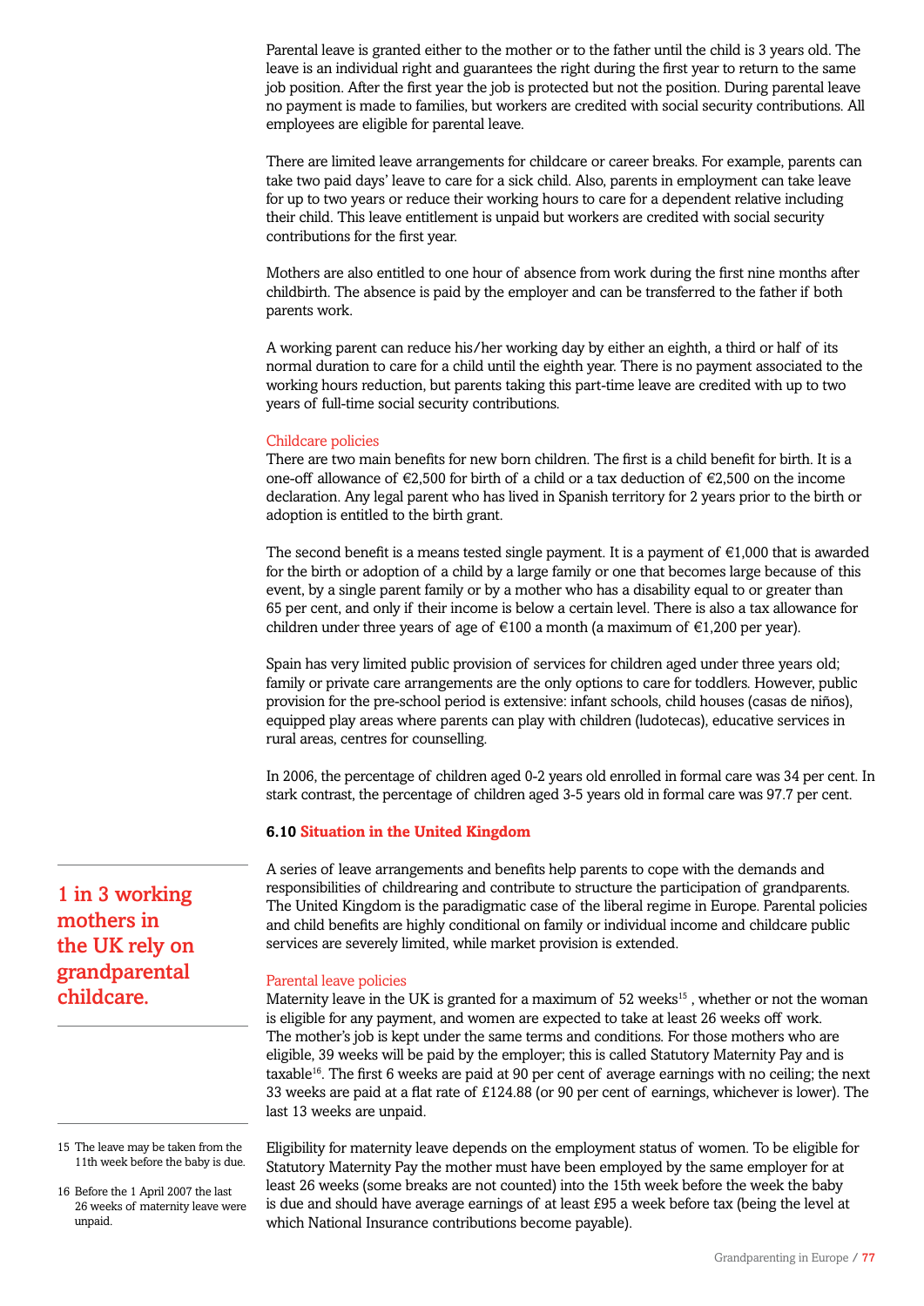Parental leave is granted either to the mother or to the father until the child is 3 years old. The leave is an individual right and guarantees the right during the first year to return to the same job position. After the first year the job is protected but not the position. During parental leave no payment is made to families, but workers are credited with social security contributions. All employees are eligible for parental leave.

There are limited leave arrangements for childcare or career breaks. For example, parents can take two paid days' leave to care for a sick child. Also, parents in employment can take leave for up to two years or reduce their working hours to care for a dependent relative including their child. This leave entitlement is unpaid but workers are credited with social security contributions for the first year.

Mothers are also entitled to one hour of absence from work during the first nine months after childbirth. The absence is paid by the employer and can be transferred to the father if both parents work.

A working parent can reduce his/her working day by either an eighth, a third or half of its normal duration to care for a child until the eighth year. There is no payment associated to the working hours reduction, but parents taking this part-time leave are credited with up to two years of full-time social security contributions.

### Childcare policies

There are two main benefits for new born children. The first is a child benefit for birth. It is a one-off allowance of €2,500 for birth of a child or a tax deduction of €2,500 on the income declaration. Any legal parent who has lived in Spanish territory for 2 years prior to the birth or adoption is entitled to the birth grant.

The second benefit is a means tested single payment. It is a payment of €1,000 that is awarded for the birth or adoption of a child by a large family or one that becomes large because of this event, by a single parent family or by a mother who has a disability equal to or greater than 65 per cent, and only if their income is below a certain level. There is also a tax allowance for children under three years of age of €100 a month (a maximum of €1,200 per year).

Spain has very limited public provision of services for children aged under three years old; family or private care arrangements are the only options to care for toddlers. However, public provision for the pre-school period is extensive: infant schools, child houses (casas de niños), equipped play areas where parents can play with children (ludotecas), educative services in rural areas, centres for counselling.

In 2006, the percentage of children aged 0-2 years old enrolled in formal care was 34 per cent. In stark contrast, the percentage of children aged 3-5 years old in formal care was 97.7 per cent.

## 6.10 Situation in the United Kingdom

**1 in 3 working mothers in the UK rely on grandparental childcare.**

A series of leave arrangements and benefits help parents to cope with the demands and responsibilities of childrearing and contribute to structure the participation of grandparents. The United Kingdom is the paradigmatic case of the liberal regime in Europe. Parental policies and child benefits are highly conditional on family or individual income and childcare public services are severely limited, while market provision is extended.

### Parental leave policies

Maternity leave in the UK is granted for a maximum of 52 weeks[15], whether or not the woman is eligible for any payment, and women are expected to take at least 26 weeks off work. The mother's job is kept under the same terms and conditions. For those mothers who are eligible, 39 weeks will be paid by the employer; this is called Statutory Maternity Pay and is taxable[16]. The first 6 weeks are paid at 90 per cent of average earnings with no ceiling; the next 33 weeks are paid at a flat rate of £124.88 (or 90 per cent of earnings, whichever is lower). The last 13 weeks are unpaid.

Eligibility for maternity leave depends on the employment status of women. To be eligible for Statutory Maternity Pay the mother must have been employed by the same employer for at least 26 weeks (some breaks are not counted) into the 15th week before the week the baby is due and should have average earnings of at least £95 a week before tax (being the level at which National Insurance contributions become payable).

15 The leave may be taken from the 11th week before the baby is due.

16 Before the 1 April 2007 the last 26 weeks of maternity leave were unpaid.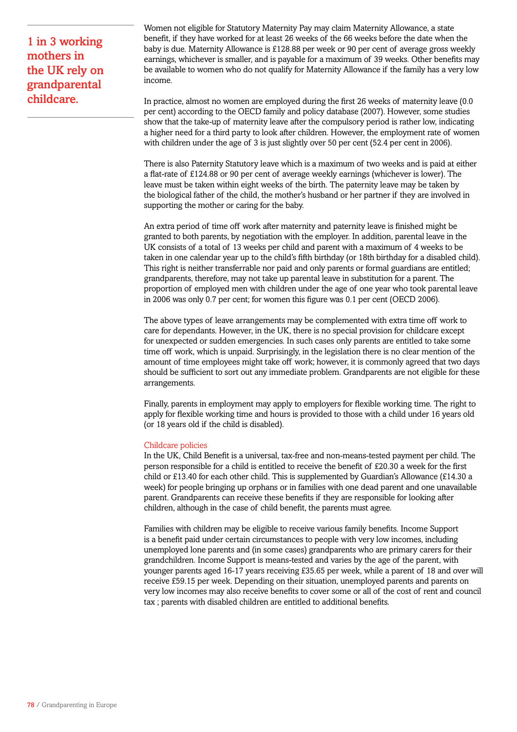**1 in 3 working mothers in the UK rely on grandparental childcare.**

Women not eligible for Statutory Maternity Pay may claim Maternity Allowance, a state benefit, if they have worked for at least 26 weeks of the 66 weeks before the date when the baby is due. Maternity Allowance is £128.88 per week or 90 per cent of average gross weekly earnings, whichever is smaller, and is payable for a maximum of 39 weeks. Other benefits may be available to women who do not qualify for Maternity Allowance if the family has a very low income.

In practice, almost no women are employed during the first 26 weeks of maternity leave (0.0 per cent) according to the OECD family and policy database (2007). However, some studies show that the take-up of maternity leave after the compulsory period is rather low, indicating a higher need for a third party to look after children. However, the employment rate of women with children under the age of 3 is just slightly over 50 per cent (52.4 per cent in 2006).

There is also Paternity Statutory leave which is a maximum of two weeks and is paid at either a flat-rate of £124.88 or 90 per cent of average weekly earnings (whichever is lower). The leave must be taken within eight weeks of the birth. The paternity leave may be taken by the biological father of the child, the mother's husband or her partner if they are involved in supporting the mother or caring for the baby.

An extra period of time off work after maternity and paternity leave is finished might be granted to both parents, by negotiation with the employer. In addition, parental leave in the UK consists of a total of 13 weeks per child and parent with a maximum of 4 weeks to be taken in one calendar year up to the child's fifth birthday (or 18th birthday for a disabled child). This right is neither transferrable nor paid and only parents or formal guardians are entitled; grandparents, therefore, may not take up parental leave in substitution for a parent. The proportion of employed men with children under the age of one year who took parental leave in 2006 was only 0.7 per cent; for women this figure was 0.1 per cent (OECD 2006).

The above types of leave arrangements may be complemented with extra time off work to care for dependants. However, in the UK, there is no special provision for childcare except for unexpected or sudden emergencies. In such cases only parents are entitled to take some time off work, which is unpaid. Surprisingly, in the legislation there is no clear mention of the amount of time employees might take off work; however, it is commonly agreed that two days should be sufficient to sort out any immediate problem. Grandparents are not eligible for these arrangements.

Finally, parents in employment may apply to employers for flexible working time. The right to apply for flexible working time and hours is provided to those with a child under 16 years old (or 18 years old if the child is disabled).

## Childcare policies

In the UK, Child Benefit is a universal, tax-free and non-means-tested payment per child. The person responsible for a child is entitled to receive the benefit of £20.30 a week for the first child or £13.40 for each other child. This is supplemented by Guardian's Allowance (£14.30 a week) for people bringing up orphans or in families with one dead parent and one unavailable parent. Grandparents can receive these benefits if they are responsible for looking after children, although in the case of child benefit, the parents must agree.

Families with children may be eligible to receive various family benefits. Income Support is a benefit paid under certain circumstances to people with very low incomes, including unemployed lone parents and (in some cases) grandparents who are primary carers for their grandchildren. Income Support is means-tested and varies by the age of the parent, with younger parents aged 16-17 years receiving £35.65 per week, while a parent of 18 and over will receive £59.15 per week. Depending on their situation, unemployed parents and parents on very low incomes may also receive benefits to cover some or all of the cost of rent and council tax ; parents with disabled children are entitled to additional benefits.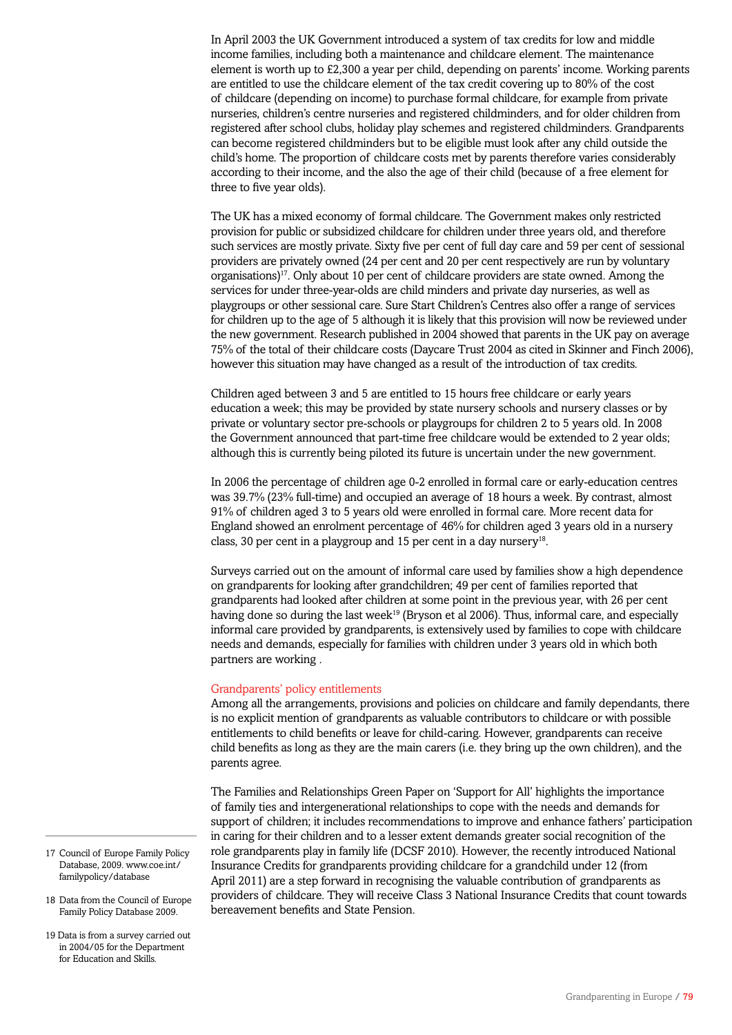In April 2003 the UK Government introduced a system of tax credits for low and middle income families, including both a maintenance and childcare element. The maintenance element is worth up to £2,300 a year per child, depending on parents' income. Working parents are entitled to use the childcare element of the tax credit covering up to 80% of the cost of childcare (depending on income) to purchase formal childcare, for example from private nurseries, children's centre nurseries and registered childminders, and for older children from registered after school clubs, holiday play schemes and registered childminders. Grandparents can become registered childminders but to be eligible must look after any child outside the child's home. The proportion of childcare costs met by parents therefore varies considerably according to their income, and the also the age of their child (because of a free element for three to five year olds).

The UK has a mixed economy of formal childcare. The Government makes only restricted provision for public or subsidized childcare for children under three years old, and therefore such services are mostly private. Sixty five per cent of full day care and 59 per cent of sessional providers are privately owned (24 per cent and 20 per cent respectively are run by voluntary organisations)[17]. Only about 10 per cent of childcare providers are state owned. Among the services for under three-year-olds are child minders and private day nurseries, as well as playgroups or other sessional care. Sure Start Children's Centres also offer a range of services for children up to the age of 5 although it is likely that this provision will now be reviewed under the new government. Research published in 2004 showed that parents in the UK pay on average 75% of the total of their childcare costs (Daycare Trust 2004 as cited in Skinner and Finch 2006), however this situation may have changed as a result of the introduction of tax credits.

Children aged between 3 and 5 are entitled to 15 hours free childcare or early years education a week; this may be provided by state nursery schools and nursery classes or by private or voluntary sector pre-schools or playgroups for children 2 to 5 years old. In 2008 the Government announced that part-time free childcare would be extended to 2 year olds; although this is currently being piloted its future is uncertain under the new government.

In 2006 the percentage of children age 0-2 enrolled in formal care or early-education centres was 39.7% (23% full-time) and occupied an average of 18 hours a week. By contrast, almost 91% of children aged 3 to 5 years old were enrolled in formal care. More recent data for England showed an enrolment percentage of 46% for children aged 3 years old in a nursery class, 30 per cent in a playgroup and 15 per cent in a day nursery[18].

Surveys carried out on the amount of informal care used by families show a high dependence on grandparents for looking after grandchildren; 49 per cent of families reported that grandparents had looked after children at some point in the previous year, with 26 per cent having done so during the last week[19] (Bryson et al 2006). Thus, informal care, and especially informal care provided by grandparents, is extensively used by families to cope with childcare needs and demands, especially for families with children under 3 years old in which both partners are working .

### Grandparents' policy entitlements

Among all the arrangements, provisions and policies on childcare and family dependants, there is no explicit mention of grandparents as valuable contributors to childcare or with possible entitlements to child benefits or leave for child-caring. However, grandparents can receive child benefits as long as they are the main carers (i.e. they bring up the own children), and the parents agree.

The Families and Relationships Green Paper on 'Support for All' highlights the importance of family ties and intergenerational relationships to cope with the needs and demands for support of children; it includes recommendations to improve and enhance fathers' participation in caring for their children and to a lesser extent demands greater social recognition of the role grandparents play in family life (DCSF 2010). However, the recently introduced National Insurance Credits for grandparents providing childcare for a grandchild under 12 (from April 2011) are a step forward in recognising the valuable contribution of grandparents as providers of childcare. They will receive Class 3 National Insurance Credits that count towards bereavement benefits and State Pension.

---

17 Council of Europe Family Policy Database, 2009. www.coe.int/familypolicy/database

18 Data from the Council of Europe Family Policy Database 2009.

19 Data is from a survey carried out in 2004/05 for the Department for Education and Skills.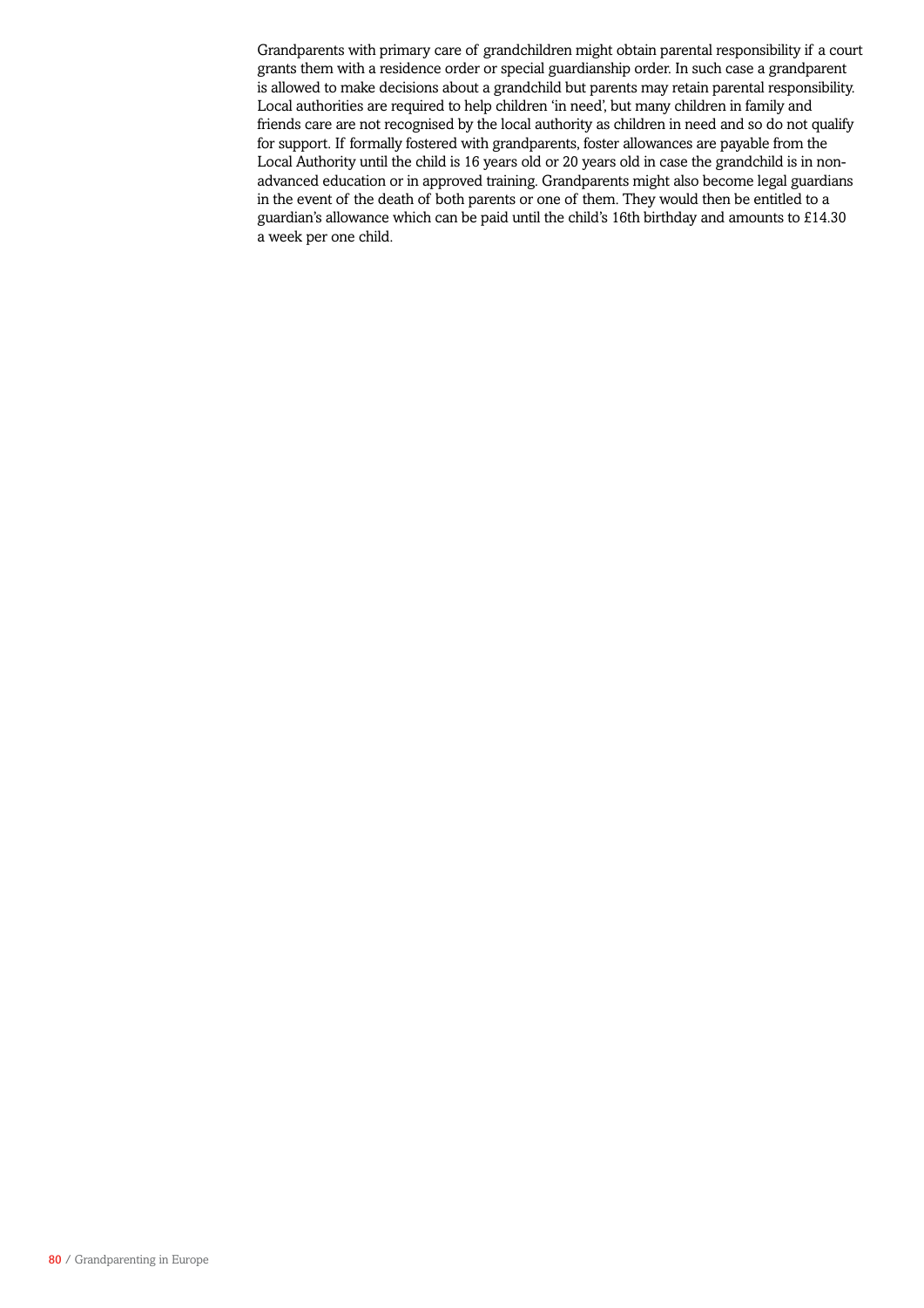Grandparents with primary care of grandchildren might obtain parental responsibility if a court grants them with a residence order or special guardianship order. In such case a grandparent is allowed to make decisions about a grandchild but parents may retain parental responsibility. Local authorities are required to help children 'in need', but many children in family and friends care are not recognised by the local authority as children in need and so do not qualify for support. If formally fostered with grandparents, foster allowances are payable from the Local Authority until the child is 16 years old or 20 years old in case the grandchild is in non-advanced education or in approved training. Grandparents might also become legal guardians in the event of the death of both parents or one of them. They would then be entitled to a guardian's allowance which can be paid until the child's 16th birthday and amounts to £14.30 a week per one child.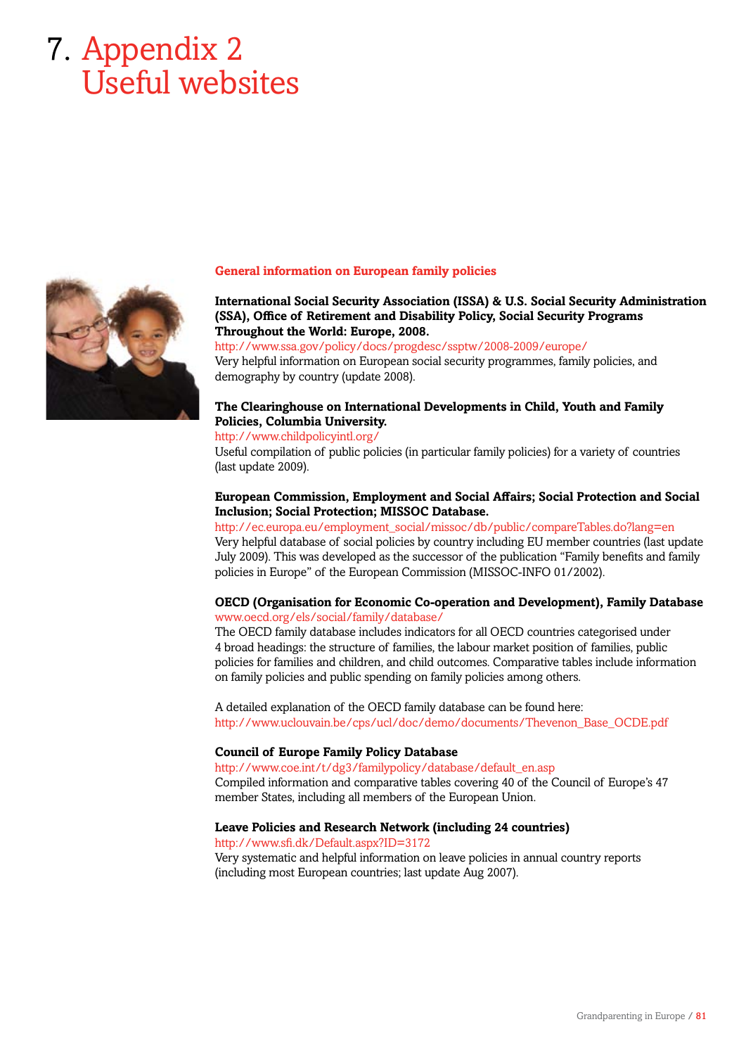# 7. Appendix 2 Useful websites

## General information on European family policies

**International Social Security Association (ISSA) & U.S. Social Security Administration (SSA), Office of Retirement and Disability Policy, Social Security Programs Throughout the World: Europe, 2008.**
http://www.ssa.gov/policy/docs/progdesc/ssptw/2008-2009/europe/
Very helpful information on European social security programmes, family policies, and demography by country (update 2008).

**The Clearinghouse on International Developments in Child, Youth and Family Policies, Columbia University.**
http://www.childpolicyintl.org/
Useful compilation of public policies (in particular family policies) for a variety of countries (last update 2009).

**European Commission, Employment and Social Affairs; Social Protection and Social Inclusion; Social Protection; MISSOC Database.**
http://ec.europa.eu/employment_social/missoc/db/public/compareTables.do?lang=en
Very helpful database of social policies by country including EU member countries (last update July 2009). This was developed as the successor of the publication "Family benefits and family policies in Europe" of the European Commission (MISSOC-INFO 01/2002).

**OECD (Organisation for Economic Co-operation and Development), Family Database**
www.oecd.org/els/social/family/database/
The OECD family database includes indicators for all OECD countries categorised under 4 broad headings: the structure of families, the labour market position of families, public policies for families and children, and child outcomes. Comparative tables include information on family policies and public spending on family policies among others.

A detailed explanation of the OECD family database can be found here:
http://www.uclouvain.be/cps/ucl/doc/demo/documents/Thevenon_Base_OCDE.pdf

**Council of Europe Family Policy Database**
http://www.coe.int/t/dg3/familypolicy/database/default_en.asp
Compiled information and comparative tables covering 40 of the Council of Europe's 47 member States, including all members of the European Union.

**Leave Policies and Research Network (including 24 countries)**
http://www.sfi.dk/Default.aspx?ID=3172
Very systematic and helpful information on leave policies in annual country reports (including most European countries; last update Aug 2007).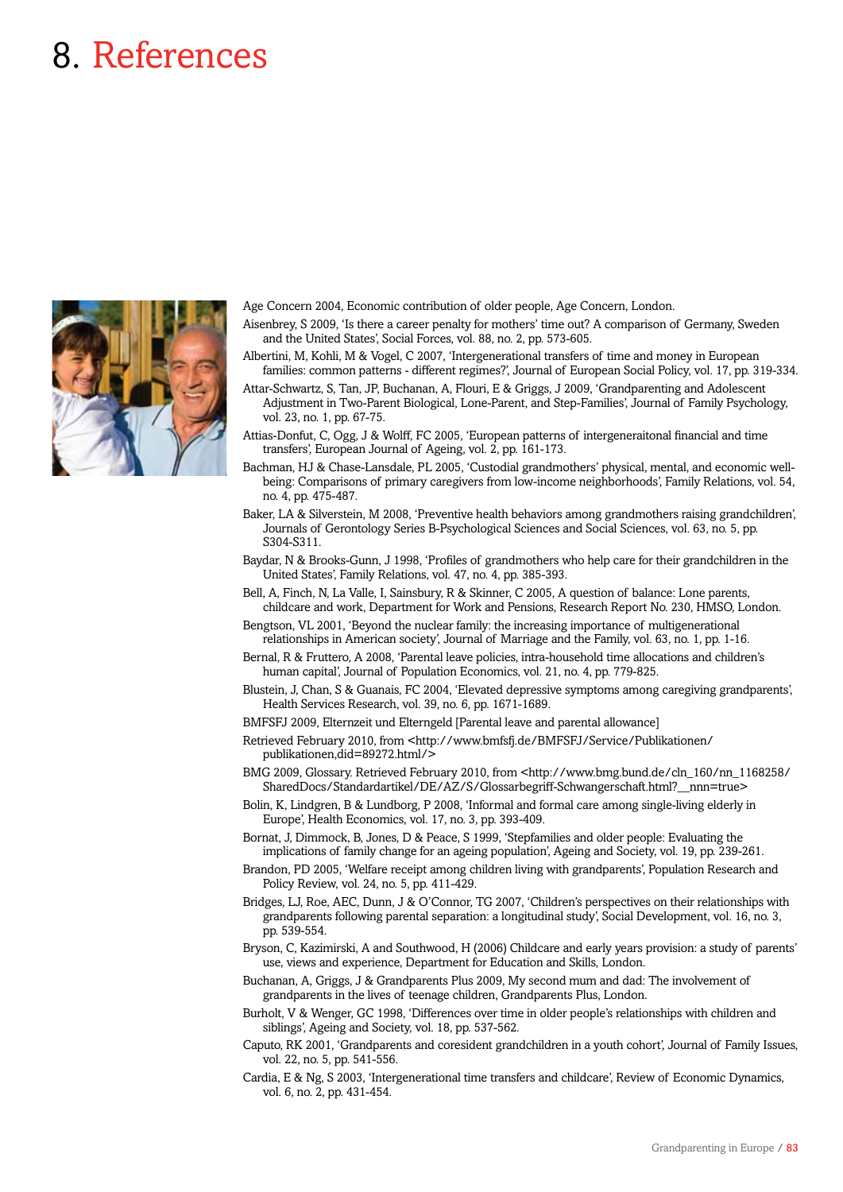# 8. References

Age Concern 2004, Economic contribution of older people, Age Concern, London.

Aisenbrey, S 2009, 'Is there a career penalty for mothers' time out? A comparison of Germany, Sweden and the United States', Social Forces, vol. 88, no. 2, pp. 573-605.

Albertini, M, Kohli, M & Vogel, C 2007, 'Intergenerational transfers of time and money in European families: common patterns - different regimes?', Journal of European Social Policy, vol. 17, pp. 319-334.

Attar-Schwartz, S, Tan, JP, Buchanan, A, Flouri, E & Griggs, J 2009, 'Grandparenting and Adolescent Adjustment in Two-Parent Biological, Lone-Parent, and Step-Families', Journal of Family Psychology, vol. 23, no. 1, pp. 67-75.

Attias-Donfut, C, Ogg, J & Wolff, FC 2005, 'European patterns of intergeneraitonal financial and time transfers', European Journal of Ageing, vol. 2, pp. 161-173.

Bachman, HJ & Chase-Lansdale, PL 2005, 'Custodial grandmothers' physical, mental, and economic well-being: Comparisons of primary caregivers from low-income neighborhoods', Family Relations, vol. 54, no. 4, pp. 475-487.

Baker, LA & Silverstein, M 2008, 'Preventive health behaviors among grandmothers raising grandchildren', Journals of Gerontology Series B-Psychological Sciences and Social Sciences, vol. 63, no. 5, pp. S304-S311.

Baydar, N & Brooks-Gunn, J 1998, 'Profiles of grandmothers who help care for their grandchildren in the United States', Family Relations, vol. 47, no. 4, pp. 385-393.

Bell, A, Finch, N, La Valle, I, Sainsbury, R & Skinner, C 2005, A question of balance: Lone parents, childcare and work, Department for Work and Pensions, Research Report No. 230, HMSO, London.

Bengtson, VL 2001, 'Beyond the nuclear family: the increasing importance of multigenerational relationships in American society', Journal of Marriage and the Family, vol. 63, no. 1, pp. 1-16.

Bernal, R & Fruttero, A 2008, 'Parental leave policies, intra-household time allocations and children's human capital', Journal of Population Economics, vol. 21, no. 4, pp. 779-825.

Blustein, J, Chan, S & Guanais, FC 2004, 'Elevated depressive symptoms among caregiving grandparents', Health Services Research, vol. 39, no. 6, pp. 1671-1689.

BMFSFJ 2009, Elternzeit und Elterngeld [Parental leave and parental allowance]

Retrieved February 2010, from <http://www.bmfsfj.de/BMFSFJ/Service/Publikationen/publikationen,did=89272.html/>

BMG 2009, Glossary. Retrieved February 2010, from <http://www.bmg.bund.de/cln_160/nn_1168258/SharedDocs/Standardartikel/DE/AZ/S/Glossarbegriff-Schwangerschaft.html?__nnn=true>

Bolin, K, Lindgren, B & Lundborg, P 2008, 'Informal and formal care among single-living elderly in Europe', Health Economics, vol. 17, no. 3, pp. 393-409.

Bornat, J, Dimmock, B, Jones, D & Peace, S 1999, 'Stepfamilies and older people: Evaluating the implications of family change for an ageing population', Ageing and Society, vol. 19, pp. 239-261.

Brandon, PD 2005, 'Welfare receipt among children living with grandparents', Population Research and Policy Review, vol. 24, no. 5, pp. 411-429.

Bridges, LJ, Roe, AEC, Dunn, J & O'Connor, TG 2007, 'Children's perspectives on their relationships with grandparents following parental separation: a longitudinal study', Social Development, vol. 16, no. 3, pp. 539-554.

Bryson, C, Kazimirski, A and Southwood, H (2006) Childcare and early years provision: a study of parents' use, views and experience, Department for Education and Skills, London.

Buchanan, A, Griggs, J & Grandparents Plus 2009, My second mum and dad: The involvement of grandparents in the lives of teenage children, Grandparents Plus, London.

Burholt, V & Wenger, GC 1998, 'Differences over time in older people's relationships with children and siblings', Ageing and Society, vol. 18, pp. 537-562.

Caputo, RK 2001, 'Grandparents and coresident grandchildren in a youth cohort', Journal of Family Issues, vol. 22, no. 5, pp. 541-556.

Cardia, E & Ng, S 2003, 'Intergenerational time transfers and childcare', Review of Economic Dynamics, vol. 6, no. 2, pp. 431-454.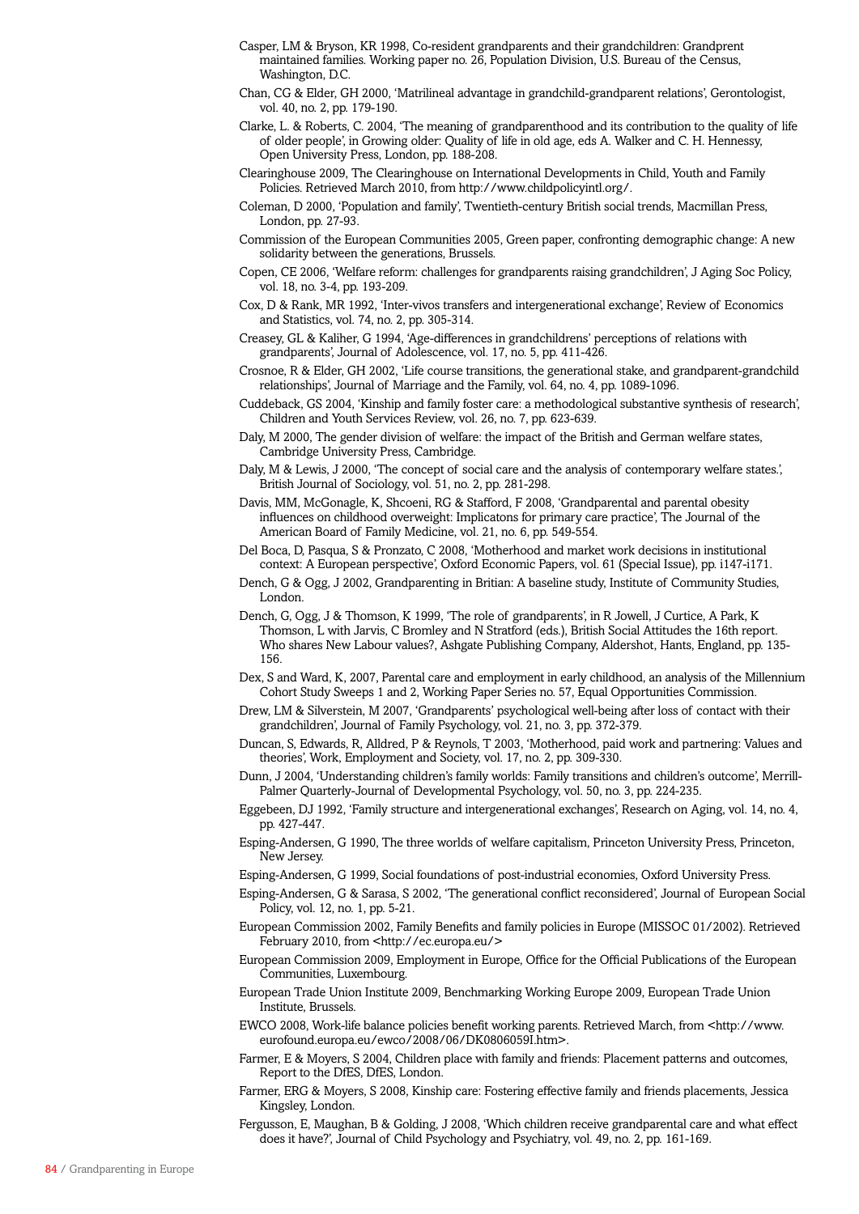Casper, LM & Bryson, KR 1998, Co-resident grandparents and their grandchildren: Grandprent maintained families. Working paper no. 26, Population Division, U.S. Bureau of the Census, Washington, D.C.

Chan, CG & Elder, GH 2000, 'Matrilineal advantage in grandchild-grandparent relations', Gerontologist, vol. 40, no. 2, pp. 179-190.

Clarke, L. & Roberts, C. 2004, 'The meaning of grandparenthood and its contribution to the quality of life of older people', in Growing older: Quality of life in old age, eds A. Walker and C. H. Hennessy, Open University Press, London, pp. 188-208.

Clearinghouse 2009, The Clearinghouse on International Developments in Child, Youth and Family Policies. Retrieved March 2010, from http://www.childpolicyintl.org/.

Coleman, D 2000, 'Population and family', Twentieth-century British social trends, Macmillan Press, London, pp. 27-93.

Commission of the European Communities 2005, Green paper, confronting demographic change: A new solidarity between the generations, Brussels.

Copen, CE 2006, 'Welfare reform: challenges for grandparents raising grandchildren', J Aging Soc Policy, vol. 18, no. 3-4, pp. 193-209.

Cox, D & Rank, MR 1992, 'Inter-vivos transfers and intergenerational exchange', Review of Economics and Statistics, vol. 74, no. 2, pp. 305-314.

Creasey, GL & Kaliher, G 1994, 'Age-differences in grandchildrens' perceptions of relations with grandparents', Journal of Adolescence, vol. 17, no. 5, pp. 411-426.

Crosnoe, R & Elder, GH 2002, 'Life course transitions, the generational stake, and grandparent-grandchild relationships', Journal of Marriage and the Family, vol. 64, no. 4, pp. 1089-1096.

Cuddeback, GS 2004, 'Kinship and family foster care: a methodological substantive synthesis of research', Children and Youth Services Review, vol. 26, no. 7, pp. 623-639.

Daly, M 2000, The gender division of welfare: the impact of the British and German welfare states, Cambridge University Press, Cambridge.

Daly, M & Lewis, J 2000, 'The concept of social care and the analysis of contemporary welfare states.', British Journal of Sociology, vol. 51, no. 2, pp. 281-298.

Davis, MM, McGonagle, K, Shcoeni, RG & Stafford, F 2008, 'Grandparental and parental obesity influences on childhood overweight: Implicatons for primary care practice', The Journal of the American Board of Family Medicine, vol. 21, no. 6, pp. 549-554.

Del Boca, D, Pasqua, S & Pronzato, C 2008, 'Motherhood and market work decisions in institutional context: A European perspective', Oxford Economic Papers, vol. 61 (Special Issue), pp. i147-i171.

Dench, G & Ogg, J 2002, Grandparenting in Britian: A baseline study, Institute of Community Studies, London.

Dench, G, Ogg, J & Thomson, K 1999, 'The role of grandparents', in R Jowell, J Curtice, A Park, K Thomson, L with Jarvis, C Bromley and N Stratford (eds.), British Social Attitudes the 16th report. Who shares New Labour values?, Ashgate Publishing Company, Aldershot, Hants, England, pp. 135-156.

Dex, S and Ward, K, 2007, Parental care and employment in early childhood, an analysis of the Millennium Cohort Study Sweeps 1 and 2, Working Paper Series no. 57, Equal Opportunities Commission.

Drew, LM & Silverstein, M 2007, 'Grandparents' psychological well-being after loss of contact with their grandchildren', Journal of Family Psychology, vol. 21, no. 3, pp. 372-379.

Duncan, S, Edwards, R, Alldred, P & Reynols, T 2003, 'Motherhood, paid work and partnering: Values and theories', Work, Employment and Society, vol. 17, no. 2, pp. 309-330.

Dunn, J 2004, 'Understanding children's family worlds: Family transitions and children's outcome', Merrill-Palmer Quarterly-Journal of Developmental Psychology, vol. 50, no. 3, pp. 224-235.

Eggebeen, DJ 1992, 'Family structure and intergenerational exchanges', Research on Aging, vol. 14, no. 4, pp. 427-447.

Esping-Andersen, G 1990, The three worlds of welfare capitalism, Princeton University Press, Princeton, New Jersey.

Esping-Andersen, G 1999, Social foundations of post-industrial economies, Oxford University Press.

Esping-Andersen, G & Sarasa, S 2002, 'The generational conflict reconsidered', Journal of European Social Policy, vol. 12, no. 1, pp. 5-21.

European Commission 2002, Family Benefits and family policies in Europe (MISSOC 01/2002). Retrieved February 2010, from <http://ec.europa.eu/>

European Commission 2009, Employment in Europe, Office for the Official Publications of the European Communities, Luxembourg.

European Trade Union Institute 2009, Benchmarking Working Europe 2009, European Trade Union Institute, Brussels.

EWCO 2008, Work-life balance policies benefit working parents. Retrieved March, from <http://www.eurofound.europa.eu/ewco/2008/06/DK0806059I.htm>.

Farmer, E & Moyers, S 2004, Children place with family and friends: Placement patterns and outcomes, Report to the DfES, DfES, London.

Farmer, ERG & Moyers, S 2008, Kinship care: Fostering effective family and friends placements, Jessica Kingsley, London.

Fergusson, E, Maughan, B & Golding, J 2008, 'Which children receive grandparental care and what effect does it have?', Journal of Child Psychology and Psychiatry, vol. 49, no. 2, pp. 161-169.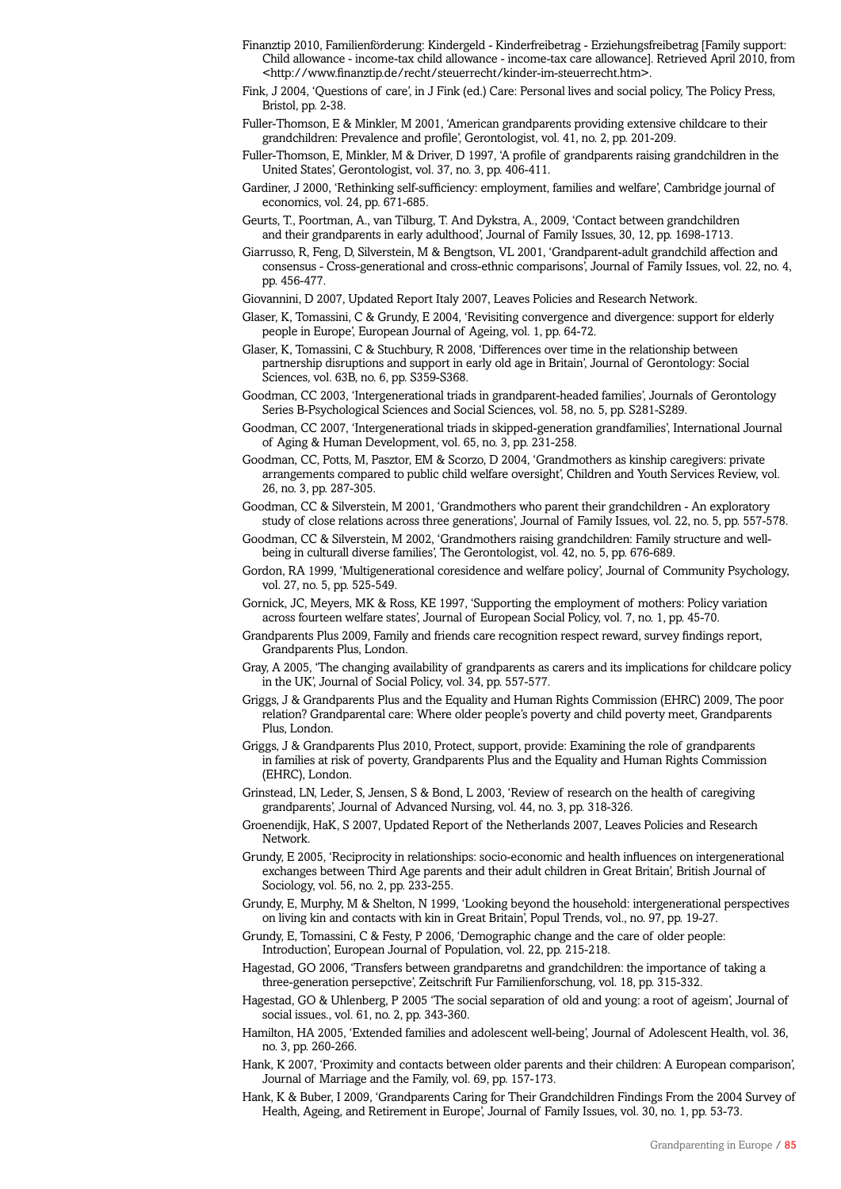Finanztip 2010, Familienförderung: Kindergeld - Kinderfreibetrag - Erziehungsfreibetrag [Family support: Child allowance - income-tax child allowance - income-tax care allowance]. Retrieved April 2010, from <http://www.finanztip.de/recht/steuerrecht/kinder-im-steuerrecht.htm>.

Fink, J 2004, 'Questions of care', in J Fink (ed.) Care: Personal lives and social policy, The Policy Press, Bristol, pp. 2-38.

Fuller-Thomson, E & Minkler, M 2001, 'American grandparents providing extensive childcare to their grandchildren: Prevalence and profile', Gerontologist, vol. 41, no. 2, pp. 201-209.

Fuller-Thomson, E, Minkler, M & Driver, D 1997, 'A profile of grandparents raising grandchildren in the United States', Gerontologist, vol. 37, no. 3, pp. 406-411.

Gardiner, J 2000, 'Rethinking self-sufficiency: employment, families and welfare', Cambridge journal of economics, vol. 24, pp. 671-685.

Geurts, T., Poortman, A., van Tilburg, T. And Dykstra, A., 2009, 'Contact between grandchildren and their grandparents in early adulthood', Journal of Family Issues, 30, 12, pp. 1698-1713.

Giarrusso, R, Feng, D, Silverstein, M & Bengtson, VL 2001, 'Grandparent-adult grandchild affection and consensus - Cross-generational and cross-ethnic comparisons', Journal of Family Issues, vol. 22, no. 4, pp. 456-477.

Giovannini, D 2007, Updated Report Italy 2007, Leaves Policies and Research Network.

Glaser, K, Tomassini, C & Grundy, E 2004, 'Revisiting convergence and divergence: support for elderly people in Europe', European Journal of Ageing, vol. 1, pp. 64-72.

Glaser, K, Tomassini, C & Stuchbury, R 2008, 'Differences over time in the relationship between partnership disruptions and support in early old age in Britain', Journal of Gerontology: Social Sciences, vol. 63B, no. 6, pp. S359-S368.

Goodman, CC 2003, 'Intergenerational triads in grandparent-headed families', Journals of Gerontology Series B-Psychological Sciences and Social Sciences, vol. 58, no. 5, pp. S281-S289.

Goodman, CC 2007, 'Intergenerational triads in skipped-generation grandfamilies', International Journal of Aging & Human Development, vol. 65, no. 3, pp. 231-258.

Goodman, CC, Potts, M, Pasztor, EM & Scorzo, D 2004, 'Grandmothers as kinship caregivers: private arrangements compared to public child welfare oversight', Children and Youth Services Review, vol. 26, no. 3, pp. 287-305.

Goodman, CC & Silverstein, M 2001, 'Grandmothers who parent their grandchildren - An exploratory study of close relations across three generations', Journal of Family Issues, vol. 22, no. 5, pp. 557-578.

Goodman, CC & Silverstein, M 2002, 'Grandmothers raising grandchildren: Family structure and well-being in culturall diverse families', The Gerontologist, vol. 42, no. 5, pp. 676-689.

Gordon, RA 1999, 'Multigenerational coresidence and welfare policy', Journal of Community Psychology, vol. 27, no. 5, pp. 525-549.

Gornick, JC, Meyers, MK & Ross, KE 1997, 'Supporting the employment of mothers: Policy variation across fourteen welfare states', Journal of European Social Policy, vol. 7, no. 1, pp. 45-70.

Grandparents Plus 2009, Family and friends care recognition respect reward, survey findings report, Grandparents Plus, London.

Gray, A 2005, 'The changing availability of grandparents as carers and its implications for childcare policy in the UK', Journal of Social Policy, vol. 34, pp. 557-577.

Griggs, J & Grandparents Plus and the Equality and Human Rights Commission (EHRC) 2009, The poor relation? Grandparental care: Where older people's poverty and child poverty meet, Grandparents Plus, London.

Griggs, J & Grandparents Plus 2010, Protect, support, provide: Examining the role of grandparents in families at risk of poverty, Grandparents Plus and the Equality and Human Rights Commission (EHRC), London.

Grinstead, LN, Leder, S, Jensen, S & Bond, L 2003, 'Review of research on the health of caregiving grandparents', Journal of Advanced Nursing, vol. 44, no. 3, pp. 318-326.

Groenendijk, HaK, S 2007, Updated Report of the Netherlands 2007, Leaves Policies and Research Network.

Grundy, E 2005, 'Reciprocity in relationships: socio-economic and health influences on intergenerational exchanges between Third Age parents and their adult children in Great Britain', British Journal of Sociology, vol. 56, no. 2, pp. 233-255.

Grundy, E, Murphy, M & Shelton, N 1999, 'Looking beyond the household: intergenerational perspectives on living kin and contacts with kin in Great Britain', Popul Trends, vol., no. 97, pp. 19-27.

Grundy, E, Tomassini, C & Festy, P 2006, 'Demographic change and the care of older people: Introduction', European Journal of Population, vol. 22, pp. 215-218.

Hagestad, GO 2006, 'Transfers between grandparetns and grandchildren: the importance of taking a three-generation persepctive', Zeitschrift Fur Familienforschung, vol. 18, pp. 315-332.

Hagestad, GO & Uhlenberg, P 2005 'The social separation of old and young: a root of ageism', Journal of social issues., vol. 61, no. 2, pp. 343-360.

Hamilton, HA 2005, 'Extended families and adolescent well-being', Journal of Adolescent Health, vol. 36, no. 3, pp. 260-266.

Hank, K 2007, 'Proximity and contacts between older parents and their children: A European comparison', Journal of Marriage and the Family, vol. 69, pp. 157-173.

Hank, K & Buber, I 2009, 'Grandparents Caring for Their Grandchildren Findings From the 2004 Survey of Health, Ageing, and Retirement in Europe', Journal of Family Issues, vol. 30, no. 1, pp. 53-73.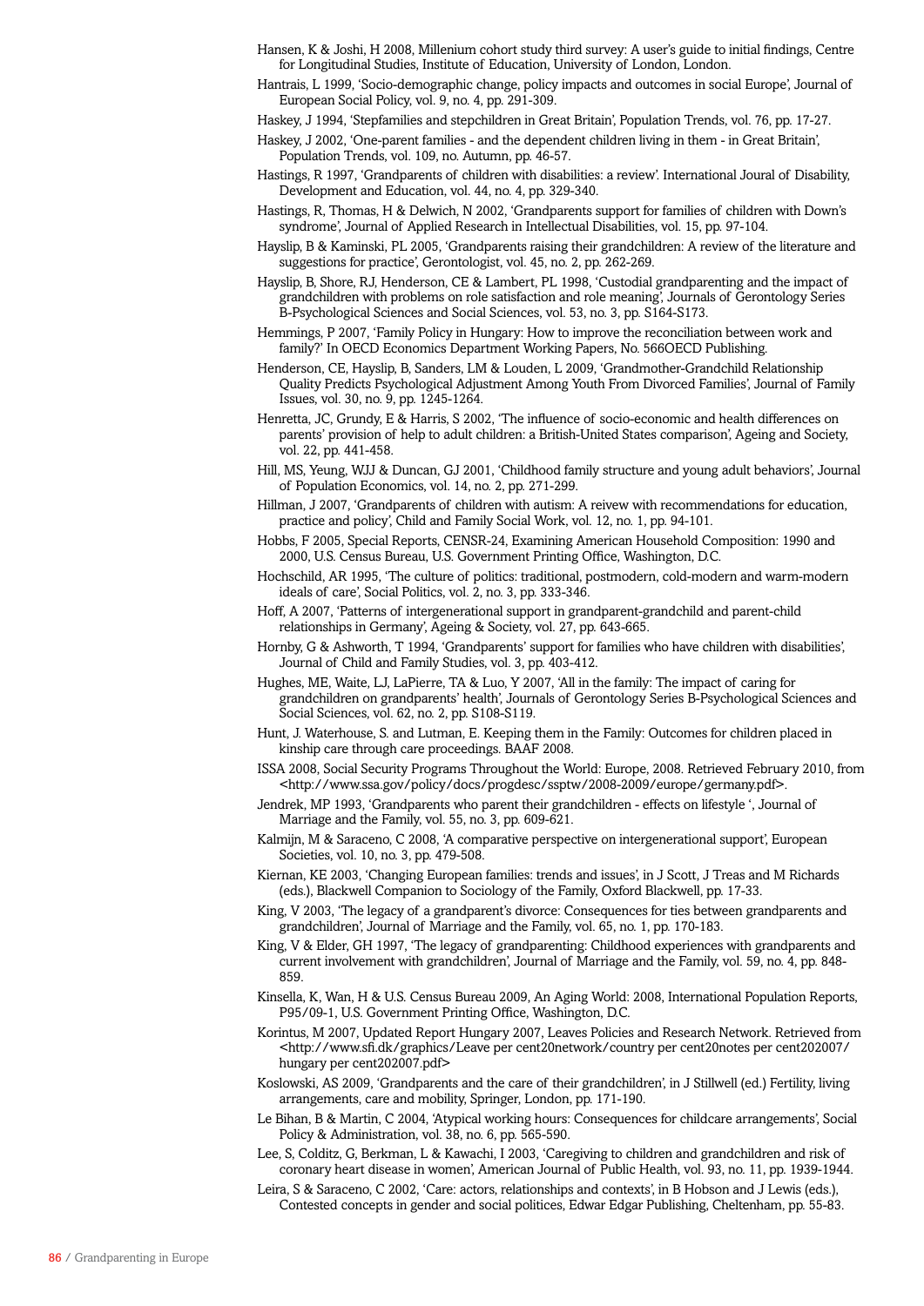Hansen, K & Joshi, H 2008, Millenium cohort study third survey: A user's guide to initial findings, Centre for Longitudinal Studies, Institute of Education, University of London, London.

Hantrais, L 1999, 'Socio-demographic change, policy impacts and outcomes in social Europe', Journal of European Social Policy, vol. 9, no. 4, pp. 291-309.

Haskey, J 1994, 'Stepfamilies and stepchildren in Great Britain', Population Trends, vol. 76, pp. 17-27.

Haskey, J 2002, 'One-parent families - and the dependent children living in them - in Great Britain', Population Trends, vol. 109, no. Autumn, pp. 46-57.

Hastings, R 1997, 'Grandparents of children with disabilities: a review'. International Joural of Disability, Development and Education, vol. 44, no. 4, pp. 329-340.

Hastings, R, Thomas, H & Delwich, N 2002, 'Grandparents support for families of children with Down's syndrome', Journal of Applied Research in Intellectual Disabilities, vol. 15, pp. 97-104.

Hayslip, B & Kaminski, PL 2005, 'Grandparents raising their grandchildren: A review of the literature and suggestions for practice', Gerontologist, vol. 45, no. 2, pp. 262-269.

Hayslip, B, Shore, RJ, Henderson, CE & Lambert, PL 1998, 'Custodial grandparenting and the impact of grandchildren with problems on role satisfaction and role meaning', Journals of Gerontology Series B-Psychological Sciences and Social Sciences, vol. 53, no. 3, pp. S164-S173.

Hemmings, P 2007, 'Family Policy in Hungary: How to improve the reconciliation between work and family?' In OECD Economics Department Working Papers, No. 566OECD Publishing.

Henderson, CE, Hayslip, B, Sanders, LM & Louden, L 2009, 'Grandmother-Grandchild Relationship Quality Predicts Psychological Adjustment Among Youth From Divorced Families', Journal of Family Issues, vol. 30, no. 9, pp. 1245-1264.

Henretta, JC, Grundy, E & Harris, S 2002, 'The influence of socio-economic and health differences on parents' provision of help to adult children: a British-United States comparison', Ageing and Society, vol. 22, pp. 441-458.

Hill, MS, Yeung, WJJ & Duncan, GJ 2001, 'Childhood family structure and young adult behaviors', Journal of Population Economics, vol. 14, no. 2, pp. 271-299.

Hillman, J 2007, 'Grandparents of children with autism: A reivew with recommendations for education, practice and policy', Child and Family Social Work, vol. 12, no. 1, pp. 94-101.

Hobbs, F 2005, Special Reports, CENSR-24, Examining American Household Composition: 1990 and 2000, U.S. Census Bureau, U.S. Government Printing Office, Washington, D.C.

Hochschild, AR 1995, 'The culture of politics: traditional, postmodern, cold-modern and warm-modern ideals of care', Social Politics, vol. 2, no. 3, pp. 333-346.

Hoff, A 2007, 'Patterns of intergenerational support in grandparent-grandchild and parent-child relationships in Germany', Ageing & Society, vol. 27, pp. 643-665.

Hornby, G & Ashworth, T 1994, 'Grandparents' support for families who have children with disabilities', Journal of Child and Family Studies, vol. 3, pp. 403-412.

Hughes, ME, Waite, LJ, LaPierre, TA & Luo, Y 2007, 'All in the family: The impact of caring for grandchildren on grandparents' health', Journals of Gerontology Series B-Psychological Sciences and Social Sciences, vol. 62, no. 2, pp. S108-S119.

Hunt, J. Waterhouse, S. and Lutman, E. Keeping them in the Family: Outcomes for children placed in kinship care through care proceedings. BAAF 2008.

ISSA 2008, Social Security Programs Throughout the World: Europe, 2008. Retrieved February 2010, from <http://www.ssa.gov/policy/docs/progdesc/ssptw/2008-2009/europe/germany.pdf>.

Jendrek, MP 1993, 'Grandparents who parent their grandchildren - effects on lifestyle ', Journal of Marriage and the Family, vol. 55, no. 3, pp. 609-621.

Kalmijn, M & Saraceno, C 2008, 'A comparative perspective on intergenerational support', European Societies, vol. 10, no. 3, pp. 479-508.

Kiernan, KE 2003, 'Changing European families: trends and issues', in J Scott, J Treas and M Richards (eds.), Blackwell Companion to Sociology of the Family, Oxford Blackwell, pp. 17-33.

King, V 2003, 'The legacy of a grandparent's divorce: Consequences for ties between grandparents and grandchildren', Journal of Marriage and the Family, vol. 65, no. 1, pp. 170-183.

King, V & Elder, GH 1997, 'The legacy of grandparenting: Childhood experiences with grandparents and current involvement with grandchildren', Journal of Marriage and the Family, vol. 59, no. 4, pp. 848-859.

Kinsella, K, Wan, H & U.S. Census Bureau 2009, An Aging World: 2008, International Population Reports, P95/09-1, U.S. Government Printing Office, Washington, D.C.

Korintus, M 2007, Updated Report Hungary 2007, Leaves Policies and Research Network. Retrieved from <http://www.sfi.dk/graphics/Leave per cent20network/country per cent20notes per cent202007/hungary per cent202007.pdf>

Koslowski, AS 2009, 'Grandparents and the care of their grandchildren', in J Stillwell (ed.) Fertility, living arrangements, care and mobility, Springer, London, pp. 171-190.

Le Bihan, B & Martin, C 2004, 'Atypical working hours: Consequences for childcare arrangements', Social Policy & Administration, vol. 38, no. 6, pp. 565-590.

Lee, S, Colditz, G, Berkman, L & Kawachi, I 2003, 'Caregiving to children and grandchildren and risk of coronary heart disease in women', American Journal of Public Health, vol. 93, no. 11, pp. 1939-1944.

Leira, S & Saraceno, C 2002, 'Care: actors, relationships and contexts', in B Hobson and J Lewis (eds.), Contested concepts in gender and social politices, Edwar Edgar Publishing, Cheltenham, pp. 55-83.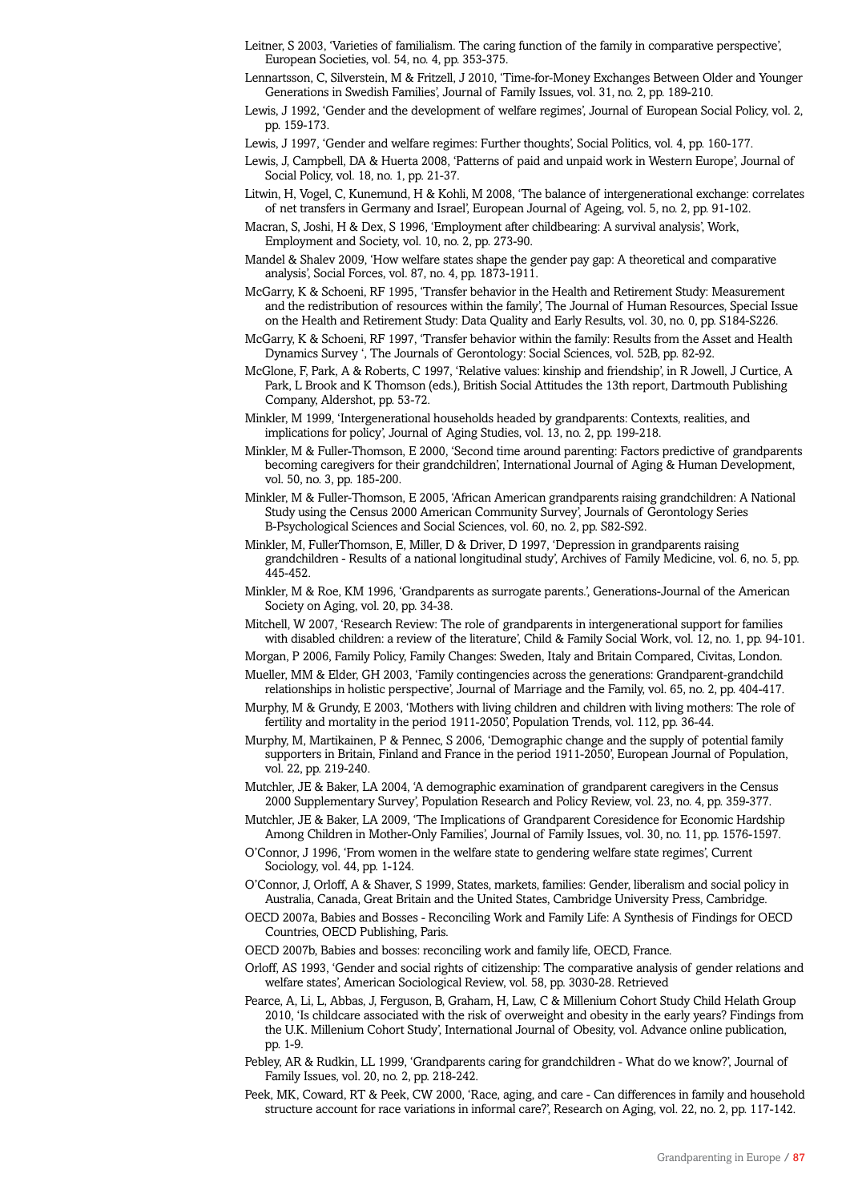Leitner, S 2003, 'Varieties of familialism. The caring function of the family in comparative perspective', European Societies, vol. 54, no. 4, pp. 353-375.

Lennartsson, C, Silverstein, M & Fritzell, J 2010, 'Time-for-Money Exchanges Between Older and Younger Generations in Swedish Families', Journal of Family Issues, vol. 31, no. 2, pp. 189-210.

Lewis, J 1992, 'Gender and the development of welfare regimes', Journal of European Social Policy, vol. 2, pp. 159-173.

Lewis, J 1997, 'Gender and welfare regimes: Further thoughts', Social Politics, vol. 4, pp. 160-177.

Lewis, J, Campbell, DA & Huerta 2008, 'Patterns of paid and unpaid work in Western Europe', Journal of Social Policy, vol. 18, no. 1, pp. 21-37.

Litwin, H, Vogel, C, Kunemund, H & Kohli, M 2008, 'The balance of intergenerational exchange: correlates of net transfers in Germany and Israel', European Journal of Ageing, vol. 5, no. 2, pp. 91-102.

Macran, S, Joshi, H & Dex, S 1996, 'Employment after childbearing: A survival analysis', Work, Employment and Society, vol. 10, no. 2, pp. 273-90.

Mandel & Shalev 2009, 'How welfare states shape the gender pay gap: A theoretical and comparative analysis', Social Forces, vol. 87, no. 4, pp. 1873-1911.

McGarry, K & Schoeni, RF 1995, 'Transfer behavior in the Health and Retirement Study: Measurement and the redistribution of resources within the family', The Journal of Human Resources, Special Issue on the Health and Retirement Study: Data Quality and Early Results, vol. 30, no. 0, pp. S184-S226.

McGarry, K & Schoeni, RF 1997, 'Transfer behavior within the family: Results from the Asset and Health Dynamics Survey ', The Journals of Gerontology: Social Sciences, vol. 52B, pp. 82-92.

McGlone, F, Park, A & Roberts, C 1997, 'Relative values: kinship and friendship', in R Jowell, J Curtice, A Park, L Brook and K Thomson (eds.), British Social Attitudes the 13th report, Dartmouth Publishing Company, Aldershot, pp. 53-72.

Minkler, M 1999, 'Intergenerational households headed by grandparents: Contexts, realities, and implications for policy', Journal of Aging Studies, vol. 13, no. 2, pp. 199-218.

Minkler, M & Fuller-Thomson, E 2000, 'Second time around parenting: Factors predictive of grandparents becoming caregivers for their grandchildren', International Journal of Aging & Human Development, vol. 50, no. 3, pp. 185-200.

Minkler, M & Fuller-Thomson, E 2005, 'African American grandparents raising grandchildren: A National Study using the Census 2000 American Community Survey', Journals of Gerontology Series B-Psychological Sciences and Social Sciences, vol. 60, no. 2, pp. S82-S92.

Minkler, M, FullerThomson, E, Miller, D & Driver, D 1997, 'Depression in grandparents raising grandchildren - Results of a national longitudinal study', Archives of Family Medicine, vol. 6, no. 5, pp. 445-452.

Minkler, M & Roe, KM 1996, 'Grandparents as surrogate parents.', Generations-Journal of the American Society on Aging, vol. 20, pp. 34-38.

Mitchell, W 2007, 'Research Review: The role of grandparents in intergenerational support for families with disabled children: a review of the literature', Child & Family Social Work, vol. 12, no. 1, pp. 94-101.

Morgan, P 2006, Family Policy, Family Changes: Sweden, Italy and Britain Compared, Civitas, London.

Mueller, MM & Elder, GH 2003, 'Family contingencies across the generations: Grandparent-grandchild relationships in holistic perspective', Journal of Marriage and the Family, vol. 65, no. 2, pp. 404-417.

Murphy, M & Grundy, E 2003, 'Mothers with living children and children with living mothers: The role of fertility and mortality in the period 1911-2050', Population Trends, vol. 112, pp. 36-44.

Murphy, M, Martikainen, P & Pennec, S 2006, 'Demographic change and the supply of potential family supporters in Britain, Finland and France in the period 1911-2050', European Journal of Population, vol. 22, pp. 219-240.

Mutchler, JE & Baker, LA 2004, 'A demographic examination of grandparent caregivers in the Census 2000 Supplementary Survey', Population Research and Policy Review, vol. 23, no. 4, pp. 359-377.

Mutchler, JE & Baker, LA 2009, 'The Implications of Grandparent Coresidence for Economic Hardship Among Children in Mother-Only Families', Journal of Family Issues, vol. 30, no. 11, pp. 1576-1597.

O'Connor, J 1996, 'From women in the welfare state to gendering welfare state regimes', Current Sociology, vol. 44, pp. 1-124.

O'Connor, J, Orloff, A & Shaver, S 1999, States, markets, families: Gender, liberalism and social policy in Australia, Canada, Great Britain and the United States, Cambridge University Press, Cambridge.

OECD 2007a, Babies and Bosses - Reconciling Work and Family Life: A Synthesis of Findings for OECD Countries, OECD Publishing, Paris.

OECD 2007b, Babies and bosses: reconciling work and family life, OECD, France.

Orloff, AS 1993, 'Gender and social rights of citizenship: The comparative analysis of gender relations and welfare states', American Sociological Review, vol. 58, pp. 3030-28. Retrieved

Pearce, A, Li, L, Abbas, J, Ferguson, B, Graham, H, Law, C & Millenium Cohort Study Child Helath Group 2010, 'Is childcare associated with the risk of overweight and obesity in the early years? Findings from the U.K. Millenium Cohort Study', International Journal of Obesity, vol. Advance online publication, pp. 1-9.

Pebley, AR & Rudkin, LL 1999, 'Grandparents caring for grandchildren - What do we know?', Journal of Family Issues, vol. 20, no. 2, pp. 218-242.

Peek, MK, Coward, RT & Peek, CW 2000, 'Race, aging, and care - Can differences in family and household structure account for race variations in informal care?', Research on Aging, vol. 22, no. 2, pp. 117-142.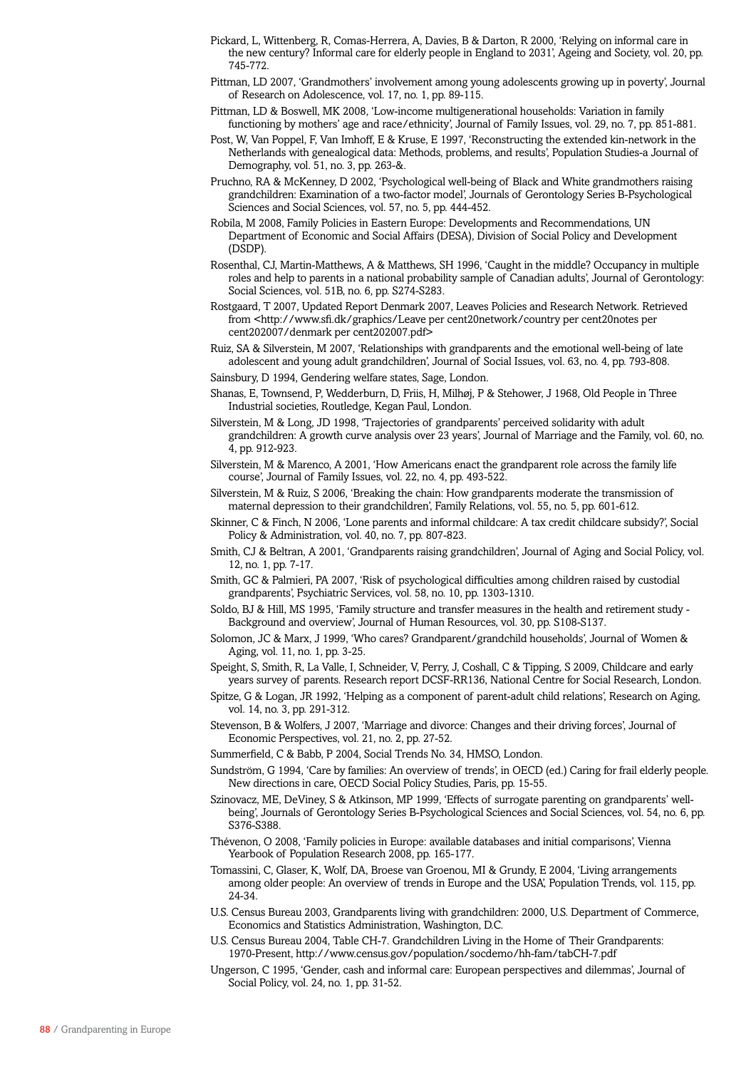Pickard, L, Wittenberg, R, Comas-Herrera, A, Davies, B & Darton, R 2000, 'Relying on informal care in the new century? Informal care for elderly people in England to 2031', Ageing and Society, vol. 20, pp. 745-772.

Pittman, LD 2007, 'Grandmothers' involvement among young adolescents growing up in poverty', Journal of Research on Adolescence, vol. 17, no. 1, pp. 89-115.

Pittman, LD & Boswell, MK 2008, 'Low-income multigenerational households: Variation in family functioning by mothers' age and race/ethnicity', Journal of Family Issues, vol. 29, no. 7, pp. 851-881.

Post, W, Van Poppel, F, Van Imhoff, E & Kruse, E 1997, 'Reconstructing the extended kin-network in the Netherlands with genealogical data: Methods, problems, and results', Population Studies-a Journal of Demography, vol. 51, no. 3, pp. 263-&.

Pruchno, RA & McKenney, D 2002, 'Psychological well-being of Black and White grandmothers raising grandchildren: Examination of a two-factor model', Journals of Gerontology Series B-Psychological Sciences and Social Sciences, vol. 57, no. 5, pp. 444-452.

Robila, M 2008, Family Policies in Eastern Europe: Developments and Recommendations, UN Department of Economic and Social Affairs (DESA), Division of Social Policy and Development (DSDP).

Rosenthal, CJ, Martin-Matthews, A & Matthews, SH 1996, 'Caught in the middle? Occupancy in multiple roles and help to parents in a national probability sample of Canadian adults', Journal of Gerontology: Social Sciences, vol. 51B, no. 6, pp. S274-S283.

Rostgaard, T 2007, Updated Report Denmark 2007, Leaves Policies and Research Network. Retrieved from <http://www.sfi.dk/graphics/Leave per cent20network/country per cent20notes per cent202007/denmark per cent202007.pdf>

Ruiz, SA & Silverstein, M 2007, 'Relationships with grandparents and the emotional well-being of late adolescent and young adult grandchildren', Journal of Social Issues, vol. 63, no. 4, pp. 793-808.

Sainsbury, D 1994, Gendering welfare states, Sage, London.

Shanas, E, Townsend, P, Wedderburn, D, Friis, H, Milhøj, P & Stehower, J 1968, Old People in Three Industrial societies, Routledge, Kegan Paul, London.

Silverstein, M & Long, JD 1998, 'Trajectories of grandparents' perceived solidarity with adult grandchildren: A growth curve analysis over 23 years', Journal of Marriage and the Family, vol. 60, no. 4, pp. 912-923.

Silverstein, M & Marenco, A 2001, 'How Americans enact the grandparent role across the family life course', Journal of Family Issues, vol. 22, no. 4, pp. 493-522.

Silverstein, M & Ruiz, S 2006, 'Breaking the chain: How grandparents moderate the transmission of maternal depression to their grandchildren', Family Relations, vol. 55, no. 5, pp. 601-612.

Skinner, C & Finch, N 2006, 'Lone parents and informal childcare: A tax credit childcare subsidy?', Social Policy & Administration, vol. 40, no. 7, pp. 807-823.

Smith, CJ & Beltran, A 2001, 'Grandparents raising grandchildren', Journal of Aging and Social Policy, vol. 12, no. 1, pp. 7-17.

Smith, GC & Palmieri, PA 2007, 'Risk of psychological difficulties among children raised by custodial grandparents', Psychiatric Services, vol. 58, no. 10, pp. 1303-1310.

Soldo, BJ & Hill, MS 1995, 'Family structure and transfer measures in the health and retirement study - Background and overview', Journal of Human Resources, vol. 30, pp. S108-S137.

Solomon, JC & Marx, J 1999, 'Who cares? Grandparent/grandchild households', Journal of Women & Aging, vol. 11, no. 1, pp. 3-25.

Speight, S, Smith, R, La Valle, I, Schneider, V, Perry, J, Coshall, C & Tipping, S 2009, Childcare and early years survey of parents. Research report DCSF-RR136, National Centre for Social Research, London.

Spitze, G & Logan, JR 1992, 'Helping as a component of parent-adult child relations', Research on Aging, vol. 14, no. 3, pp. 291-312.

Stevenson, B & Wolfers, J 2007, 'Marriage and divorce: Changes and their driving forces', Journal of Economic Perspectives, vol. 21, no. 2, pp. 27-52.

Summerfield, C & Babb, P 2004, Social Trends No. 34, HMSO, London.

Sundström, G 1994, 'Care by families: An overview of trends', in OECD (ed.) Caring for frail elderly people. New directions in care, OECD Social Policy Studies, Paris, pp. 15-55.

Szinovacz, ME, DeViney, S & Atkinson, MP 1999, 'Effects of surrogate parenting on grandparents' well-being', Journals of Gerontology Series B-Psychological Sciences and Social Sciences, vol. 54, no. 6, pp. S376-S388.

Thévenon, O 2008, 'Family policies in Europe: available databases and initial comparisons', Vienna Yearbook of Population Research 2008, pp. 165-177.

Tomassini, C, Glaser, K, Wolf, DA, Broese van Groenou, MI & Grundy, E 2004, 'Living arrangements among older people: An overview of trends in Europe and the USA', Population Trends, vol. 115, pp. 24-34.

U.S. Census Bureau 2003, Grandparents living with grandchildren: 2000, U.S. Department of Commerce, Economics and Statistics Administration, Washington, D.C.

U.S. Census Bureau 2004, Table CH-7. Grandchildren Living in the Home of Their Grandparents: 1970-Present, http://www.census.gov/population/socdemo/hh-fam/tabCH-7.pdf

Ungerson, C 1995, 'Gender, cash and informal care: European perspectives and dilemmas', Journal of Social Policy, vol. 24, no. 1, pp. 31-52.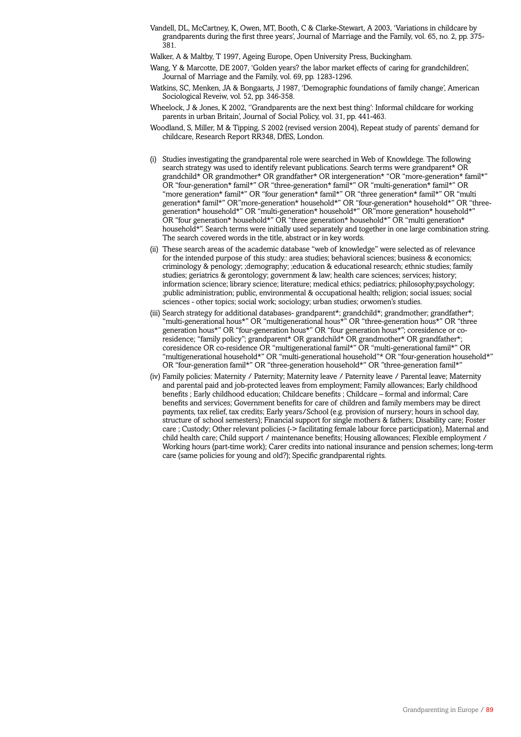Vandell, DL, McCartney, K, Owen, MT, Booth, C & Clarke-Stewart, A 2003, 'Variations in childcare by grandparents during the first three years', Journal of Marriage and the Family, vol. 65, no. 2, pp. 375-381.

Walker, A & Maltby, T 1997, Ageing Europe, Open University Press, Buckingham.

Wang, Y & Marcotte, DE 2007, 'Golden years? the labor market effects of caring for grandchildren', Journal of Marriage and the Family, vol. 69, pp. 1283-1296.

Watkins, SC, Menken, JA & Bongaarts, J 1987, 'Demographic foundations of family change', American Sociological Reveiw, vol. 52, pp. 346-358.

Wheelock, J & Jones, K 2002, ''Grandparents are the next best thing': Informal childcare for working parents in urban Britain', Journal of Social Policy, vol. 31, pp. 441-463.

Woodland, S, Miller, M & Tipping, S 2002 (revised version 2004), Repeat study of parents' demand for childcare, Research Report RR348, DfES, London.

(i) Studies investigating the grandparental role were searched in Web of Knowldege. The following search strategy was used to identify relevant publications. Search terms were grandparent* OR grandchild* OR grandmother* OR grandfather* OR intergeneration* "OR "more-generation* famil*" OR "four-generation* famil*" OR "three-generation* famil*" OR "multi-generation* famil*" OR "more generation* famil*" OR "four generation* famil*" OR "three generation* famil*" OR "multi generation* famil*" OR"more-generation* household*" OR "four-generation* household*" OR "three-generation* household*" OR "multi-generation* household*" OR"more generation* household*" OR "four generation* household*" OR "three generation* household*" OR "multi generation* household*". Search terms were initially used separately and together in one large combination string. The search covered words in the title, abstract or in key words.

(ii) These search areas of the academic database "web of knowledge" were selected as of relevance for the intended purpose of this study.: area studies; behavioral sciences; business & economics; criminology & penology; ;demography; ;education & educational research; ethnic studies; family studies; geriatrics & gerontology; government & law; health care sciences; services; history; information science; library science; literature; medical ethics; pediatrics; philosophy;psychology; ;public administration; public, environmental & occupational health; religion; social issues; social sciences - other topics; social work; sociology; urban studies; orwomen's studies.

(iii) Search strategy for additional databases- grandparent*; grandchild*; grandmother; grandfather*; "multi-generational hous*" OR "multigenerational hous*" OR "three-generation hous*" OR "three generation hous*" OR "four-generation hous*" OR "four generation hous*"; coresidence or co-residence; "family policy"; grandparent* OR grandchild* OR grandmother* OR grandfather*; coresidence OR co-residence OR "multigenerational famil*" OR "multi-generational famil*" OR "multigenerational household*" OR "multi-generational household"* OR "four-generation household*" OR "four-generation famil*" OR "three-generation household*" OR "three-generation famil*"

(iv) Family policies: Maternity / Paternity; Maternity leave / Paternity leave / Parental leave; Maternity and parental paid and job-protected leaves from employment; Family allowances; Early childhood benefits ; Early childhood education; Childcare benefits ; Childcare – formal and informal; Care benefits and services; Government benefits for care of children and family members may be direct payments, tax relief, tax credits; Early years/School (e.g. provision of nursery; hours in school day, structure of school semesters); Financial support for single mothers & fathers; Disability care; Foster care ; Custody; Other relevant policies (-> facilitating female labour force participation), Maternal and child health care; Child support / maintenance benefits; Housing allowances; Flexible employment / Working hours (part-time work); Carer credits into national insurance and pension schemes; long-term care (same policies for young and old?); Specific grandparental rights.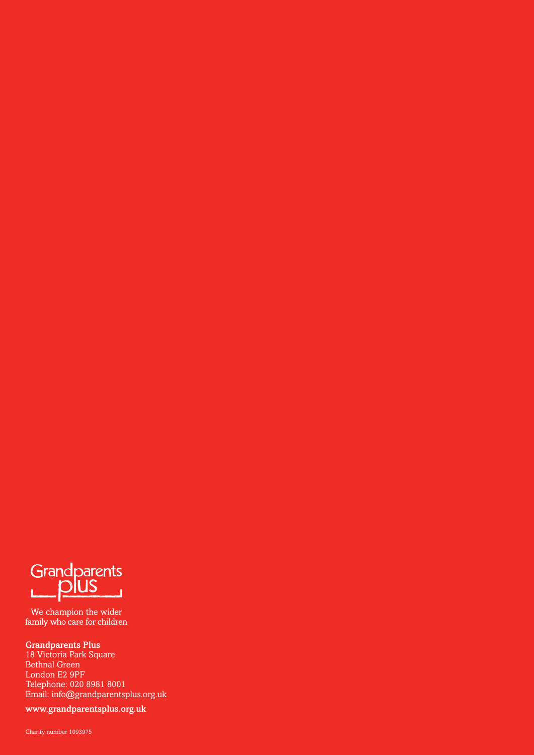Grandparents plus

We champion the wider family who care for children

**Grandparents Plus**
18 Victoria Park Square
Bethnal Green
London E2 9PF
Telephone: 020 8981 8001
Email: info@grandparentsplus.org.uk

**www.grandparentsplus.org.uk**

Charity number 1093975